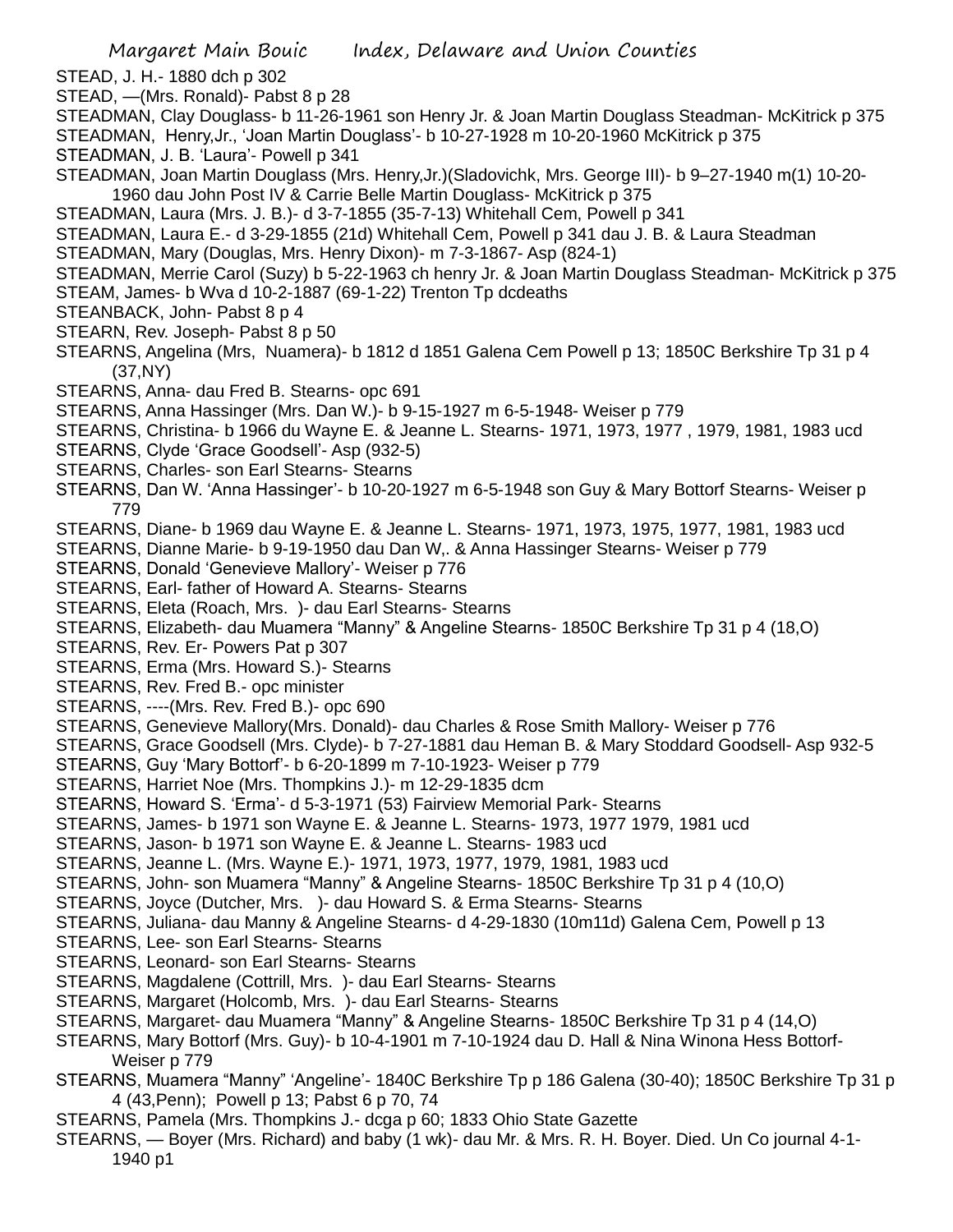STEAD, J. H.- 1880 dch p 302
STEAD, —(Mrs. Ronald)- Pabst 8 p 28
STEADMAN, Clay Douglass- b 11-26-1961 son Henry Jr. & Joan Martin Douglass Steadman- McKitrick p 375
STEADMAN, Henry,Jr., 'Joan Martin Douglass'- b 10-27-1928 m 10-20-1960 McKitrick p 375
STEADMAN, J. B. 'Laura'- Powell p 341
STEADMAN, Joan Martin Douglass (Mrs. Henry,Jr.)(Sladovichk, Mrs. George III)- b 9–27-1940 m(1) 10-20-1960 dau John Post IV & Carrie Belle Martin Douglass- McKitrick p 375
STEADMAN, Laura (Mrs. J. B.)- d 3-7-1855 (35-7-13) Whitehall Cem, Powell p 341
STEADMAN, Laura E.- d 3-29-1855 (21d) Whitehall Cem, Powell p 341 dau J. B. & Laura Steadman
STEADMAN, Mary (Douglas, Mrs. Henry Dixon)- m 7-3-1867- Asp (824-1)
STEADMAN, Merrie Carol (Suzy) b 5-22-1963 ch henry Jr. & Joan Martin Douglass Steadman- McKitrick p 375
STEAM, James- b Wva d 10-2-1887 (69-1-22) Trenton Tp dcdeaths
STEANBACK, John- Pabst 8 p 4
STEARN, Rev. Joseph- Pabst 8 p 50
STEARNS, Angelina (Mrs, Nuamera)- b 1812 d 1851 Galena Cem Powell p 13; 1850C Berkshire Tp 31 p 4 (37,NY)
STEARNS, Anna- dau Fred B. Stearns- opc 691
STEARNS, Anna Hassinger (Mrs. Dan W.)- b 9-15-1927 m 6-5-1948- Weiser p 779
STEARNS, Christina- b 1966 du Wayne E. & Jeanne L. Stearns- 1971, 1973, 1977 , 1979, 1981, 1983 ucd
STEARNS, Clyde 'Grace Goodsell'- Asp (932-5)
STEARNS, Charles- son Earl Stearns- Stearns
STEARNS, Dan W. 'Anna Hassinger'- b 10-20-1927 m 6-5-1948 son Guy & Mary Bottorf Stearns- Weiser p 779
STEARNS, Diane- b 1969 dau Wayne E. & Jeanne L. Stearns- 1971, 1973, 1975, 1977, 1981, 1983 ucd
STEARNS, Dianne Marie- b 9-19-1950 dau Dan W,. & Anna Hassinger Stearns- Weiser p 779
STEARNS, Donald 'Genevieve Mallory'- Weiser p 776
STEARNS, Earl- father of Howard A. Stearns- Stearns
STEARNS, Eleta (Roach, Mrs. )- dau Earl Stearns- Stearns
STEARNS, Elizabeth- dau Muamera "Manny" & Angeline Stearns- 1850C Berkshire Tp 31 p 4 (18,O)
STEARNS, Rev. Er- Powers Pat p 307
STEARNS, Erma (Mrs. Howard S.)- Stearns
STEARNS, Rev. Fred B.- opc minister
STEARNS, ----(Mrs. Rev. Fred B.)- opc 690
STEARNS, Genevieve Mallory(Mrs. Donald)- dau Charles & Rose Smith Mallory- Weiser p 776
STEARNS, Grace Goodsell (Mrs. Clyde)- b 7-27-1881 dau Heman B. & Mary Stoddard Goodsell- Asp 932-5
STEARNS, Guy 'Mary Bottorf'- b 6-20-1899 m 7-10-1923- Weiser p 779
STEARNS, Harriet Noe (Mrs. Thompkins J.)- m 12-29-1835 dcm
STEARNS, Howard S. 'Erma'- d 5-3-1971 (53) Fairview Memorial Park- Stearns
STEARNS, James- b 1971 son Wayne E. & Jeanne L. Stearns- 1973, 1977 1979, 1981, 1983 ucd
STEARNS, Jason- b 1971 son Wayne E. & Jeanne L. Stearns- 1983 ucd
STEARNS, Jeanne L. (Mrs. Wayne E.)- 1971, 1973, 1977, 1979, 1981, 1983 ucd
STEARNS, John- son Muamera "Manny" & Angeline Stearns- 1850C Berkshire Tp 31 p 4 (10,O)
STEARNS, Joyce (Dutcher, Mrs. )- dau Howard S. & Erma Stearns- Stearns
STEARNS, Juliana- dau Manny & Angeline Stearns- d 4-29-1830 (10m11d) Galena Cem, Powell p 13
STEARNS, Lee- son Earl Stearns- Stearns
STEARNS, Leonard- son Earl Stearns- Stearns
STEARNS, Magdalene (Cottrill, Mrs. )- dau Earl Stearns- Stearns
STEARNS, Margaret (Holcomb, Mrs. )- dau Earl Stearns- Stearns
STEARNS, Margaret- dau Muamera "Manny" & Angeline Stearns- 1850C Berkshire Tp 31 p 4 (14,O)
STEARNS, Mary Bottorf (Mrs. Guy)- b 10-4-1901 m 7-10-1924 dau D. Hall & Nina Winona Hess Bottorf- Weiser p 779
STEARNS, Muamera "Manny" 'Angeline'- 1840C Berkshire Tp p 186 Galena (30-40); 1850C Berkshire Tp 31 p 4 (43,Penn); Powell p 13; Pabst 6 p 70, 74
STEARNS, Pamela (Mrs. Thompkins J.- dcga p 60; 1833 Ohio State Gazette
STEARNS, — Boyer (Mrs. Richard) and baby (1 wk)- dau Mr. & Mrs. R. H. Boyer. Died. Un Co journal 4-1-1940 p1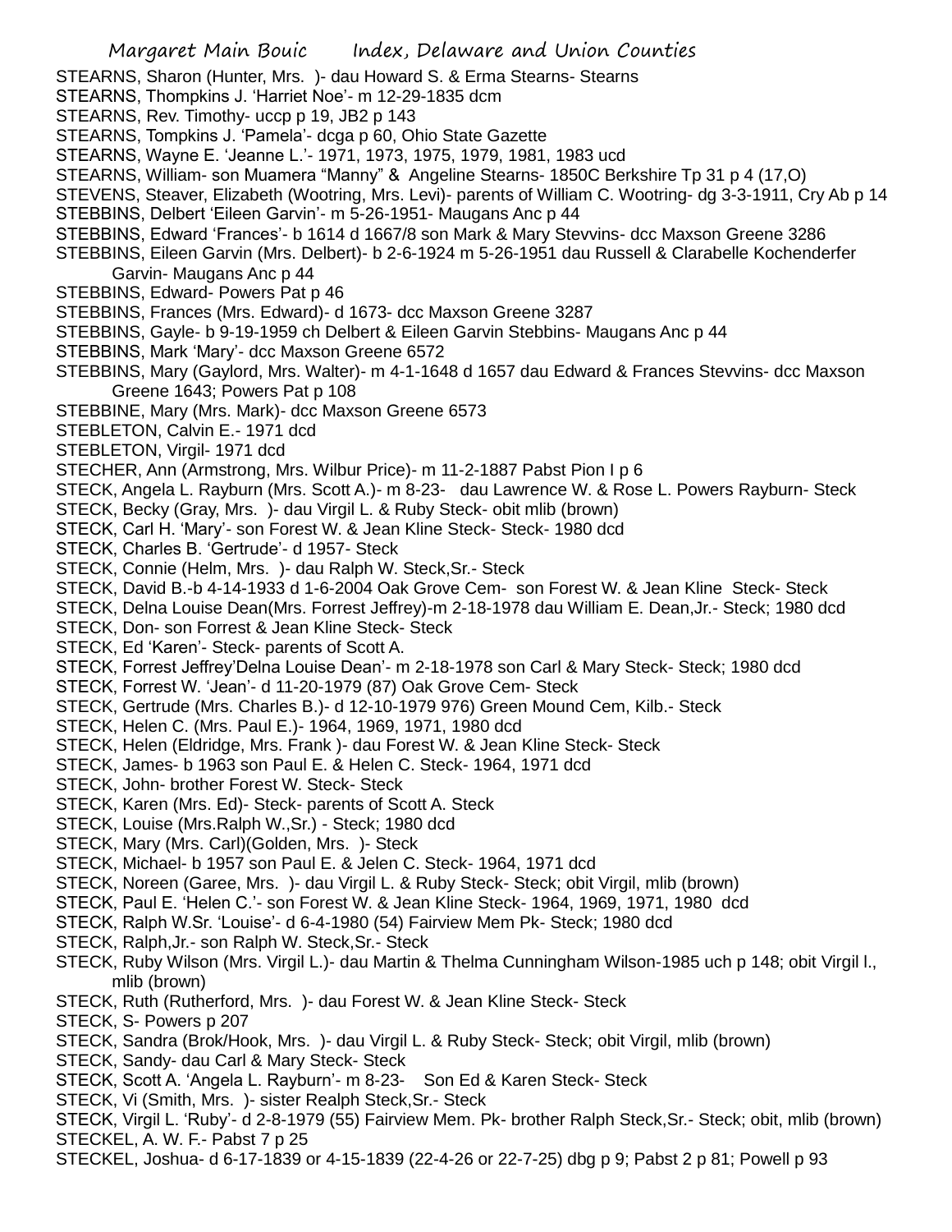STEARNS, Sharon (Hunter, Mrs. )- dau Howard S. & Erma Stearns- Stearns
STEARNS, Thompkins J. 'Harriet Noe'- m 12-29-1835 dcm
STEARNS, Rev. Timothy- uccp p 19, JB2 p 143
STEARNS, Tompkins J. 'Pamela'- dcga p 60, Ohio State Gazette
STEARNS, Wayne E. 'Jeanne L.'- 1971, 1973, 1975, 1979, 1981, 1983 ucd
STEARNS, William- son Muamera "Manny" & Angeline Stearns- 1850C Berkshire Tp 31 p 4 (17,O)
STEVENS, Steaver, Elizabeth (Wootring, Mrs. Levi)- parents of William C. Wootring- dg 3-3-1911, Cry Ab p 14
STEBBINS, Delbert 'Eileen Garvin'- m 5-26-1951- Maugans Anc p 44
STEBBINS, Edward 'Frances'- b 1614 d 1667/8 son Mark & Mary Stevvins- dcc Maxson Greene 3286
STEBBINS, Eileen Garvin (Mrs. Delbert)- b 2-6-1924 m 5-26-1951 dau Russell & Clarabelle Kochenderfer Garvin- Maugans Anc p 44
STEBBINS, Edward- Powers Pat p 46
STEBBINS, Frances (Mrs. Edward)- d 1673- dcc Maxson Greene 3287
STEBBINS, Gayle- b 9-19-1959 ch Delbert & Eileen Garvin Stebbins- Maugans Anc p 44
STEBBINS, Mark 'Mary'- dcc Maxson Greene 6572
STEBBINS, Mary (Gaylord, Mrs. Walter)- m 4-1-1648 d 1657 dau Edward & Frances Stevvins- dcc Maxson Greene 1643; Powers Pat p 108
STEBBINE, Mary (Mrs. Mark)- dcc Maxson Greene 6573
STEBLETON, Calvin E.- 1971 dcd
STEBLETON, Virgil- 1971 dcd
STECHER, Ann (Armstrong, Mrs. Wilbur Price)- m 11-2-1887 Pabst Pion I p 6
STECK, Angela L. Rayburn (Mrs. Scott A.)- m 8-23- dau Lawrence W. & Rose L. Powers Rayburn- Steck
STECK, Becky (Gray, Mrs. )- dau Virgil L. & Ruby Steck- obit mlib (brown)
STECK, Carl H. 'Mary'- son Forest W. & Jean Kline Steck- Steck- 1980 dcd
STECK, Charles B. 'Gertrude'- d 1957- Steck
STECK, Connie (Helm, Mrs. )- dau Ralph W. Steck,Sr.- Steck
STECK, David B.-b 4-14-1933 d 1-6-2004 Oak Grove Cem- son Forest W. & Jean Kline Steck- Steck
STECK, Delna Louise Dean(Mrs. Forrest Jeffrey)-m 2-18-1978 dau William E. Dean,Jr.- Steck; 1980 dcd
STECK, Don- son Forrest & Jean Kline Steck- Steck
STECK, Ed 'Karen'- Steck- parents of Scott A.
STECK, Forrest Jeffrey'Delna Louise Dean'- m 2-18-1978 son Carl & Mary Steck- Steck; 1980 dcd
STECK, Forrest W. 'Jean'- d 11-20-1979 (87) Oak Grove Cem- Steck
STECK, Gertrude (Mrs. Charles B.)- d 12-10-1979 976) Green Mound Cem, Kilb.- Steck
STECK, Helen C. (Mrs. Paul E.)- 1964, 1969, 1971, 1980 dcd
STECK, Helen (Eldridge, Mrs. Frank )- dau Forest W. & Jean Kline Steck- Steck
STECK, James- b 1963 son Paul E. & Helen C. Steck- 1964, 1971 dcd
STECK, John- brother Forest W. Steck- Steck
STECK, Karen (Mrs. Ed)- Steck- parents of Scott A. Steck
STECK, Louise (Mrs.Ralph W.,Sr.) - Steck; 1980 dcd
STECK, Mary (Mrs. Carl)(Golden, Mrs. )- Steck
STECK, Michael- b 1957 son Paul E. & Jelen C. Steck- 1964, 1971 dcd
STECK, Noreen (Garee, Mrs. )- dau Virgil L. & Ruby Steck- Steck; obit Virgil, mlib (brown)
STECK, Paul E. 'Helen C.'- son Forest W. & Jean Kline Steck- 1964, 1969, 1971, 1980 dcd
STECK, Ralph W.Sr. 'Louise'- d 6-4-1980 (54) Fairview Mem Pk- Steck; 1980 dcd
STECK, Ralph,Jr.- son Ralph W. Steck,Sr.- Steck
STECK, Ruby Wilson (Mrs. Virgil L.)- dau Martin & Thelma Cunningham Wilson-1985 uch p 148; obit Virgil l., mlib (brown)
STECK, Ruth (Rutherford, Mrs. )- dau Forest W. & Jean Kline Steck- Steck
STECK, S- Powers p 207
STECK, Sandra (Brok/Hook, Mrs. )- dau Virgil L. & Ruby Steck- Steck; obit Virgil, mlib (brown)
STECK, Sandy- dau Carl & Mary Steck- Steck
STECK, Scott A. 'Angela L. Rayburn'- m 8-23- Son Ed & Karen Steck- Steck
STECK, Vi (Smith, Mrs. )- sister Realph Steck,Sr.- Steck
STECK, Virgil L. 'Ruby'- d 2-8-1979 (55) Fairview Mem. Pk- brother Ralph Steck,Sr.- Steck; obit, mlib (brown)
STECKEL, A. W. F.- Pabst 7 p 25
STECKEL, Joshua- d 6-17-1839 or 4-15-1839 (22-4-26 or 22-7-25) dbg p 9; Pabst 2 p 81; Powell p 93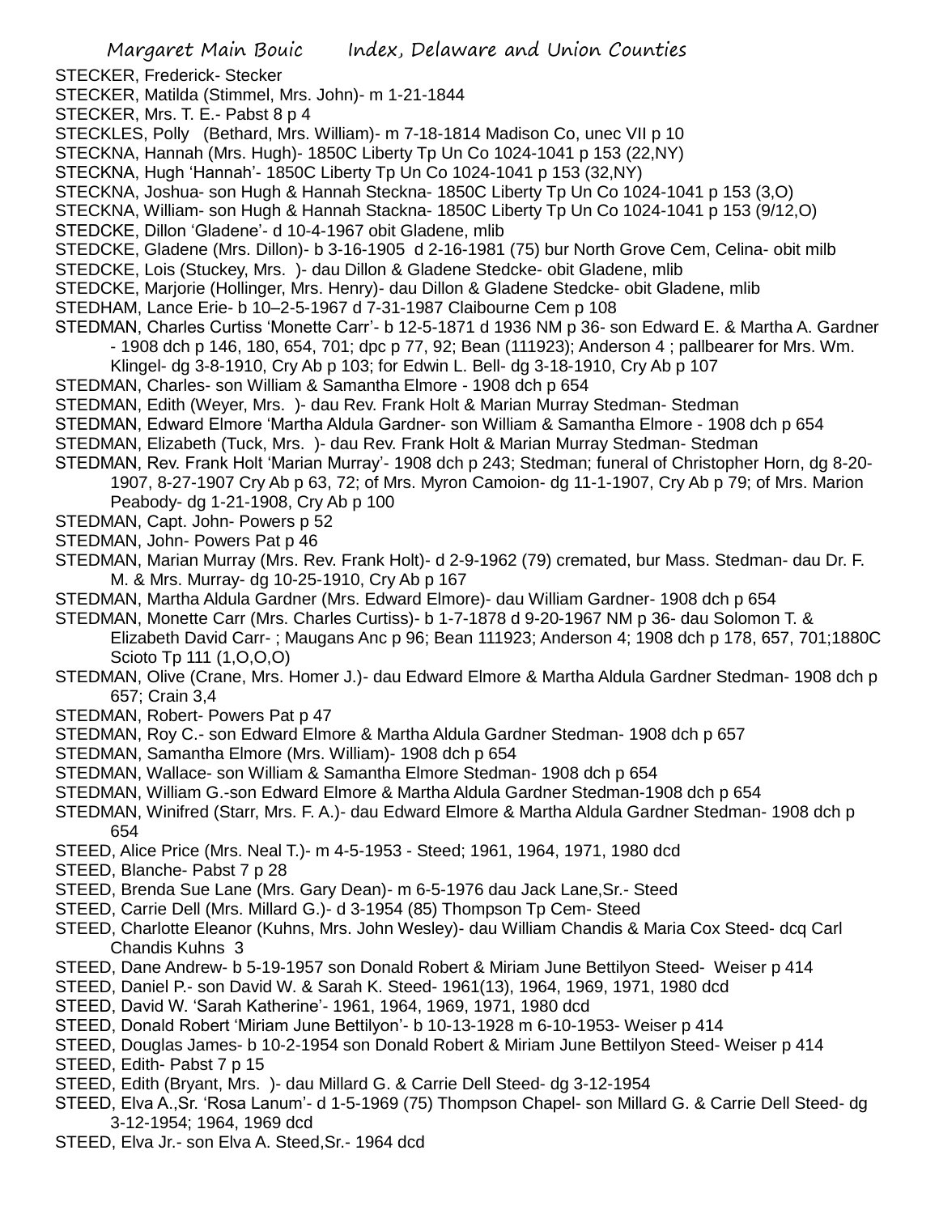STECKER, Frederick- Stecker

STECKER, Matilda (Stimmel, Mrs. John)- m 1-21-1844

STECKER, Mrs. T. E.- Pabst 8 p 4

STECKLES, Polly (Bethard, Mrs. William)- m 7-18-1814 Madison Co, unec VII p 10

STECKNA, Hannah (Mrs. Hugh)- 1850C Liberty Tp Un Co 1024-1041 p 153 (22,NY)

STECKNA, Hugh 'Hannah'- 1850C Liberty Tp Un Co 1024-1041 p 153 (32,NY)

STECKNA, Joshua- son Hugh & Hannah Steckna- 1850C Liberty Tp Un Co 1024-1041 p 153 (3,O)

STECKNA, William- son Hugh & Hannah Stackna- 1850C Liberty Tp Un Co 1024-1041 p 153 (9/12,O)

STEDCKE, Dillon 'Gladene'- d 10-4-1967 obit Gladene, mlib

STEDCKE, Gladene (Mrs. Dillon)- b 3-16-1905 d 2-16-1981 (75) bur North Grove Cem, Celina- obit milb

STEDCKE, Lois (Stuckey, Mrs. )- dau Dillon & Gladene Stedcke- obit Gladene, mlib

STEDCKE, Marjorie (Hollinger, Mrs. Henry)- dau Dillon & Gladene Stedcke- obit Gladene, mlib

STEDHAM, Lance Erie- b 10–2-5-1967 d 7-31-1987 Claibourne Cem p 108

STEDMAN, Charles Curtiss 'Monette Carr'- b 12-5-1871 d 1936 NM p 36- son Edward E. & Martha A. Gardner - 1908 dch p 146, 180, 654, 701; dpc p 77, 92; Bean (111923); Anderson 4 ; pallbearer for Mrs. Wm. Klingel- dg 3-8-1910, Cry Ab p 103; for Edwin L. Bell- dg 3-18-1910, Cry Ab p 107

STEDMAN, Charles- son William & Samantha Elmore - 1908 dch p 654

STEDMAN, Edith (Weyer, Mrs. )- dau Rev. Frank Holt & Marian Murray Stedman- Stedman

STEDMAN, Edward Elmore 'Martha Aldula Gardner- son William & Samantha Elmore - 1908 dch p 654

STEDMAN, Elizabeth (Tuck, Mrs. )- dau Rev. Frank Holt & Marian Murray Stedman- Stedman

STEDMAN, Rev. Frank Holt 'Marian Murray'- 1908 dch p 243; Stedman; funeral of Christopher Horn, dg 8-20-1907, 8-27-1907 Cry Ab p 63, 72; of Mrs. Myron Camoion- dg 11-1-1907, Cry Ab p 79; of Mrs. Marion Peabody- dg 1-21-1908, Cry Ab p 100

STEDMAN, Capt. John- Powers p 52

STEDMAN, John- Powers Pat p 46

STEDMAN, Marian Murray (Mrs. Rev. Frank Holt)- d 2-9-1962 (79) cremated, bur Mass. Stedman- dau Dr. F. M. & Mrs. Murray- dg 10-25-1910, Cry Ab p 167

STEDMAN, Martha Aldula Gardner (Mrs. Edward Elmore)- dau William Gardner- 1908 dch p 654

STEDMAN, Monette Carr (Mrs. Charles Curtiss)- b 1-7-1878 d 9-20-1967 NM p 36- dau Solomon T. & Elizabeth David Carr- ; Maugans Anc p 96; Bean 111923; Anderson 4; 1908 dch p 178, 657, 701;1880C Scioto Tp 111 (1,O,O,O)

STEDMAN, Olive (Crane, Mrs. Homer J.)- dau Edward Elmore & Martha Aldula Gardner Stedman- 1908 dch p 657; Crain 3,4

STEDMAN, Robert- Powers Pat p 47

STEDMAN, Roy C.- son Edward Elmore & Martha Aldula Gardner Stedman- 1908 dch p 657

STEDMAN, Samantha Elmore (Mrs. William)- 1908 dch p 654

STEDMAN, Wallace- son William & Samantha Elmore Stedman- 1908 dch p 654

STEDMAN, William G.-son Edward Elmore & Martha Aldula Gardner Stedman-1908 dch p 654

STEDMAN, Winifred (Starr, Mrs. F. A.)- dau Edward Elmore & Martha Aldula Gardner Stedman- 1908 dch p 654

STEED, Alice Price (Mrs. Neal T.)- m 4-5-1953 - Steed; 1961, 1964, 1971, 1980 dcd

STEED, Blanche- Pabst 7 p 28

STEED, Brenda Sue Lane (Mrs. Gary Dean)- m 6-5-1976 dau Jack Lane,Sr.- Steed

STEED, Carrie Dell (Mrs. Millard G.)- d 3-1954 (85) Thompson Tp Cem- Steed

STEED, Charlotte Eleanor (Kuhns, Mrs. John Wesley)- dau William Chandis & Maria Cox Steed- dcq Carl Chandis Kuhns 3

STEED, Dane Andrew- b 5-19-1957 son Donald Robert & Miriam June Bettilyon Steed- Weiser p 414

STEED, Daniel P.- son David W. & Sarah K. Steed- 1961(13), 1964, 1969, 1971, 1980 dcd

STEED, David W. 'Sarah Katherine'- 1961, 1964, 1969, 1971, 1980 dcd

STEED, Donald Robert 'Miriam June Bettilyon'- b 10-13-1928 m 6-10-1953- Weiser p 414

STEED, Douglas James- b 10-2-1954 son Donald Robert & Miriam June Bettilyon Steed- Weiser p 414

STEED, Edith- Pabst 7 p 15

STEED, Edith (Bryant, Mrs. )- dau Millard G. & Carrie Dell Steed- dg 3-12-1954

STEED, Elva A.,Sr. 'Rosa Lanum'- d 1-5-1969 (75) Thompson Chapel- son Millard G. & Carrie Dell Steed- dg 3-12-1954; 1964, 1969 dcd

STEED, Elva Jr.- son Elva A. Steed,Sr.- 1964 dcd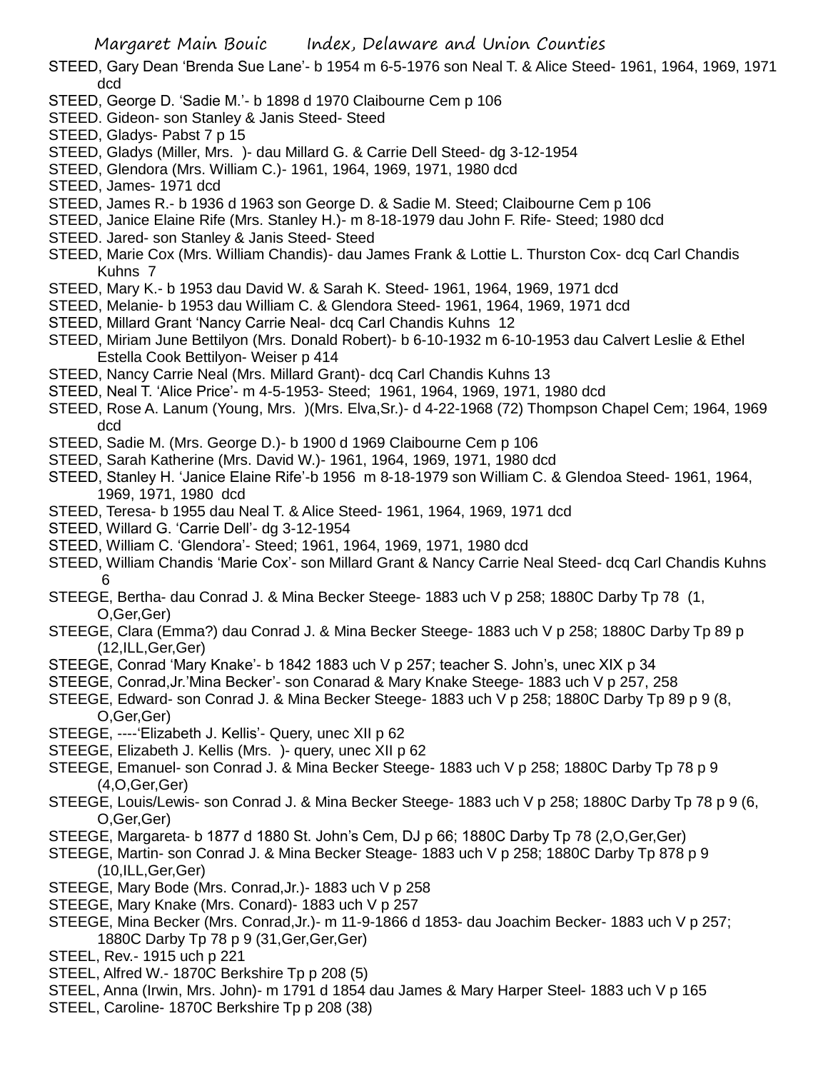STEED, Gary Dean 'Brenda Sue Lane'- b 1954 m 6-5-1976 son Neal T. & Alice Steed- 1961, 1964, 1969, 1971 dcd

STEED, George D. 'Sadie M.'- b 1898 d 1970 Claibourne Cem p 106

STEED. Gideon- son Stanley & Janis Steed- Steed

STEED, Gladys- Pabst 7 p 15

STEED, Gladys (Miller, Mrs. )- dau Millard G. & Carrie Dell Steed- dg 3-12-1954

STEED, Glendora (Mrs. William C.)- 1961, 1964, 1969, 1971, 1980 dcd

STEED, James- 1971 dcd

STEED, James R.- b 1936 d 1963 son George D. & Sadie M. Steed; Claibourne Cem p 106

STEED, Janice Elaine Rife (Mrs. Stanley H.)- m 8-18-1979 dau John F. Rife- Steed; 1980 dcd

STEED. Jared- son Stanley & Janis Steed- Steed

STEED, Marie Cox (Mrs. William Chandis)- dau James Frank & Lottie L. Thurston Cox- dcq Carl Chandis Kuhns 7

STEED, Mary K.- b 1953 dau David W. & Sarah K. Steed- 1961, 1964, 1969, 1971 dcd

STEED, Melanie- b 1953 dau William C. & Glendora Steed- 1961, 1964, 1969, 1971 dcd

STEED, Millard Grant 'Nancy Carrie Neal- dcq Carl Chandis Kuhns 12

STEED, Miriam June Bettilyon (Mrs. Donald Robert)- b 6-10-1932 m 6-10-1953 dau Calvert Leslie & Ethel Estella Cook Bettilyon- Weiser p 414

STEED, Nancy Carrie Neal (Mrs. Millard Grant)- dcq Carl Chandis Kuhns 13

STEED, Neal T. 'Alice Price'- m 4-5-1953- Steed; 1961, 1964, 1969, 1971, 1980 dcd

STEED, Rose A. Lanum (Young, Mrs. )(Mrs. Elva,Sr.)- d 4-22-1968 (72) Thompson Chapel Cem; 1964, 1969 dcd

STEED, Sadie M. (Mrs. George D.)- b 1900 d 1969 Claibourne Cem p 106

STEED, Sarah Katherine (Mrs. David W.)- 1961, 1964, 1969, 1971, 1980 dcd

STEED, Stanley H. 'Janice Elaine Rife'-b 1956 m 8-18-1979 son William C. & Glendoa Steed- 1961, 1964, 1969, 1971, 1980 dcd

STEED, Teresa- b 1955 dau Neal T. & Alice Steed- 1961, 1964, 1969, 1971 dcd

STEED, Willard G. 'Carrie Dell'- dg 3-12-1954

STEED, William C. 'Glendora'- Steed; 1961, 1964, 1969, 1971, 1980 dcd

STEED, William Chandis 'Marie Cox'- son Millard Grant & Nancy Carrie Neal Steed- dcq Carl Chandis Kuhns 6

STEEGE, Bertha- dau Conrad J. & Mina Becker Steege- 1883 uch V p 258; 1880C Darby Tp 78 (1, O,Ger,Ger)

STEEGE, Clara (Emma?) dau Conrad J. & Mina Becker Steege- 1883 uch V p 258; 1880C Darby Tp 89 p (12,ILL,Ger,Ger)

STEEGE, Conrad 'Mary Knake'- b 1842 1883 uch V p 257; teacher S. John's, unec XIX p 34

STEEGE, Conrad,Jr.'Mina Becker'- son Conarad & Mary Knake Steege- 1883 uch V p 257, 258

STEEGE, Edward- son Conrad J. & Mina Becker Steege- 1883 uch V p 258; 1880C Darby Tp 89 p 9 (8, O,Ger,Ger)

STEEGE, ----'Elizabeth J. Kellis'- Query, unec XII p 62

STEEGE, Elizabeth J. Kellis (Mrs. )- query, unec XII p 62

STEEGE, Emanuel- son Conrad J. & Mina Becker Steege- 1883 uch V p 258; 1880C Darby Tp 78 p 9 (4,O,Ger,Ger)

STEEGE, Louis/Lewis- son Conrad J. & Mina Becker Steege- 1883 uch V p 258; 1880C Darby Tp 78 p 9 (6, O,Ger,Ger)

STEEGE, Margareta- b 1877 d 1880 St. John's Cem, DJ p 66; 1880C Darby Tp 78 (2,O,Ger,Ger)

STEEGE, Martin- son Conrad J. & Mina Becker Steage- 1883 uch V p 258; 1880C Darby Tp 878 p 9 (10,ILL,Ger,Ger)

STEEGE, Mary Bode (Mrs. Conrad,Jr.)- 1883 uch V p 258

STEEGE, Mary Knake (Mrs. Conard)- 1883 uch V p 257

STEEGE, Mina Becker (Mrs. Conrad,Jr.)- m 11-9-1866 d 1853- dau Joachim Becker- 1883 uch V p 257; 1880C Darby Tp 78 p 9 (31,Ger,Ger,Ger)

STEEL, Rev.- 1915 uch p 221

STEEL, Alfred W.- 1870C Berkshire Tp p 208 (5)

STEEL, Anna (Irwin, Mrs. John)- m 1791 d 1854 dau James & Mary Harper Steel- 1883 uch V p 165

STEEL, Caroline- 1870C Berkshire Tp p 208 (38)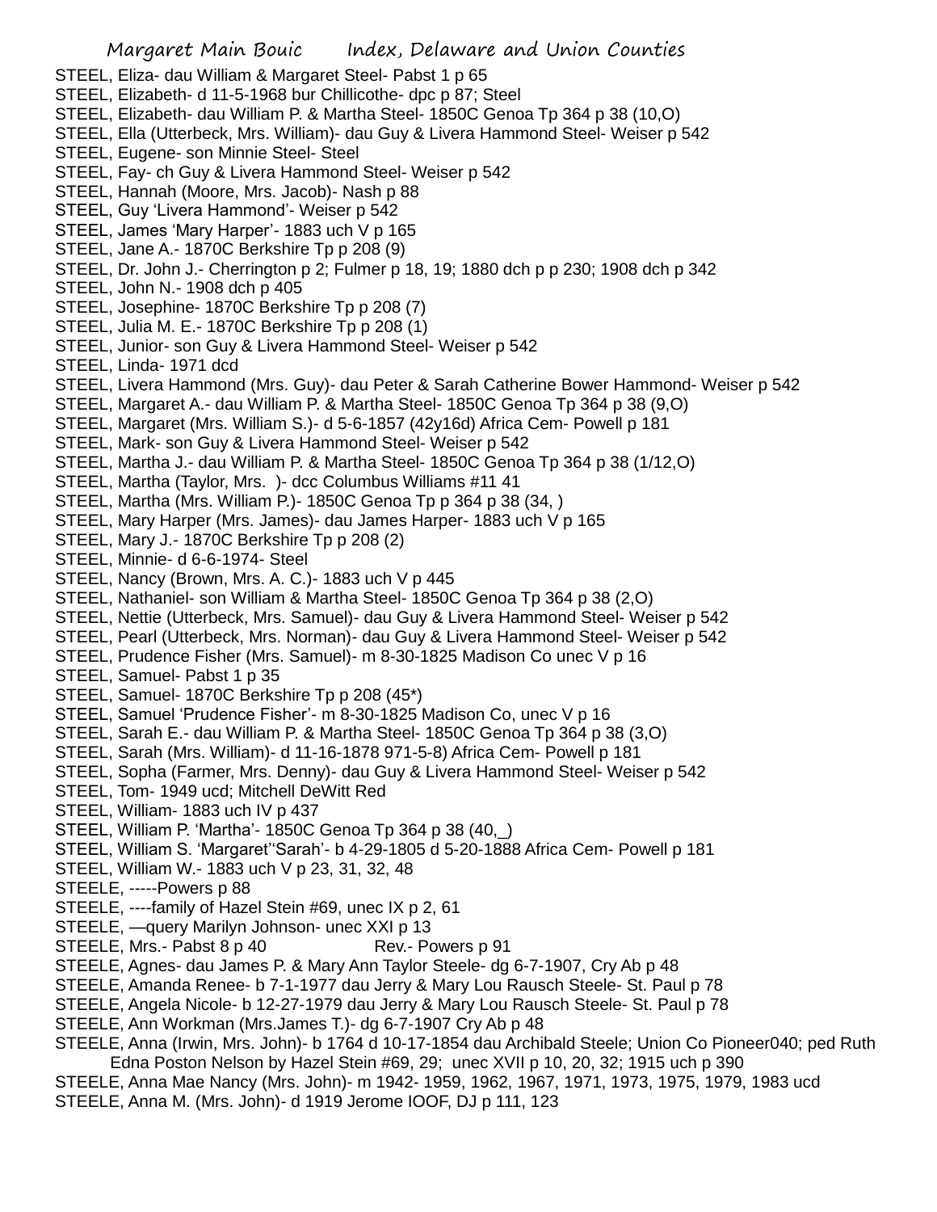STEEL, Eliza- dau William & Margaret Steel- Pabst 1 p 65
STEEL, Elizabeth- d 11-5-1968 bur Chillicothe- dpc p 87; Steel
STEEL, Elizabeth- dau William P. & Martha Steel- 1850C Genoa Tp 364 p 38 (10,O)
STEEL, Ella (Utterbeck, Mrs. William)- dau Guy & Livera Hammond Steel- Weiser p 542
STEEL, Eugene- son Minnie Steel- Steel
STEEL, Fay- ch Guy & Livera Hammond Steel- Weiser p 542
STEEL, Hannah (Moore, Mrs. Jacob)- Nash p 88
STEEL, Guy 'Livera Hammond'- Weiser p 542
STEEL, James 'Mary Harper'- 1883 uch V p 165
STEEL, Jane A.- 1870C Berkshire Tp p 208 (9)
STEEL, Dr. John J.- Cherrington p 2; Fulmer p 18, 19; 1880 dch p p 230; 1908 dch p 342
STEEL, John N.- 1908 dch p 405
STEEL, Josephine- 1870C Berkshire Tp p 208 (7)
STEEL, Julia M. E.- 1870C Berkshire Tp p 208 (1)
STEEL, Junior- son Guy & Livera Hammond Steel- Weiser p 542
STEEL, Linda- 1971 dcd
STEEL, Livera Hammond (Mrs. Guy)- dau Peter & Sarah Catherine Bower Hammond- Weiser p 542
STEEL, Margaret A.- dau William P. & Martha Steel- 1850C Genoa Tp 364 p 38 (9,O)
STEEL, Margaret (Mrs. William S.)- d 5-6-1857 (42y16d) Africa Cem- Powell p 181
STEEL, Mark- son Guy & Livera Hammond Steel- Weiser p 542
STEEL, Martha J.- dau William P. & Martha Steel- 1850C Genoa Tp 364 p 38 (1/12,O)
STEEL, Martha (Taylor, Mrs. )- dcc Columbus Williams #11 41
STEEL, Martha (Mrs. William P.)- 1850C Genoa Tp p 364 p 38 (34, )
STEEL, Mary Harper (Mrs. James)- dau James Harper- 1883 uch V p 165
STEEL, Mary J.- 1870C Berkshire Tp p 208 (2)
STEEL, Minnie- d 6-6-1974- Steel
STEEL, Nancy (Brown, Mrs. A. C.)- 1883 uch V p 445
STEEL, Nathaniel- son William & Martha Steel- 1850C Genoa Tp 364 p 38 (2,O)
STEEL, Nettie (Utterbeck, Mrs. Samuel)- dau Guy & Livera Hammond Steel- Weiser p 542
STEEL, Pearl (Utterbeck, Mrs. Norman)- dau Guy & Livera Hammond Steel- Weiser p 542
STEEL, Prudence Fisher (Mrs. Samuel)- m 8-30-1825 Madison Co unec V p 16
STEEL, Samuel- Pabst 1 p 35
STEEL, Samuel- 1870C Berkshire Tp p 208 (45*)
STEEL, Samuel 'Prudence Fisher'- m 8-30-1825 Madison Co, unec V p 16
STEEL, Sarah E.- dau William P. & Martha Steel- 1850C Genoa Tp 364 p 38 (3,O)
STEEL, Sarah (Mrs. William)- d 11-16-1878 971-5-8) Africa Cem- Powell p 181
STEEL, Sopha (Farmer, Mrs. Denny)- dau Guy & Livera Hammond Steel- Weiser p 542
STEEL, Tom- 1949 ucd; Mitchell DeWitt Red
STEEL, William- 1883 uch IV p 437
STEEL, William P. 'Martha'- 1850C Genoa Tp 364 p 38 (40,_)
STEEL, William S. 'Margaret''Sarah'- b 4-29-1805 d 5-20-1888 Africa Cem- Powell p 181
STEEL, William W.- 1883 uch V p 23, 31, 32, 48
STEELE, -----Powers p 88
STEELE, ----family of Hazel Stein #69, unec IX p 2, 61
STEELE, —query Marilyn Johnson- unec XXI p 13
STEELE, Mrs.- Pabst 8 p 40 Rev.- Powers p 91
STEELE, Agnes- dau James P. & Mary Ann Taylor Steele- dg 6-7-1907, Cry Ab p 48
STEELE, Amanda Renee- b 7-1-1977 dau Jerry & Mary Lou Rausch Steele- St. Paul p 78
STEELE, Angela Nicole- b 12-27-1979 dau Jerry & Mary Lou Rausch Steele- St. Paul p 78
STEELE, Ann Workman (Mrs.James T.)- dg 6-7-1907 Cry Ab p 48
STEELE, Anna (Irwin, Mrs. John)- b 1764 d 10-17-1854 dau Archibald Steele; Union Co Pioneer040; ped Ruth Edna Poston Nelson by Hazel Stein #69, 29; unec XVII p 10, 20, 32; 1915 uch p 390
STEELE, Anna Mae Nancy (Mrs. John)- m 1942- 1959, 1962, 1967, 1971, 1973, 1975, 1979, 1983 ucd
STEELE, Anna M. (Mrs. John)- d 1919 Jerome IOOF, DJ p 111, 123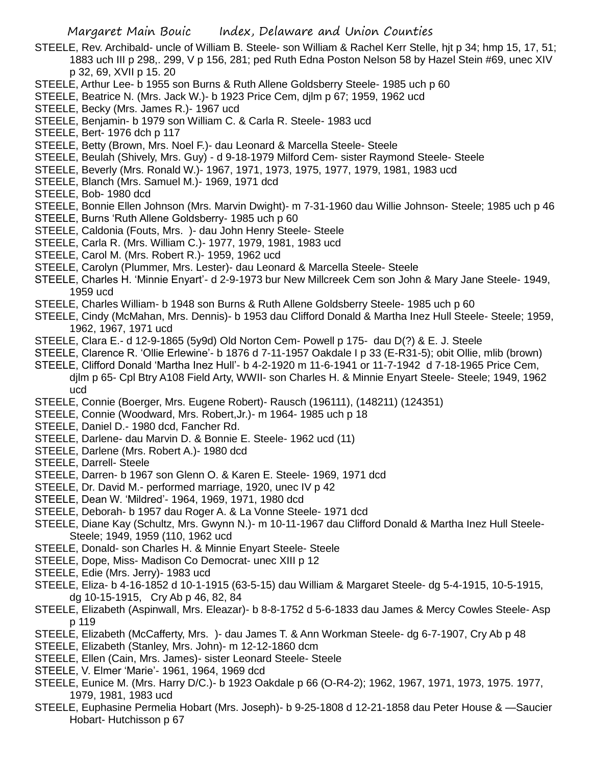STEELE, Rev. Archibald- uncle of William B. Steele- son William & Rachel Kerr Stelle, hjt p 34; hmp 15, 17, 51; 1883 uch III p 298,. 299, V p 156, 281; ped Ruth Edna Poston Nelson 58 by Hazel Stein #69, unec XIV p 32, 69, XVII p 15. 20

STEELE, Arthur Lee- b 1955 son Burns & Ruth Allene Goldsberry Steele- 1985 uch p 60

STEELE, Beatrice N. (Mrs. Jack W.)- b 1923 Price Cem, djlm p 67; 1959, 1962 ucd

STEELE, Becky (Mrs. James R.)- 1967 ucd

STEELE, Benjamin- b 1979 son William C. & Carla R. Steele- 1983 ucd

STEELE, Bert- 1976 dch p 117

STEELE, Betty (Brown, Mrs. Noel F.)- dau Leonard & Marcella Steele- Steele

STEELE, Beulah (Shively, Mrs. Guy) - d 9-18-1979 Milford Cem- sister Raymond Steele- Steele

STEELE, Beverly (Mrs. Ronald W.)- 1967, 1971, 1973, 1975, 1977, 1979, 1981, 1983 ucd

STEELE, Blanch (Mrs. Samuel M.)- 1969, 1971 dcd

STEELE, Bob- 1980 dcd

STEELE, Bonnie Ellen Johnson (Mrs. Marvin Dwight)- m 7-31-1960 dau Willie Johnson- Steele; 1985 uch p 46

STEELE, Burns 'Ruth Allene Goldsberry- 1985 uch p 60

STEELE, Caldonia (Fouts, Mrs. )- dau John Henry Steele- Steele

STEELE, Carla R. (Mrs. William C.)- 1977, 1979, 1981, 1983 ucd

STEELE, Carol M. (Mrs. Robert R.)- 1959, 1962 ucd

STEELE, Carolyn (Plummer, Mrs. Lester)- dau Leonard & Marcella Steele- Steele

STEELE, Charles H. 'Minnie Enyart'- d 2-9-1973 bur New Millcreek Cem son John & Mary Jane Steele- 1949, 1959 ucd

STEELE, Charles William- b 1948 son Burns & Ruth Allene Goldsberry Steele- 1985 uch p 60

STEELE, Cindy (McMahan, Mrs. Dennis)- b 1953 dau Clifford Donald & Martha Inez Hull Steele- Steele; 1959, 1962, 1967, 1971 ucd

STEELE, Clara E.- d 12-9-1865 (5y9d) Old Norton Cem- Powell p 175- dau D(?) & E. J. Steele

STEELE, Clarence R. 'Ollie Erlewine'- b 1876 d 7-11-1957 Oakdale I p 33 (E-R31-5); obit Ollie, mlib (brown)

STEELE, Clifford Donald 'Martha Inez Hull'- b 4-2-1920 m 11-6-1941 or 11-7-1942 d 7-18-1965 Price Cem, djlm p 65- Cpl Btry A108 Field Arty, WWII- son Charles H. & Minnie Enyart Steele- Steele; 1949, 1962 ucd

STEELE, Connie (Boerger, Mrs. Eugene Robert)- Rausch (196111), (148211) (124351)

STEELE, Connie (Woodward, Mrs. Robert,Jr.)- m 1964- 1985 uch p 18

STEELE, Daniel D.- 1980 dcd, Fancher Rd.

STEELE, Darlene- dau Marvin D. & Bonnie E. Steele- 1962 ucd (11)

STEELE, Darlene (Mrs. Robert A.)- 1980 dcd

STEELE, Darrell- Steele

STEELE, Darren- b 1967 son Glenn O. & Karen E. Steele- 1969, 1971 dcd

STEELE, Dr. David M.- performed marriage, 1920, unec IV p 42

STEELE, Dean W. 'Mildred'- 1964, 1969, 1971, 1980 dcd

STEELE, Deborah- b 1957 dau Roger A. & La Vonne Steele- 1971 dcd

STEELE, Diane Kay (Schultz, Mrs. Gwynn N.)- m 10-11-1967 dau Clifford Donald & Martha Inez Hull Steele- Steele; 1949, 1959 (110, 1962 ucd

STEELE, Donald- son Charles H. & Minnie Enyart Steele- Steele

STEELE, Dope, Miss- Madison Co Democrat- unec XIII p 12

STEELE, Edie (Mrs. Jerry)- 1983 ucd

STEELE, Eliza- b 4-16-1852 d 10-1-1915 (63-5-15) dau William & Margaret Steele- dg 5-4-1915, 10-5-1915, dg 10-15-1915, Cry Ab p 46, 82, 84

STEELE, Elizabeth (Aspinwall, Mrs. Eleazar)- b 8-8-1752 d 5-6-1833 dau James & Mercy Cowles Steele- Asp p 119

STEELE, Elizabeth (McCafferty, Mrs. )- dau James T. & Ann Workman Steele- dg 6-7-1907, Cry Ab p 48

STEELE, Elizabeth (Stanley, Mrs. John)- m 12-12-1860 dcm

STEELE, Ellen (Cain, Mrs. James)- sister Leonard Steele- Steele

STEELE, V. Elmer 'Marie'- 1961, 1964, 1969 dcd

STEELE, Eunice M. (Mrs. Harry D/C.)- b 1923 Oakdale p 66 (O-R4-2); 1962, 1967, 1971, 1973, 1975. 1977, 1979, 1981, 1983 ucd

STEELE, Euphasine Permelia Hobart (Mrs. Joseph)- b 9-25-1808 d 12-21-1858 dau Peter House & —Saucier Hobart- Hutchisson p 67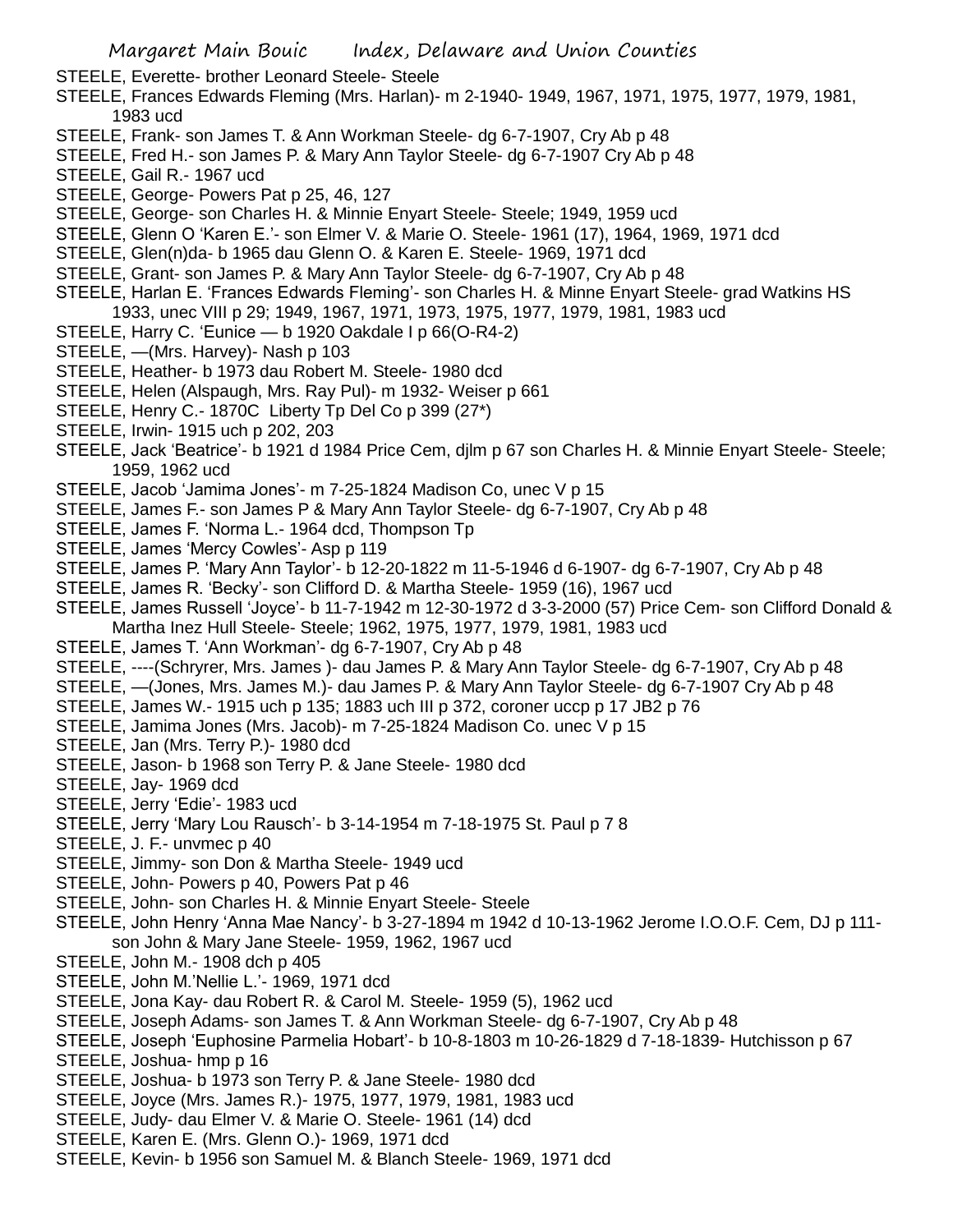STEELE, Everette- brother Leonard Steele- Steele

STEELE, Frances Edwards Fleming (Mrs. Harlan)- m 2-1940- 1949, 1967, 1971, 1975, 1977, 1979, 1981, 1983 ucd

STEELE, Frank- son James T. & Ann Workman Steele- dg 6-7-1907, Cry Ab p 48

STEELE, Fred H.- son James P. & Mary Ann Taylor Steele- dg 6-7-1907 Cry Ab p 48

STEELE, Gail R.- 1967 ucd

STEELE, George- Powers Pat p 25, 46, 127

STEELE, George- son Charles H. & Minnie Enyart Steele- Steele; 1949, 1959 ucd

STEELE, Glenn O 'Karen E.'- son Elmer V. & Marie O. Steele- 1961 (17), 1964, 1969, 1971 dcd

STEELE, Glen(n)da- b 1965 dau Glenn O. & Karen E. Steele- 1969, 1971 dcd

STEELE, Grant- son James P. & Mary Ann Taylor Steele- dg 6-7-1907, Cry Ab p 48

STEELE, Harlan E. 'Frances Edwards Fleming'- son Charles H. & Minne Enyart Steele- grad Watkins HS 1933, unec VIII p 29; 1949, 1967, 1971, 1973, 1975, 1977, 1979, 1981, 1983 ucd

STEELE, Harry C. 'Eunice — b 1920 Oakdale I p 66(O-R4-2)

STEELE, —(Mrs. Harvey)- Nash p 103

STEELE, Heather- b 1973 dau Robert M. Steele- 1980 dcd

STEELE, Helen (Alspaugh, Mrs. Ray Pul)- m 1932- Weiser p 661

STEELE, Henry C.- 1870C Liberty Tp Del Co p 399 (27*)

STEELE, Irwin- 1915 uch p 202, 203

STEELE, Jack 'Beatrice'- b 1921 d 1984 Price Cem, djlm p 67 son Charles H. & Minnie Enyart Steele- Steele; 1959, 1962 ucd

STEELE, Jacob 'Jamima Jones'- m 7-25-1824 Madison Co, unec V p 15

STEELE, James F.- son James P & Mary Ann Taylor Steele- dg 6-7-1907, Cry Ab p 48

STEELE, James F. 'Norma L.- 1964 dcd, Thompson Tp

STEELE, James 'Mercy Cowles'- Asp p 119

STEELE, James P. 'Mary Ann Taylor'- b 12-20-1822 m 11-5-1946 d 6-1907- dg 6-7-1907, Cry Ab p 48

STEELE, James R. 'Becky'- son Clifford D. & Martha Steele- 1959 (16), 1967 ucd

STEELE, James Russell 'Joyce'- b 11-7-1942 m 12-30-1972 d 3-3-2000 (57) Price Cem- son Clifford Donald & Martha Inez Hull Steele- Steele; 1962, 1975, 1977, 1979, 1981, 1983 ucd

STEELE, James T. 'Ann Workman'- dg 6-7-1907, Cry Ab p 48

STEELE, ----(Schryrer, Mrs. James )- dau James P. & Mary Ann Taylor Steele- dg 6-7-1907, Cry Ab p 48

STEELE, —(Jones, Mrs. James M.)- dau James P. & Mary Ann Taylor Steele- dg 6-7-1907 Cry Ab p 48

STEELE, James W.- 1915 uch p 135; 1883 uch III p 372, coroner uccp p 17 JB2 p 76

STEELE, Jamima Jones (Mrs. Jacob)- m 7-25-1824 Madison Co. unec V p 15

STEELE, Jan (Mrs. Terry P.)- 1980 dcd

STEELE, Jason- b 1968 son Terry P. & Jane Steele- 1980 dcd

STEELE, Jay- 1969 dcd

STEELE, Jerry 'Edie'- 1983 ucd

STEELE, Jerry 'Mary Lou Rausch'- b 3-14-1954 m 7-18-1975 St. Paul p 7 8

STEELE, J. F.- unvmec p 40

STEELE, Jimmy- son Don & Martha Steele- 1949 ucd

STEELE, John- Powers p 40, Powers Pat p 46

STEELE, John- son Charles H. & Minnie Enyart Steele- Steele

STEELE, John Henry 'Anna Mae Nancy'- b 3-27-1894 m 1942 d 10-13-1962 Jerome I.O.O.F. Cem, DJ p 111- son John & Mary Jane Steele- 1959, 1962, 1967 ucd

STEELE, John M.- 1908 dch p 405

STEELE, John M.'Nellie L.'- 1969, 1971 dcd

STEELE, Jona Kay- dau Robert R. & Carol M. Steele- 1959 (5), 1962 ucd

STEELE, Joseph Adams- son James T. & Ann Workman Steele- dg 6-7-1907, Cry Ab p 48

STEELE, Joseph 'Euphosine Parmelia Hobart'- b 10-8-1803 m 10-26-1829 d 7-18-1839- Hutchisson p 67

STEELE, Joshua- hmp p 16

STEELE, Joshua- b 1973 son Terry P. & Jane Steele- 1980 dcd

STEELE, Joyce (Mrs. James R.)- 1975, 1977, 1979, 1981, 1983 ucd

STEELE, Judy- dau Elmer V. & Marie O. Steele- 1961 (14) dcd

STEELE, Karen E. (Mrs. Glenn O.)- 1969, 1971 dcd

STEELE, Kevin- b 1956 son Samuel M. & Blanch Steele- 1969, 1971 dcd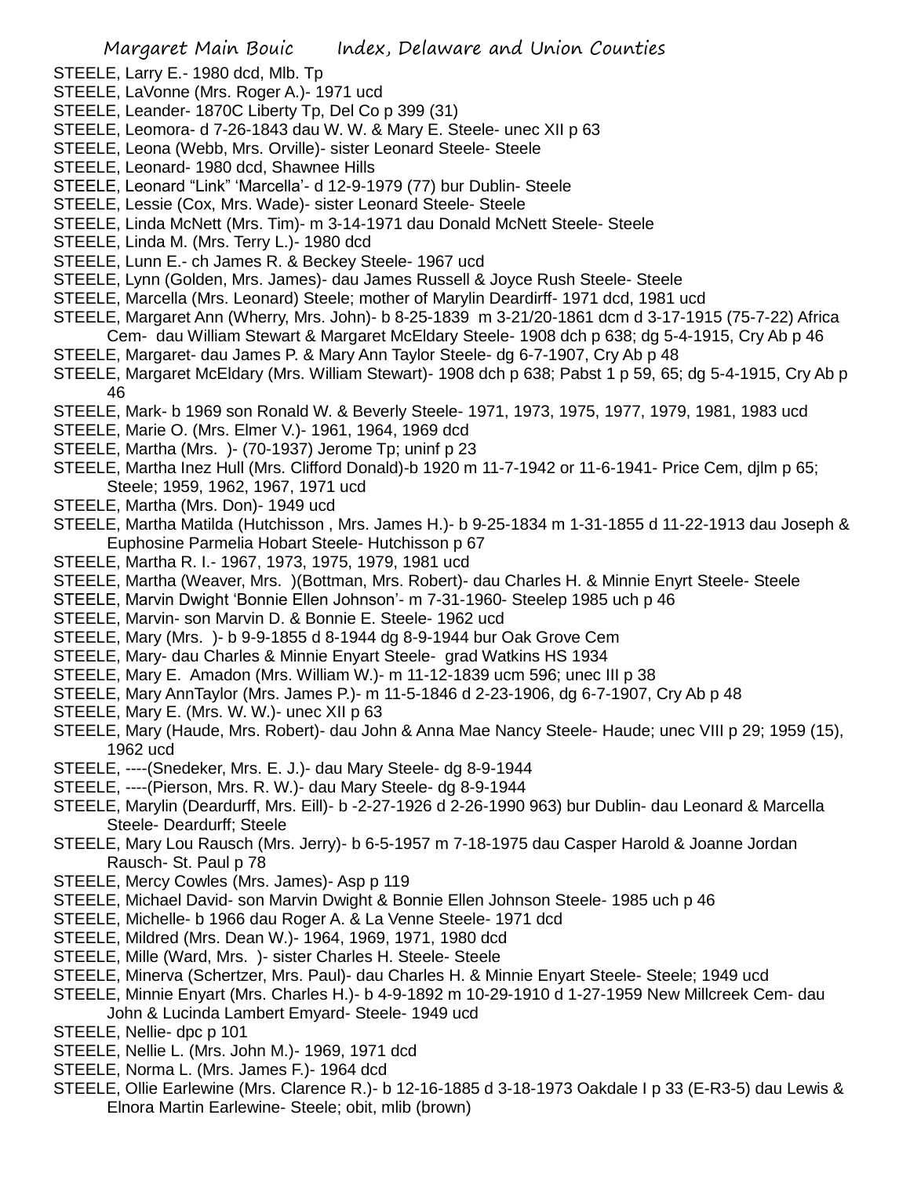STEELE, Larry E.- 1980 dcd, Mlb. Tp

STEELE, LaVonne (Mrs. Roger A.)- 1971 ucd

STEELE, Leander- 1870C Liberty Tp, Del Co p 399 (31)

STEELE, Leomora- d 7-26-1843 dau W. W. & Mary E. Steele- unec XII p 63

STEELE, Leona (Webb, Mrs. Orville)- sister Leonard Steele- Steele

STEELE, Leonard- 1980 dcd, Shawnee Hills

STEELE, Leonard "Link" 'Marcella'- d 12-9-1979 (77) bur Dublin- Steele

STEELE, Lessie (Cox, Mrs. Wade)- sister Leonard Steele- Steele

STEELE, Linda McNett (Mrs. Tim)- m 3-14-1971 dau Donald McNett Steele- Steele

STEELE, Linda M. (Mrs. Terry L.)- 1980 dcd

STEELE, Lunn E.- ch James R. & Beckey Steele- 1967 ucd

STEELE, Lynn (Golden, Mrs. James)- dau James Russell & Joyce Rush Steele- Steele

STEELE, Marcella (Mrs. Leonard) Steele; mother of Marylin Deardirff- 1971 dcd, 1981 ucd

STEELE, Margaret Ann (Wherry, Mrs. John)- b 8-25-1839 m 3-21/20-1861 dcm d 3-17-1915 (75-7-22) Africa Cem- dau William Stewart & Margaret McEldary Steele- 1908 dch p 638; dg 5-4-1915, Cry Ab p 46

STEELE, Margaret- dau James P. & Mary Ann Taylor Steele- dg 6-7-1907, Cry Ab p 48

STEELE, Margaret McEldary (Mrs. William Stewart)- 1908 dch p 638; Pabst 1 p 59, 65; dg 5-4-1915, Cry Ab p 46

STEELE, Mark- b 1969 son Ronald W. & Beverly Steele- 1971, 1973, 1975, 1977, 1979, 1981, 1983 ucd

STEELE, Marie O. (Mrs. Elmer V.)- 1961, 1964, 1969 dcd

STEELE, Martha (Mrs. )- (70-1937) Jerome Tp; uninf p 23

STEELE, Martha Inez Hull (Mrs. Clifford Donald)-b 1920 m 11-7-1942 or 11-6-1941- Price Cem, djlm p 65; Steele; 1959, 1962, 1967, 1971 ucd

STEELE, Martha (Mrs. Don)- 1949 ucd

STEELE, Martha Matilda (Hutchisson , Mrs. James H.)- b 9-25-1834 m 1-31-1855 d 11-22-1913 dau Joseph & Euphosine Parmelia Hobart Steele- Hutchisson p 67

STEELE, Martha R. I.- 1967, 1973, 1975, 1979, 1981 ucd

STEELE, Martha (Weaver, Mrs. )(Bottman, Mrs. Robert)- dau Charles H. & Minnie Enyrt Steele- Steele

STEELE, Marvin Dwight 'Bonnie Ellen Johnson'- m 7-31-1960- Steelep 1985 uch p 46

STEELE, Marvin- son Marvin D. & Bonnie E. Steele- 1962 ucd

STEELE, Mary (Mrs. )- b 9-9-1855 d 8-1944 dg 8-9-1944 bur Oak Grove Cem

STEELE, Mary- dau Charles & Minnie Enyart Steele- grad Watkins HS 1934

STEELE, Mary E. Amadon (Mrs. William W.)- m 11-12-1839 ucm 596; unec III p 38

STEELE, Mary AnnTaylor (Mrs. James P.)- m 11-5-1846 d 2-23-1906, dg 6-7-1907, Cry Ab p 48

STEELE, Mary E. (Mrs. W. W.)- unec XII p 63

STEELE, Mary (Haude, Mrs. Robert)- dau John & Anna Mae Nancy Steele- Haude; unec VIII p 29; 1959 (15), 1962 ucd

STEELE, ----(Snedeker, Mrs. E. J.)- dau Mary Steele- dg 8-9-1944

STEELE, ----(Pierson, Mrs. R. W.)- dau Mary Steele- dg 8-9-1944

STEELE, Marylin (Deardurff, Mrs. Eill)- b -2-27-1926 d 2-26-1990 963) bur Dublin- dau Leonard & Marcella Steele- Deardurff; Steele

STEELE, Mary Lou Rausch (Mrs. Jerry)- b 6-5-1957 m 7-18-1975 dau Casper Harold & Joanne Jordan Rausch- St. Paul p 78

STEELE, Mercy Cowles (Mrs. James)- Asp p 119

STEELE, Michael David- son Marvin Dwight & Bonnie Ellen Johnson Steele- 1985 uch p 46

STEELE, Michelle- b 1966 dau Roger A. & La Venne Steele- 1971 dcd

STEELE, Mildred (Mrs. Dean W.)- 1964, 1969, 1971, 1980 dcd

STEELE, Mille (Ward, Mrs. )- sister Charles H. Steele- Steele

STEELE, Minerva (Schertzer, Mrs. Paul)- dau Charles H. & Minnie Enyart Steele- Steele; 1949 ucd

STEELE, Minnie Enyart (Mrs. Charles H.)- b 4-9-1892 m 10-29-1910 d 1-27-1959 New Millcreek Cem- dau John & Lucinda Lambert Emyard- Steele- 1949 ucd

STEELE, Nellie- dpc p 101

STEELE, Nellie L. (Mrs. John M.)- 1969, 1971 dcd

STEELE, Norma L. (Mrs. James F.)- 1964 dcd

STEELE, Ollie Earlewine (Mrs. Clarence R.)- b 12-16-1885 d 3-18-1973 Oakdale I p 33 (E-R3-5) dau Lewis & Elnora Martin Earlewine- Steele; obit, mlib (brown)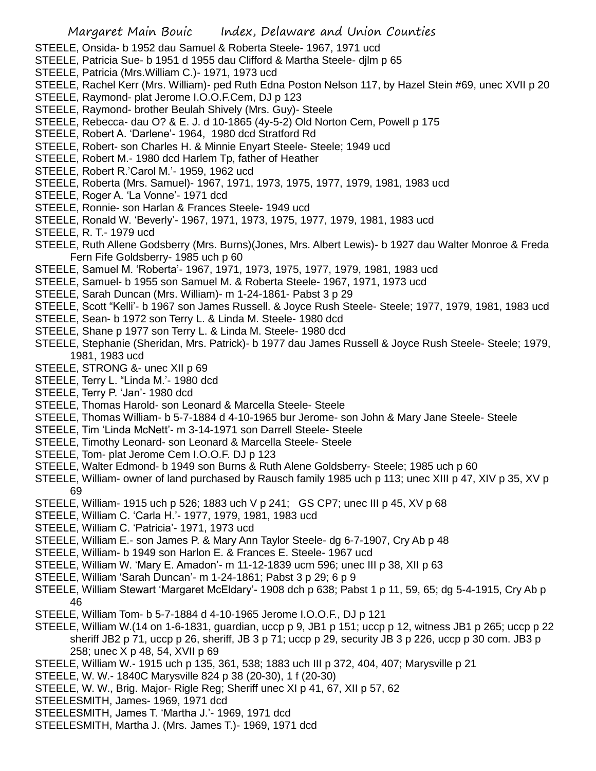STEELE, Onsida- b 1952 dau Samuel & Roberta Steele- 1967, 1971 ucd
STEELE, Patricia Sue- b 1951 d 1955 dau Clifford & Martha Steele- djlm p 65
STEELE, Patricia (Mrs.William C.)- 1971, 1973 ucd
STEELE, Rachel Kerr (Mrs. William)- ped Ruth Edna Poston Nelson 117, by Hazel Stein #69, unec XVII p 20
STEELE, Raymond- plat Jerome I.O.O.F.Cem, DJ p 123
STEELE, Raymond- brother Beulah Shively (Mrs. Guy)- Steele
STEELE, Rebecca- dau O? & E. J. d 10-1865 (4y-5-2) Old Norton Cem, Powell p 175
STEELE, Robert A. 'Darlene'- 1964, 1980 dcd Stratford Rd
STEELE, Robert- son Charles H. & Minnie Enyart Steele- Steele; 1949 ucd
STEELE, Robert M.- 1980 dcd Harlem Tp, father of Heather
STEELE, Robert R.'Carol M.'- 1959, 1962 ucd
STEELE, Roberta (Mrs. Samuel)- 1967, 1971, 1973, 1975, 1977, 1979, 1981, 1983 ucd
STEELE, Roger A. 'La Vonne'- 1971 dcd
STEELE, Ronnie- son Harlan & Frances Steele- 1949 ucd
STEELE, Ronald W. 'Beverly'- 1967, 1971, 1973, 1975, 1977, 1979, 1981, 1983 ucd
STEELE, R. T.- 1979 ucd
STEELE, Ruth Allene Godsberry (Mrs. Burns)(Jones, Mrs. Albert Lewis)- b 1927 dau Walter Monroe & Freda Fern Fife Goldsberry- 1985 uch p 60
STEELE, Samuel M. 'Roberta'- 1967, 1971, 1973, 1975, 1977, 1979, 1981, 1983 ucd
STEELE, Samuel- b 1955 son Samuel M. & Roberta Steele- 1967, 1971, 1973 ucd
STEELE, Sarah Duncan (Mrs. William)- m 1-24-1861- Pabst 3 p 29
STEELE, Scott "Kelli'- b 1967 son James Russell. & Joyce Rush Steele- Steele; 1977, 1979, 1981, 1983 ucd
STEELE, Sean- b 1972 son Terry L. & Linda M. Steele- 1980 dcd
STEELE, Shane p 1977 son Terry L. & Linda M. Steele- 1980 dcd
STEELE, Stephanie (Sheridan, Mrs. Patrick)- b 1977 dau James Russell & Joyce Rush Steele- Steele; 1979, 1981, 1983 ucd
STEELE, STRONG &- unec XII p 69
STEELE, Terry L. "Linda M.'- 1980 dcd
STEELE, Terry P. 'Jan'- 1980 dcd
STEELE, Thomas Harold- son Leonard & Marcella Steele- Steele
STEELE, Thomas William- b 5-7-1884 d 4-10-1965 bur Jerome- son John & Mary Jane Steele- Steele
STEELE, Tim 'Linda McNett'- m 3-14-1971 son Darrell Steele- Steele
STEELE, Timothy Leonard- son Leonard & Marcella Steele- Steele
STEELE, Tom- plat Jerome Cem I.O.O.F. DJ p 123
STEELE, Walter Edmond- b 1949 son Burns & Ruth Alene Goldsberry- Steele; 1985 uch p 60
STEELE, William- owner of land purchased by Rausch family 1985 uch p 113; unec XIII p 47, XIV p 35, XV p 69
STEELE, William- 1915 uch p 526; 1883 uch V p 241; GS CP7; unec III p 45, XV p 68
STEELE, William C. 'Carla H.'- 1977, 1979, 1981, 1983 ucd
STEELE, William C. 'Patricia'- 1971, 1973 ucd
STEELE, William E.- son James P. & Mary Ann Taylor Steele- dg 6-7-1907, Cry Ab p 48
STEELE, William- b 1949 son Harlon E. & Frances E. Steele- 1967 ucd
STEELE, William W. 'Mary E. Amadon'- m 11-12-1839 ucm 596; unec III p 38, XII p 63
STEELE, William 'Sarah Duncan'- m 1-24-1861; Pabst 3 p 29; 6 p 9
STEELE, William Stewart 'Margaret McEldary'- 1908 dch p 638; Pabst 1 p 11, 59, 65; dg 5-4-1915, Cry Ab p 46
STEELE, William Tom- b 5-7-1884 d 4-10-1965 Jerome I.O.O.F., DJ p 121
STEELE, William W.(14 on 1-6-1831, guardian, uccp p 9, JB1 p 151; uccp p 12, witness JB1 p 265; uccp p 22 sheriff JB2 p 71, uccp p 26, sheriff, JB 3 p 71; uccp p 29, security JB 3 p 226, uccp p 30 com. JB3 p 258; unec X p 48, 54, XVII p 69
STEELE, William W.- 1915 uch p 135, 361, 538; 1883 uch III p 372, 404, 407; Marysville p 21
STEELE, W. W.- 1840C Marysville 824 p 38 (20-30), 1 f (20-30)
STEELE, W. W., Brig. Major- Rigle Reg; Sheriff unec XI p 41, 67, XII p 57, 62
STEELESMITH, James- 1969, 1971 dcd
STEELESMITH, James T. 'Martha J.'- 1969, 1971 dcd
STEELESMITH, Martha J. (Mrs. James T.)- 1969, 1971 dcd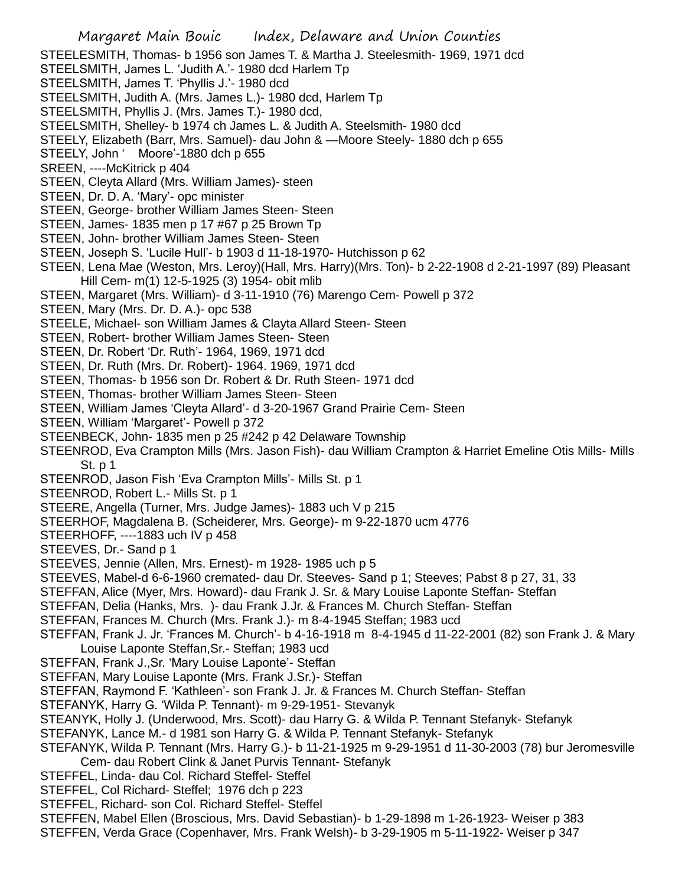STEELESMITH, Thomas- b 1956 son James T. & Martha J. Steelesmith- 1969, 1971 dcd
STEELSMITH, James L. 'Judith A.'- 1980 dcd Harlem Tp
STEELSMITH, James T. 'Phyllis J.'- 1980 dcd
STEELSMITH, Judith A. (Mrs. James L.)- 1980 dcd, Harlem Tp
STEELSMITH, Phyllis J. (Mrs. James T.)- 1980 dcd,
STEELSMITH, Shelley- b 1974 ch James L. & Judith A. Steelsmith- 1980 dcd
STEELY, Elizabeth (Barr, Mrs. Samuel)- dau John & —Moore Steely- 1880 dch p 655
STEELY, John '    Moore'-1880 dch p 655
SREEN, ----McKitrick p 404
STEEN, Cleyta Allard (Mrs. William James)- steen
STEEN, Dr. D. A. 'Mary'- opc minister
STEEN, George- brother William James Steen- Steen
STEEN, James- 1835 men p 17 #67 p 25 Brown Tp
STEEN, John- brother William James Steen- Steen
STEEN, Joseph S. 'Lucile Hull'- b 1903 d 11-18-1970- Hutchisson p 62
STEEN, Lena Mae (Weston, Mrs. Leroy)(Hall, Mrs. Harry)(Mrs. Ton)- b 2-22-1908 d 2-21-1997 (89) Pleasant Hill Cem- m(1) 12-5-1925 (3) 1954- obit mlib
STEEN, Margaret (Mrs. William)- d 3-11-1910 (76) Marengo Cem- Powell p 372
STEEN, Mary (Mrs. Dr. D. A.)- opc 538
STEELE, Michael- son William James & Clayta Allard Steen- Steen
STEEN, Robert- brother William James Steen- Steen
STEEN, Dr. Robert 'Dr. Ruth'- 1964, 1969, 1971 dcd
STEEN, Dr. Ruth (Mrs. Dr. Robert)- 1964. 1969, 1971 dcd
STEEN, Thomas- b 1956 son Dr. Robert & Dr. Ruth Steen- 1971 dcd
STEEN, Thomas- brother William James Steen- Steen
STEEN, William James 'Cleyta Allard'- d 3-20-1967 Grand Prairie Cem- Steen
STEEN, William 'Margaret'- Powell p 372
STEENBECK, John- 1835 men p 25 #242 p 42 Delaware Township
STEENROD, Eva Crampton Mills (Mrs. Jason Fish)- dau William Crampton & Harriet Emeline Otis Mills- Mills St. p 1
STEENROD, Jason Fish 'Eva Crampton Mills'- Mills St. p 1
STEENROD, Robert L.- Mills St. p 1
STEERE, Angella (Turner, Mrs. Judge James)- 1883 uch V p 215
STEERHOF, Magdalena B. (Scheiderer, Mrs. George)- m 9-22-1870 ucm 4776
STEERHOFF, ----1883 uch IV p 458
STEEVES, Dr.- Sand p 1
STEEVES, Jennie (Allen, Mrs. Ernest)- m 1928- 1985 uch p 5
STEEVES, Mabel-d 6-6-1960 cremated- dau Dr. Steeves- Sand p 1; Steeves; Pabst 8 p 27, 31, 33
STEFFAN, Alice (Myer, Mrs. Howard)- dau Frank J. Sr. & Mary Louise Laponte Steffan- Steffan
STEFFAN, Delia (Hanks, Mrs.  )- dau Frank J.Jr. & Frances M. Church Steffan- Steffan
STEFFAN, Frances M. Church (Mrs. Frank J.)- m 8-4-1945 Steffan; 1983 ucd
STEFFAN, Frank J. Jr. 'Frances M. Church'- b 4-16-1918 m 8-4-1945 d 11-22-2001 (82) son Frank J. & Mary Louise Laponte Steffan,Sr.- Steffan; 1983 ucd
STEFFAN, Frank J.,Sr. 'Mary Louise Laponte'- Steffan
STEFFAN, Mary Louise Laponte (Mrs. Frank J.Sr.)- Steffan
STEFFAN, Raymond F. 'Kathleen'- son Frank J. Jr. & Frances M. Church Steffan- Steffan
STEFANYK, Harry G. 'Wilda P. Tennant)- m 9-29-1951- Stevanyk
STEANYK, Holly J. (Underwood, Mrs. Scott)- dau Harry G. & Wilda P. Tennant Stefanyk- Stefanyk
STEFANYK, Lance M.- d 1981 son Harry G. & Wilda P. Tennant Stefanyk- Stefanyk
STEFANYK, Wilda P. Tennant (Mrs. Harry G.)- b 11-21-1925 m 9-29-1951 d 11-30-2003 (78) bur Jeromesville Cem- dau Robert Clink & Janet Purvis Tennant- Stefanyk
STEFFEL, Linda- dau Col. Richard Steffel- Steffel
STEFFEL, Col Richard- Steffel;  1976 dch p 223
STEFFEL, Richard- son Col. Richard Steffel- Steffel
STEFFEN, Mabel Ellen (Broscious, Mrs. David Sebastian)- b 1-29-1898 m 1-26-1923- Weiser p 383
STEFFEN, Verda Grace (Copenhaver, Mrs. Frank Welsh)- b 3-29-1905 m 5-11-1922- Weiser p 347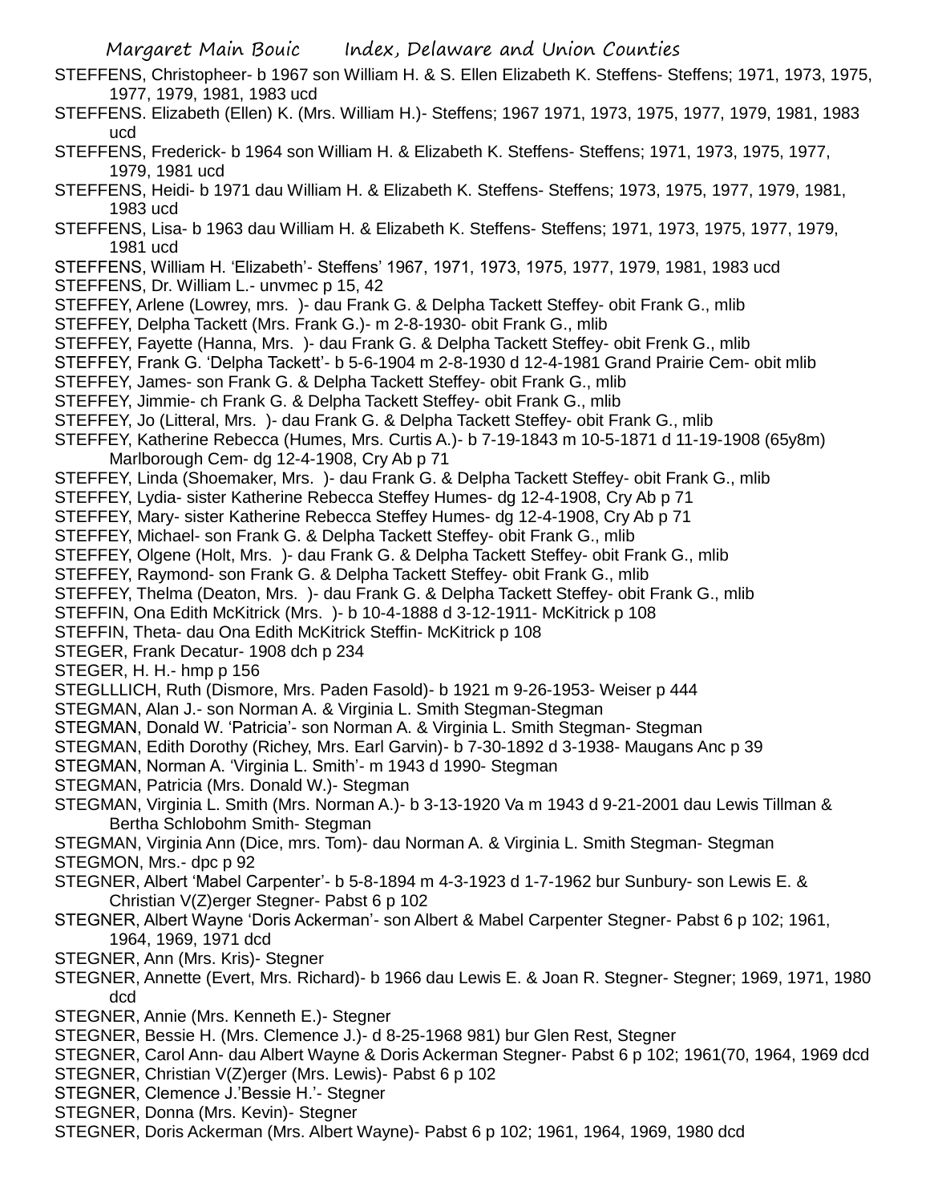STEFFENS, Christophe er- b 1967 son William H. & S. Ellen Elizabeth K. Steffens- Steffens; 1971, 1973, 1975, 1977, 1979, 1981, 1983 ucd

STEFFENS. Elizabeth (Ellen) K. (Mrs. William H.)- Steffens; 1967 1971, 1973, 1975, 1977, 1979, 1981, 1983 ucd

STEFFENS, Frederick- b 1964 son William H. & Elizabeth K. Steffens- Steffens; 1971, 1973, 1975, 1977, 1979, 1981 ucd

STEFFENS, Heidi- b 1971 dau William H. & Elizabeth K. Steffens- Steffens; 1973, 1975, 1977, 1979, 1981, 1983 ucd

STEFFENS, Lisa- b 1963 dau William H. & Elizabeth K. Steffens- Steffens; 1971, 1973, 1975, 1977, 1979, 1981 ucd

STEFFENS, William H. 'Elizabeth'- Steffens' 1967, 1971, 1973, 1975, 1977, 1979, 1981, 1983 ucd

STEFFENS, Dr. William L.- unvmec p 15, 42

STEFFEY, Arlene (Lowrey, mrs. )- dau Frank G. & Delpha Tackett Steffey- obit Frank G., mlib

STEFFEY, Delpha Tackett (Mrs. Frank G.)- m 2-8-1930- obit Frank G., mlib

STEFFEY, Fayette (Hanna, Mrs. )- dau Frank G. & Delpha Tackett Steffey- obit Frenk G., mlib

STEFFEY, Frank G. 'Delpha Tackett'- b 5-6-1904 m 2-8-1930 d 12-4-1981 Grand Prairie Cem- obit mlib

STEFFEY, James- son Frank G. & Delpha Tackett Steffey- obit Frank G., mlib

STEFFEY, Jimmie- ch Frank G. & Delpha Tackett Steffey- obit Frank G., mlib

STEFFEY, Jo (Litteral, Mrs. )- dau Frank G. & Delpha Tackett Steffey- obit Frank G., mlib

STEFFEY, Katherine Rebecca (Humes, Mrs. Curtis A.)- b 7-19-1843 m 10-5-1871 d 11-19-1908 (65y8m) Marlborough Cem- dg 12-4-1908, Cry Ab p 71

STEFFEY, Linda (Shoemaker, Mrs. )- dau Frank G. & Delpha Tackett Steffey- obit Frank G., mlib

STEFFEY, Lydia- sister Katherine Rebecca Steffey Humes- dg 12-4-1908, Cry Ab p 71

STEFFEY, Mary- sister Katherine Rebecca Steffey Humes- dg 12-4-1908, Cry Ab p 71

STEFFEY, Michael- son Frank G. & Delpha Tackett Steffey- obit Frank G., mlib

STEFFEY, Olgene (Holt, Mrs. )- dau Frank G. & Delpha Tackett Steffey- obit Frank G., mlib

STEFFEY, Raymond- son Frank G. & Delpha Tackett Steffey- obit Frank G., mlib

STEFFEY, Thelma (Deaton, Mrs. )- dau Frank G. & Delpha Tackett Steffey- obit Frank G., mlib

STEFFIN, Ona Edith McKitrick (Mrs. )- b 10-4-1888 d 3-12-1911- McKitrick p 108

STEFFIN, Theta- dau Ona Edith McKitrick Steffin- McKitrick p 108

STEGER, Frank Decatur- 1908 dch p 234

STEGER, H. H.- hmp p 156

STEGLLLICH, Ruth (Dismore, Mrs. Paden Fasold)- b 1921 m 9-26-1953- Weiser p 444

STEGMAN, Alan J.- son Norman A. & Virginia L. Smith Stegman-Stegman

STEGMAN, Donald W. 'Patricia'- son Norman A. & Virginia L. Smith Stegman- Stegman

STEGMAN, Edith Dorothy (Richey, Mrs. Earl Garvin)- b 7-30-1892 d 3-1938- Maugans Anc p 39

STEGMAN, Norman A. 'Virginia L. Smith'- m 1943 d 1990- Stegman

STEGMAN, Patricia (Mrs. Donald W.)- Stegman

STEGMAN, Virginia L. Smith (Mrs. Norman A.)- b 3-13-1920 Va m 1943 d 9-21-2001 dau Lewis Tillman & Bertha Schlobohm Smith- Stegman

STEGMAN, Virginia Ann (Dice, mrs. Tom)- dau Norman A. & Virginia L. Smith Stegman- Stegman

STEGMON, Mrs.- dpc p 92

STEGNER, Albert 'Mabel Carpenter'- b 5-8-1894 m 4-3-1923 d 1-7-1962 bur Sunbury- son Lewis E. & Christian V(Z)erger Stegner- Pabst 6 p 102

STEGNER, Albert Wayne 'Doris Ackerman'- son Albert & Mabel Carpenter Stegner- Pabst 6 p 102; 1961, 1964, 1969, 1971 dcd

STEGNER, Ann (Mrs. Kris)- Stegner

STEGNER, Annette (Evert, Mrs. Richard)- b 1966 dau Lewis E. & Joan R. Stegner- Stegner; 1969, 1971, 1980 dcd

STEGNER, Annie (Mrs. Kenneth E.)- Stegner

STEGNER, Bessie H. (Mrs. Clemence J.)- d 8-25-1968 981) bur Glen Rest, Stegner

STEGNER, Carol Ann- dau Albert Wayne & Doris Ackerman Stegner- Pabst 6 p 102; 1961(70, 1964, 1969 dcd

STEGNER, Christian V(Z)erger (Mrs. Lewis)- Pabst 6 p 102

STEGNER, Clemence J.'Bessie H.'- Stegner

STEGNER, Donna (Mrs. Kevin)- Stegner

STEGNER, Doris Ackerman (Mrs. Albert Wayne)- Pabst 6 p 102; 1961, 1964, 1969, 1980 dcd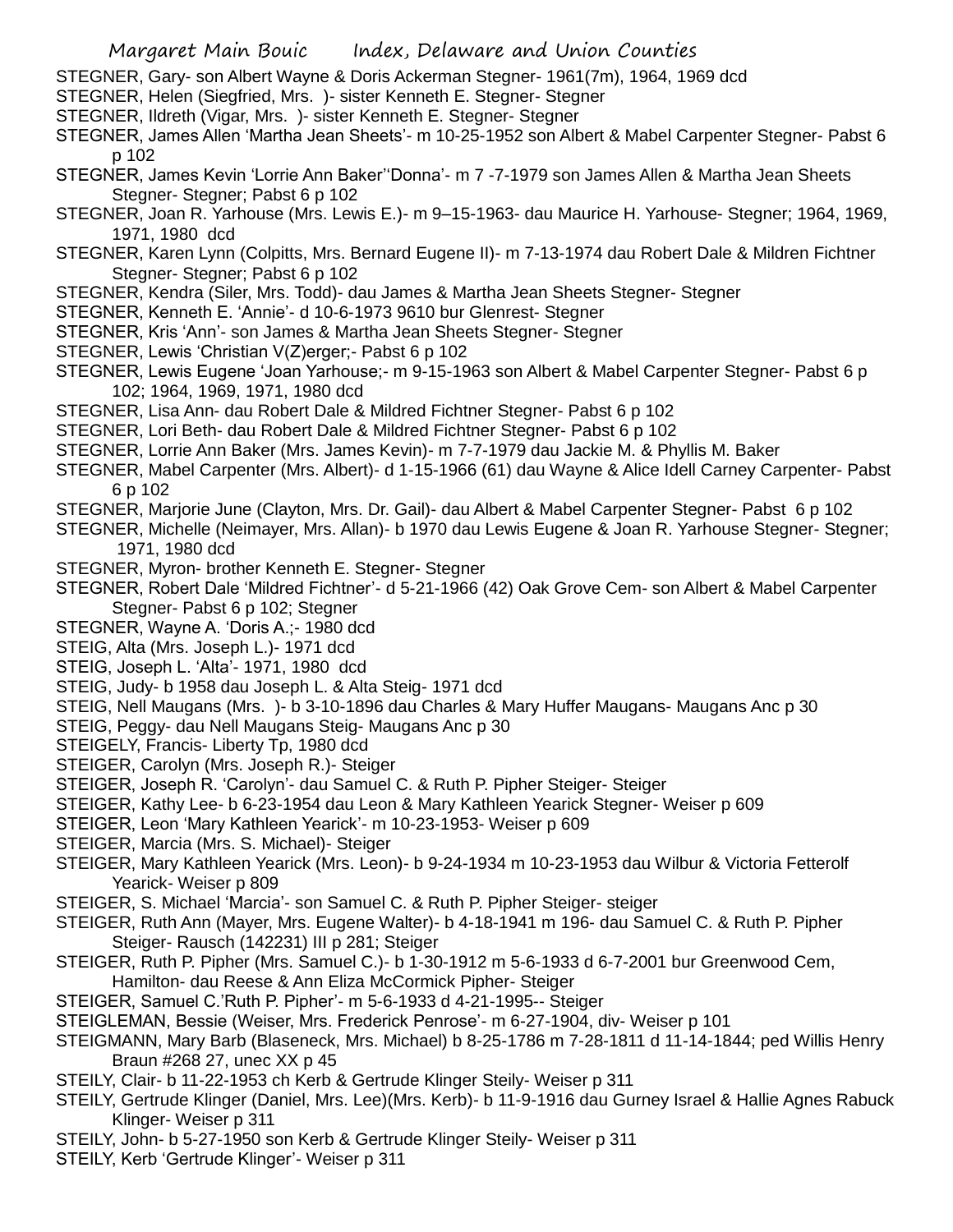STEGNER, Gary- son Albert Wayne & Doris Ackerman Stegner- 1961(7m), 1964, 1969 dcd

STEGNER, Helen (Siegfried, Mrs. )- sister Kenneth E. Stegner- Stegner

STEGNER, Ildreth (Vigar, Mrs. )- sister Kenneth E. Stegner- Stegner

STEGNER, James Allen 'Martha Jean Sheets'- m 10-25-1952 son Albert & Mabel Carpenter Stegner- Pabst 6 p 102

STEGNER, James Kevin 'Lorrie Ann Baker''Donna'- m 7 -7-1979 son James Allen & Martha Jean Sheets Stegner- Stegner; Pabst 6 p 102

STEGNER, Joan R. Yarhouse (Mrs. Lewis E.)- m 9–15-1963- dau Maurice H. Yarhouse- Stegner; 1964, 1969, 1971, 1980 dcd

STEGNER, Karen Lynn (Colpitts, Mrs. Bernard Eugene II)- m 7-13-1974 dau Robert Dale & Mildren Fichtner Stegner- Stegner; Pabst 6 p 102

STEGNER, Kendra (Siler, Mrs. Todd)- dau James & Martha Jean Sheets Stegner- Stegner

STEGNER, Kenneth E. 'Annie'- d 10-6-1973 9610 bur Glenrest- Stegner

STEGNER, Kris 'Ann'- son James & Martha Jean Sheets Stegner- Stegner

STEGNER, Lewis 'Christian V(Z)erger;- Pabst 6 p 102

STEGNER, Lewis Eugene 'Joan Yarhouse;- m 9-15-1963 son Albert & Mabel Carpenter Stegner- Pabst 6 p 102; 1964, 1969, 1971, 1980 dcd

STEGNER, Lisa Ann- dau Robert Dale & Mildred Fichtner Stegner- Pabst 6 p 102

STEGNER, Lori Beth- dau Robert Dale & Mildred Fichtner Stegner- Pabst 6 p 102

STEGNER, Lorrie Ann Baker (Mrs. James Kevin)- m 7-7-1979 dau Jackie M. & Phyllis M. Baker

STEGNER, Mabel Carpenter (Mrs. Albert)- d 1-15-1966 (61) dau Wayne & Alice Idell Carney Carpenter- Pabst 6 p 102

STEGNER, Marjorie June (Clayton, Mrs. Dr. Gail)- dau Albert & Mabel Carpenter Stegner- Pabst 6 p 102

STEGNER, Michelle (Neimayer, Mrs. Allan)- b 1970 dau Lewis Eugene & Joan R. Yarhouse Stegner- Stegner; 1971, 1980 dcd

STEGNER, Myron- brother Kenneth E. Stegner- Stegner

STEGNER, Robert Dale 'Mildred Fichtner'- d 5-21-1966 (42) Oak Grove Cem- son Albert & Mabel Carpenter Stegner- Pabst 6 p 102; Stegner

STEGNER, Wayne A. 'Doris A.;- 1980 dcd

STEIG, Alta (Mrs. Joseph L.)- 1971 dcd

STEIG, Joseph L. 'Alta'- 1971, 1980 dcd

STEIG, Judy- b 1958 dau Joseph L. & Alta Steig- 1971 dcd

STEIG, Nell Maugans (Mrs. )- b 3-10-1896 dau Charles & Mary Huffer Maugans- Maugans Anc p 30

STEIG, Peggy- dau Nell Maugans Steig- Maugans Anc p 30

STEIGELY, Francis- Liberty Tp, 1980 dcd

STEIGER, Carolyn (Mrs. Joseph R.)- Steiger

STEIGER, Joseph R. 'Carolyn'- dau Samuel C. & Ruth P. Pipher Steiger- Steiger

STEIGER, Kathy Lee- b 6-23-1954 dau Leon & Mary Kathleen Yearick Stegner- Weiser p 609

STEIGER, Leon 'Mary Kathleen Yearick'- m 10-23-1953- Weiser p 609

STEIGER, Marcia (Mrs. S. Michael)- Steiger

STEIGER, Mary Kathleen Yearick (Mrs. Leon)- b 9-24-1934 m 10-23-1953 dau Wilbur & Victoria Fetterolf Yearick- Weiser p 809

STEIGER, S. Michael 'Marcia'- son Samuel C. & Ruth P. Pipher Steiger- steiger

STEIGER, Ruth Ann (Mayer, Mrs. Eugene Walter)- b 4-18-1941 m 196- dau Samuel C. & Ruth P. Pipher Steiger- Rausch (142231) III p 281; Steiger

STEIGER, Ruth P. Pipher (Mrs. Samuel C.)- b 1-30-1912 m 5-6-1933 d 6-7-2001 bur Greenwood Cem, Hamilton- dau Reese & Ann Eliza McCormick Pipher- Steiger

STEIGER, Samuel C.'Ruth P. Pipher'- m 5-6-1933 d 4-21-1995-- Steiger

STEIGLEMAN, Bessie (Weiser, Mrs. Frederick Penrose'- m 6-27-1904, div- Weiser p 101

STEIGMANN, Mary Barb (Blaseneck, Mrs. Michael) b 8-25-1786 m 7-28-1811 d 11-14-1844; ped Willis Henry Braun #268 27, unec XX p 45

STEILY, Clair- b 11-22-1953 ch Kerb & Gertrude Klinger Steily- Weiser p 311

STEILY, Gertrude Klinger (Daniel, Mrs. Lee)(Mrs. Kerb)- b 11-9-1916 dau Gurney Israel & Hallie Agnes Rabuck Klinger- Weiser p 311

STEILY, John- b 5-27-1950 son Kerb & Gertrude Klinger Steily- Weiser p 311

STEILY, Kerb 'Gertrude Klinger'- Weiser p 311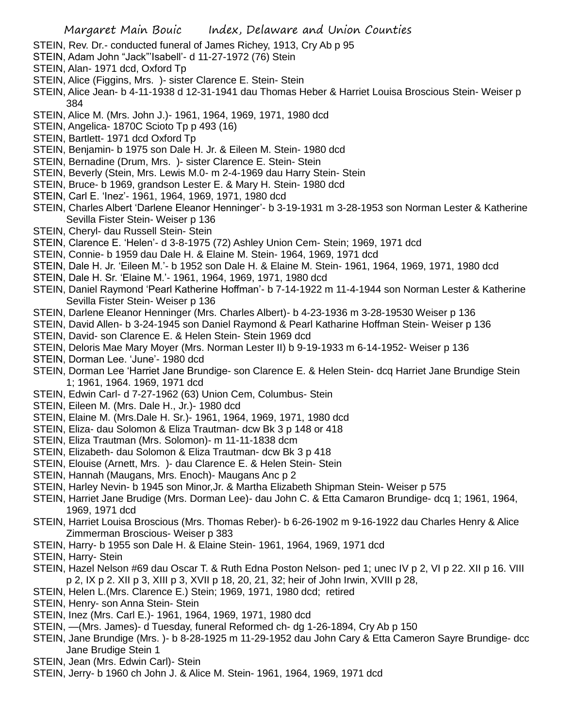STEIN, Rev. Dr.- conducted funeral of James Richey, 1913, Cry Ab p 95

STEIN, Adam John "Jack"'Isabell'- d 11-27-1972 (76) Stein

STEIN, Alan- 1971 dcd, Oxford Tp

STEIN, Alice (Figgins, Mrs. )- sister Clarence E. Stein- Stein

STEIN, Alice Jean- b 4-11-1938 d 12-31-1941 dau Thomas Heber & Harriet Louisa Broscious Stein- Weiser p 384

STEIN, Alice M. (Mrs. John J.)- 1961, 1964, 1969, 1971, 1980 dcd

STEIN, Angelica- 1870C Scioto Tp p 493 (16)

STEIN, Bartlett- 1971 dcd Oxford Tp

STEIN, Benjamin- b 1975 son Dale H. Jr. & Eileen M. Stein- 1980 dcd

STEIN, Bernadine (Drum, Mrs. )- sister Clarence E. Stein- Stein

STEIN, Beverly (Stein, Mrs. Lewis M.0- m 2-4-1969 dau Harry Stein- Stein

STEIN, Bruce- b 1969, grandson Lester E. & Mary H. Stein- 1980 dcd

STEIN, Carl E. 'Inez'- 1961, 1964, 1969, 1971, 1980 dcd

STEIN, Charles Albert 'Darlene Eleanor Henninger'- b 3-19-1931 m 3-28-1953 son Norman Lester & Katherine Sevilla Fister Stein- Weiser p 136

STEIN, Cheryl- dau Russell Stein- Stein

STEIN, Clarence E. 'Helen'- d 3-8-1975 (72) Ashley Union Cem- Stein; 1969, 1971 dcd

STEIN, Connie- b 1959 dau Dale H. & Elaine M. Stein- 1964, 1969, 1971 dcd

STEIN, Dale H. Jr. 'Eileen M.'- b 1952 son Dale H. & Elaine M. Stein- 1961, 1964, 1969, 1971, 1980 dcd

STEIN, Dale H. Sr. 'Elaine M.'- 1961, 1964, 1969, 1971, 1980 dcd

STEIN, Daniel Raymond 'Pearl Katherine Hoffman'- b 7-14-1922 m 11-4-1944 son Norman Lester & Katherine Sevilla Fister Stein- Weiser p 136

STEIN, Darlene Eleanor Henninger (Mrs. Charles Albert)- b 4-23-1936 m 3-28-19530 Weiser p 136

STEIN, David Allen- b 3-24-1945 son Daniel Raymond & Pearl Katharine Hoffman Stein- Weiser p 136

STEIN, David- son Clarence E. & Helen Stein- Stein 1969 dcd

STEIN, Deloris Mae Mary Moyer (Mrs. Norman Lester II) b 9-19-1933 m 6-14-1952- Weiser p 136

STEIN, Dorman Lee. 'June'- 1980 dcd

STEIN, Dorman Lee 'Harriet Jane Brundige- son Clarence E. & Helen Stein- dcq Harriet Jane Brundige Stein 1; 1961, 1964. 1969, 1971 dcd

STEIN, Edwin Carl- d 7-27-1962 (63) Union Cem, Columbus- Stein

STEIN, Eileen M. (Mrs. Dale H., Jr.)- 1980 dcd

STEIN, Elaine M. (Mrs.Dale H. Sr.)- 1961, 1964, 1969, 1971, 1980 dcd

STEIN, Eliza- dau Solomon & Eliza Trautman- dcw Bk 3 p 148 or 418

STEIN, Eliza Trautman (Mrs. Solomon)- m 11-11-1838 dcm

STEIN, Elizabeth- dau Solomon & Eliza Trautman- dcw Bk 3 p 418

STEIN, Elouise (Arnett, Mrs. )- dau Clarence E. & Helen Stein- Stein

STEIN, Hannah (Maugans, Mrs. Enoch)- Maugans Anc p 2

STEIN, Harley Nevin- b 1945 son Minor,Jr. & Martha Elizabeth Shipman Stein- Weiser p 575

STEIN, Harriet Jane Brudige (Mrs. Dorman Lee)- dau John C. & Etta Camaron Brundige- dcq 1; 1961, 1964, 1969, 1971 dcd

STEIN, Harriet Louisa Broscious (Mrs. Thomas Reber)- b 6-26-1902 m 9-16-1922 dau Charles Henry & Alice Zimmerman Broscious- Weiser p 383

STEIN, Harry- b 1955 son Dale H. & Elaine Stein- 1961, 1964, 1969, 1971 dcd

STEIN, Harry- Stein

STEIN, Hazel Nelson #69 dau Oscar T. & Ruth Edna Poston Nelson- ped 1; unec IV p 2, VI p 22. XII p 16. VIII p 2, IX p 2. XII p 3, XIII p 3, XVII p 18, 20, 21, 32; heir of John Irwin, XVIII p 28,

STEIN, Helen L.(Mrs. Clarence E.) Stein; 1969, 1971, 1980 dcd; retired

STEIN, Henry- son Anna Stein- Stein

STEIN, Inez (Mrs. Carl E.)- 1961, 1964, 1969, 1971, 1980 dcd

STEIN, —(Mrs. James)- d Tuesday, funeral Reformed ch- dg 1-26-1894, Cry Ab p 150

STEIN, Jane Brundige (Mrs. )- b 8-28-1925 m 11-29-1952 dau John Cary & Etta Cameron Sayre Brundige- dcc Jane Brudige Stein 1

STEIN, Jean (Mrs. Edwin Carl)- Stein

STEIN, Jerry- b 1960 ch John J. & Alice M. Stein- 1961, 1964, 1969, 1971 dcd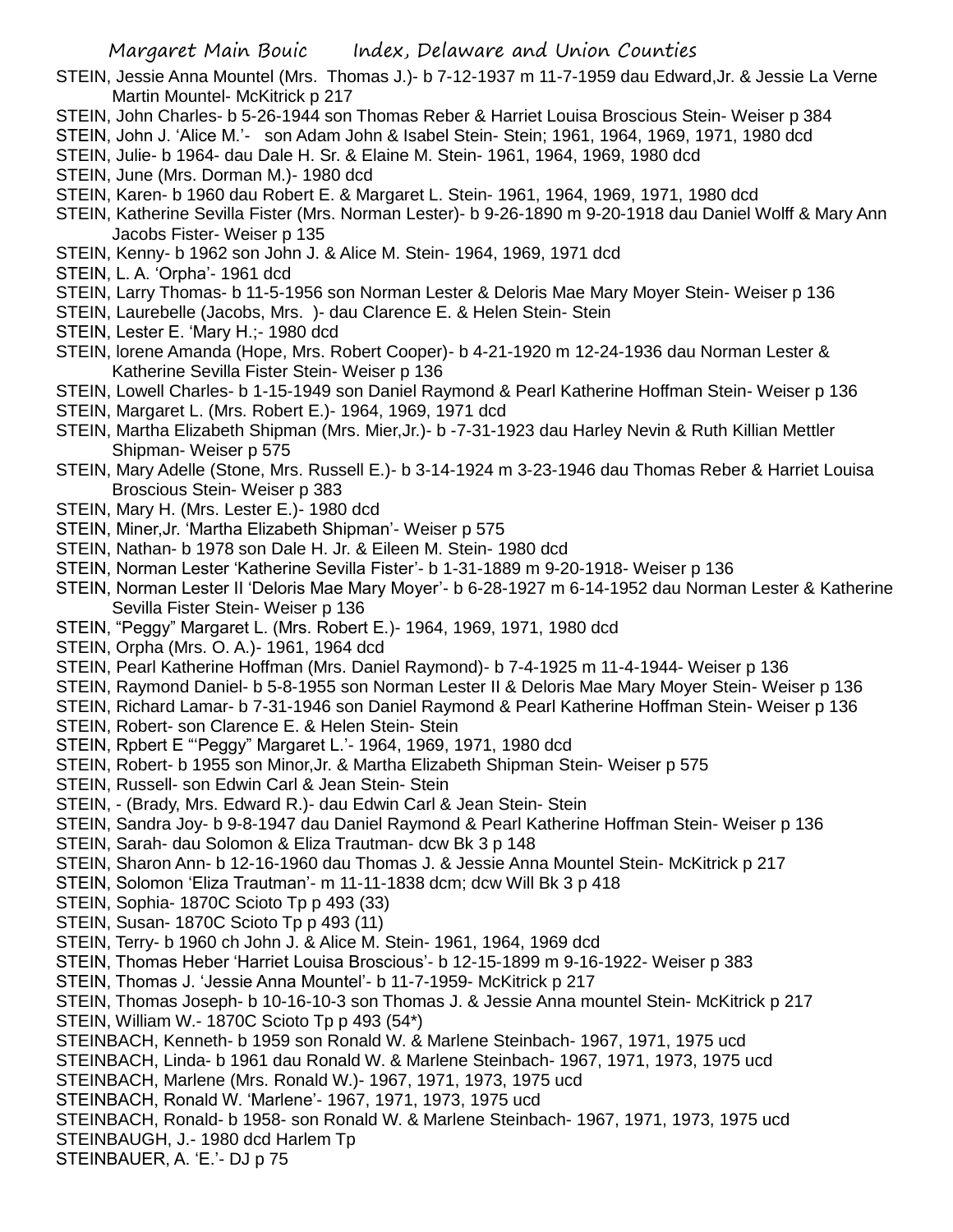STEIN, Jessie Anna Mountel (Mrs. Thomas J.)- b 7-12-1937 m 11-7-1959 dau Edward,Jr. & Jessie La Verne Martin Mountel- McKitrick p 217

STEIN, John Charles- b 5-26-1944 son Thomas Reber & Harriet Louisa Broscious Stein- Weiser p 384

STEIN, John J. 'Alice M.'- son Adam John & Isabel Stein- Stein; 1961, 1964, 1969, 1971, 1980 dcd

STEIN, Julie- b 1964- dau Dale H. Sr. & Elaine M. Stein- 1961, 1964, 1969, 1980 dcd

STEIN, June (Mrs. Dorman M.)- 1980 dcd

STEIN, Karen- b 1960 dau Robert E. & Margaret L. Stein- 1961, 1964, 1969, 1971, 1980 dcd

STEIN, Katherine Sevilla Fister (Mrs. Norman Lester)- b 9-26-1890 m 9-20-1918 dau Daniel Wolff & Mary Ann Jacobs Fister- Weiser p 135

STEIN, Kenny- b 1962 son John J. & Alice M. Stein- 1964, 1969, 1971 dcd

STEIN, L. A. 'Orpha'- 1961 dcd

STEIN, Larry Thomas- b 11-5-1956 son Norman Lester & Deloris Mae Mary Moyer Stein- Weiser p 136

STEIN, Laurebelle (Jacobs, Mrs. )- dau Clarence E. & Helen Stein- Stein

STEIN, Lester E. 'Mary H.;- 1980 dcd

STEIN, lorene Amanda (Hope, Mrs. Robert Cooper)- b 4-21-1920 m 12-24-1936 dau Norman Lester & Katherine Sevilla Fister Stein- Weiser p 136

STEIN, Lowell Charles- b 1-15-1949 son Daniel Raymond & Pearl Katherine Hoffman Stein- Weiser p 136

STEIN, Margaret L. (Mrs. Robert E.)- 1964, 1969, 1971 dcd

STEIN, Martha Elizabeth Shipman (Mrs. Mier,Jr.)- b -7-31-1923 dau Harley Nevin & Ruth Killian Mettler Shipman- Weiser p 575

STEIN, Mary Adelle (Stone, Mrs. Russell E.)- b 3-14-1924 m 3-23-1946 dau Thomas Reber & Harriet Louisa Broscious Stein- Weiser p 383

STEIN, Mary H. (Mrs. Lester E.)- 1980 dcd

STEIN, Miner,Jr. 'Martha Elizabeth Shipman'- Weiser p 575

STEIN, Nathan- b 1978 son Dale H. Jr. & Eileen M. Stein- 1980 dcd

STEIN, Norman Lester 'Katherine Sevilla Fister'- b 1-31-1889 m 9-20-1918- Weiser p 136

STEIN, Norman Lester II 'Deloris Mae Mary Moyer'- b 6-28-1927 m 6-14-1952 dau Norman Lester & Katherine Sevilla Fister Stein- Weiser p 136

STEIN, "Peggy" Margaret L. (Mrs. Robert E.)- 1964, 1969, 1971, 1980 dcd

STEIN, Orpha (Mrs. O. A.)- 1961, 1964 dcd

STEIN, Pearl Katherine Hoffman (Mrs. Daniel Raymond)- b 7-4-1925 m 11-4-1944- Weiser p 136

STEIN, Raymond Daniel- b 5-8-1955 son Norman Lester II & Deloris Mae Mary Moyer Stein- Weiser p 136

STEIN, Richard Lamar- b 7-31-1946 son Daniel Raymond & Pearl Katherine Hoffman Stein- Weiser p 136

STEIN, Robert- son Clarence E. & Helen Stein- Stein

STEIN, Rpbert E "'Peggy" Margaret L.'- 1964, 1969, 1971, 1980 dcd

STEIN, Robert- b 1955 son Minor,Jr. & Martha Elizabeth Shipman Stein- Weiser p 575

STEIN, Russell- son Edwin Carl & Jean Stein- Stein

STEIN, - (Brady, Mrs. Edward R.)- dau Edwin Carl & Jean Stein- Stein

STEIN, Sandra Joy- b 9-8-1947 dau Daniel Raymond & Pearl Katherine Hoffman Stein- Weiser p 136

STEIN, Sarah- dau Solomon & Eliza Trautman- dcw Bk 3 p 148

STEIN, Sharon Ann- b 12-16-1960 dau Thomas J. & Jessie Anna Mountel Stein- McKitrick p 217

STEIN, Solomon 'Eliza Trautman'- m 11-11-1838 dcm; dcw Will Bk 3 p 418

STEIN, Sophia- 1870C Scioto Tp p 493 (33)

STEIN, Susan- 1870C Scioto Tp p 493 (11)

STEIN, Terry- b 1960 ch John J. & Alice M. Stein- 1961, 1964, 1969 dcd

STEIN, Thomas Heber 'Harriet Louisa Broscious'- b 12-15-1899 m 9-16-1922- Weiser p 383

STEIN, Thomas J. 'Jessie Anna Mountel'- b 11-7-1959- McKitrick p 217

STEIN, Thomas Joseph- b 10-16-10-3 son Thomas J. & Jessie Anna mountel Stein- McKitrick p 217

STEIN, William W.- 1870C Scioto Tp p 493 (54*)

STEINBACH, Kenneth- b 1959 son Ronald W. & Marlene Steinbach- 1967, 1971, 1975 ucd

STEINBACH, Linda- b 1961 dau Ronald W. & Marlene Steinbach- 1967, 1971, 1973, 1975 ucd

STEINBACH, Marlene (Mrs. Ronald W.)- 1967, 1971, 1973, 1975 ucd

STEINBACH, Ronald W. 'Marlene'- 1967, 1971, 1973, 1975 ucd

STEINBACH, Ronald- b 1958- son Ronald W. & Marlene Steinbach- 1967, 1971, 1973, 1975 ucd

STEINBAUGH, J.- 1980 dcd Harlem Tp

STEINBAUER, A. 'E.'- DJ p 75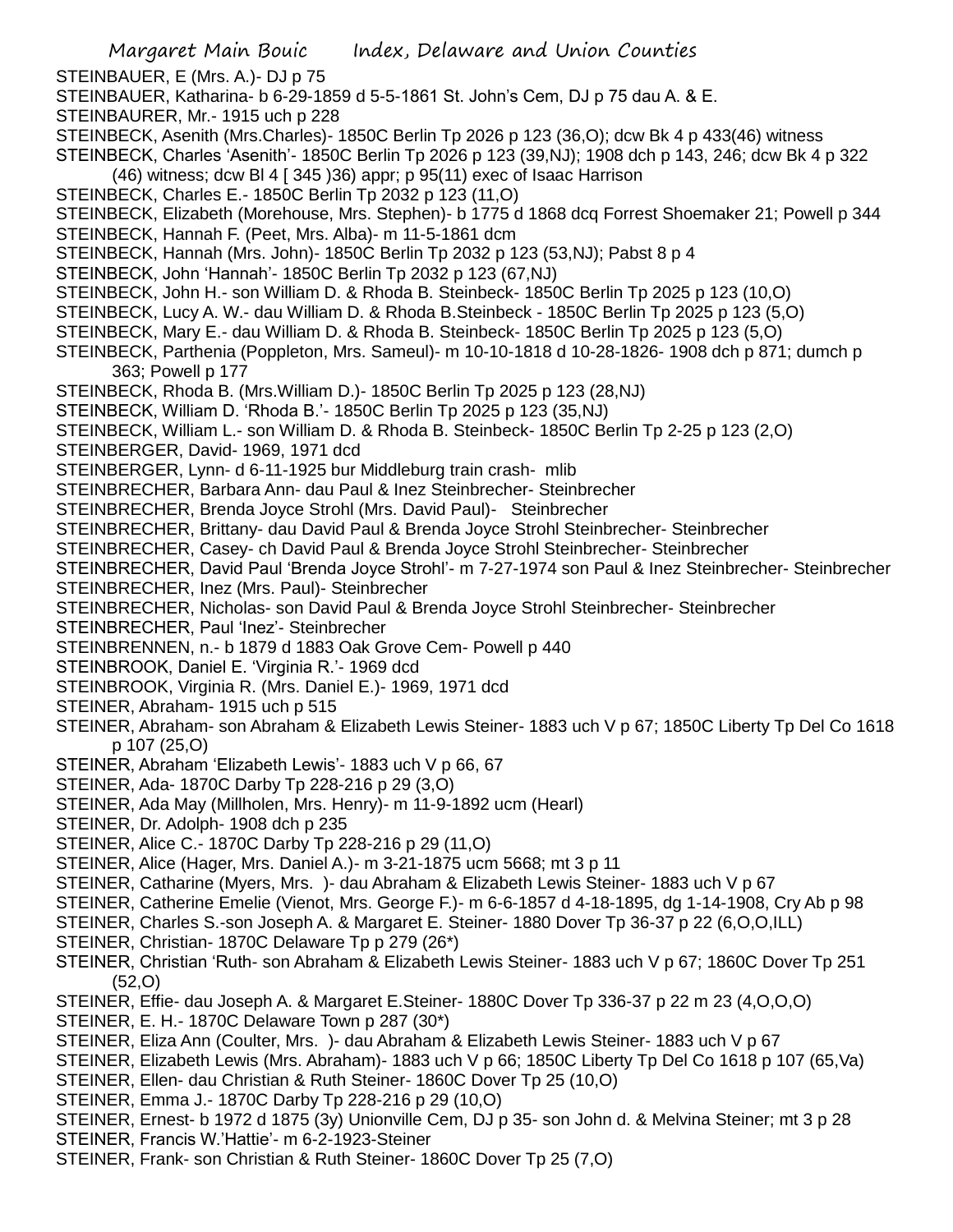STEINBAUER, E (Mrs. A.)- DJ p 75
STEINBAUER, Katharina- b 6-29-1859 d 5-5-1861 St. John's Cem, DJ p 75 dau A. & E.
STEINBAURER, Mr.- 1915 uch p 228
STEINBECK, Asenith (Mrs.Charles)- 1850C Berlin Tp 2026 p 123 (36,O); dcw Bk 4 p 433(46) witness
STEINBECK, Charles 'Asenith'- 1850C Berlin Tp 2026 p 123 (39,NJ); 1908 dch p 143, 246; dcw Bk 4 p 322 (46) witness; dcw Bl 4 [ 345 )36) appr; p 95(11) exec of Isaac Harrison
STEINBECK, Charles E.- 1850C Berlin Tp 2032 p 123 (11,O)
STEINBECK, Elizabeth (Morehouse, Mrs. Stephen)- b 1775 d 1868 dcq Forrest Shoemaker 21; Powell p 344
STEINBECK, Hannah F. (Peet, Mrs. Alba)- m 11-5-1861 dcm
STEINBECK, Hannah (Mrs. John)- 1850C Berlin Tp 2032 p 123 (53,NJ); Pabst 8 p 4
STEINBECK, John 'Hannah'- 1850C Berlin Tp 2032 p 123 (67,NJ)
STEINBECK, John H.- son William D. & Rhoda B. Steinbeck- 1850C Berlin Tp 2025 p 123 (10,O)
STEINBECK, Lucy A. W.- dau William D. & Rhoda B.Steinbeck - 1850C Berlin Tp 2025 p 123 (5,O)
STEINBECK, Mary E.- dau William D. & Rhoda B. Steinbeck- 1850C Berlin Tp 2025 p 123 (5,O)
STEINBECK, Parthenia (Poppleton, Mrs. Sameul)- m 10-10-1818 d 10-28-1826- 1908 dch p 871; dumch p 363; Powell p 177
STEINBECK, Rhoda B. (Mrs.William D.)- 1850C Berlin Tp 2025 p 123 (28,NJ)
STEINBECK, William D. 'Rhoda B.'- 1850C Berlin Tp 2025 p 123 (35,NJ)
STEINBECK, William L.- son William D. & Rhoda B. Steinbeck- 1850C Berlin Tp 2-25 p 123 (2,O)
STEINBERGER, David- 1969, 1971 dcd
STEINBERGER, Lynn- d 6-11-1925 bur Middleburg train crash- mlib
STEINBRECHER, Barbara Ann- dau Paul & Inez Steinbrecher- Steinbrecher
STEINBRECHER, Brenda Joyce Strohl (Mrs. David Paul)- Steinbrecher
STEINBRECHER, Brittany- dau David Paul & Brenda Joyce Strohl Steinbrecher- Steinbrecher
STEINBRECHER, Casey- ch David Paul & Brenda Joyce Strohl Steinbrecher- Steinbrecher
STEINBRECHER, David Paul 'Brenda Joyce Strohl'- m 7-27-1974 son Paul & Inez Steinbrecher- Steinbrecher
STEINBRECHER, Inez (Mrs. Paul)- Steinbrecher
STEINBRECHER, Nicholas- son David Paul & Brenda Joyce Strohl Steinbrecher- Steinbrecher
STEINBRECHER, Paul 'Inez'- Steinbrecher
STEINBRENNEN, n.- b 1879 d 1883 Oak Grove Cem- Powell p 440
STEINBROOK, Daniel E. 'Virginia R.'- 1969 dcd
STEINBROOK, Virginia R. (Mrs. Daniel E.)- 1969, 1971 dcd
STEINER, Abraham- 1915 uch p 515
STEINER, Abraham- son Abraham & Elizabeth Lewis Steiner- 1883 uch V p 67; 1850C Liberty Tp Del Co 1618 p 107 (25,O)
STEINER, Abraham 'Elizabeth Lewis'- 1883 uch V p 66, 67
STEINER, Ada- 1870C Darby Tp 228-216 p 29 (3,O)
STEINER, Ada May (Millholen, Mrs. Henry)- m 11-9-1892 ucm (Hearl)
STEINER, Dr. Adolph- 1908 dch p 235
STEINER, Alice C.- 1870C Darby Tp 228-216 p 29 (11,O)
STEINER, Alice (Hager, Mrs. Daniel A.)- m 3-21-1875 ucm 5668; mt 3 p 11
STEINER, Catharine (Myers, Mrs. )- dau Abraham & Elizabeth Lewis Steiner- 1883 uch V p 67
STEINER, Catherine Emelie (Vienot, Mrs. George F.)- m 6-6-1857 d 4-18-1895, dg 1-14-1908, Cry Ab p 98
STEINER, Charles S.-son Joseph A. & Margaret E. Steiner- 1880 Dover Tp 36-37 p 22 (6,O,O,ILL)
STEINER, Christian- 1870C Delaware Tp p 279 (26*)
STEINER, Christian 'Ruth- son Abraham & Elizabeth Lewis Steiner- 1883 uch V p 67; 1860C Dover Tp 251 (52,O)
STEINER, Effie- dau Joseph A. & Margaret E.Steiner- 1880C Dover Tp 336-37 p 22 m 23 (4,O,O,O)
STEINER, E. H.- 1870C Delaware Town p 287 (30*)
STEINER, Eliza Ann (Coulter, Mrs. )- dau Abraham & Elizabeth Lewis Steiner- 1883 uch V p 67
STEINER, Elizabeth Lewis (Mrs. Abraham)- 1883 uch V p 66; 1850C Liberty Tp Del Co 1618 p 107 (65,Va)
STEINER, Ellen- dau Christian & Ruth Steiner- 1860C Dover Tp 25 (10,O)
STEINER, Emma J.- 1870C Darby Tp 228-216 p 29 (10,O)
STEINER, Ernest- b 1972 d 1875 (3y) Unionville Cem, DJ p 35- son John d. & Melvina Steiner; mt 3 p 28
STEINER, Francis W.'Hattie'- m 6-2-1923-Steiner
STEINER, Frank- son Christian & Ruth Steiner- 1860C Dover Tp 25 (7,O)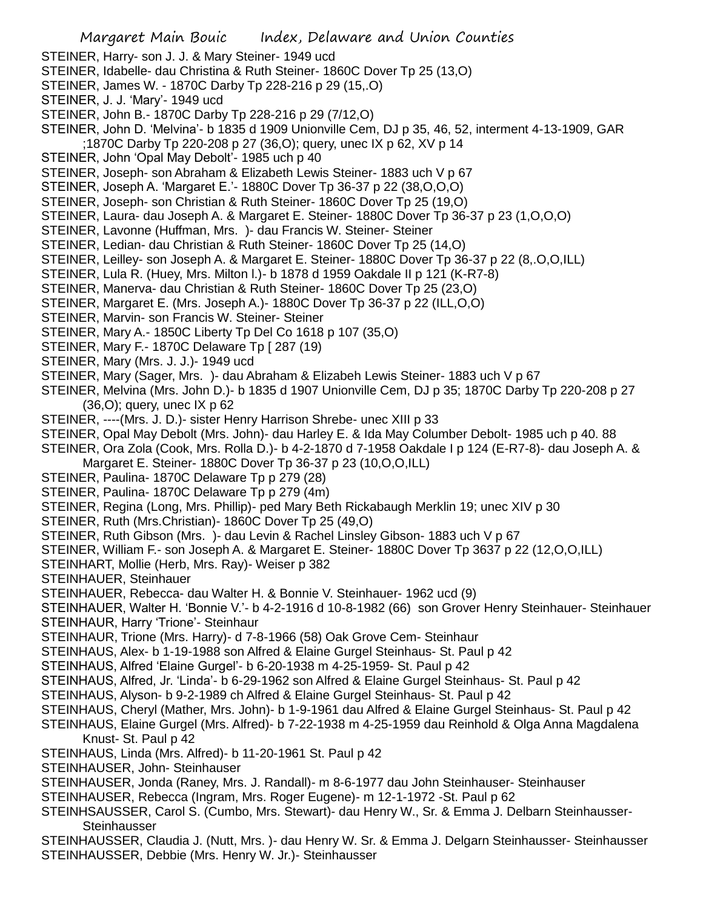STEINER, Harry- son J. J. & Mary Steiner- 1949 ucd
STEINER, Idabelle- dau Christina & Ruth Steiner- 1860C Dover Tp 25 (13,O)
STEINER, James W. - 1870C Darby Tp 228-216 p 29 (15,.O)
STEINER, J. J. 'Mary'- 1949 ucd
STEINER, John B.- 1870C Darby Tp 228-216 p 29 (7/12,O)
STEINER, John D. 'Melvina'- b 1835 d 1909 Unionville Cem, DJ p 35, 46, 52, interment 4-13-1909, GAR ;1870C Darby Tp 220-208 p 27 (36,O); query, unec IX p 62, XV p 14
STEINER, John 'Opal May Debolt'- 1985 uch p 40
STEINER, Joseph- son Abraham & Elizabeth Lewis Steiner- 1883 uch V p 67
STEINER, Joseph A. 'Margaret E.'- 1880C Dover Tp 36-37 p 22 (38,O,O,O)
STEINER, Joseph- son Christian & Ruth Steiner- 1860C Dover Tp 25 (19,O)
STEINER, Laura- dau Joseph A. & Margaret E. Steiner- 1880C Dover Tp 36-37 p 23 (1,O,O,O)
STEINER, Lavonne (Huffman, Mrs. )- dau Francis W. Steiner- Steiner
STEINER, Ledian- dau Christian & Ruth Steiner- 1860C Dover Tp 25 (14,O)
STEINER, Leilley- son Joseph A. & Margaret E. Steiner- 1880C Dover Tp 36-37 p 22 (8,.O,O,ILL)
STEINER, Lula R. (Huey, Mrs. Milton l.)- b 1878 d 1959 Oakdale II p 121 (K-R7-8)
STEINER, Manerva- dau Christian & Ruth Steiner- 1860C Dover Tp 25 (23,O)
STEINER, Margaret E. (Mrs. Joseph A.)- 1880C Dover Tp 36-37 p 22 (ILL,O,O)
STEINER, Marvin- son Francis W. Steiner- Steiner
STEINER, Mary A.- 1850C Liberty Tp Del Co 1618 p 107 (35,O)
STEINER, Mary F.- 1870C Delaware Tp [ 287 (19)
STEINER, Mary (Mrs. J. J.)- 1949 ucd
STEINER, Mary (Sager, Mrs. )- dau Abraham & Elizabeh Lewis Steiner- 1883 uch V p 67
STEINER, Melvina (Mrs. John D.)- b 1835 d 1907 Unionville Cem, DJ p 35; 1870C Darby Tp 220-208 p 27 (36,O); query, unec IX p 62
STEINER, ----(Mrs. J. D.)- sister Henry Harrison Shrebe- unec XIII p 33
STEINER, Opal May Debolt (Mrs. John)- dau Harley E. & Ida May Columber Debolt- 1985 uch p 40. 88
STEINER, Ora Zola (Cook, Mrs. Rolla D.)- b 4-2-1870 d 7-1958 Oakdale I p 124 (E-R7-8)- dau Joseph A. & Margaret E. Steiner- 1880C Dover Tp 36-37 p 23 (10,O,O,ILL)
STEINER, Paulina- 1870C Delaware Tp p 279 (28)
STEINER, Paulina- 1870C Delaware Tp p 279 (4m)
STEINER, Regina (Long, Mrs. Phillip)- ped Mary Beth Rickabaugh Merklin 19; unec XIV p 30
STEINER, Ruth (Mrs.Christian)- 1860C Dover Tp 25 (49,O)
STEINER, Ruth Gibson (Mrs. )- dau Levin & Rachel Linsley Gibson- 1883 uch V p 67
STEINER, William F.- son Joseph A. & Margaret E. Steiner- 1880C Dover Tp 3637 p 22 (12,O,O,ILL)
STEINHART, Mollie (Herb, Mrs. Ray)- Weiser p 382
STEINHAUER, Steinhauer
STEINHAUER, Rebecca- dau Walter H. & Bonnie V. Steinhauer- 1962 ucd (9)
STEINHAUER, Walter H. 'Bonnie V.'- b 4-2-1916 d 10-8-1982 (66) son Grover Henry Steinhauer- Steinhauer
STEINHAUR, Harry 'Trione'- Steinhaur
STEINHAUR, Trione (Mrs. Harry)- d 7-8-1966 (58) Oak Grove Cem- Steinhaur
STEINHAUS, Alex- b 1-19-1988 son Alfred & Elaine Gurgel Steinhaus- St. Paul p 42
STEINHAUS, Alfred 'Elaine Gurgel'- b 6-20-1938 m 4-25-1959- St. Paul p 42
STEINHAUS, Alfred, Jr. 'Linda'- b 6-29-1962 son Alfred & Elaine Gurgel Steinhaus- St. Paul p 42
STEINHAUS, Alyson- b 9-2-1989 ch Alfred & Elaine Gurgel Steinhaus- St. Paul p 42
STEINHAUS, Cheryl (Mather, Mrs. John)- b 1-9-1961 dau Alfred & Elaine Gurgel Steinhaus- St. Paul p 42
STEINHAUS, Elaine Gurgel (Mrs. Alfred)- b 7-22-1938 m 4-25-1959 dau Reinhold & Olga Anna Magdalena Knust- St. Paul p 42
STEINHAUS, Linda (Mrs. Alfred)- b 11-20-1961 St. Paul p 42
STEINHAUSER, John- Steinhauser
STEINHAUSER, Jonda (Raney, Mrs. J. Randall)- m 8-6-1977 dau John Steinhauser- Steinhauser
STEINHAUSER, Rebecca (Ingram, Mrs. Roger Eugene)- m 12-1-1972 -St. Paul p 62
STEINHSAUSSER, Carol S. (Cumbo, Mrs. Stewart)- dau Henry W., Sr. & Emma J. Delbarn Steinhausser- Steinhausser
STEINHAUSSER, Claudia J. (Nutt, Mrs. )- dau Henry W. Sr. & Emma J. Delgarn Steinhausser- Steinhausser
STEINHAUSSER, Debbie (Mrs. Henry W. Jr.)- Steinhausser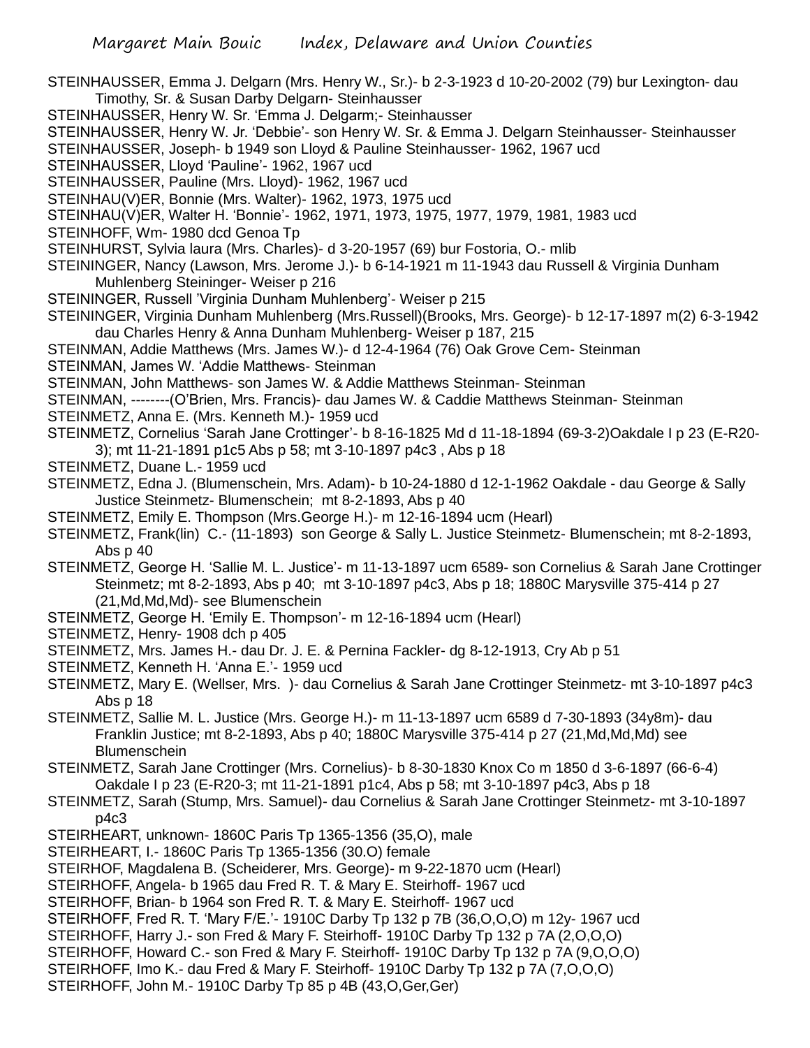STEINHAUSSER, Emma J. Delgarn (Mrs. Henry W., Sr.)- b 2-3-1923 d 10-20-2002 (79) bur Lexington- dau Timothy, Sr. & Susan Darby Delgarn- Steinhausser

STEINHAUSSER, Henry W. Sr. 'Emma J. Delgarm;- Steinhausser

STEINHAUSSER, Henry W. Jr. 'Debbie'- son Henry W. Sr. & Emma J. Delgarn Steinhausser- Steinhausser

STEINHAUSSER, Joseph- b 1949 son Lloyd & Pauline Steinhausser- 1962, 1967 ucd

STEINHAUSSER, Lloyd 'Pauline'- 1962, 1967 ucd

STEINHAUSSER, Pauline (Mrs. Lloyd)- 1962, 1967 ucd

STEINHAU(V)ER, Bonnie (Mrs. Walter)- 1962, 1973, 1975 ucd

STEINHAU(V)ER, Walter H. 'Bonnie'- 1962, 1971, 1973, 1975, 1977, 1979, 1981, 1983 ucd

STEINHOFF, Wm- 1980 dcd Genoa Tp

STEINHURST, Sylvia laura (Mrs. Charles)- d 3-20-1957 (69) bur Fostoria, O.- mlib

STEININGER, Nancy (Lawson, Mrs. Jerome J.)- b 6-14-1921 m 11-1943 dau Russell & Virginia Dunham Muhlenberg Steininger- Weiser p 216

STEININGER, Russell 'Virginia Dunham Muhlenberg'- Weiser p 215

STEININGER, Virginia Dunham Muhlenberg (Mrs.Russell)(Brooks, Mrs. George)- b 12-17-1897 m(2) 6-3-1942 dau Charles Henry & Anna Dunham Muhlenberg- Weiser p 187, 215

STEINMAN, Addie Matthews (Mrs. James W.)- d 12-4-1964 (76) Oak Grove Cem- Steinman

STEINMAN, James W. 'Addie Matthews- Steinman

STEINMAN, John Matthews- son James W. & Addie Matthews Steinman- Steinman

STEINMAN, --------(O'Brien, Mrs. Francis)- dau James W. & Caddie Matthews Steinman- Steinman

STEINMETZ, Anna E. (Mrs. Kenneth M.)- 1959 ucd

STEINMETZ, Cornelius 'Sarah Jane Crottinger'- b 8-16-1825 Md d 11-18-1894 (69-3-2)Oakdale I p 23 (E-R20-3); mt 11-21-1891 p1c5 Abs p 58; mt 3-10-1897 p4c3 , Abs p 18

STEINMETZ, Duane L.- 1959 ucd

STEINMETZ, Edna J. (Blumenschein, Mrs. Adam)- b 10-24-1880 d 12-1-1962 Oakdale - dau George & Sally Justice Steinmetz- Blumenschein; mt 8-2-1893, Abs p 40

STEINMETZ, Emily E. Thompson (Mrs.George H.)- m 12-16-1894 ucm (Hearl)

STEINMETZ, Frank(lin) C.- (11-1893) son George & Sally L. Justice Steinmetz- Blumenschein; mt 8-2-1893, Abs p 40

STEINMETZ, George H. 'Sallie M. L. Justice'- m 11-13-1897 ucm 6589- son Cornelius & Sarah Jane Crottinger Steinmetz; mt 8-2-1893, Abs p 40; mt 3-10-1897 p4c3, Abs p 18; 1880C Marysville 375-414 p 27 (21,Md,Md,Md)- see Blumenschein

STEINMETZ, George H. 'Emily E. Thompson'- m 12-16-1894 ucm (Hearl)

STEINMETZ, Henry- 1908 dch p 405

STEINMETZ, Mrs. James H.- dau Dr. J. E. & Pernina Fackler- dg 8-12-1913, Cry Ab p 51

STEINMETZ, Kenneth H. 'Anna E.'- 1959 ucd

STEINMETZ, Mary E. (Wellser, Mrs. )- dau Cornelius & Sarah Jane Crottinger Steinmetz- mt 3-10-1897 p4c3 Abs p 18

STEINMETZ, Sallie M. L. Justice (Mrs. George H.)- m 11-13-1897 ucm 6589 d 7-30-1893 (34y8m)- dau Franklin Justice; mt 8-2-1893, Abs p 40; 1880C Marysville 375-414 p 27 (21,Md,Md,Md) see Blumenschein

STEINMETZ, Sarah Jane Crottinger (Mrs. Cornelius)- b 8-30-1830 Knox Co m 1850 d 3-6-1897 (66-6-4) Oakdale I p 23 (E-R20-3; mt 11-21-1891 p1c4, Abs p 58; mt 3-10-1897 p4c3, Abs p 18

STEINMETZ, Sarah (Stump, Mrs. Samuel)- dau Cornelius & Sarah Jane Crottinger Steinmetz- mt 3-10-1897 p4c3

STEIRHEART, unknown- 1860C Paris Tp 1365-1356 (35,O), male

STEIRHEART, I.- 1860C Paris Tp 1365-1356 (30.O) female

STEIRHOF, Magdalena B. (Scheiderer, Mrs. George)- m 9-22-1870 ucm (Hearl)

STEIRHOFF, Angela- b 1965 dau Fred R. T. & Mary E. Steirhoff- 1967 ucd

STEIRHOFF, Brian- b 1964 son Fred R. T. & Mary E. Steirhoff- 1967 ucd

STEIRHOFF, Fred R. T. 'Mary F/E.'- 1910C Darby Tp 132 p 7B (36,O,O,O) m 12y- 1967 ucd

STEIRHOFF, Harry J.- son Fred & Mary F. Steirhoff- 1910C Darby Tp 132 p 7A (2,O,O,O)

STEIRHOFF, Howard C.- son Fred & Mary F. Steirhoff- 1910C Darby Tp 132 p 7A (9,O,O,O)

STEIRHOFF, Imo K.- dau Fred & Mary F. Steirhoff- 1910C Darby Tp 132 p 7A (7,O,O,O)

STEIRHOFF, John M.- 1910C Darby Tp 85 p 4B (43,O,Ger,Ger)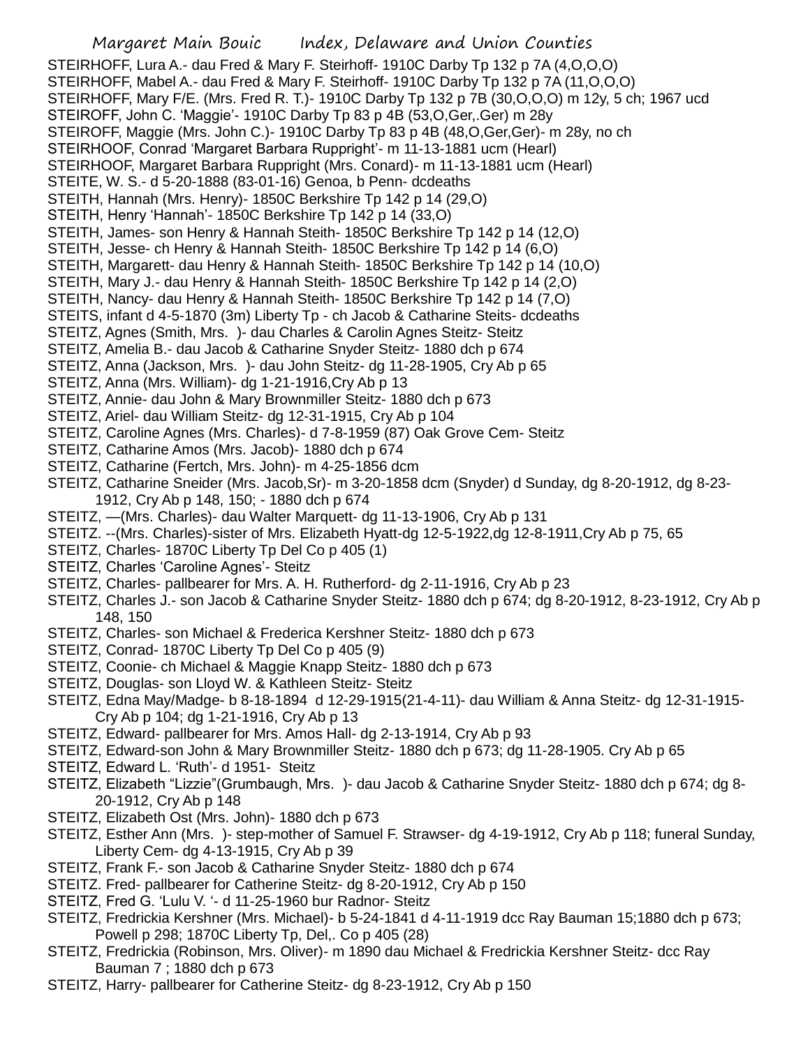STEIRHOFF, Lura A.- dau Fred & Mary F. Steirhoff- 1910C Darby Tp 132 p 7A (4,O,O,O)
STEIRHOFF, Mabel A.- dau Fred & Mary F. Steirhoff- 1910C Darby Tp 132 p 7A (11,O,O,O)
STEIRHOFF, Mary F/E. (Mrs. Fred R. T.)- 1910C Darby Tp 132 p 7B (30,O,O,O) m 12y, 5 ch; 1967 ucd
STEIROFF, John C. 'Maggie'- 1910C Darby Tp 83 p 4B (53,O,Ger,.Ger) m 28y
STEIROFF, Maggie (Mrs. John C.)- 1910C Darby Tp 83 p 4B (48,O,Ger,Ger)- m 28y, no ch
STEIRHOOF, Conrad 'Margaret Barbara Ruppright'- m 11-13-1881 ucm (Hearl)
STEIRHOOF, Margaret Barbara Ruppright (Mrs. Conard)- m 11-13-1881 ucm (Hearl)
STEITE, W. S.- d 5-20-1888 (83-01-16) Genoa, b Penn- dcdeaths
STEITH, Hannah (Mrs. Henry)- 1850C Berkshire Tp 142 p 14 (29,O)
STEITH, Henry 'Hannah'- 1850C Berkshire Tp 142 p 14 (33,O)
STEITH, James- son Henry & Hannah Steith- 1850C Berkshire Tp 142 p 14 (12,O)
STEITH, Jesse- ch Henry & Hannah Steith- 1850C Berkshire Tp 142 p 14 (6,O)
STEITH, Margarett- dau Henry & Hannah Steith- 1850C Berkshire Tp 142 p 14 (10,O)
STEITH, Mary J.- dau Henry & Hannah Steith- 1850C Berkshire Tp 142 p 14 (2,O)
STEITH, Nancy- dau Henry & Hannah Steith- 1850C Berkshire Tp 142 p 14 (7,O)
STEITS, infant d 4-5-1870 (3m) Liberty Tp - ch Jacob & Catharine Steits- dcdeaths
STEITZ, Agnes (Smith, Mrs. )- dau Charles & Carolin Agnes Steitz- Steitz
STEITZ, Amelia B.- dau Jacob & Catharine Snyder Steitz- 1880 dch p 674
STEITZ, Anna (Jackson, Mrs. )- dau John Steitz- dg 11-28-1905, Cry Ab p 65
STEITZ, Anna (Mrs. William)- dg 1-21-1916,Cry Ab p 13
STEITZ, Annie- dau John & Mary Brownmiller Steitz- 1880 dch p 673
STEITZ, Ariel- dau William Steitz- dg 12-31-1915, Cry Ab p 104
STEITZ, Caroline Agnes (Mrs. Charles)- d 7-8-1959 (87) Oak Grove Cem- Steitz
STEITZ, Catharine Amos (Mrs. Jacob)- 1880 dch p 674
STEITZ, Catharine (Fertch, Mrs. John)- m 4-25-1856 dcm
STEITZ, Catharine Sneider (Mrs. Jacob,Sr)- m 3-20-1858 dcm (Snyder) d Sunday, dg 8-20-1912, dg 8-23-1912, Cry Ab p 148, 150; - 1880 dch p 674
STEITZ, —(Mrs. Charles)- dau Walter Marquett- dg 11-13-1906, Cry Ab p 131
STEITZ. --(Mrs. Charles)-sister of Mrs. Elizabeth Hyatt-dg 12-5-1922,dg 12-8-1911,Cry Ab p 75, 65
STEITZ, Charles- 1870C Liberty Tp Del Co p 405 (1)
STEITZ, Charles 'Caroline Agnes'- Steitz
STEITZ, Charles- pallbearer for Mrs. A. H. Rutherford- dg 2-11-1916, Cry Ab p 23
STEITZ, Charles J.- son Jacob & Catharine Snyder Steitz- 1880 dch p 674; dg 8-20-1912, 8-23-1912, Cry Ab p 148, 150
STEITZ, Charles- son Michael & Frederica Kershner Steitz- 1880 dch p 673
STEITZ, Conrad- 1870C Liberty Tp Del Co p 405 (9)
STEITZ, Coonie- ch Michael & Maggie Knapp Steitz- 1880 dch p 673
STEITZ, Douglas- son Lloyd W. & Kathleen Steitz- Steitz
STEITZ, Edna May/Madge- b 8-18-1894 d 12-29-1915(21-4-11)- dau William & Anna Steitz- dg 12-31-1915- Cry Ab p 104; dg 1-21-1916, Cry Ab p 13
STEITZ, Edward- pallbearer for Mrs. Amos Hall- dg 2-13-1914, Cry Ab p 93
STEITZ, Edward-son John & Mary Brownmiller Steitz- 1880 dch p 673; dg 11-28-1905. Cry Ab p 65
STEITZ, Edward L. 'Ruth'- d 1951- Steitz
STEITZ, Elizabeth "Lizzie"(Grumbaugh, Mrs. )- dau Jacob & Catharine Snyder Steitz- 1880 dch p 674; dg 8-20-1912, Cry Ab p 148
STEITZ, Elizabeth Ost (Mrs. John)- 1880 dch p 673
STEITZ, Esther Ann (Mrs. )- step-mother of Samuel F. Strawser- dg 4-19-1912, Cry Ab p 118; funeral Sunday, Liberty Cem- dg 4-13-1915, Cry Ab p 39
STEITZ, Frank F.- son Jacob & Catharine Snyder Steitz- 1880 dch p 674
STEITZ. Fred- pallbearer for Catherine Steitz- dg 8-20-1912, Cry Ab p 150
STEITZ, Fred G. 'Lulu V. '- d 11-25-1960 bur Radnor- Steitz
STEITZ, Fredrickia Kershner (Mrs. Michael)- b 5-24-1841 d 4-11-1919 dcc Ray Bauman 15;1880 dch p 673; Powell p 298; 1870C Liberty Tp, Del,. Co p 405 (28)
STEITZ, Fredrickia (Robinson, Mrs. Oliver)- m 1890 dau Michael & Fredrickia Kershner Steitz- dcc Ray Bauman 7 ; 1880 dch p 673
STEITZ, Harry- pallbearer for Catherine Steitz- dg 8-23-1912, Cry Ab p 150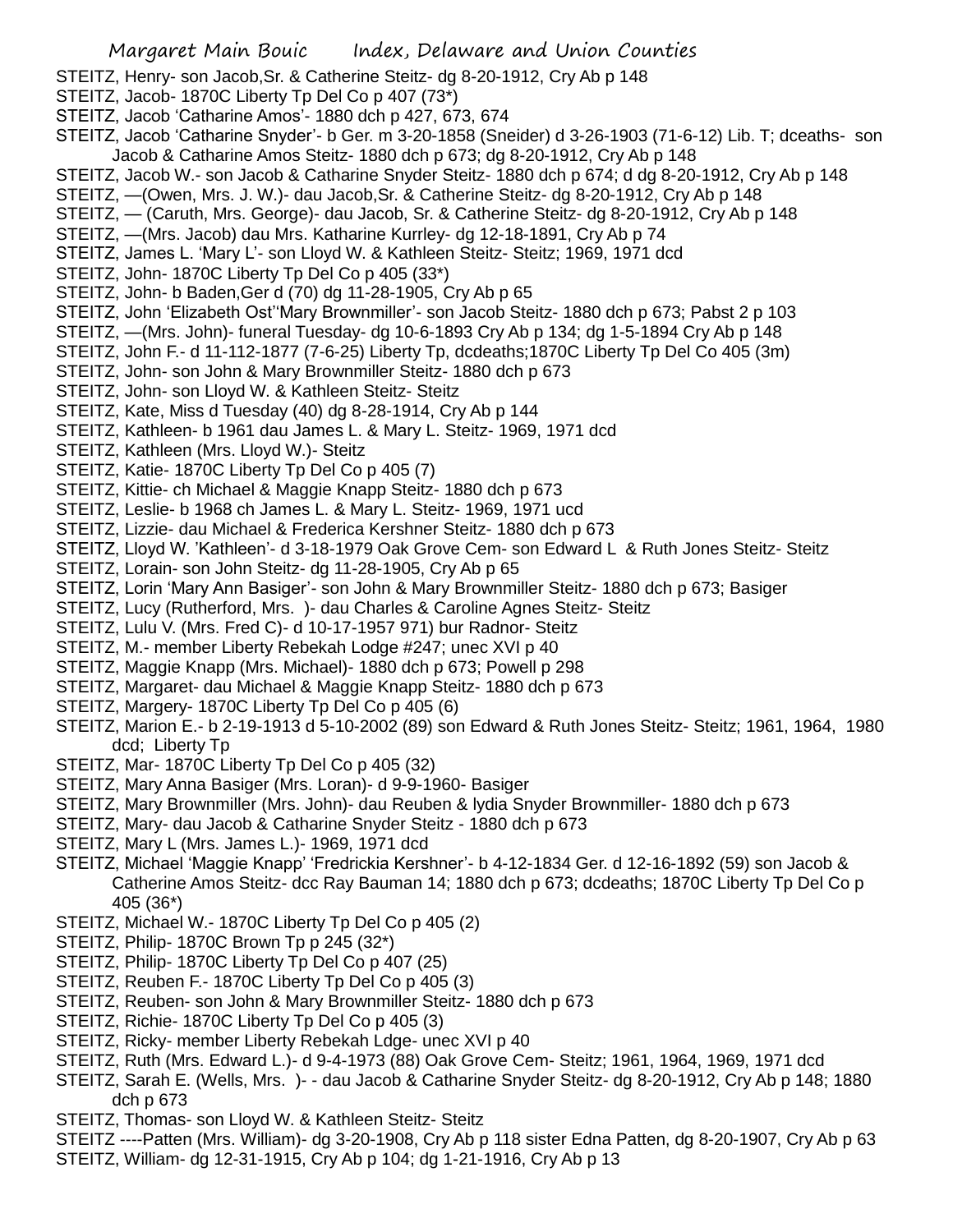STEITZ, Henry- son Jacob,Sr. & Catherine Steitz- dg 8-20-1912, Cry Ab p 148

STEITZ, Jacob- 1870C Liberty Tp Del Co p 407 (73*)

STEITZ, Jacob 'Catharine Amos'- 1880 dch p 427, 673, 674

STEITZ, Jacob 'Catharine Snyder'- b Ger. m 3-20-1858 (Sneider) d 3-26-1903 (71-6-12) Lib. T; dceaths- son Jacob & Catharine Amos Steitz- 1880 dch p 673; dg 8-20-1912, Cry Ab p 148

STEITZ, Jacob W.- son Jacob & Catharine Snyder Steitz- 1880 dch p 674; d dg 8-20-1912, Cry Ab p 148

STEITZ, —(Owen, Mrs. J. W.)- dau Jacob,Sr. & Catherine Steitz- dg 8-20-1912, Cry Ab p 148

STEITZ, — (Caruth, Mrs. George)- dau Jacob, Sr. & Catherine Steitz- dg 8-20-1912, Cry Ab p 148

STEITZ, —(Mrs. Jacob) dau Mrs. Katharine Kurrley- dg 12-18-1891, Cry Ab p 74

STEITZ, James L. 'Mary L'- son Lloyd W. & Kathleen Steitz- Steitz; 1969, 1971 dcd

STEITZ, John- 1870C Liberty Tp Del Co p 405 (33*)

STEITZ, John- b Baden,Ger d (70) dg 11-28-1905, Cry Ab p 65

STEITZ, John 'Elizabeth Ost''Mary Brownmiller'- son Jacob Steitz- 1880 dch p 673; Pabst 2 p 103

STEITZ, —(Mrs. John)- funeral Tuesday- dg 10-6-1893 Cry Ab p 134; dg 1-5-1894 Cry Ab p 148

STEITZ, John F.- d 11-112-1877 (7-6-25) Liberty Tp, dcdeaths;1870C Liberty Tp Del Co 405 (3m)

STEITZ, John- son John & Mary Brownmiller Steitz- 1880 dch p 673

STEITZ, John- son Lloyd W. & Kathleen Steitz- Steitz

STEITZ, Kate, Miss d Tuesday (40) dg 8-28-1914, Cry Ab p 144

STEITZ, Kathleen- b 1961 dau James L. & Mary L. Steitz- 1969, 1971 dcd

STEITZ, Kathleen (Mrs. Lloyd W.)- Steitz

STEITZ, Katie- 1870C Liberty Tp Del Co p 405 (7)

STEITZ, Kittie- ch Michael & Maggie Knapp Steitz- 1880 dch p 673

STEITZ, Leslie- b 1968 ch James L. & Mary L. Steitz- 1969, 1971 ucd

STEITZ, Lizzie- dau Michael & Frederica Kershner Steitz- 1880 dch p 673

STEITZ, Lloyd W. 'Kathleen'- d 3-18-1979 Oak Grove Cem- son Edward L & Ruth Jones Steitz- Steitz

STEITZ, Lorain- son John Steitz- dg 11-28-1905, Cry Ab p 65

STEITZ, Lorin 'Mary Ann Basiger'- son John & Mary Brownmiller Steitz- 1880 dch p 673; Basiger

STEITZ, Lucy (Rutherford, Mrs. )- dau Charles & Caroline Agnes Steitz- Steitz

STEITZ, Lulu V. (Mrs. Fred C)- d 10-17-1957 971) bur Radnor- Steitz

STEITZ, M.- member Liberty Rebekah Lodge #247; unec XVI p 40

STEITZ, Maggie Knapp (Mrs. Michael)- 1880 dch p 673; Powell p 298

STEITZ, Margaret- dau Michael & Maggie Knapp Steitz- 1880 dch p 673

STEITZ, Margery- 1870C Liberty Tp Del Co p 405 (6)

STEITZ, Marion E.- b 2-19-1913 d 5-10-2002 (89) son Edward & Ruth Jones Steitz- Steitz; 1961, 1964, 1980 dcd; Liberty Tp

STEITZ, Mar- 1870C Liberty Tp Del Co p 405 (32)

STEITZ, Mary Anna Basiger (Mrs. Loran)- d 9-9-1960- Basiger

STEITZ, Mary Brownmiller (Mrs. John)- dau Reuben & lydia Snyder Brownmiller- 1880 dch p 673

STEITZ, Mary- dau Jacob & Catharine Snyder Steitz - 1880 dch p 673

STEITZ, Mary L (Mrs. James L.)- 1969, 1971 dcd

STEITZ, Michael 'Maggie Knapp' 'Fredrickia Kershner'- b 4-12-1834 Ger. d 12-16-1892 (59) son Jacob & Catherine Amos Steitz- dcc Ray Bauman 14; 1880 dch p 673; dcdeaths; 1870C Liberty Tp Del Co p 405 (36*)

STEITZ, Michael W.- 1870C Liberty Tp Del Co p 405 (2)

STEITZ, Philip- 1870C Brown Tp p 245 (32*)

STEITZ, Philip- 1870C Liberty Tp Del Co p 407 (25)

STEITZ, Reuben F.- 1870C Liberty Tp Del Co p 405 (3)

STEITZ, Reuben- son John & Mary Brownmiller Steitz- 1880 dch p 673

STEITZ, Richie- 1870C Liberty Tp Del Co p 405 (3)

STEITZ, Ricky- member Liberty Rebekah Ldge- unec XVI p 40

STEITZ, Ruth (Mrs. Edward L.)- d 9-4-1973 (88) Oak Grove Cem- Steitz; 1961, 1964, 1969, 1971 dcd

STEITZ, Sarah E. (Wells, Mrs. )- - dau Jacob & Catharine Snyder Steitz- dg 8-20-1912, Cry Ab p 148; 1880 dch p 673

STEITZ, Thomas- son Lloyd W. & Kathleen Steitz- Steitz

STEITZ ----Patten (Mrs. William)- dg 3-20-1908, Cry Ab p 118 sister Edna Patten, dg 8-20-1907, Cry Ab p 63

STEITZ, William- dg 12-31-1915, Cry Ab p 104; dg 1-21-1916, Cry Ab p 13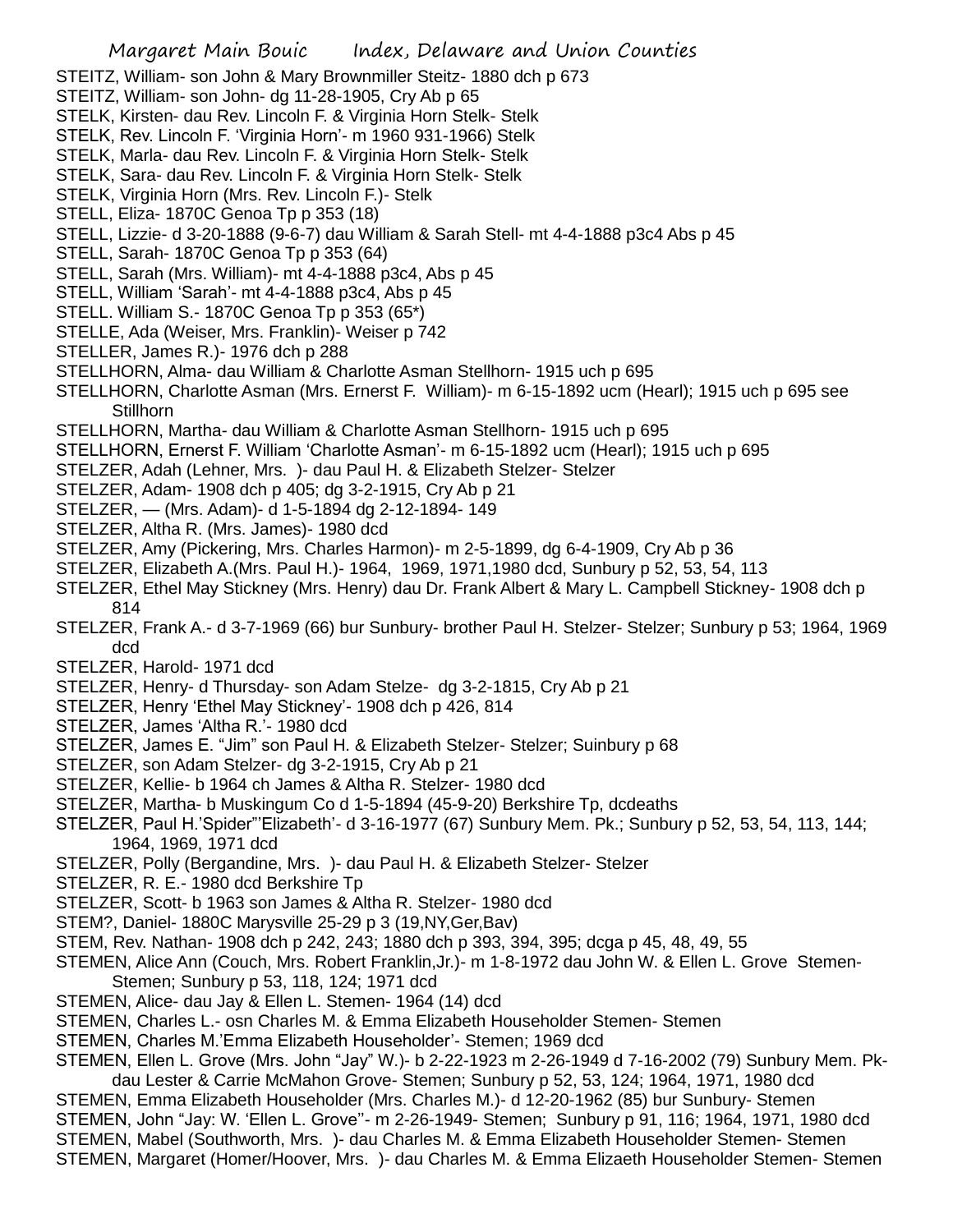STEITZ, William- son John & Mary Brownmiller Steitz- 1880 dch p 673
STEITZ, William- son John- dg 11-28-1905, Cry Ab p 65
STELK, Kirsten- dau Rev. Lincoln F. & Virginia Horn Stelk- Stelk
STELK, Rev. Lincoln F. 'Virginia Horn'- m 1960 931-1966) Stelk
STELK, Marla- dau Rev. Lincoln F. & Virginia Horn Stelk- Stelk
STELK, Sara- dau Rev. Lincoln F. & Virginia Horn Stelk- Stelk
STELK, Virginia Horn (Mrs. Rev. Lincoln F.)- Stelk
STELL, Eliza- 1870C Genoa Tp p 353 (18)
STELL, Lizzie- d 3-20-1888 (9-6-7) dau William & Sarah Stell- mt 4-4-1888 p3c4 Abs p 45
STELL, Sarah- 1870C Genoa Tp p 353 (64)
STELL, Sarah (Mrs. William)- mt 4-4-1888 p3c4, Abs p 45
STELL, William 'Sarah'- mt 4-4-1888 p3c4, Abs p 45
STELL. William S.- 1870C Genoa Tp p 353 (65*)
STELLE, Ada (Weiser, Mrs. Franklin)- Weiser p 742
STELLER, James R.)- 1976 dch p 288
STELLHORN, Alma- dau William & Charlotte Asman Stellhorn- 1915 uch p 695
STELLHORN, Charlotte Asman (Mrs. Ernerst F. William)- m 6-15-1892 ucm (Hearl); 1915 uch p 695 see Stillhorn
STELLHORN, Martha- dau William & Charlotte Asman Stellhorn- 1915 uch p 695
STELLHORN, Ernerst F. William 'Charlotte Asman'- m 6-15-1892 ucm (Hearl); 1915 uch p 695
STELZER, Adah (Lehner, Mrs. )- dau Paul H. & Elizabeth Stelzer- Stelzer
STELZER, Adam- 1908 dch p 405; dg 3-2-1915, Cry Ab p 21
STELZER, — (Mrs. Adam)- d 1-5-1894 dg 2-12-1894- 149
STELZER, Altha R. (Mrs. James)- 1980 dcd
STELZER, Amy (Pickering, Mrs. Charles Harmon)- m 2-5-1899, dg 6-4-1909, Cry Ab p 36
STELZER, Elizabeth A.(Mrs. Paul H.)- 1964, 1969, 1971,1980 dcd, Sunbury p 52, 53, 54, 113
STELZER, Ethel May Stickney (Mrs. Henry) dau Dr. Frank Albert & Mary L. Campbell Stickney- 1908 dch p 814
STELZER, Frank A.- d 3-7-1969 (66) bur Sunbury- brother Paul H. Stelzer- Stelzer; Sunbury p 53; 1964, 1969 dcd
STELZER, Harold- 1971 dcd
STELZER, Henry- d Thursday- son Adam Stelze- dg 3-2-1815, Cry Ab p 21
STELZER, Henry 'Ethel May Stickney'- 1908 dch p 426, 814
STELZER, James 'Altha R.'- 1980 dcd
STELZER, James E. "Jim" son Paul H. & Elizabeth Stelzer- Stelzer; Suinbury p 68
STELZER, son Adam Stelzer- dg 3-2-1915, Cry Ab p 21
STELZER, Kellie- b 1964 ch James & Altha R. Stelzer- 1980 dcd
STELZER, Martha- b Muskingum Co d 1-5-1894 (45-9-20) Berkshire Tp, dcdeaths
STELZER, Paul H.'Spider"'Elizabeth'- d 3-16-1977 (67) Sunbury Mem. Pk.; Sunbury p 52, 53, 54, 113, 144; 1964, 1969, 1971 dcd
STELZER, Polly (Bergandine, Mrs. )- dau Paul H. & Elizabeth Stelzer- Stelzer
STELZER, R. E.- 1980 dcd Berkshire Tp
STELZER, Scott- b 1963 son James & Altha R. Stelzer- 1980 dcd
STEM?, Daniel- 1880C Marysville 25-29 p 3 (19,NY,Ger,Bav)
STEM, Rev. Nathan- 1908 dch p 242, 243; 1880 dch p 393, 394, 395; dcga p 45, 48, 49, 55
STEMEN, Alice Ann (Couch, Mrs. Robert Franklin,Jr.)- m 1-8-1972 dau John W. & Ellen L. Grove Stemen- Stemen; Sunbury p 53, 118, 124; 1971 dcd
STEMEN, Alice- dau Jay & Ellen L. Stemen- 1964 (14) dcd
STEMEN, Charles L.- osn Charles M. & Emma Elizabeth Householder Stemen- Stemen
STEMEN, Charles M.'Emma Elizabeth Householder'- Stemen; 1969 dcd
STEMEN, Ellen L. Grove (Mrs. John "Jay" W.)- b 2-22-1923 m 2-26-1949 d 7-16-2002 (79) Sunbury Mem. Pk- dau Lester & Carrie McMahon Grove- Stemen; Sunbury p 52, 53, 124; 1964, 1971, 1980 dcd
STEMEN, Emma Elizabeth Householder (Mrs. Charles M.)- d 12-20-1962 (85) bur Sunbury- Stemen
STEMEN, John "Jay: W. 'Ellen L. Grove"- m 2-26-1949- Stemen; Sunbury p 91, 116; 1964, 1971, 1980 dcd
STEMEN, Mabel (Southworth, Mrs. )- dau Charles M. & Emma Elizabeth Householder Stemen- Stemen
STEMEN, Margaret (Homer/Hoover, Mrs. )- dau Charles M. & Emma Elizaeth Householder Stemen- Stemen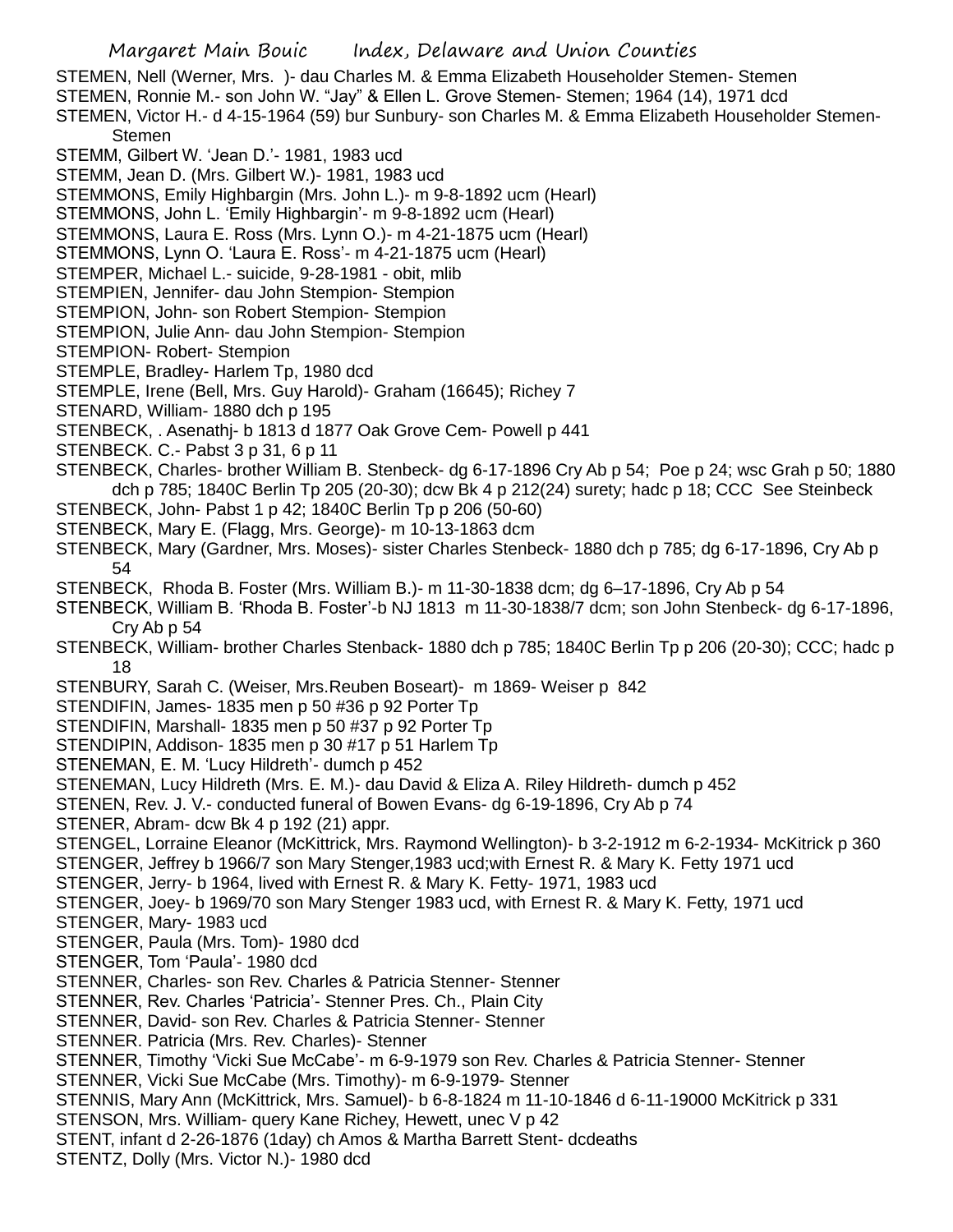STEMEN, Nell (Werner, Mrs. )- dau Charles M. & Emma Elizabeth Householder Stemen- Stemen

STEMEN, Ronnie M.- son John W. "Jay" & Ellen L. Grove Stemen- Stemen; 1964 (14), 1971 dcd

STEMEN, Victor H.- d 4-15-1964 (59) bur Sunbury- son Charles M. & Emma Elizabeth Householder Stemen- Stemen

STEMM, Gilbert W. 'Jean D.'- 1981, 1983 ucd

STEMM, Jean D. (Mrs. Gilbert W.)- 1981, 1983 ucd

STEMMONS, Emily Highbargin (Mrs. John L.)- m 9-8-1892 ucm (Hearl)

STEMMONS, John L. 'Emily Highbargin'- m 9-8-1892 ucm (Hearl)

STEMMONS, Laura E. Ross (Mrs. Lynn O.)- m 4-21-1875 ucm (Hearl)

STEMMONS, Lynn O. 'Laura E. Ross'- m 4-21-1875 ucm (Hearl)

STEMPER, Michael L.- suicide, 9-28-1981 - obit, mlib

STEMPIEN, Jennifer- dau John Stempion- Stempion

STEMPION, John- son Robert Stempion- Stempion

STEMPION, Julie Ann- dau John Stempion- Stempion

STEMPION- Robert- Stempion

STEMPLE, Bradley- Harlem Tp, 1980 dcd

STEMPLE, Irene (Bell, Mrs. Guy Harold)- Graham (16645); Richey 7

STENARD, William- 1880 dch p 195

STENBECK, . Asenathj- b 1813 d 1877 Oak Grove Cem- Powell p 441

STENBECK. C.- Pabst 3 p 31, 6 p 11

STENBECK, Charles- brother William B. Stenbeck- dg 6-17-1896 Cry Ab p 54; Poe p 24; wsc Grah p 50; 1880 dch p 785; 1840C Berlin Tp 205 (20-30); dcw Bk 4 p 212(24) surety; hadc p 18; CCC See Steinbeck

STENBECK, John- Pabst 1 p 42; 1840C Berlin Tp p 206 (50-60)

STENBECK, Mary E. (Flagg, Mrs. George)- m 10-13-1863 dcm

STENBECK, Mary (Gardner, Mrs. Moses)- sister Charles Stenbeck- 1880 dch p 785; dg 6-17-1896, Cry Ab p 54

STENBECK, Rhoda B. Foster (Mrs. William B.)- m 11-30-1838 dcm; dg 6–17-1896, Cry Ab p 54

STENBECK, William B. 'Rhoda B. Foster'-b NJ 1813 m 11-30-1838/7 dcm; son John Stenbeck- dg 6-17-1896, Cry Ab p 54

STENBECK, William- brother Charles Stenback- 1880 dch p 785; 1840C Berlin Tp p 206 (20-30); CCC; hadc p 18

STENBURY, Sarah C. (Weiser, Mrs.Reuben Boseart)- m 1869- Weiser p 842

STENDIFIN, James- 1835 men p 50 #36 p 92 Porter Tp

STENDIFIN, Marshall- 1835 men p 50 #37 p 92 Porter Tp

STENDIPIN, Addison- 1835 men p 30 #17 p 51 Harlem Tp

STENEMAN, E. M. 'Lucy Hildreth'- dumch p 452

STENEMAN, Lucy Hildreth (Mrs. E. M.)- dau David & Eliza A. Riley Hildreth- dumch p 452

STENEN, Rev. J. V.- conducted funeral of Bowen Evans- dg 6-19-1896, Cry Ab p 74

STENER, Abram- dcw Bk 4 p 192 (21) appr.

STENGEL, Lorraine Eleanor (McKittrick, Mrs. Raymond Wellington)- b 3-2-1912 m 6-2-1934- McKitrick p 360

STENGER, Jeffrey b 1966/7 son Mary Stenger,1983 ucd;with Ernest R. & Mary K. Fetty 1971 ucd

STENGER, Jerry- b 1964, lived with Ernest R. & Mary K. Fetty- 1971, 1983 ucd

STENGER, Joey- b 1969/70 son Mary Stenger 1983 ucd, with Ernest R. & Mary K. Fetty, 1971 ucd

STENGER, Mary- 1983 ucd

STENGER, Paula (Mrs. Tom)- 1980 dcd

STENGER, Tom 'Paula'- 1980 dcd

STENNER, Charles- son Rev. Charles & Patricia Stenner- Stenner

STENNER, Rev. Charles 'Patricia'- Stenner Pres. Ch., Plain City

STENNER, David- son Rev. Charles & Patricia Stenner- Stenner

STENNER. Patricia (Mrs. Rev. Charles)- Stenner

STENNER, Timothy 'Vicki Sue McCabe'- m 6-9-1979 son Rev. Charles & Patricia Stenner- Stenner

STENNER, Vicki Sue McCabe (Mrs. Timothy)- m 6-9-1979- Stenner

STENNIS, Mary Ann (McKittrick, Mrs. Samuel)- b 6-8-1824 m 11-10-1846 d 6-11-19000 McKitrick p 331

STENSON, Mrs. William- query Kane Richey, Hewett, unec V p 42

STENT, infant d 2-26-1876 (1day) ch Amos & Martha Barrett Stent- dcdeaths

STENTZ, Dolly (Mrs. Victor N.)- 1980 dcd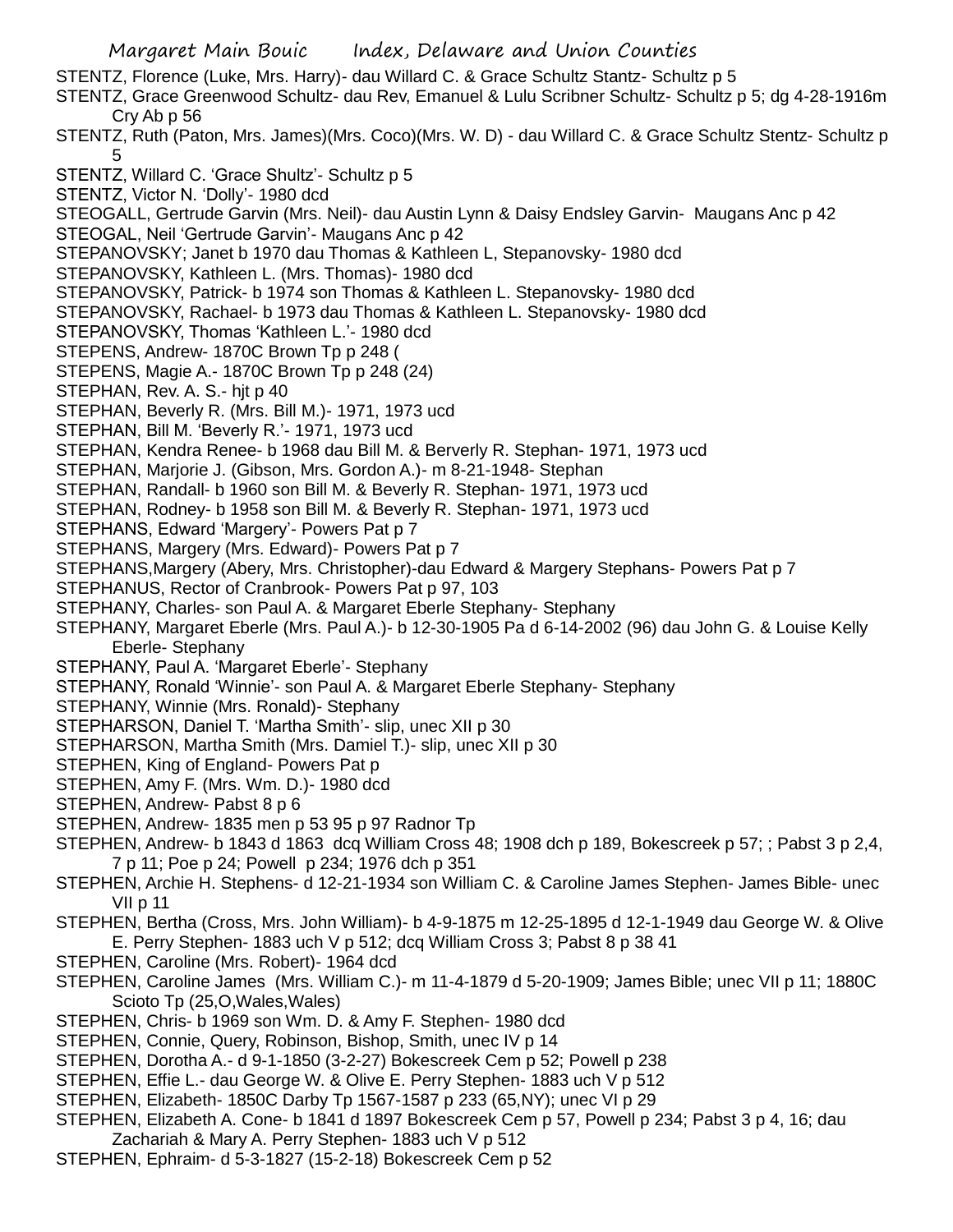STENTZ, Florence (Luke, Mrs. Harry)- dau Willard C. & Grace Schultz Stantz- Schultz p 5

STENTZ, Grace Greenwood Schultz- dau Rev, Emanuel & Lulu Scribner Schultz- Schultz p 5; dg 4-28-1916m Cry Ab p 56

STENTZ, Ruth (Paton, Mrs. James)(Mrs. Coco)(Mrs. W. D) - dau Willard C. & Grace Schultz Stentz- Schultz p 5

STENTZ, Willard C. 'Grace Shultz'- Schultz p 5

STENTZ, Victor N. 'Dolly'- 1980 dcd

STEOGALL, Gertrude Garvin (Mrs. Neil)- dau Austin Lynn & Daisy Endsley Garvin- Maugans Anc p 42

STEOGAL, Neil 'Gertrude Garvin'- Maugans Anc p 42

STEPANOVSKY; Janet b 1970 dau Thomas & Kathleen L, Stepanovsky- 1980 dcd

STEPANOVSKY, Kathleen L. (Mrs. Thomas)- 1980 dcd

STEPANOVSKY, Patrick- b 1974 son Thomas & Kathleen L. Stepanovsky- 1980 dcd

STEPANOVSKY, Rachael- b 1973 dau Thomas & Kathleen L. Stepanovsky- 1980 dcd

STEPANOVSKY, Thomas 'Kathleen L.'- 1980 dcd

STEPENS, Andrew- 1870C Brown Tp p 248 (

STEPENS, Magie A.- 1870C Brown Tp p 248 (24)

STEPHAN, Rev. A. S.- hjt p 40

STEPHAN, Beverly R. (Mrs. Bill M.)- 1971, 1973 ucd

STEPHAN, Bill M. 'Beverly R.'- 1971, 1973 ucd

STEPHAN, Kendra Renee- b 1968 dau Bill M. & Berverly R. Stephan- 1971, 1973 ucd

STEPHAN, Marjorie J. (Gibson, Mrs. Gordon A.)- m 8-21-1948- Stephan

STEPHAN, Randall- b 1960 son Bill M. & Beverly R. Stephan- 1971, 1973 ucd

STEPHAN, Rodney- b 1958 son Bill M. & Beverly R. Stephan- 1971, 1973 ucd

STEPHANS, Edward 'Margery'- Powers Pat p 7

STEPHANS, Margery (Mrs. Edward)- Powers Pat p 7

STEPHANS,Margery (Abery, Mrs. Christopher)-dau Edward & Margery Stephans- Powers Pat p 7

STEPHANUS, Rector of Cranbrook- Powers Pat p 97, 103

STEPHANY, Charles- son Paul A. & Margaret Eberle Stephany- Stephany

STEPHANY, Margaret Eberle (Mrs. Paul A.)- b 12-30-1905 Pa d 6-14-2002 (96) dau John G. & Louise Kelly Eberle- Stephany

STEPHANY, Paul A. 'Margaret Eberle'- Stephany

STEPHANY, Ronald 'Winnie'- son Paul A. & Margaret Eberle Stephany- Stephany

STEPHANY, Winnie (Mrs. Ronald)- Stephany

STEPHARSON, Daniel T. 'Martha Smith'- slip, unec XII p 30

STEPHARSON, Martha Smith (Mrs. Damiel T.)- slip, unec XII p 30

STEPHEN, King of England- Powers Pat p

STEPHEN, Amy F. (Mrs. Wm. D.)- 1980 dcd

STEPHEN, Andrew- Pabst 8 p 6

STEPHEN, Andrew- 1835 men p 53 95 p 97 Radnor Tp

STEPHEN, Andrew- b 1843 d 1863 dcq William Cross 48; 1908 dch p 189, Bokescreek p 57; ; Pabst 3 p 2,4, 7 p 11; Poe p 24; Powell p 234; 1976 dch p 351

STEPHEN, Archie H. Stephens- d 12-21-1934 son William C. & Caroline James Stephen- James Bible- unec VII p 11

STEPHEN, Bertha (Cross, Mrs. John William)- b 4-9-1875 m 12-25-1895 d 12-1-1949 dau George W. & Olive E. Perry Stephen- 1883 uch V p 512; dcq William Cross 3; Pabst 8 p 38 41

STEPHEN, Caroline (Mrs. Robert)- 1964 dcd

STEPHEN, Caroline James (Mrs. William C.)- m 11-4-1879 d 5-20-1909; James Bible; unec VII p 11; 1880C Scioto Tp (25,O,Wales,Wales)

STEPHEN, Chris- b 1969 son Wm. D. & Amy F. Stephen- 1980 dcd

STEPHEN, Connie, Query, Robinson, Bishop, Smith, unec IV p 14

STEPHEN, Dorotha A.- d 9-1-1850 (3-2-27) Bokescreek Cem p 52; Powell p 238

STEPHEN, Effie L.- dau George W. & Olive E. Perry Stephen- 1883 uch V p 512

STEPHEN, Elizabeth- 1850C Darby Tp 1567-1587 p 233 (65,NY); unec VI p 29

STEPHEN, Elizabeth A. Cone- b 1841 d 1897 Bokescreek Cem p 57, Powell p 234; Pabst 3 p 4, 16; dau Zachariah & Mary A. Perry Stephen- 1883 uch V p 512

STEPHEN, Ephraim- d 5-3-1827 (15-2-18) Bokescreek Cem p 52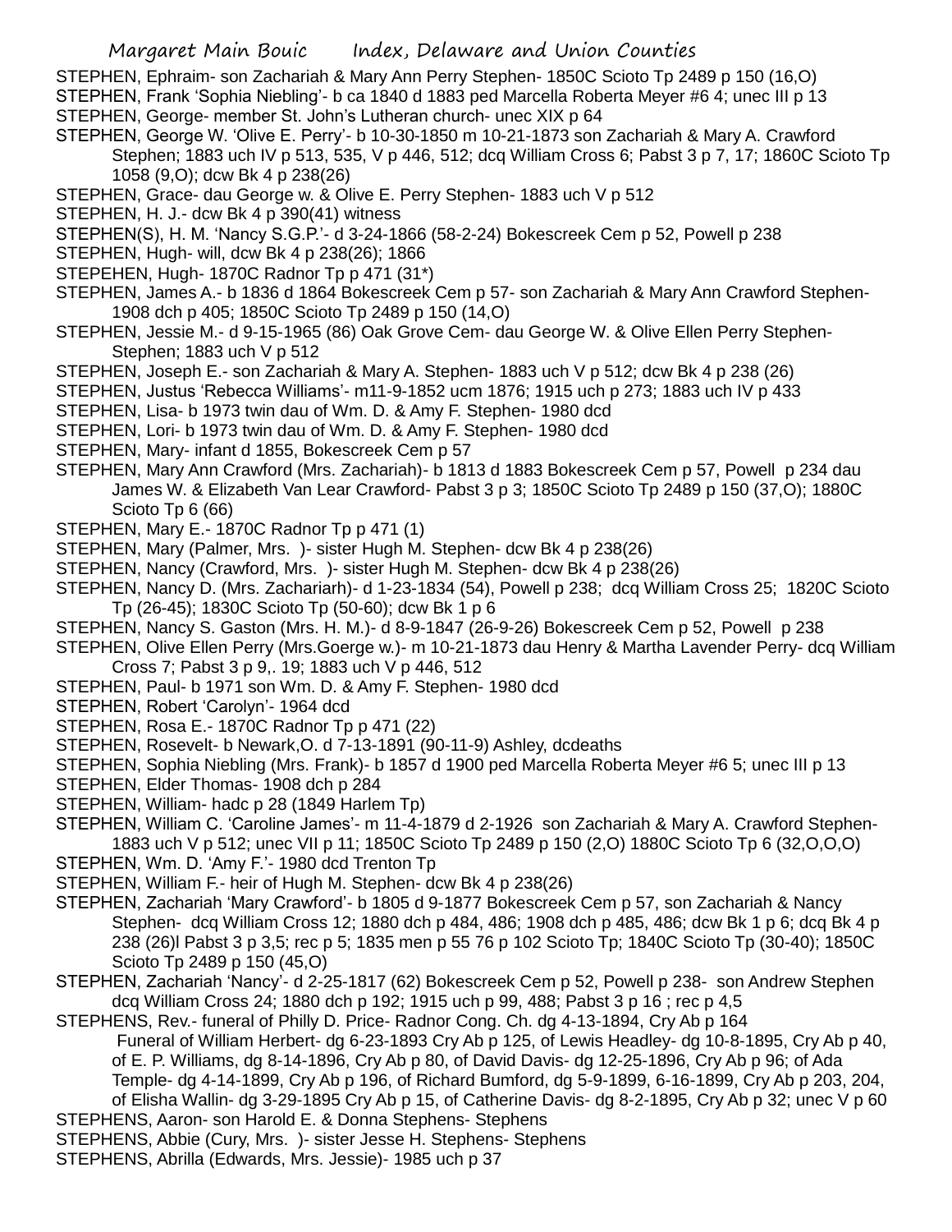STEPHEN, Ephraim- son Zachariah & Mary Ann Perry Stephen- 1850C Scioto Tp 2489 p 150 (16,O)

STEPHEN, Frank 'Sophia Niebling'- b ca 1840 d 1883 ped Marcella Roberta Meyer #6 4; unec III p 13

STEPHEN, George- member St. John's Lutheran church- unec XIX p 64

STEPHEN, George W. 'Olive E. Perry'- b 10-30-1850 m 10-21-1873 son Zachariah & Mary A. Crawford Stephen; 1883 uch IV p 513, 535, V p 446, 512; dcq William Cross 6; Pabst 3 p 7, 17; 1860C Scioto Tp 1058 (9,O); dcw Bk 4 p 238(26)

STEPHEN, Grace- dau George w. & Olive E. Perry Stephen- 1883 uch V p 512

STEPHEN, H. J.- dcw Bk 4 p 390(41) witness

STEPHEN(S), H. M. 'Nancy S.G.P.'- d 3-24-1866 (58-2-24) Bokescreek Cem p 52, Powell p 238

STEPHEN, Hugh- will, dcw Bk 4 p 238(26); 1866

STEPEHEN, Hugh- 1870C Radnor Tp p 471 (31*)

STEPHEN, James A.- b 1836 d 1864 Bokescreek Cem p 57- son Zachariah & Mary Ann Crawford Stephen- 1908 dch p 405; 1850C Scioto Tp 2489 p 150 (14,O)

STEPHEN, Jessie M.- d 9-15-1965 (86) Oak Grove Cem- dau George W. & Olive Ellen Perry Stephen- Stephen; 1883 uch V p 512

STEPHEN, Joseph E.- son Zachariah & Mary A. Stephen- 1883 uch V p 512; dcw Bk 4 p 238 (26)

STEPHEN, Justus 'Rebecca Williams'- m11-9-1852 ucm 1876; 1915 uch p 273; 1883 uch IV p 433

STEPHEN, Lisa- b 1973 twin dau of Wm. D. & Amy F. Stephen- 1980 dcd

STEPHEN, Lori- b 1973 twin dau of Wm. D. & Amy F. Stephen- 1980 dcd

STEPHEN, Mary- infant d 1855, Bokescreek Cem p 57

STEPHEN, Mary Ann Crawford (Mrs. Zachariah)- b 1813 d 1883 Bokescreek Cem p 57, Powell p 234 dau James W. & Elizabeth Van Lear Crawford- Pabst 3 p 3; 1850C Scioto Tp 2489 p 150 (37,O); 1880C Scioto Tp 6 (66)

STEPHEN, Mary E.- 1870C Radnor Tp p 471 (1)

STEPHEN, Mary (Palmer, Mrs. )- sister Hugh M. Stephen- dcw Bk 4 p 238(26)

STEPHEN, Nancy (Crawford, Mrs. )- sister Hugh M. Stephen- dcw Bk 4 p 238(26)

STEPHEN, Nancy D. (Mrs. Zachariarh)- d 1-23-1834 (54), Powell p 238; dcq William Cross 25; 1820C Scioto Tp (26-45); 1830C Scioto Tp (50-60); dcw Bk 1 p 6

STEPHEN, Nancy S. Gaston (Mrs. H. M.)- d 8-9-1847 (26-9-26) Bokescreek Cem p 52, Powell p 238

STEPHEN, Olive Ellen Perry (Mrs.Goerge w.)- m 10-21-1873 dau Henry & Martha Lavender Perry- dcq William Cross 7; Pabst 3 p 9,. 19; 1883 uch V p 446, 512

STEPHEN, Paul- b 1971 son Wm. D. & Amy F. Stephen- 1980 dcd

STEPHEN, Robert 'Carolyn'- 1964 dcd

STEPHEN, Rosa E.- 1870C Radnor Tp p 471 (22)

STEPHEN, Rosevelt- b Newark,O. d 7-13-1891 (90-11-9) Ashley, dcdeaths

STEPHEN, Sophia Niebling (Mrs. Frank)- b 1857 d 1900 ped Marcella Roberta Meyer #6 5; unec III p 13

STEPHEN, Elder Thomas- 1908 dch p 284

STEPHEN, William- hadc p 28 (1849 Harlem Tp)

STEPHEN, William C. 'Caroline James'- m 11-4-1879 d 2-1926 son Zachariah & Mary A. Crawford Stephen- 1883 uch V p 512; unec VII p 11; 1850C Scioto Tp 2489 p 150 (2,O) 1880C Scioto Tp 6 (32,O,O,O)

STEPHEN, Wm. D. 'Amy F.'- 1980 dcd Trenton Tp

STEPHEN, William F.- heir of Hugh M. Stephen- dcw Bk 4 p 238(26)

STEPHEN, Zachariah 'Mary Crawford'- b 1805 d 9-1877 Bokescreek Cem p 57, son Zachariah & Nancy Stephen- dcq William Cross 12; 1880 dch p 484, 486; 1908 dch p 485, 486; dcw Bk 1 p 6; dcq Bk 4 p 238 (26)l Pabst 3 p 3,5; rec p 5; 1835 men p 55 76 p 102 Scioto Tp; 1840C Scioto Tp (30-40); 1850C Scioto Tp 2489 p 150 (45,O)

STEPHEN, Zachariah 'Nancy'- d 2-25-1817 (62) Bokescreek Cem p 52, Powell p 238- son Andrew Stephen dcq William Cross 24; 1880 dch p 192; 1915 uch p 99, 488; Pabst 3 p 16 ; rec p 4,5

STEPHENS, Rev.- funeral of Philly D. Price- Radnor Cong. Ch. dg 4-13-1894, Cry Ab p 164 Funeral of William Herbert- dg 6-23-1893 Cry Ab p 125, of Lewis Headley- dg 10-8-1895, Cry Ab p 40, of E. P. Williams, dg 8-14-1896, Cry Ab p 80, of David Davis- dg 12-25-1896, Cry Ab p 96; of Ada Temple- dg 4-14-1899, Cry Ab p 196, of Richard Bumford, dg 5-9-1899, 6-16-1899, Cry Ab p 203, 204, of Elisha Wallin- dg 3-29-1895 Cry Ab p 15, of Catherine Davis- dg 8-2-1895, Cry Ab p 32; unec V p 60

STEPHENS, Aaron- son Harold E. & Donna Stephens- Stephens

STEPHENS, Abbie (Cury, Mrs. )- sister Jesse H. Stephens- Stephens

STEPHENS, Abrilla (Edwards, Mrs. Jessie)- 1985 uch p 37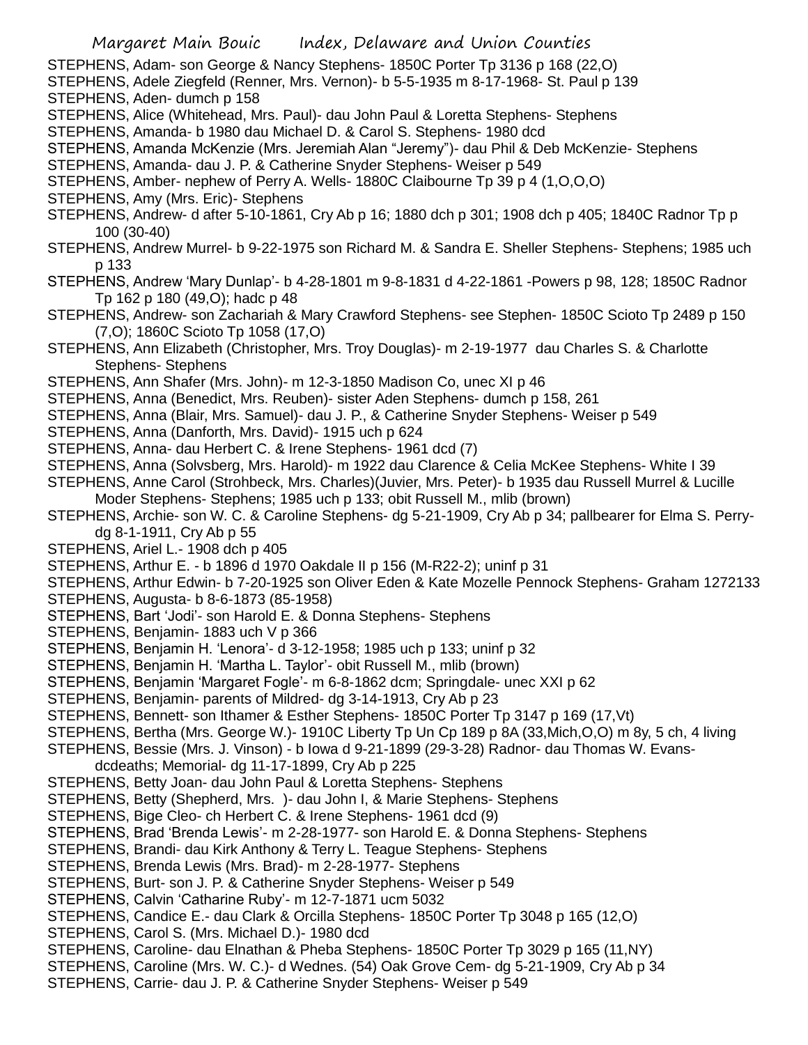STEPHENS, Adam- son George & Nancy Stephens- 1850C Porter Tp 3136 p 168 (22,O)
STEPHENS, Adele Ziegfeld (Renner, Mrs. Vernon)- b 5-5-1935 m 8-17-1968- St. Paul p 139
STEPHENS, Aden- dumch p 158
STEPHENS, Alice (Whitehead, Mrs. Paul)- dau John Paul & Loretta Stephens- Stephens
STEPHENS, Amanda- b 1980 dau Michael D. & Carol S. Stephens- 1980 dcd
STEPHENS, Amanda McKenzie (Mrs. Jeremiah Alan "Jeremy")- dau Phil & Deb McKenzie- Stephens
STEPHENS, Amanda- dau J. P. & Catherine Snyder Stephens- Weiser p 549
STEPHENS, Amber- nephew of Perry A. Wells- 1880C Claibourne Tp 39 p 4 (1,O,O,O)
STEPHENS, Amy (Mrs. Eric)- Stephens
STEPHENS, Andrew- d after 5-10-1861, Cry Ab p 16; 1880 dch p 301; 1908 dch p 405; 1840C Radnor Tp p 100 (30-40)
STEPHENS, Andrew Murrel- b 9-22-1975 son Richard M. & Sandra E. Sheller Stephens- Stephens; 1985 uch p 133
STEPHENS, Andrew 'Mary Dunlap'- b 4-28-1801 m 9-8-1831 d 4-22-1861 -Powers p 98, 128; 1850C Radnor Tp 162 p 180 (49,O); hadc p 48
STEPHENS, Andrew- son Zachariah & Mary Crawford Stephens- see Stephen- 1850C Scioto Tp 2489 p 150 (7,O); 1860C Scioto Tp 1058 (17,O)
STEPHENS, Ann Elizabeth (Christopher, Mrs. Troy Douglas)- m 2-19-1977 dau Charles S. & Charlotte Stephens- Stephens
STEPHENS, Ann Shafer (Mrs. John)- m 12-3-1850 Madison Co, unec XI p 46
STEPHENS, Anna (Benedict, Mrs. Reuben)- sister Aden Stephens- dumch p 158, 261
STEPHENS, Anna (Blair, Mrs. Samuel)- dau J. P., & Catherine Snyder Stephens- Weiser p 549
STEPHENS, Anna (Danforth, Mrs. David)- 1915 uch p 624
STEPHENS, Anna- dau Herbert C. & Irene Stephens- 1961 dcd (7)
STEPHENS, Anna (Solvsberg, Mrs. Harold)- m 1922 dau Clarence & Celia McKee Stephens- White I 39
STEPHENS, Anne Carol (Strohbeck, Mrs. Charles)(Juvier, Mrs. Peter)- b 1935 dau Russell Murrel & Lucille Moder Stephens- Stephens; 1985 uch p 133; obit Russell M., mlib (brown)
STEPHENS, Archie- son W. C. & Caroline Stephens- dg 5-21-1909, Cry Ab p 34; pallbearer for Elma S. Perry- dg 8-1-1911, Cry Ab p 55
STEPHENS, Ariel L.- 1908 dch p 405
STEPHENS, Arthur E. - b 1896 d 1970 Oakdale II p 156 (M-R22-2); uninf p 31
STEPHENS, Arthur Edwin- b 7-20-1925 son Oliver Eden & Kate Mozelle Pennock Stephens- Graham 1272133
STEPHENS, Augusta- b 8-6-1873 (85-1958)
STEPHENS, Bart 'Jodi'- son Harold E. & Donna Stephens- Stephens
STEPHENS, Benjamin- 1883 uch V p 366
STEPHENS, Benjamin H. 'Lenora'- d 3-12-1958; 1985 uch p 133; uninf p 32
STEPHENS, Benjamin H. 'Martha L. Taylor'- obit Russell M., mlib (brown)
STEPHENS, Benjamin 'Margaret Fogle'- m 6-8-1862 dcm; Springdale- unec XXI p 62
STEPHENS, Benjamin- parents of Mildred- dg 3-14-1913, Cry Ab p 23
STEPHENS, Bennett- son Ithamer & Esther Stephens- 1850C Porter Tp 3147 p 169 (17,Vt)
STEPHENS, Bertha (Mrs. George W.)- 1910C Liberty Tp Un Cp 189 p 8A (33,Mich,O,O) m 8y, 5 ch, 4 living
STEPHENS, Bessie (Mrs. J. Vinson) - b Iowa d 9-21-1899 (29-3-28) Radnor- dau Thomas W. Evans- dcdeaths; Memorial- dg 11-17-1899, Cry Ab p 225
STEPHENS, Betty Joan- dau John Paul & Loretta Stephens- Stephens
STEPHENS, Betty (Shepherd, Mrs. )- dau John I, & Marie Stephens- Stephens
STEPHENS, Bige Cleo- ch Herbert C. & Irene Stephens- 1961 dcd (9)
STEPHENS, Brad 'Brenda Lewis'- m 2-28-1977- son Harold E. & Donna Stephens- Stephens
STEPHENS, Brandi- dau Kirk Anthony & Terry L. Teague Stephens- Stephens
STEPHENS, Brenda Lewis (Mrs. Brad)- m 2-28-1977- Stephens
STEPHENS, Burt- son J. P. & Catherine Snyder Stephens- Weiser p 549
STEPHENS, Calvin 'Catharine Ruby'- m 12-7-1871 ucm 5032
STEPHENS, Candice E.- dau Clark & Orcilla Stephens- 1850C Porter Tp 3048 p 165 (12,O)
STEPHENS, Carol S. (Mrs. Michael D.)- 1980 dcd
STEPHENS, Caroline- dau Elnathan & Pheba Stephens- 1850C Porter Tp 3029 p 165 (11,NY)
STEPHENS, Caroline (Mrs. W. C.)- d Wednes. (54) Oak Grove Cem- dg 5-21-1909, Cry Ab p 34
STEPHENS, Carrie- dau J. P. & Catherine Snyder Stephens- Weiser p 549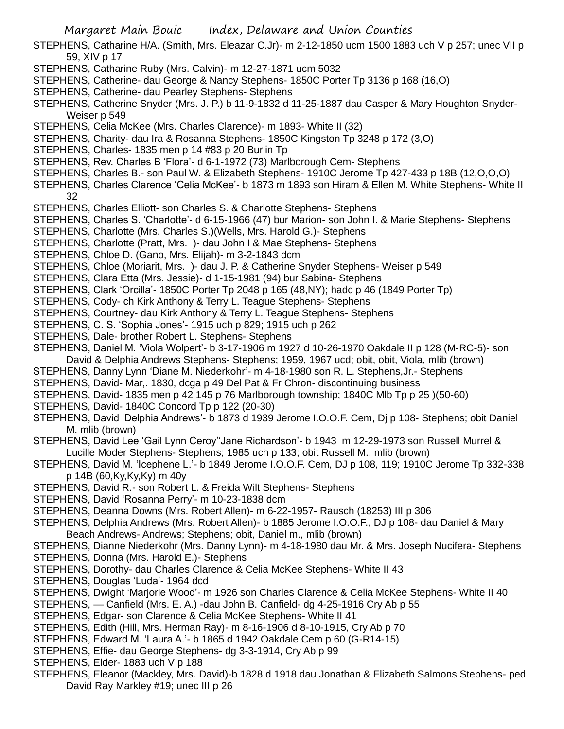STEPHENS, Catharine H/A. (Smith, Mrs. Eleazar C.Jr)- m 2-12-1850 ucm 1500 1883 uch V p 257; unec VII p 59, XIV p 17

STEPHENS, Catharine Ruby (Mrs. Calvin)- m 12-27-1871 ucm 5032

STEPHENS, Catherine- dau George & Nancy Stephens- 1850C Porter Tp 3136 p 168 (16,O)

STEPHENS, Catherine- dau Pearley Stephens- Stephens

STEPHENS, Catherine Snyder (Mrs. J. P.) b 11-9-1832 d 11-25-1887 dau Casper & Mary Houghton Snyder- Weiser p 549

STEPHENS, Celia McKee (Mrs. Charles Clarence)- m 1893- White II (32)

STEPHENS, Charity- dau Ira & Rosanna Stephens- 1850C Kingston Tp 3248 p 172 (3,O)

STEPHENS, Charles- 1835 men p 14 #83 p 20 Burlin Tp

STEPHENS, Rev. Charles B 'Flora'- d 6-1-1972 (73) Marlborough Cem- Stephens

STEPHENS, Charles B.- son Paul W. & Elizabeth Stephens- 1910C Jerome Tp 427-433 p 18B (12,O,O,O)

STEPHENS, Charles Clarence 'Celia McKee'- b 1873 m 1893 son Hiram & Ellen M. White Stephens- White II 32

STEPHENS, Charles Elliott- son Charles S. & Charlotte Stephens- Stephens

STEPHENS, Charles S. 'Charlotte'- d 6-15-1966 (47) bur Marion- son John I. & Marie Stephens- Stephens

STEPHENS, Charlotte (Mrs. Charles S.)(Wells, Mrs. Harold G.)- Stephens

STEPHENS, Charlotte (Pratt, Mrs. )- dau John I & Mae Stephens- Stephens

STEPHENS, Chloe D. (Gano, Mrs. Elijah)- m 3-2-1843 dcm

STEPHENS, Chloe (Moriarit, Mrs. )- dau J. P. & Catherine Snyder Stephens- Weiser p 549

STEPHENS, Clara Etta (Mrs. Jessie)- d 1-15-1981 (94) bur Sabina- Stephens

STEPHENS, Clark 'Orcilla'- 1850C Porter Tp 2048 p 165 (48,NY); hadc p 46 (1849 Porter Tp)

STEPHENS, Cody- ch Kirk Anthony & Terry L. Teague Stephens- Stephens

STEPHENS, Courtney- dau Kirk Anthony & Terry L. Teague Stephens- Stephens

STEPHENS, C. S. 'Sophia Jones'- 1915 uch p 829; 1915 uch p 262

STEPHENS, Dale- brother Robert L. Stephens- Stephens

STEPHENS, Daniel M. 'Viola Wolpert'- b 3-17-1906 m 1927 d 10-26-1970 Oakdale II p 128 (M-RC-5)- son David & Delphia Andrews Stephens- Stephens; 1959, 1967 ucd; obit, obit, Viola, mlib (brown)

STEPHENS, Danny Lynn 'Diane M. Niederkohr'- m 4-18-1980 son R. L. Stephens,Jr.- Stephens

STEPHENS, David- Mar,. 1830, dcga p 49 Del Pat & Fr Chron- discontinuing business

STEPHENS, David- 1835 men p 42 145 p 76 Marlborough township; 1840C Mlb Tp p 25 )(50-60)

STEPHENS, David- 1840C Concord Tp p 122 (20-30)

STEPHENS, David 'Delphia Andrews'- b 1873 d 1939 Jerome I.O.O.F. Cem, Dj p 108- Stephens; obit Daniel M. mlib (brown)

STEPHENS, David Lee 'Gail Lynn Ceroy''Jane Richardson'- b 1943 m 12-29-1973 son Russell Murrel & Lucille Moder Stephens- Stephens; 1985 uch p 133; obit Russell M., mlib (brown)

STEPHENS, David M. 'Icephene L.'- b 1849 Jerome I.O.O.F. Cem, DJ p 108, 119; 1910C Jerome Tp 332-338 p 14B (60,Ky,Ky,Ky) m 40y

STEPHENS, David R.- son Robert L. & Freida Wilt Stephens- Stephens

STEPHENS, David 'Rosanna Perry'- m 10-23-1838 dcm

STEPHENS, Deanna Downs (Mrs. Robert Allen)- m 6-22-1957- Rausch (18253) III p 306

STEPHENS, Delphia Andrews (Mrs. Robert Allen)- b 1885 Jerome I.O.O.F., DJ p 108- dau Daniel & Mary Beach Andrews- Andrews; Stephens; obit, Daniel m., mlib (brown)

STEPHENS, Dianne Niederkohr (Mrs. Danny Lynn)- m 4-18-1980 dau Mr. & Mrs. Joseph Nucifera- Stephens

STEPHENS, Donna (Mrs. Harold E.)- Stephens

STEPHENS, Dorothy- dau Charles Clarence & Celia McKee Stephens- White II 43

STEPHENS, Douglas 'Luda'- 1964 dcd

STEPHENS, Dwight 'Marjorie Wood'- m 1926 son Charles Clarence & Celia McKee Stephens- White II 40

STEPHENS, — Canfield (Mrs. E. A.) -dau John B. Canfield- dg 4-25-1916 Cry Ab p 55

STEPHENS, Edgar- son Clarence & Celia McKee Stephens- White II 41

STEPHENS, Edith (Hill, Mrs. Herman Ray)- m 8-16-1906 d 8-10-1915, Cry Ab p 70

STEPHENS, Edward M. 'Laura A.'- b 1865 d 1942 Oakdale Cem p 60 (G-R14-15)

STEPHENS, Effie- dau George Stephens- dg 3-3-1914, Cry Ab p 99

STEPHENS, Elder- 1883 uch V p 188

STEPHENS, Eleanor (Mackley, Mrs. David)-b 1828 d 1918 dau Jonathan & Elizabeth Salmons Stephens- ped David Ray Markley #19; unec III p 26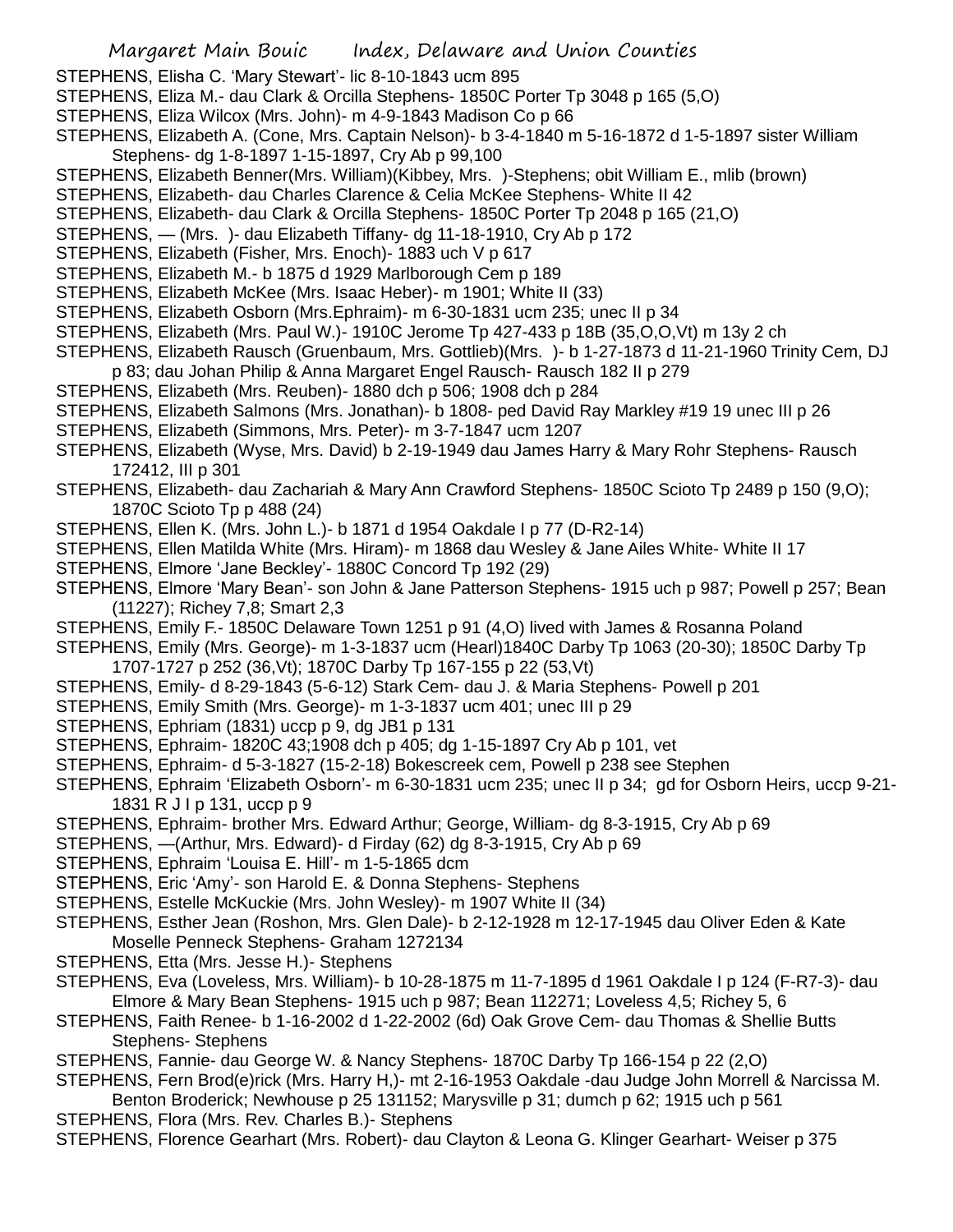STEPHENS, Elisha C. 'Mary Stewart'- lic 8-10-1843 ucm 895

STEPHENS, Eliza M.- dau Clark & Orcilla Stephens- 1850C Porter Tp 3048 p 165 (5,O)

STEPHENS, Eliza Wilcox (Mrs. John)- m 4-9-1843 Madison Co p 66

STEPHENS, Elizabeth A. (Cone, Mrs. Captain Nelson)- b 3-4-1840 m 5-16-1872 d 1-5-1897 sister William Stephens- dg 1-8-1897 1-15-1897, Cry Ab p 99,100

STEPHENS, Elizabeth Benner(Mrs. William)(Kibbey, Mrs. )-Stephens; obit William E., mlib (brown)

STEPHENS, Elizabeth- dau Charles Clarence & Celia McKee Stephens- White II 42

STEPHENS, Elizabeth- dau Clark & Orcilla Stephens- 1850C Porter Tp 2048 p 165 (21,O)

STEPHENS, — (Mrs. )- dau Elizabeth Tiffany- dg 11-18-1910, Cry Ab p 172

STEPHENS, Elizabeth (Fisher, Mrs. Enoch)- 1883 uch V p 617

STEPHENS, Elizabeth M.- b 1875 d 1929 Marlborough Cem p 189

STEPHENS, Elizabeth McKee (Mrs. Isaac Heber)- m 1901; White II (33)

STEPHENS, Elizabeth Osborn (Mrs.Ephraim)- m 6-30-1831 ucm 235; unec II p 34

STEPHENS, Elizabeth (Mrs. Paul W.)- 1910C Jerome Tp 427-433 p 18B (35,O,O,Vt) m 13y 2 ch

STEPHENS, Elizabeth Rausch (Gruenbaum, Mrs. Gottlieb)(Mrs. )- b 1-27-1873 d 11-21-1960 Trinity Cem, DJ p 83; dau Johan Philip & Anna Margaret Engel Rausch- Rausch 182 II p 279

STEPHENS, Elizabeth (Mrs. Reuben)- 1880 dch p 506; 1908 dch p 284

STEPHENS, Elizabeth Salmons (Mrs. Jonathan)- b 1808- ped David Ray Markley #19 19 unec III p 26

STEPHENS, Elizabeth (Simmons, Mrs. Peter)- m 3-7-1847 ucm 1207

STEPHENS, Elizabeth (Wyse, Mrs. David) b 2-19-1949 dau James Harry & Mary Rohr Stephens- Rausch 172412, III p 301

STEPHENS, Elizabeth- dau Zachariah & Mary Ann Crawford Stephens- 1850C Scioto Tp 2489 p 150 (9,O); 1870C Scioto Tp p 488 (24)

STEPHENS, Ellen K. (Mrs. John L.)- b 1871 d 1954 Oakdale I p 77 (D-R2-14)

STEPHENS, Ellen Matilda White (Mrs. Hiram)- m 1868 dau Wesley & Jane Ailes White- White II 17

STEPHENS, Elmore 'Jane Beckley'- 1880C Concord Tp 192 (29)

STEPHENS, Elmore 'Mary Bean'- son John & Jane Patterson Stephens- 1915 uch p 987; Powell p 257; Bean (11227); Richey 7,8; Smart 2,3

STEPHENS, Emily F.- 1850C Delaware Town 1251 p 91 (4,O) lived with James & Rosanna Poland

STEPHENS, Emily (Mrs. George)- m 1-3-1837 ucm (Hearl)1840C Darby Tp 1063 (20-30); 1850C Darby Tp 1707-1727 p 252 (36,Vt); 1870C Darby Tp 167-155 p 22 (53,Vt)

STEPHENS, Emily- d 8-29-1843 (5-6-12) Stark Cem- dau J. & Maria Stephens- Powell p 201

STEPHENS, Emily Smith (Mrs. George)- m 1-3-1837 ucm 401; unec III p 29

STEPHENS, Ephriam (1831) uccp p 9, dg JB1 p 131

STEPHENS, Ephraim- 1820C 43;1908 dch p 405; dg 1-15-1897 Cry Ab p 101, vet

STEPHENS, Ephraim- d 5-3-1827 (15-2-18) Bokescreek cem, Powell p 238 see Stephen

STEPHENS, Ephraim 'Elizabeth Osborn'- m 6-30-1831 ucm 235; unec II p 34; gd for Osborn Heirs, uccp 9-21-1831 R J I p 131, uccp p 9

STEPHENS, Ephraim- brother Mrs. Edward Arthur; George, William- dg 8-3-1915, Cry Ab p 69

STEPHENS, —(Arthur, Mrs. Edward)- d Firday (62) dg 8-3-1915, Cry Ab p 69

STEPHENS, Ephraim 'Louisa E. Hill'- m 1-5-1865 dcm

STEPHENS, Eric 'Amy'- son Harold E. & Donna Stephens- Stephens

STEPHENS, Estelle McKuckie (Mrs. John Wesley)- m 1907 White II (34)

STEPHENS, Esther Jean (Roshon, Mrs. Glen Dale)- b 2-12-1928 m 12-17-1945 dau Oliver Eden & Kate Moselle Penneck Stephens- Graham 1272134

STEPHENS, Etta (Mrs. Jesse H.)- Stephens

STEPHENS, Eva (Loveless, Mrs. William)- b 10-28-1875 m 11-7-1895 d 1961 Oakdale I p 124 (F-R7-3)- dau Elmore & Mary Bean Stephens- 1915 uch p 987; Bean 112271; Loveless 4,5; Richey 5, 6

STEPHENS, Faith Renee- b 1-16-2002 d 1-22-2002 (6d) Oak Grove Cem- dau Thomas & Shellie Butts Stephens- Stephens

STEPHENS, Fannie- dau George W. & Nancy Stephens- 1870C Darby Tp 166-154 p 22 (2,O)

STEPHENS, Fern Brod(e)rick (Mrs. Harry H,)- mt 2-16-1953 Oakdale -dau Judge John Morrell & Narcissa M. Benton Broderick; Newhouse p 25 131152; Marysville p 31; dumch p 62; 1915 uch p 561

STEPHENS, Flora (Mrs. Rev. Charles B.)- Stephens

STEPHENS, Florence Gearhart (Mrs. Robert)- dau Clayton & Leona G. Klinger Gearhart- Weiser p 375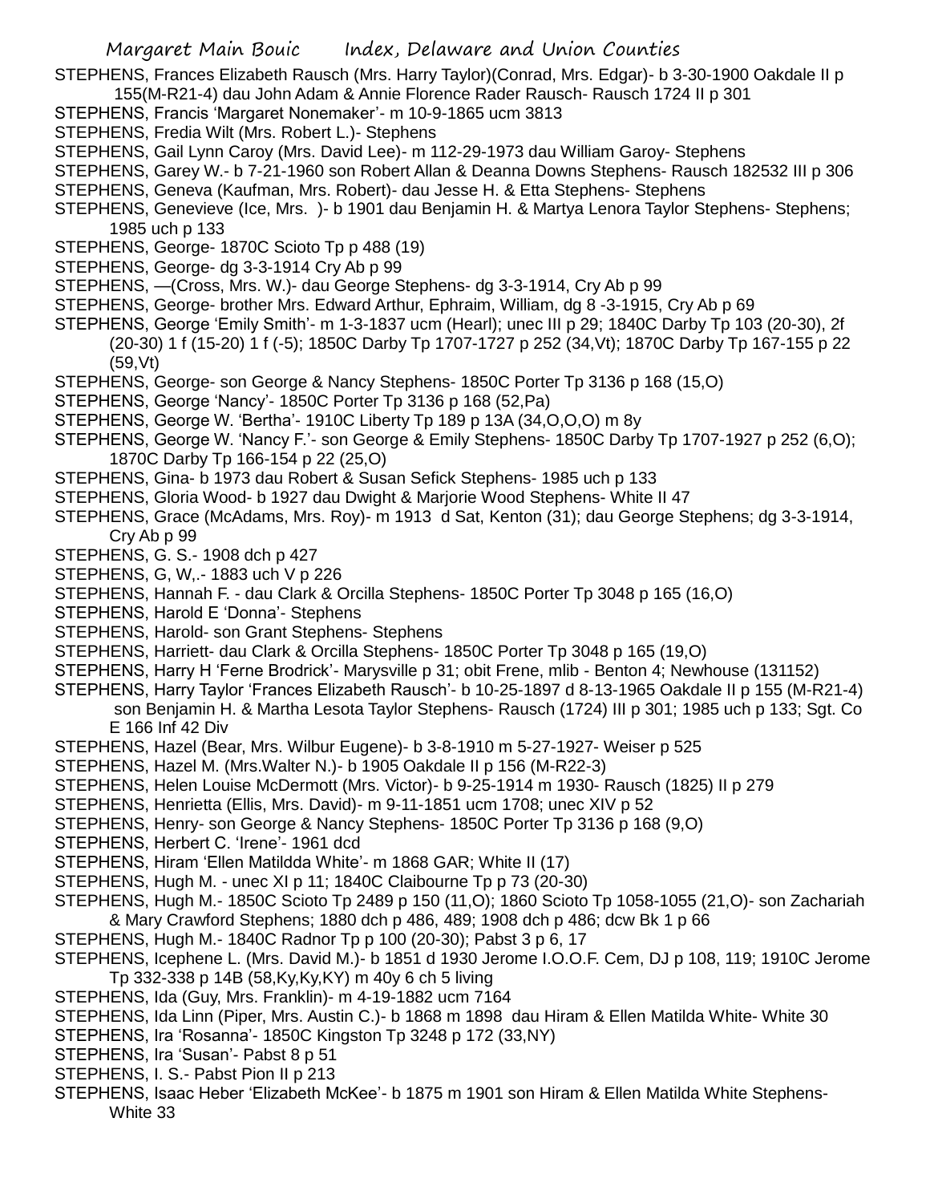STEPHENS, Frances Elizabeth Rausch (Mrs. Harry Taylor)(Conrad, Mrs. Edgar)- b 3-30-1900 Oakdale II p 155(M-R21-4) dau John Adam & Annie Florence Rader Rausch- Rausch 1724 II p 301

STEPHENS, Francis 'Margaret Nonemaker'- m 10-9-1865 ucm 3813

STEPHENS, Fredia Wilt (Mrs. Robert L.)- Stephens

STEPHENS, Gail Lynn Caroy (Mrs. David Lee)- m 112-29-1973 dau William Garoy- Stephens

STEPHENS, Garey W.- b 7-21-1960 son Robert Allan & Deanna Downs Stephens- Rausch 182532 III p 306

STEPHENS, Geneva (Kaufman, Mrs. Robert)- dau Jesse H. & Etta Stephens- Stephens

STEPHENS, Genevieve (Ice, Mrs. )- b 1901 dau Benjamin H. & Martya Lenora Taylor Stephens- Stephens; 1985 uch p 133

STEPHENS, George- 1870C Scioto Tp p 488 (19)

STEPHENS, George- dg 3-3-1914 Cry Ab p 99

STEPHENS, —(Cross, Mrs. W.)- dau George Stephens- dg 3-3-1914, Cry Ab p 99

STEPHENS, George- brother Mrs. Edward Arthur, Ephraim, William, dg 8 -3-1915, Cry Ab p 69

STEPHENS, George 'Emily Smith'- m 1-3-1837 ucm (Hearl); unec III p 29; 1840C Darby Tp 103 (20-30), 2f (20-30) 1 f (15-20) 1 f (-5); 1850C Darby Tp 1707-1727 p 252 (34,Vt); 1870C Darby Tp 167-155 p 22 (59,Vt)

STEPHENS, George- son George & Nancy Stephens- 1850C Porter Tp 3136 p 168 (15,O)

STEPHENS, George 'Nancy'- 1850C Porter Tp 3136 p 168 (52,Pa)

STEPHENS, George W. 'Bertha'- 1910C Liberty Tp 189 p 13A (34,O,O,O) m 8y

STEPHENS, George W. 'Nancy F.'- son George & Emily Stephens- 1850C Darby Tp 1707-1927 p 252 (6,O); 1870C Darby Tp 166-154 p 22 (25,O)

STEPHENS, Gina- b 1973 dau Robert & Susan Sefick Stephens- 1985 uch p 133

STEPHENS, Gloria Wood- b 1927 dau Dwight & Marjorie Wood Stephens- White II 47

STEPHENS, Grace (McAdams, Mrs. Roy)- m 1913 d Sat, Kenton (31); dau George Stephens; dg 3-3-1914, Cry Ab p 99

STEPHENS, G. S.- 1908 dch p 427

STEPHENS, G, W,.- 1883 uch V p 226

STEPHENS, Hannah F. - dau Clark & Orcilla Stephens- 1850C Porter Tp 3048 p 165 (16,O)

STEPHENS, Harold E 'Donna'- Stephens

STEPHENS, Harold- son Grant Stephens- Stephens

STEPHENS, Harriett- dau Clark & Orcilla Stephens- 1850C Porter Tp 3048 p 165 (19,O)

STEPHENS, Harry H 'Ferne Brodrick'- Marysville p 31; obit Frene, mlib - Benton 4; Newhouse (131152)

STEPHENS, Harry Taylor 'Frances Elizabeth Rausch'- b 10-25-1897 d 8-13-1965 Oakdale II p 155 (M-R21-4) son Benjamin H. & Martha Lesota Taylor Stephens- Rausch (1724) III p 301; 1985 uch p 133; Sgt. Co E 166 Inf 42 Div

STEPHENS, Hazel (Bear, Mrs. Wilbur Eugene)- b 3-8-1910 m 5-27-1927- Weiser p 525

STEPHENS, Hazel M. (Mrs.Walter N.)- b 1905 Oakdale II p 156 (M-R22-3)

STEPHENS, Helen Louise McDermott (Mrs. Victor)- b 9-25-1914 m 1930- Rausch (1825) II p 279

STEPHENS, Henrietta (Ellis, Mrs. David)- m 9-11-1851 ucm 1708; unec XIV p 52

STEPHENS, Henry- son George & Nancy Stephens- 1850C Porter Tp 3136 p 168 (9,O)

STEPHENS, Herbert C. 'Irene'- 1961 dcd

STEPHENS, Hiram 'Ellen Matildda White'- m 1868 GAR; White II (17)

STEPHENS, Hugh M. - unec XI p 11; 1840C Claibourne Tp p 73 (20-30)

STEPHENS, Hugh M.- 1850C Scioto Tp 2489 p 150 (11,O); 1860 Scioto Tp 1058-1055 (21,O)- son Zachariah & Mary Crawford Stephens; 1880 dch p 486, 489; 1908 dch p 486; dcw Bk 1 p 66

STEPHENS, Hugh M.- 1840C Radnor Tp p 100 (20-30); Pabst 3 p 6, 17

STEPHENS, Icephene L. (Mrs. David M.)- b 1851 d 1930 Jerome I.O.O.F. Cem, DJ p 108, 119; 1910C Jerome Tp 332-338 p 14B (58,Ky,Ky,KY) m 40y 6 ch 5 living

STEPHENS, Ida (Guy, Mrs. Franklin)- m 4-19-1882 ucm 7164

STEPHENS, Ida Linn (Piper, Mrs. Austin C.)- b 1868 m 1898 dau Hiram & Ellen Matilda White- White 30

STEPHENS, Ira 'Rosanna'- 1850C Kingston Tp 3248 p 172 (33,NY)

STEPHENS, Ira 'Susan'- Pabst 8 p 51

STEPHENS, I. S.- Pabst Pion II p 213

STEPHENS, Isaac Heber 'Elizabeth McKee'- b 1875 m 1901 son Hiram & Ellen Matilda White Stephens- White 33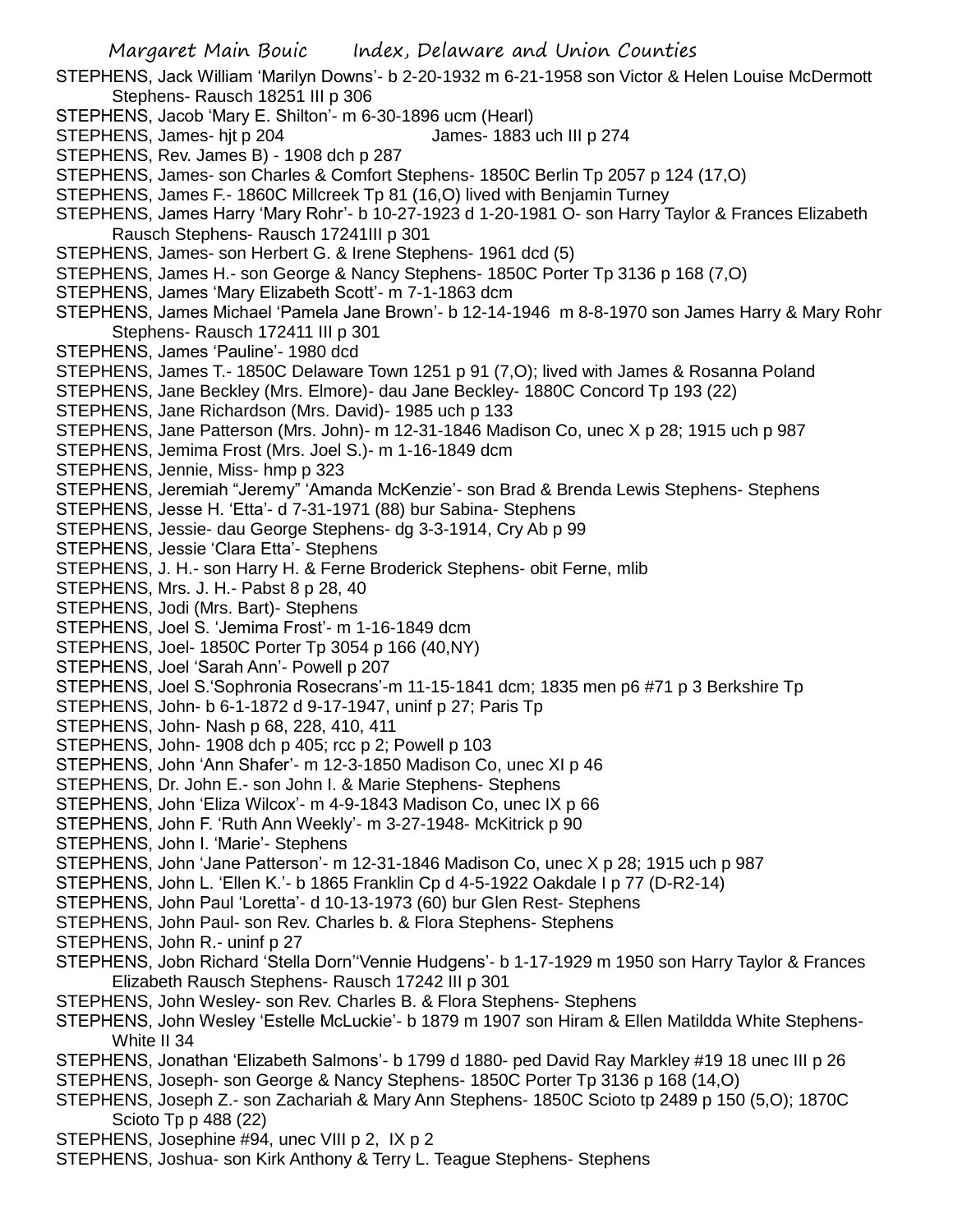STEPHENS, Jack William 'Marilyn Downs'- b 2-20-1932 m 6-21-1958 son Victor & Helen Louise McDermott Stephens- Rausch 18251 III p 306

STEPHENS, Jacob 'Mary E. Shilton'- m 6-30-1896 ucm (Hearl)

STEPHENS, James- hjt p 204 James- 1883 uch III p 274

STEPHENS, Rev. James B) - 1908 dch p 287

STEPHENS, James- son Charles & Comfort Stephens- 1850C Berlin Tp 2057 p 124 (17,O)

STEPHENS, James F.- 1860C Millcreek Tp 81 (16,O) lived with Benjamin Turney

STEPHENS, James Harry 'Mary Rohr'- b 10-27-1923 d 1-20-1981 O- son Harry Taylor & Frances Elizabeth Rausch Stephens- Rausch 17241III p 301

STEPHENS, James- son Herbert G. & Irene Stephens- 1961 dcd (5)

STEPHENS, James H.- son George & Nancy Stephens- 1850C Porter Tp 3136 p 168 (7,O)

STEPHENS, James 'Mary Elizabeth Scott'- m 7-1-1863 dcm

STEPHENS, James Michael 'Pamela Jane Brown'- b 12-14-1946 m 8-8-1970 son James Harry & Mary Rohr Stephens- Rausch 172411 III p 301

STEPHENS, James 'Pauline'- 1980 dcd

STEPHENS, James T.- 1850C Delaware Town 1251 p 91 (7,O); lived with James & Rosanna Poland

STEPHENS, Jane Beckley (Mrs. Elmore)- dau Jane Beckley- 1880C Concord Tp 193 (22)

STEPHENS, Jane Richardson (Mrs. David)- 1985 uch p 133

STEPHENS, Jane Patterson (Mrs. John)- m 12-31-1846 Madison Co, unec X p 28; 1915 uch p 987

STEPHENS, Jemima Frost (Mrs. Joel S.)- m 1-16-1849 dcm

STEPHENS, Jennie, Miss- hmp p 323

STEPHENS, Jeremiah "Jeremy" 'Amanda McKenzie'- son Brad & Brenda Lewis Stephens- Stephens

STEPHENS, Jesse H. 'Etta'- d 7-31-1971 (88) bur Sabina- Stephens

STEPHENS, Jessie- dau George Stephens- dg 3-3-1914, Cry Ab p 99

STEPHENS, Jessie 'Clara Etta'- Stephens

STEPHENS, J. H.- son Harry H. & Ferne Broderick Stephens- obit Ferne, mlib

STEPHENS, Mrs. J. H.- Pabst 8 p 28, 40

STEPHENS, Jodi (Mrs. Bart)- Stephens

STEPHENS, Joel S. 'Jemima Frost'- m 1-16-1849 dcm

STEPHENS, Joel- 1850C Porter Tp 3054 p 166 (40,NY)

STEPHENS, Joel 'Sarah Ann'- Powell p 207

STEPHENS, Joel S.'Sophronia Rosecrans'-m 11-15-1841 dcm; 1835 men p6 #71 p 3 Berkshire Tp

STEPHENS, John- b 6-1-1872 d 9-17-1947, uninf p 27; Paris Tp

STEPHENS, John- Nash p 68, 228, 410, 411

STEPHENS, John- 1908 dch p 405; rcc p 2; Powell p 103

STEPHENS, John 'Ann Shafer'- m 12-3-1850 Madison Co, unec XI p 46

STEPHENS, Dr. John E.- son John I. & Marie Stephens- Stephens

STEPHENS, John 'Eliza Wilcox'- m 4-9-1843 Madison Co, unec IX p 66

STEPHENS, John F. 'Ruth Ann Weekly'- m 3-27-1948- McKitrick p 90

STEPHENS, John I. 'Marie'- Stephens

STEPHENS, John 'Jane Patterson'- m 12-31-1846 Madison Co, unec X p 28; 1915 uch p 987

STEPHENS, John L. 'Ellen K.'- b 1865 Franklin Cp d 4-5-1922 Oakdale I p 77 (D-R2-14)

STEPHENS, John Paul 'Loretta'- d 10-13-1973 (60) bur Glen Rest- Stephens

STEPHENS, John Paul- son Rev. Charles b. & Flora Stephens- Stephens

STEPHENS, John R.- uninf p 27

STEPHENS, Jobn Richard 'Stella Dorn''Vennie Hudgens'- b 1-17-1929 m 1950 son Harry Taylor & Frances Elizabeth Rausch Stephens- Rausch 17242 III p 301

STEPHENS, John Wesley- son Rev. Charles B. & Flora Stephens- Stephens

STEPHENS, John Wesley 'Estelle McLuckie'- b 1879 m 1907 son Hiram & Ellen Matildda White Stephens- White II 34

STEPHENS, Jonathan 'Elizabeth Salmons'- b 1799 d 1880- ped David Ray Markley #19 18 unec III p 26

STEPHENS, Joseph- son George & Nancy Stephens- 1850C Porter Tp 3136 p 168 (14,O)

STEPHENS, Joseph Z.- son Zachariah & Mary Ann Stephens- 1850C Scioto tp 2489 p 150 (5,O); 1870C Scioto Tp p 488 (22)

STEPHENS, Josephine #94, unec VIII p 2, IX p 2

STEPHENS, Joshua- son Kirk Anthony & Terry L. Teague Stephens- Stephens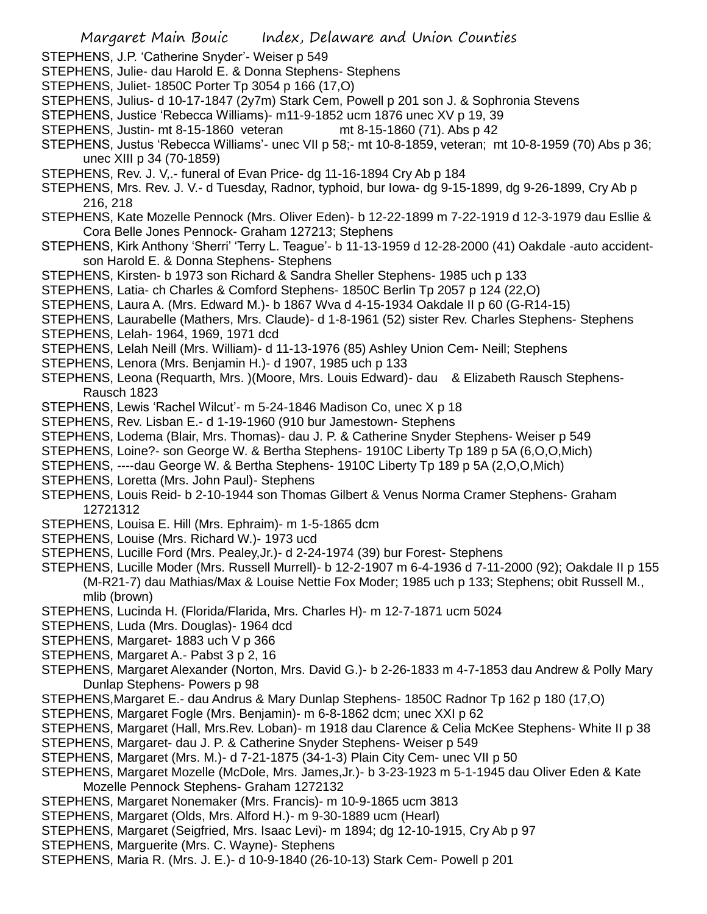STEPHENS, J.P. 'Catherine Snyder'- Weiser p 549

STEPHENS, Julie- dau Harold E. & Donna Stephens- Stephens

STEPHENS, Juliet- 1850C Porter Tp 3054 p 166 (17,O)

STEPHENS, Julius- d 10-17-1847 (2y7m) Stark Cem, Powell p 201 son J. & Sophronia Stevens

STEPHENS, Justice 'Rebecca Williams)- m11-9-1852 ucm 1876 unec XV p 19, 39

STEPHENS, Justin- mt 8-15-1860 veteran mt 8-15-1860 (71). Abs p 42

STEPHENS, Justus 'Rebecca Williams'- unec VII p 58;- mt 10-8-1859, veteran; mt 10-8-1959 (70) Abs p 36; unec XIII p 34 (70-1859)

STEPHENS, Rev. J. V,.- funeral of Evan Price- dg 11-16-1894 Cry Ab p 184

STEPHENS, Mrs. Rev. J. V.- d Tuesday, Radnor, typhoid, bur Iowa- dg 9-15-1899, dg 9-26-1899, Cry Ab p 216, 218

STEPHENS, Kate Mozelle Pennock (Mrs. Oliver Eden)- b 12-22-1899 m 7-22-1919 d 12-3-1979 dau Esllie & Cora Belle Jones Pennock- Graham 127213; Stephens

STEPHENS, Kirk Anthony 'Sherri' 'Terry L. Teague'- b 11-13-1959 d 12-28-2000 (41) Oakdale -auto accident- son Harold E. & Donna Stephens- Stephens

STEPHENS, Kirsten- b 1973 son Richard & Sandra Sheller Stephens- 1985 uch p 133

STEPHENS, Latia- ch Charles & Comford Stephens- 1850C Berlin Tp 2057 p 124 (22,O)

STEPHENS, Laura A. (Mrs. Edward M.)- b 1867 Wva d 4-15-1934 Oakdale II p 60 (G-R14-15)

STEPHENS, Laurabelle (Mathers, Mrs. Claude)- d 1-8-1961 (52) sister Rev. Charles Stephens- Stephens

STEPHENS, Lelah- 1964, 1969, 1971 dcd

STEPHENS, Lelah Neill (Mrs. William)- d 11-13-1976 (85) Ashley Union Cem- Neill; Stephens

STEPHENS, Lenora (Mrs. Benjamin H.)- d 1907, 1985 uch p 133

STEPHENS, Leona (Requarth, Mrs. )(Moore, Mrs. Louis Edward)- dau & Elizabeth Rausch Stephens- Rausch 1823

STEPHENS, Lewis 'Rachel Wilcut'- m 5-24-1846 Madison Co, unec X p 18

STEPHENS, Rev. Lisban E.- d 1-19-1960 (910 bur Jamestown- Stephens

STEPHENS, Lodema (Blair, Mrs. Thomas)- dau J. P. & Catherine Snyder Stephens- Weiser p 549

STEPHENS, Loine?- son George W. & Bertha Stephens- 1910C Liberty Tp 189 p 5A (6,O,O,Mich)

STEPHENS, ----dau George W. & Bertha Stephens- 1910C Liberty Tp 189 p 5A (2,O,O,Mich)

STEPHENS, Loretta (Mrs. John Paul)- Stephens

STEPHENS, Louis Reid- b 2-10-1944 son Thomas Gilbert & Venus Norma Cramer Stephens- Graham 12721312

STEPHENS, Louisa E. Hill (Mrs. Ephraim)- m 1-5-1865 dcm

STEPHENS, Louise (Mrs. Richard W.)- 1973 ucd

STEPHENS, Lucille Ford (Mrs. Pealey,Jr.)- d 2-24-1974 (39) bur Forest- Stephens

STEPHENS, Lucille Moder (Mrs. Russell Murrell)- b 12-2-1907 m 6-4-1936 d 7-11-2000 (92); Oakdale II p 155 (M-R21-7) dau Mathias/Max & Louise Nettie Fox Moder; 1985 uch p 133; Stephens; obit Russell M., mlib (brown)

STEPHENS, Lucinda H. (Florida/Flarida, Mrs. Charles H)- m 12-7-1871 ucm 5024

STEPHENS, Luda (Mrs. Douglas)- 1964 dcd

STEPHENS, Margaret- 1883 uch V p 366

STEPHENS, Margaret A.- Pabst 3 p 2, 16

STEPHENS, Margaret Alexander (Norton, Mrs. David G.)- b 2-26-1833 m 4-7-1853 dau Andrew & Polly Mary Dunlap Stephens- Powers p 98

STEPHENS,Margaret E.- dau Andrus & Mary Dunlap Stephens- 1850C Radnor Tp 162 p 180 (17,O)

STEPHENS, Margaret Fogle (Mrs. Benjamin)- m 6-8-1862 dcm; unec XXI p 62

STEPHENS, Margaret (Hall, Mrs.Rev. Loban)- m 1918 dau Clarence & Celia McKee Stephens- White II p 38

STEPHENS, Margaret- dau J. P. & Catherine Snyder Stephens- Weiser p 549

STEPHENS, Margaret (Mrs. M.)- d 7-21-1875 (34-1-3) Plain City Cem- unec VII p 50

STEPHENS, Margaret Mozelle (McDole, Mrs. James,Jr.)- b 3-23-1923 m 5-1-1945 dau Oliver Eden & Kate Mozelle Pennock Stephens- Graham 1272132

STEPHENS, Margaret Nonemaker (Mrs. Francis)- m 10-9-1865 ucm 3813

STEPHENS, Margaret (Olds, Mrs. Alford H.)- m 9-30-1889 ucm (Hearl)

STEPHENS, Margaret (Seigfried, Mrs. Isaac Levi)- m 1894; dg 12-10-1915, Cry Ab p 97

STEPHENS, Marguerite (Mrs. C. Wayne)- Stephens

STEPHENS, Maria R. (Mrs. J. E.)- d 10-9-1840 (26-10-13) Stark Cem- Powell p 201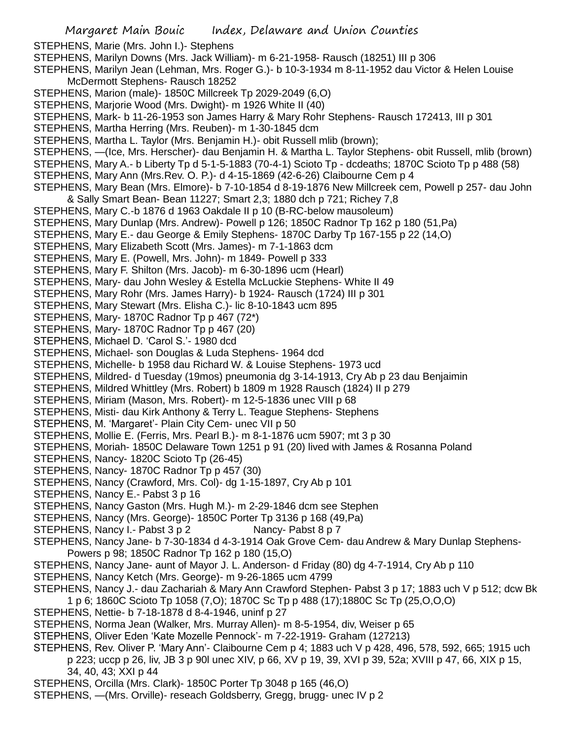STEPHENS, Marie (Mrs. John I.)- Stephens

STEPHENS, Marilyn Downs (Mrs. Jack William)- m 6-21-1958- Rausch (18251) III p 306

STEPHENS, Marilyn Jean (Lehman, Mrs. Roger G.)- b 10-3-1934 m 8-11-1952 dau Victor & Helen Louise McDermott Stephens- Rausch 18252

STEPHENS, Marion (male)- 1850C Millcreek Tp 2029-2049 (6,O)

STEPHENS, Marjorie Wood (Mrs. Dwight)- m 1926 White II (40)

STEPHENS, Mark- b 11-26-1953 son James Harry & Mary Rohr Stephens- Rausch 172413, III p 301

STEPHENS, Martha Herring (Mrs. Reuben)- m 1-30-1845 dcm

STEPHENS, Martha L. Taylor (Mrs. Benjamin H.)- obit Russell mlib (brown);

STEPHENS, —(Ice, Mrs. Herscher)- dau Benjamin H. & Martha L. Taylor Stephens- obit Russell, mlib (brown)

STEPHENS, Mary A.- b Liberty Tp d 5-1-5-1883 (70-4-1) Scioto Tp - dcdeaths; 1870C Scioto Tp p 488 (58)

STEPHENS, Mary Ann (Mrs.Rev. O. P.)- d 4-15-1869 (42-6-26) Claibourne Cem p 4

STEPHENS, Mary Bean (Mrs. Elmore)- b 7-10-1854 d 8-19-1876 New Millcreek cem, Powell p 257- dau John & Sally Smart Bean- Bean 11227; Smart 2,3; 1880 dch p 721; Richey 7,8

STEPHENS, Mary C.-b 1876 d 1963 Oakdale II p 10 (B-RC-below mausoleum)

STEPHENS, Mary Dunlap (Mrs. Andrew)- Powell p 126; 1850C Radnor Tp 162 p 180 (51,Pa)

STEPHENS, Mary E.- dau George & Emily Stephens- 1870C Darby Tp 167-155 p 22 (14,O)

STEPHENS, Mary Elizabeth Scott (Mrs. James)- m 7-1-1863 dcm

STEPHENS, Mary E. (Powell, Mrs. John)- m 1849- Powell p 333

STEPHENS, Mary F. Shilton (Mrs. Jacob)- m 6-30-1896 ucm (Hearl)

STEPHENS, Mary- dau John Wesley & Estella McLuckie Stephens- White II 49

STEPHENS, Mary Rohr (Mrs. James Harry)- b 1924- Rausch (1724) III p 301

STEPHENS, Mary Stewart (Mrs. Elisha C.)- lic 8-10-1843 ucm 895

STEPHENS, Mary- 1870C Radnor Tp p 467 (72*)

STEPHENS, Mary- 1870C Radnor Tp p 467 (20)

STEPHENS, Michael D. 'Carol S.'- 1980 dcd

STEPHENS, Michael- son Douglas & Luda Stephens- 1964 dcd

STEPHENS, Michelle- b 1958 dau Richard W. & Louise Stephens- 1973 ucd

STEPHENS, Mildred- d Tuesday (19mos) pneumonia dg 3-14-1913, Cry Ab p 23 dau Benjaimin

STEPHENS, Mildred Whittley (Mrs. Robert) b 1809 m 1928 Rausch (1824) II p 279

STEPHENS, Miriam (Mason, Mrs. Robert)- m 12-5-1836 unec VIII p 68

STEPHENS, Misti- dau Kirk Anthony & Terry L. Teague Stephens- Stephens

STEPHENS, M. 'Margaret'- Plain City Cem- unec VII p 50

STEPHENS, Mollie E. (Ferris, Mrs. Pearl B.)- m 8-1-1876 ucm 5907; mt 3 p 30

STEPHENS, Moriah- 1850C Delaware Town 1251 p 91 (20) lived with James & Rosanna Poland

STEPHENS, Nancy- 1820C Scioto Tp (26-45)

STEPHENS, Nancy- 1870C Radnor Tp p 457 (30)

STEPHENS, Nancy (Crawford, Mrs. Col)- dg 1-15-1897, Cry Ab p 101

STEPHENS, Nancy E.- Pabst 3 p 16

STEPHENS, Nancy Gaston (Mrs. Hugh M.)- m 2-29-1846 dcm see Stephen

STEPHENS, Nancy (Mrs. George)- 1850C Porter Tp 3136 p 168 (49,Pa)

STEPHENS, Nancy I.- Pabst 3 p 2 Nancy- Pabst 8 p 7

STEPHENS, Nancy Jane- b 7-30-1834 d 4-3-1914 Oak Grove Cem- dau Andrew & Mary Dunlap Stephens- Powers p 98; 1850C Radnor Tp 162 p 180 (15,O)

STEPHENS, Nancy Jane- aunt of Mayor J. L. Anderson- d Friday (80) dg 4-7-1914, Cry Ab p 110

STEPHENS, Nancy Ketch (Mrs. George)- m 9-26-1865 ucm 4799

STEPHENS, Nancy J.- dau Zachariah & Mary Ann Crawford Stephen- Pabst 3 p 17; 1883 uch V p 512; dcw Bk 1 p 6; 1860C Scioto Tp 1058 (7,O); 1870C Sc Tp p 488 (17);1880C Sc Tp (25,O,O,O)

STEPHENS, Nettie- b 7-18-1878 d 8-4-1946, uninf p 27

STEPHENS, Norma Jean (Walker, Mrs. Murray Allen)- m 8-5-1954, div, Weiser p 65

STEPHENS, Oliver Eden 'Kate Mozelle Pennock'- m 7-22-1919- Graham (127213)

STEPHENS, Rev. Oliver P. 'Mary Ann'- Claibourne Cem p 4; 1883 uch V p 428, 496, 578, 592, 665; 1915 uch p 223; uccp p 26, liv, JB 3 p 90l unec XIV, p 66, XV p 19, 39, XVI p 39, 52a; XVIII p 47, 66, XIX p 15, 34, 40, 43; XXI p 44

STEPHENS, Orcilla (Mrs. Clark)- 1850C Porter Tp 3048 p 165 (46,O)

STEPHENS, —(Mrs. Orville)- reseach Goldsberry, Gregg, brugg- unec IV p 2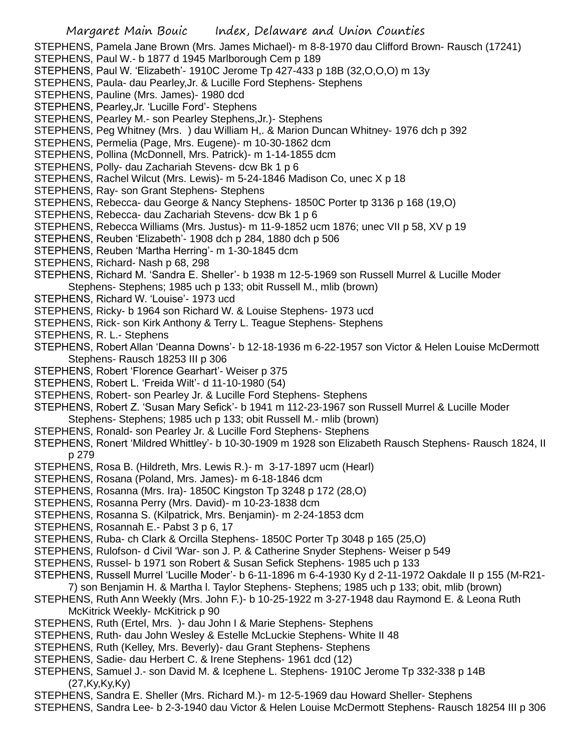STEPHENS, Pamela Jane Brown (Mrs. James Michael)- m 8-8-1970 dau Clifford Brown- Rausch (17241)
STEPHENS, Paul W.- b 1877 d 1945 Marlborough Cem p 189
STEPHENS, Paul W. 'Elizabeth'- 1910C Jerome Tp 427-433 p 18B (32,O,O,O) m 13y
STEPHENS, Paula- dau Pearley,Jr. & Lucille Ford Stephens- Stephens
STEPHENS, Pauline (Mrs. James)- 1980 dcd
STEPHENS, Pearley,Jr. 'Lucille Ford'- Stephens
STEPHENS, Pearley M.- son Pearley Stephens,Jr.)- Stephens
STEPHENS, Peg Whitney (Mrs. ) dau William H,. & Marion Duncan Whitney- 1976 dch p 392
STEPHENS, Permelia (Page, Mrs. Eugene)- m 10-30-1862 dcm
STEPHENS, Pollina (McDonnell, Mrs. Patrick)- m 1-14-1855 dcm
STEPHENS, Polly- dau Zachariah Stevens- dcw Bk 1 p 6
STEPHENS, Rachel Wilcut (Mrs. Lewis)- m 5-24-1846 Madison Co, unec X p 18
STEPHENS, Ray- son Grant Stephens- Stephens
STEPHENS, Rebecca- dau George & Nancy Stephens- 1850C Porter tp 3136 p 168 (19,O)
STEPHENS, Rebecca- dau Zachariah Stevens- dcw Bk 1 p 6
STEPHENS, Rebecca Williams (Mrs. Justus)- m 11-9-1852 ucm 1876; unec VII p 58, XV p 19
STEPHENS, Reuben 'Elizabeth'- 1908 dch p 284, 1880 dch p 506
STEPHENS, Reuben 'Martha Herring'- m 1-30-1845 dcm
STEPHENS, Richard- Nash p 68, 298
STEPHENS, Richard M. 'Sandra E. Sheller'- b 1938 m 12-5-1969 son Russell Murrel & Lucille Moder Stephens- Stephens; 1985 uch p 133; obit Russell M., mlib (brown)
STEPHENS, Richard W. 'Louise'- 1973 ucd
STEPHENS, Ricky- b 1964 son Richard W. & Louise Stephens- 1973 ucd
STEPHENS, Rick- son Kirk Anthony & Terry L. Teague Stephens- Stephens
STEPHENS, R. L.- Stephens
STEPHENS, Robert Allan 'Deanna Downs'- b 12-18-1936 m 6-22-1957 son Victor & Helen Louise McDermott Stephens- Rausch 18253 III p 306
STEPHENS, Robert 'Florence Gearhart'- Weiser p 375
STEPHENS, Robert L. 'Freida Wilt'- d 11-10-1980 (54)
STEPHENS, Robert- son Pearley Jr. & Lucille Ford Stephens- Stephens
STEPHENS, Robert Z. 'Susan Mary Sefick'- b 1941 m 112-23-1967 son Russell Murrel & Lucille Moder Stephens- Stephens; 1985 uch p 133; obit Russell M.- mlib (brown)
STEPHENS, Ronald- son Pearley Jr. & Lucille Ford Stephens- Stephens
STEPHENS, Ronert 'Mildred Whittley'- b 10-30-1909 m 1928 son Elizabeth Rausch Stephens- Rausch 1824, II p 279
STEPHENS, Rosa B. (Hildreth, Mrs. Lewis R.)- m 3-17-1897 ucm (Hearl)
STEPHENS, Rosana (Poland, Mrs. James)- m 6-18-1846 dcm
STEPHENS, Rosanna (Mrs. Ira)- 1850C Kingston Tp 3248 p 172 (28,O)
STEPHENS, Rosanna Perry (Mrs. David)- m 10-23-1838 dcm
STEPHENS, Rosanna S. (Kilpatrick, Mrs. Benjamin)- m 2-24-1853 dcm
STEPHENS, Rosannah E.- Pabst 3 p 6, 17
STEPHENS, Ruba- ch Clark & Orcilla Stephens- 1850C Porter Tp 3048 p 165 (25,O)
STEPHENS, Rulofson- d Civil 'War- son J. P. & Catherine Snyder Stephens- Weiser p 549
STEPHENS, Russel- b 1971 son Robert & Susan Sefick Stephens- 1985 uch p 133
STEPHENS, Russell Murrel 'Lucille Moder'- b 6-11-1896 m 6-4-1930 Ky d 2-11-1972 Oakdale II p 155 (M-R21-7) son Benjamin H. & Martha l. Taylor Stephens- Stephens; 1985 uch p 133; obit, mlib (brown)
STEPHENS, Ruth Ann Weekly (Mrs. John F.)- b 10-25-1922 m 3-27-1948 dau Raymond E. & Leona Ruth McKitrick Weekly- McKitrick p 90
STEPHENS, Ruth (Ertel, Mrs. )- dau John I & Marie Stephens- Stephens
STEPHENS, Ruth- dau John Wesley & Estelle McLuckie Stephens- White II 48
STEPHENS, Ruth (Kelley, Mrs. Beverly)- dau Grant Stephens- Stephens
STEPHENS, Sadie- dau Herbert C. & Irene Stephens- 1961 dcd (12)
STEPHENS, Samuel J.- son David M. & Icephene L. Stephens- 1910C Jerome Tp 332-338 p 14B (27,Ky,Ky,Ky)
STEPHENS, Sandra E. Sheller (Mrs. Richard M.)- m 12-5-1969 dau Howard Sheller- Stephens
STEPHENS, Sandra Lee- b 2-3-1940 dau Victor & Helen Louise McDermott Stephens- Rausch 18254 III p 306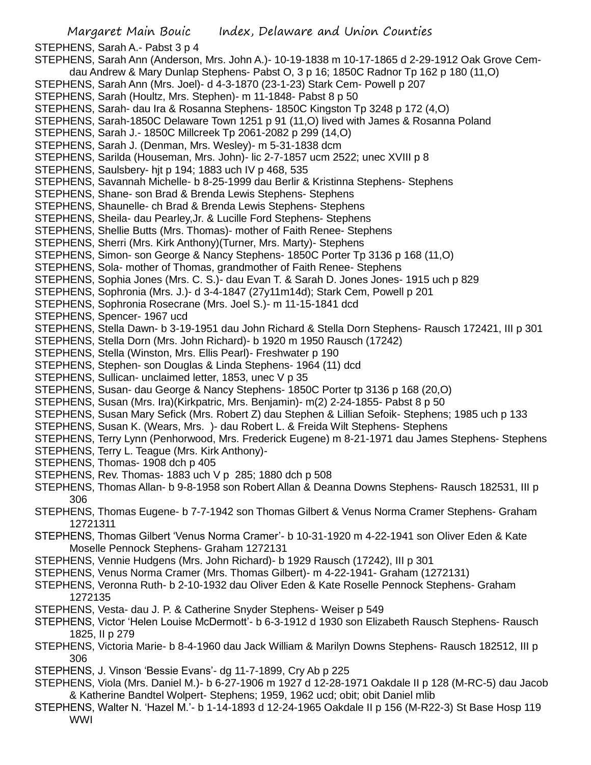STEPHENS, Sarah A.- Pabst 3 p 4

STEPHENS, Sarah Ann (Anderson, Mrs. John A.)- 10-19-1838 m 10-17-1865 d 2-29-1912 Oak Grove Cem- dau Andrew & Mary Dunlap Stephens- Pabst O, 3 p 16; 1850C Radnor Tp 162 p 180 (11,O)

STEPHENS, Sarah Ann (Mrs. Joel)- d 4-3-1870 (23-1-23) Stark Cem- Powell p 207

STEPHENS, Sarah (Houltz, Mrs. Stephen)- m 11-1848- Pabst 8 p 50

STEPHENS, Sarah- dau Ira & Rosanna Stephens- 1850C Kingston Tp 3248 p 172 (4,O)

STEPHENS, Sarah-1850C Delaware Town 1251 p 91 (11,O) lived with James & Rosanna Poland

STEPHENS, Sarah J.- 1850C Millcreek Tp 2061-2082 p 299 (14,O)

STEPHENS, Sarah J. (Denman, Mrs. Wesley)- m 5-31-1838 dcm

STEPHENS, Sarilda (Houseman, Mrs. John)- lic 2-7-1857 ucm 2522; unec XVIII p 8

STEPHENS, Saulsbery- hjt p 194; 1883 uch IV p 468, 535

STEPHENS, Savannah Michelle- b 8-25-1999 dau Berlir & Kristinna Stephens- Stephens

STEPHENS, Shane- son Brad & Brenda Lewis Stephens- Stephens

STEPHENS, Shaunelle- ch Brad & Brenda Lewis Stephens- Stephens

STEPHENS, Sheila- dau Pearley,Jr. & Lucille Ford Stephens- Stephens

STEPHENS, Shellie Butts (Mrs. Thomas)- mother of Faith Renee- Stephens

STEPHENS, Sherri (Mrs. Kirk Anthony)(Turner, Mrs. Marty)- Stephens

STEPHENS, Simon- son George & Nancy Stephens- 1850C Porter Tp 3136 p 168 (11,O)

STEPHENS, Sola- mother of Thomas, grandmother of Faith Renee- Stephens

STEPHENS, Sophia Jones (Mrs. C. S.)- dau Evan T. & Sarah D. Jones Jones- 1915 uch p 829

STEPHENS, Sophronia (Mrs. J.)- d 3-4-1847 (27y11m14d); Stark Cem, Powell p 201

STEPHENS, Sophronia Rosecrane (Mrs. Joel S.)- m 11-15-1841 dcd

STEPHENS, Spencer- 1967 ucd

STEPHENS, Stella Dawn- b 3-19-1951 dau John Richard & Stella Dorn Stephens- Rausch 172421, III p 301

STEPHENS, Stella Dorn (Mrs. John Richard)- b 1920 m 1950 Rausch (17242)

STEPHENS, Stella (Winston, Mrs. Ellis Pearl)- Freshwater p 190

STEPHENS, Stephen- son Douglas & Linda Stephens- 1964 (11) dcd

STEPHENS, Sullican- unclaimed letter, 1853, unec V p 35

STEPHENS, Susan- dau George & Nancy Stephens- 1850C Porter tp 3136 p 168 (20,O)

STEPHENS, Susan (Mrs. Ira)(Kirkpatric, Mrs. Benjamin)- m(2) 2-24-1855- Pabst 8 p 50

STEPHENS, Susan Mary Sefick (Mrs. Robert Z) dau Stephen & Lillian Sefoik- Stephens; 1985 uch p 133

STEPHENS, Susan K. (Wears, Mrs. )- dau Robert L. & Freida Wilt Stephens- Stephens

STEPHENS, Terry Lynn (Penhorwood, Mrs. Frederick Eugene) m 8-21-1971 dau James Stephens- Stephens

STEPHENS, Terry L. Teague (Mrs. Kirk Anthony)-

STEPHENS, Thomas- 1908 dch p 405

STEPHENS, Rev. Thomas- 1883 uch V p 285; 1880 dch p 508

STEPHENS, Thomas Allan- b 9-8-1958 son Robert Allan & Deanna Downs Stephens- Rausch 182531, III p 306

STEPHENS, Thomas Eugene- b 7-7-1942 son Thomas Gilbert & Venus Norma Cramer Stephens- Graham 12721311

STEPHENS, Thomas Gilbert 'Venus Norma Cramer'- b 10-31-1920 m 4-22-1941 son Oliver Eden & Kate Moselle Pennock Stephens- Graham 1272131

STEPHENS, Vennie Hudgens (Mrs. John Richard)- b 1929 Rausch (17242), III p 301

STEPHENS, Venus Norma Cramer (Mrs. Thomas Gilbert)- m 4-22-1941- Graham (1272131)

STEPHENS, Veronna Ruth- b 2-10-1932 dau Oliver Eden & Kate Roselle Pennock Stephens- Graham 1272135

STEPHENS, Vesta- dau J. P. & Catherine Snyder Stephens- Weiser p 549

STEPHENS, Victor 'Helen Louise McDermott'- b 6-3-1912 d 1930 son Elizabeth Rausch Stephens- Rausch 1825, II p 279

STEPHENS, Victoria Marie- b 8-4-1960 dau Jack William & Marilyn Downs Stephens- Rausch 182512, III p 306

STEPHENS, J. Vinson 'Bessie Evans'- dg 11-7-1899, Cry Ab p 225

STEPHENS, Viola (Mrs. Daniel M.)- b 6-27-1906 m 1927 d 12-28-1971 Oakdale II p 128 (M-RC-5) dau Jacob & Katherine Bandtel Wolpert- Stephens; 1959, 1962 ucd; obit; obit Daniel mlib

STEPHENS, Walter N. 'Hazel M.'- b 1-14-1893 d 12-24-1965 Oakdale II p 156 (M-R22-3) St Base Hosp 119 WWI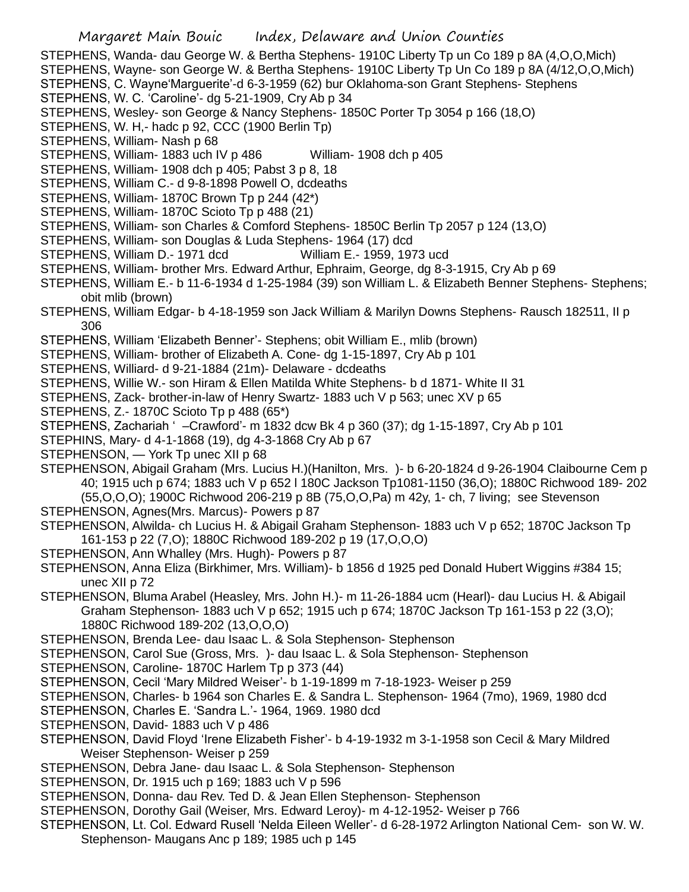STEPHENS, Wanda- dau George W. & Bertha Stephens- 1910C Liberty Tp un Co 189 p 8A (4,O,O,Mich)

STEPHENS, Wayne- son George W. & Bertha Stephens- 1910C Liberty Tp Un Co 189 p 8A (4/12,O,O,Mich)

STEPHENS, C. Wayne'Marguerite'-d 6-3-1959 (62) bur Oklahoma-son Grant Stephens- Stephens

STEPHENS, W. C. 'Caroline'- dg 5-21-1909, Cry Ab p 34

STEPHENS, Wesley- son George & Nancy Stephens- 1850C Porter Tp 3054 p 166 (18,O)

STEPHENS, W. H,- hadc p 92, CCC (1900 Berlin Tp)

STEPHENS, William- Nash p 68

STEPHENS, William- 1883 uch IV p 486 William- 1908 dch p 405

STEPHENS, William- 1908 dch p 405; Pabst 3 p 8, 18

STEPHENS, William C.- d 9-8-1898 Powell O, dcdeaths

STEPHENS, William- 1870C Brown Tp p 244 (42*)

STEPHENS, William- 1870C Scioto Tp p 488 (21)

STEPHENS, William- son Charles & Comford Stephens- 1850C Berlin Tp 2057 p 124 (13,O)

STEPHENS, William- son Douglas & Luda Stephens- 1964 (17) dcd

STEPHENS, William D.- 1971 dcd William E.- 1959, 1973 ucd

STEPHENS, William- brother Mrs. Edward Arthur, Ephraim, George, dg 8-3-1915, Cry Ab p 69

STEPHENS, William E.- b 11-6-1934 d 1-25-1984 (39) son William L. & Elizabeth Benner Stephens- Stephens; obit mlib (brown)

STEPHENS, William Edgar- b 4-18-1959 son Jack William & Marilyn Downs Stephens- Rausch 182511, II p 306

STEPHENS, William 'Elizabeth Benner'- Stephens; obit William E., mlib (brown)

STEPHENS, William- brother of Elizabeth A. Cone- dg 1-15-1897, Cry Ab p 101

STEPHENS, Williard- d 9-21-1884 (21m)- Delaware - dcdeaths

STEPHENS, Willie W.- son Hiram & Ellen Matilda White Stephens- b d 1871- White II 31

STEPHENS, Zack- brother-in-law of Henry Swartz- 1883 uch V p 563; unec XV p 65

STEPHENS, Z.- 1870C Scioto Tp p 488 (65*)

STEPHENS, Zachariah ' –Crawford'- m 1832 dcw Bk 4 p 360 (37); dg 1-15-1897, Cry Ab p 101

STEPHINS, Mary- d 4-1-1868 (19), dg 4-3-1868 Cry Ab p 67

STEPHENSON, — York Tp unec XII p 68

STEPHENSON, Abigail Graham (Mrs. Lucius H.)(Hanilton, Mrs. )- b 6-20-1824 d 9-26-1904 Claibourne Cem p 40; 1915 uch p 674; 1883 uch V p 652 l 180C Jackson Tp1081-1150 (36,O); 1880C Richwood 189- 202 (55,O,O,O); 1900C Richwood 206-219 p 8B (75,O,O,Pa) m 42y, 1- ch, 7 living; see Stevenson

STEPHENSON, Agnes(Mrs. Marcus)- Powers p 87

STEPHENSON, Alwilda- ch Lucius H. & Abigail Graham Stephenson- 1883 uch V p 652; 1870C Jackson Tp 161-153 p 22 (7,O); 1880C Richwood 189-202 p 19 (17,O,O,O)

STEPHENSON, Ann Whalley (Mrs. Hugh)- Powers p 87

STEPHENSON, Anna Eliza (Birkhimer, Mrs. William)- b 1856 d 1925 ped Donald Hubert Wiggins #384 15; unec XII p 72

STEPHENSON, Bluma Arabel (Heasley, Mrs. John H.)- m 11-26-1884 ucm (Hearl)- dau Lucius H. & Abigail Graham Stephenson- 1883 uch V p 652; 1915 uch p 674; 1870C Jackson Tp 161-153 p 22 (3,O); 1880C Richwood 189-202 (13,O,O,O)

STEPHENSON, Brenda Lee- dau Isaac L. & Sola Stephenson- Stephenson

STEPHENSON, Carol Sue (Gross, Mrs. )- dau Isaac L. & Sola Stephenson- Stephenson

STEPHENSON, Caroline- 1870C Harlem Tp p 373 (44)

STEPHENSON, Cecil 'Mary Mildred Weiser'- b 1-19-1899 m 7-18-1923- Weiser p 259

STEPHENSON, Charles- b 1964 son Charles E. & Sandra L. Stephenson- 1964 (7mo), 1969, 1980 dcd

STEPHENSON, Charles E. 'Sandra L.'- 1964, 1969. 1980 dcd

STEPHENSON, David- 1883 uch V p 486

STEPHENSON, David Floyd 'Irene Elizabeth Fisher'- b 4-19-1932 m 3-1-1958 son Cecil & Mary Mildred Weiser Stephenson- Weiser p 259

STEPHENSON, Debra Jane- dau Isaac L. & Sola Stephenson- Stephenson

STEPHENSON, Dr. 1915 uch p 169; 1883 uch V p 596

STEPHENSON, Donna- dau Rev. Ted D. & Jean Ellen Stephenson- Stephenson

STEPHENSON, Dorothy Gail (Weiser, Mrs. Edward Leroy)- m 4-12-1952- Weiser p 766

STEPHENSON, Lt. Col. Edward Rusell 'Nelda Eileen Weller'- d 6-28-1972 Arlington National Cem- son W. W. Stephenson- Maugans Anc p 189; 1985 uch p 145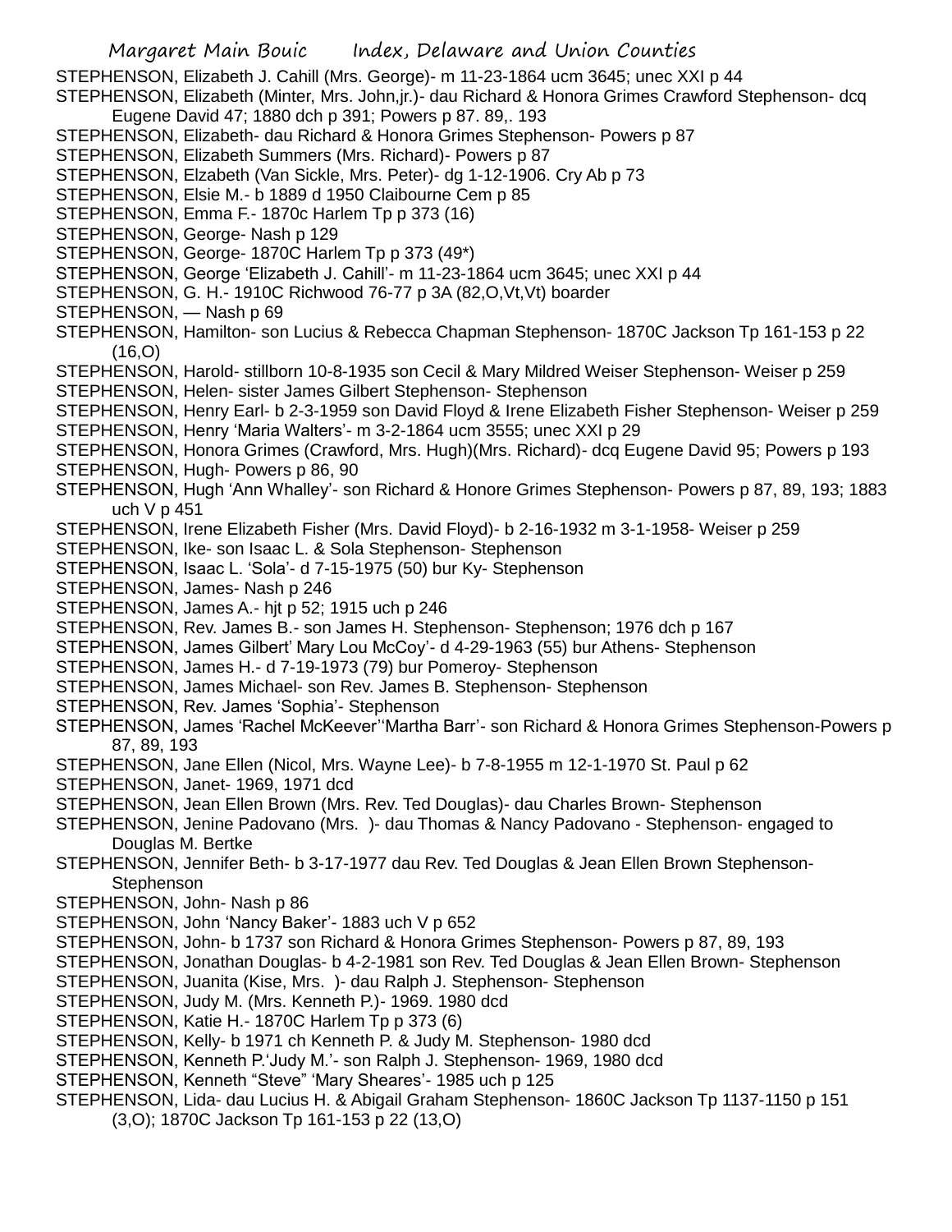STEPHENSON, Elizabeth J. Cahill (Mrs. George)- m 11-23-1864 ucm 3645; unec XXI p 44

STEPHENSON, Elizabeth (Minter, Mrs. John,jr.)- dau Richard & Honora Grimes Crawford Stephenson- dcq Eugene David 47; 1880 dch p 391; Powers p 87. 89,. 193

STEPHENSON, Elizabeth- dau Richard & Honora Grimes Stephenson- Powers p 87

STEPHENSON, Elizabeth Summers (Mrs. Richard)- Powers p 87

STEPHENSON, Elzabeth (Van Sickle, Mrs. Peter)- dg 1-12-1906. Cry Ab p 73

STEPHENSON, Elsie M.- b 1889 d 1950 Claibourne Cem p 85

STEPHENSON, Emma F.- 1870c Harlem Tp p 373 (16)

STEPHENSON, George- Nash p 129

STEPHENSON, George- 1870C Harlem Tp p 373 (49*)

STEPHENSON, George 'Elizabeth J. Cahill'- m 11-23-1864 ucm 3645; unec XXI p 44

STEPHENSON, G. H.- 1910C Richwood 76-77 p 3A (82,O,Vt,Vt) boarder

STEPHENSON, — Nash p 69

STEPHENSON, Hamilton- son Lucius & Rebecca Chapman Stephenson- 1870C Jackson Tp 161-153 p 22 (16,O)

STEPHENSON, Harold- stillborn 10-8-1935 son Cecil & Mary Mildred Weiser Stephenson- Weiser p 259

STEPHENSON, Helen- sister James Gilbert Stephenson- Stephenson

STEPHENSON, Henry Earl- b 2-3-1959 son David Floyd & Irene Elizabeth Fisher Stephenson- Weiser p 259

STEPHENSON, Henry 'Maria Walters'- m 3-2-1864 ucm 3555; unec XXI p 29

STEPHENSON, Honora Grimes (Crawford, Mrs. Hugh)(Mrs. Richard)- dcq Eugene David 95; Powers p 193

STEPHENSON, Hugh- Powers p 86, 90

STEPHENSON, Hugh 'Ann Whalley'- son Richard & Honore Grimes Stephenson- Powers p 87, 89, 193; 1883 uch V p 451

STEPHENSON, Irene Elizabeth Fisher (Mrs. David Floyd)- b 2-16-1932 m 3-1-1958- Weiser p 259

STEPHENSON, Ike- son Isaac L. & Sola Stephenson- Stephenson

STEPHENSON, Isaac L. 'Sola'- d 7-15-1975 (50) bur Ky- Stephenson

STEPHENSON, James- Nash p 246

STEPHENSON, James A.- hjt p 52; 1915 uch p 246

STEPHENSON, Rev. James B.- son James H. Stephenson- Stephenson; 1976 dch p 167

STEPHENSON, James Gilbert' Mary Lou McCoy'- d 4-29-1963 (55) bur Athens- Stephenson

STEPHENSON, James H.- d 7-19-1973 (79) bur Pomeroy- Stephenson

STEPHENSON, James Michael- son Rev. James B. Stephenson- Stephenson

STEPHENSON, Rev. James 'Sophia'- Stephenson

STEPHENSON, James 'Rachel McKeever''Martha Barr'- son Richard & Honora Grimes Stephenson-Powers p 87, 89, 193

STEPHENSON, Jane Ellen (Nicol, Mrs. Wayne Lee)- b 7-8-1955 m 12-1-1970 St. Paul p 62

STEPHENSON, Janet- 1969, 1971 dcd

STEPHENSON, Jean Ellen Brown (Mrs. Rev. Ted Douglas)- dau Charles Brown- Stephenson

STEPHENSON, Jenine Padovano (Mrs. )- dau Thomas & Nancy Padovano - Stephenson- engaged to Douglas M. Bertke

STEPHENSON, Jennifer Beth- b 3-17-1977 dau Rev. Ted Douglas & Jean Ellen Brown Stephenson- Stephenson

STEPHENSON, John- Nash p 86

STEPHENSON, John 'Nancy Baker'- 1883 uch V p 652

STEPHENSON, John- b 1737 son Richard & Honora Grimes Stephenson- Powers p 87, 89, 193

STEPHENSON, Jonathan Douglas- b 4-2-1981 son Rev. Ted Douglas & Jean Ellen Brown- Stephenson

STEPHENSON, Juanita (Kise, Mrs. )- dau Ralph J. Stephenson- Stephenson

STEPHENSON, Judy M. (Mrs. Kenneth P.)- 1969. 1980 dcd

STEPHENSON, Katie H.- 1870C Harlem Tp p 373 (6)

STEPHENSON, Kelly- b 1971 ch Kenneth P. & Judy M. Stephenson- 1980 dcd

STEPHENSON, Kenneth P.'Judy M.'- son Ralph J. Stephenson- 1969, 1980 dcd

STEPHENSON, Kenneth "Steve" 'Mary Sheares'- 1985 uch p 125

STEPHENSON, Lida- dau Lucius H. & Abigail Graham Stephenson- 1860C Jackson Tp 1137-1150 p 151 (3,O); 1870C Jackson Tp 161-153 p 22 (13,O)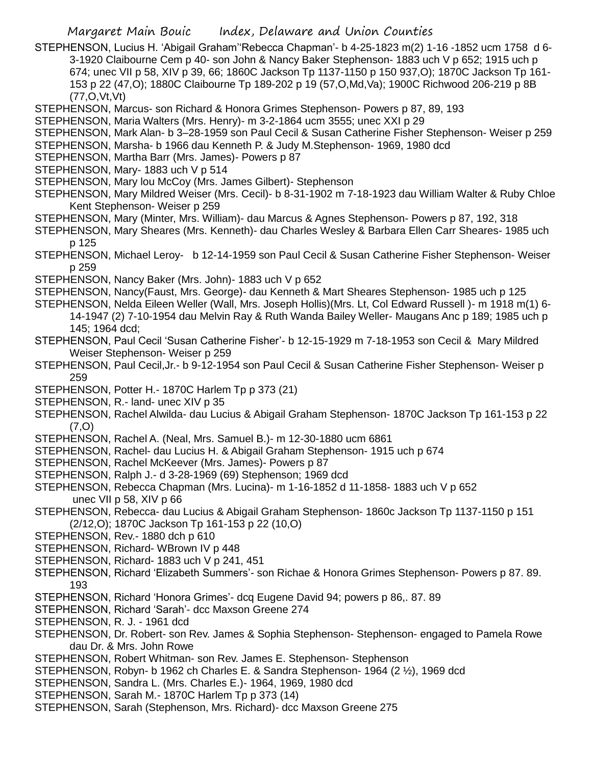STEPHENSON, Lucius H. 'Abigail Graham''Rebecca Chapman'- b 4-25-1823 m(2) 1-16 -1852 ucm 1758 d 6-3-1920 Claibourne Cem p 40- son John & Nancy Baker Stephenson- 1883 uch V p 652; 1915 uch p 674; unec VII p 58, XIV p 39, 66; 1860C Jackson Tp 1137-1150 p 150 937,O); 1870C Jackson Tp 161-153 p 22 (47,O); 1880C Claibourne Tp 189-202 p 19 (57,O,Md,Va); 1900C Richwood 206-219 p 8B (77,O,Vt,Vt)

STEPHENSON, Marcus- son Richard & Honora Grimes Stephenson- Powers p 87, 89, 193

STEPHENSON, Maria Walters (Mrs. Henry)- m 3-2-1864 ucm 3555; unec XXI p 29

STEPHENSON, Mark Alan- b 3–28-1959 son Paul Cecil & Susan Catherine Fisher Stephenson- Weiser p 259

STEPHENSON, Marsha- b 1966 dau Kenneth P. & Judy M.Stephenson- 1969, 1980 dcd

STEPHENSON, Martha Barr (Mrs. James)- Powers p 87

STEPHENSON, Mary- 1883 uch V p 514

STEPHENSON, Mary lou McCoy (Mrs. James Gilbert)- Stephenson

STEPHENSON, Mary Mildred Weiser (Mrs. Cecil)- b 8-31-1902 m 7-18-1923 dau William Walter & Ruby Chloe Kent Stephenson- Weiser p 259

STEPHENSON, Mary (Minter, Mrs. William)- dau Marcus & Agnes Stephenson- Powers p 87, 192, 318

STEPHENSON, Mary Sheares (Mrs. Kenneth)- dau Charles Wesley & Barbara Ellen Carr Sheares- 1985 uch p 125

STEPHENSON, Michael Leroy- b 12-14-1959 son Paul Cecil & Susan Catherine Fisher Stephenson- Weiser p 259

STEPHENSON, Nancy Baker (Mrs. John)- 1883 uch V p 652

STEPHENSON, Nancy(Faust, Mrs. George)- dau Kenneth & Mart Sheares Stephenson- 1985 uch p 125

STEPHENSON, Nelda Eileen Weller (Wall, Mrs. Joseph Hollis)(Mrs. Lt, Col Edward Russell )- m 1918 m(1) 6-14-1947 (2) 7-10-1954 dau Melvin Ray & Ruth Wanda Bailey Weller- Maugans Anc p 189; 1985 uch p 145; 1964 dcd;

STEPHENSON, Paul Cecil 'Susan Catherine Fisher'- b 12-15-1929 m 7-18-1953 son Cecil & Mary Mildred Weiser Stephenson- Weiser p 259

STEPHENSON, Paul Cecil,Jr.- b 9-12-1954 son Paul Cecil & Susan Catherine Fisher Stephenson- Weiser p 259

STEPHENSON, Potter H.- 1870C Harlem Tp p 373 (21)

STEPHENSON, R.- land- unec XIV p 35

STEPHENSON, Rachel Alwilda- dau Lucius & Abigail Graham Stephenson- 1870C Jackson Tp 161-153 p 22 (7,O)

STEPHENSON, Rachel A. (Neal, Mrs. Samuel B.)- m 12-30-1880 ucm 6861

STEPHENSON, Rachel- dau Lucius H. & Abigail Graham Stephenson- 1915 uch p 674

STEPHENSON, Rachel McKeever (Mrs. James)- Powers p 87

STEPHENSON, Ralph J.- d 3-28-1969 (69) Stephenson; 1969 dcd

STEPHENSON, Rebecca Chapman (Mrs. Lucina)- m 1-16-1852 d 11-1858- 1883 uch V p 652 unec VII p 58, XIV p 66

STEPHENSON, Rebecca- dau Lucius & Abigail Graham Stephenson- 1860c Jackson Tp 1137-1150 p 151 (2/12,O); 1870C Jackson Tp 161-153 p 22 (10,O)

STEPHENSON, Rev.- 1880 dch p 610

STEPHENSON, Richard- WBrown IV p 448

STEPHENSON, Richard- 1883 uch V p 241, 451

STEPHENSON, Richard 'Elizabeth Summers'- son Richae & Honora Grimes Stephenson- Powers p 87. 89. 193

STEPHENSON, Richard 'Honora Grimes'- dcq Eugene David 94; powers p 86,. 87. 89

STEPHENSON, Richard 'Sarah'- dcc Maxson Greene 274

STEPHENSON, R. J. - 1961 dcd

STEPHENSON, Dr. Robert- son Rev. James & Sophia Stephenson- Stephenson- engaged to Pamela Rowe dau Dr. & Mrs. John Rowe

STEPHENSON, Robert Whitman- son Rev. James E. Stephenson- Stephenson

STEPHENSON, Robyn- b 1962 ch Charles E. & Sandra Stephenson- 1964 (2 ½), 1969 dcd

STEPHENSON, Sandra L. (Mrs. Charles E.)- 1964, 1969, 1980 dcd

STEPHENSON, Sarah M.- 1870C Harlem Tp p 373 (14)

STEPHENSON, Sarah (Stephenson, Mrs. Richard)- dcc Maxson Greene 275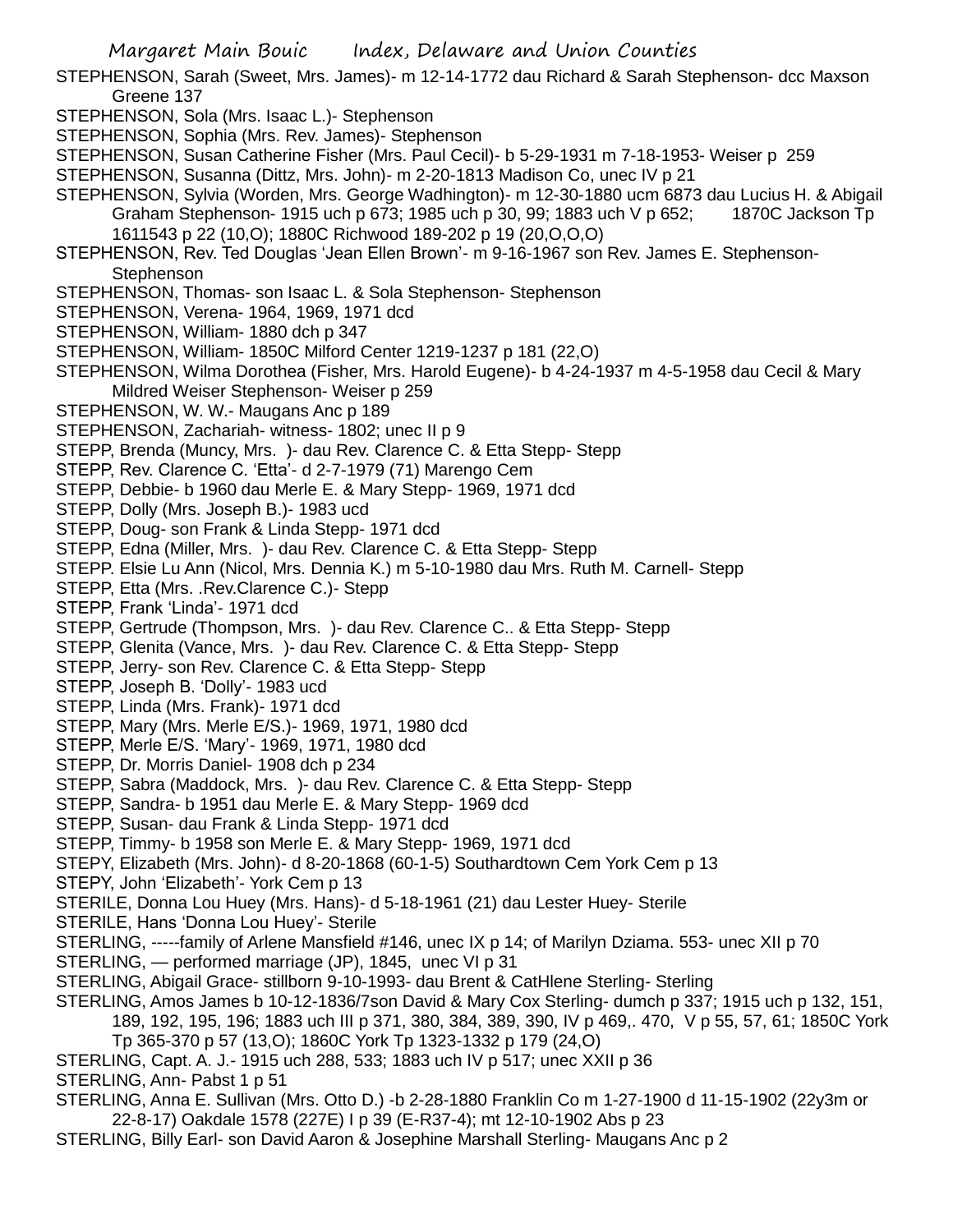STEPHENSON, Sarah (Sweet, Mrs. James)- m 12-14-1772 dau Richard & Sarah Stephenson- dcc Maxson Greene 137

STEPHENSON, Sola (Mrs. Isaac L.)- Stephenson

STEPHENSON, Sophia (Mrs. Rev. James)- Stephenson

STEPHENSON, Susan Catherine Fisher (Mrs. Paul Cecil)- b 5-29-1931 m 7-18-1953- Weiser p 259

STEPHENSON, Susanna (Dittz, Mrs. John)- m 2-20-1813 Madison Co, unec IV p 21

STEPHENSON, Sylvia (Worden, Mrs. George Wadhington)- m 12-30-1880 ucm 6873 dau Lucius H. & Abigail Graham Stephenson- 1915 uch p 673; 1985 uch p 30, 99; 1883 uch V p 652; 1870C Jackson Tp 1611543 p 22 (10,O); 1880C Richwood 189-202 p 19 (20,O,O,O)

STEPHENSON, Rev. Ted Douglas 'Jean Ellen Brown'- m 9-16-1967 son Rev. James E. Stephenson- Stephenson

STEPHENSON, Thomas- son Isaac L. & Sola Stephenson- Stephenson

STEPHENSON, Verena- 1964, 1969, 1971 dcd

STEPHENSON, William- 1880 dch p 347

STEPHENSON, William- 1850C Milford Center 1219-1237 p 181 (22,O)

STEPHENSON, Wilma Dorothea (Fisher, Mrs. Harold Eugene)- b 4-24-1937 m 4-5-1958 dau Cecil & Mary Mildred Weiser Stephenson- Weiser p 259

STEPHENSON, W. W.- Maugans Anc p 189

STEPHENSON, Zachariah- witness- 1802; unec II p 9

STEPP, Brenda (Muncy, Mrs. )- dau Rev. Clarence C. & Etta Stepp- Stepp

STEPP, Rev. Clarence C. 'Etta'- d 2-7-1979 (71) Marengo Cem

STEPP, Debbie- b 1960 dau Merle E. & Mary Stepp- 1969, 1971 dcd

STEPP, Dolly (Mrs. Joseph B.)- 1983 ucd

STEPP, Doug- son Frank & Linda Stepp- 1971 dcd

STEPP, Edna (Miller, Mrs. )- dau Rev. Clarence C. & Etta Stepp- Stepp

STEPP. Elsie Lu Ann (Nicol, Mrs. Dennia K.) m 5-10-1980 dau Mrs. Ruth M. Carnell- Stepp

STEPP, Etta (Mrs. .Rev.Clarence C.)- Stepp

STEPP, Frank 'Linda'- 1971 dcd

STEPP, Gertrude (Thompson, Mrs. )- dau Rev. Clarence C.. & Etta Stepp- Stepp

STEPP, Glenita (Vance, Mrs. )- dau Rev. Clarence C. & Etta Stepp- Stepp

STEPP, Jerry- son Rev. Clarence C. & Etta Stepp- Stepp

STEPP, Joseph B. 'Dolly'- 1983 ucd

STEPP, Linda (Mrs. Frank)- 1971 dcd

STEPP, Mary (Mrs. Merle E/S.)- 1969, 1971, 1980 dcd

STEPP, Merle E/S. 'Mary'- 1969, 1971, 1980 dcd

STEPP, Dr. Morris Daniel- 1908 dch p 234

STEPP, Sabra (Maddock, Mrs. )- dau Rev. Clarence C. & Etta Stepp- Stepp

STEPP, Sandra- b 1951 dau Merle E. & Mary Stepp- 1969 dcd

STEPP, Susan- dau Frank & Linda Stepp- 1971 dcd

STEPP, Timmy- b 1958 son Merle E. & Mary Stepp- 1969, 1971 dcd

STEPY, Elizabeth (Mrs. John)- d 8-20-1868 (60-1-5) Southardtown Cem York Cem p 13

STEPY, John 'Elizabeth'- York Cem p 13

STERILE, Donna Lou Huey (Mrs. Hans)- d 5-18-1961 (21) dau Lester Huey- Sterile

STERILE, Hans 'Donna Lou Huey'- Sterile

STERLING, -----family of Arlene Mansfield #146, unec IX p 14; of Marilyn Dziama. 553- unec XII p 70

STERLING, — performed marriage (JP), 1845, unec VI p 31

STERLING, Abigail Grace- stillborn 9-10-1993- dau Brent & CatHlene Sterling- Sterling

STERLING, Amos James b 10-12-1836/7son David & Mary Cox Sterling- dumch p 337; 1915 uch p 132, 151, 189, 192, 195, 196; 1883 uch III p 371, 380, 384, 389, 390, IV p 469,. 470, V p 55, 57, 61; 1850C York Tp 365-370 p 57 (13,O); 1860C York Tp 1323-1332 p 179 (24,O)

STERLING, Capt. A. J.- 1915 uch 288, 533; 1883 uch IV p 517; unec XXII p 36

STERLING, Ann- Pabst 1 p 51

STERLING, Anna E. Sullivan (Mrs. Otto D.) -b 2-28-1880 Franklin Co m 1-27-1900 d 11-15-1902 (22y3m or 22-8-17) Oakdale 1578 (227E) I p 39 (E-R37-4); mt 12-10-1902 Abs p 23

STERLING, Billy Earl- son David Aaron & Josephine Marshall Sterling- Maugans Anc p 2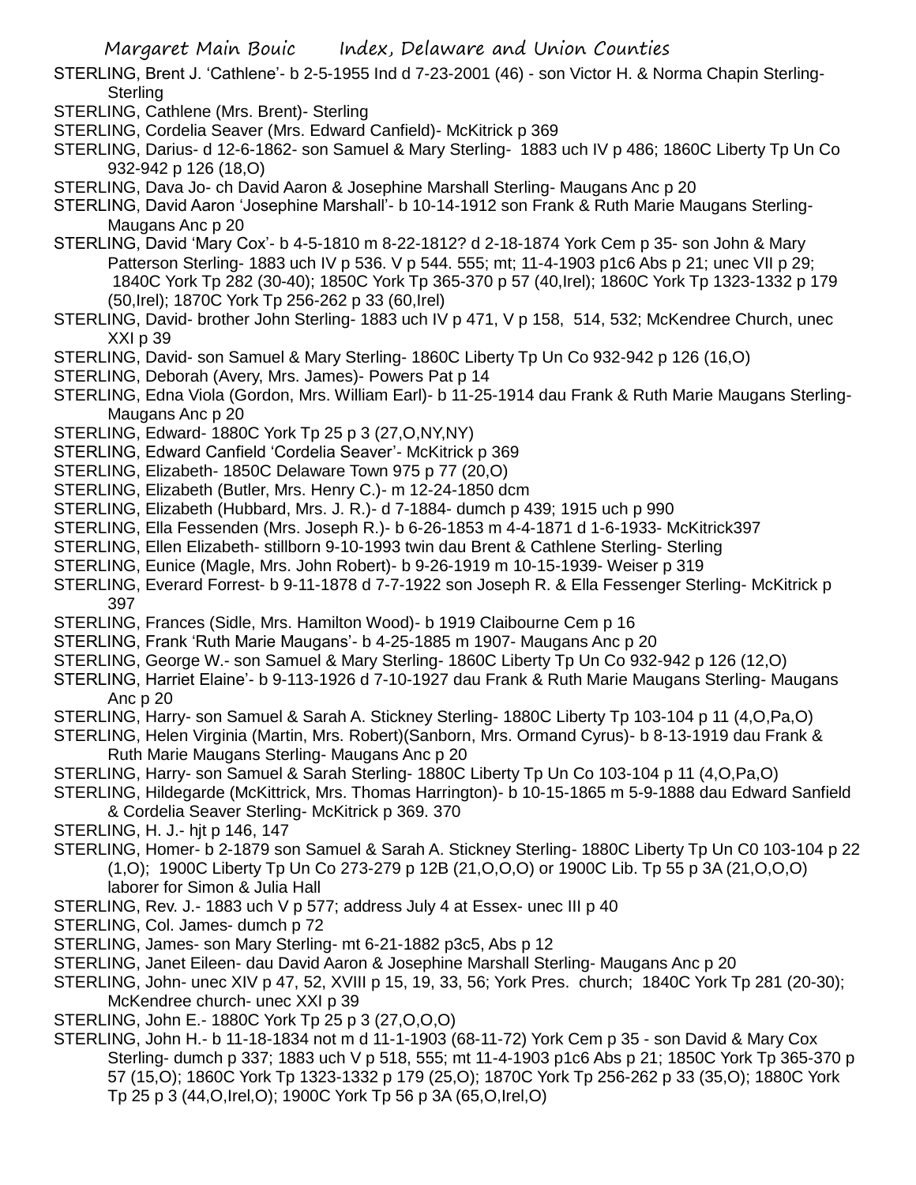STERLING, Brent J. 'Cathlene'- b 2-5-1955 Ind d 7-23-2001 (46) - son Victor H. & Norma Chapin Sterling- Sterling

STERLING, Cathlene (Mrs. Brent)- Sterling

STERLING, Cordelia Seaver (Mrs. Edward Canfield)- McKitrick p 369

STERLING, Darius- d 12-6-1862- son Samuel & Mary Sterling- 1883 uch IV p 486; 1860C Liberty Tp Un Co 932-942 p 126 (18,O)

STERLING, Dava Jo- ch David Aaron & Josephine Marshall Sterling- Maugans Anc p 20

STERLING, David Aaron 'Josephine Marshall'- b 10-14-1912 son Frank & Ruth Marie Maugans Sterling- Maugans Anc p 20

STERLING, David 'Mary Cox'- b 4-5-1810 m 8-22-1812? d 2-18-1874 York Cem p 35- son John & Mary Patterson Sterling- 1883 uch IV p 536. V p 544. 555; mt; 11-4-1903 p1c6 Abs p 21; unec VII p 29; 1840C York Tp 282 (30-40); 1850C York Tp 365-370 p 57 (40,Irel); 1860C York Tp 1323-1332 p 179 (50,Irel); 1870C York Tp 256-262 p 33 (60,Irel)

STERLING, David- brother John Sterling- 1883 uch IV p 471, V p 158, 514, 532; McKendree Church, unec XXI p 39

STERLING, David- son Samuel & Mary Sterling- 1860C Liberty Tp Un Co 932-942 p 126 (16,O)

STERLING, Deborah (Avery, Mrs. James)- Powers Pat p 14

STERLING, Edna Viola (Gordon, Mrs. William Earl)- b 11-25-1914 dau Frank & Ruth Marie Maugans Sterling- Maugans Anc p 20

STERLING, Edward- 1880C York Tp 25 p 3 (27,O,NY,NY)

STERLING, Edward Canfield 'Cordelia Seaver'- McKitrick p 369

STERLING, Elizabeth- 1850C Delaware Town 975 p 77 (20,O)

STERLING, Elizabeth (Butler, Mrs. Henry C.)- m 12-24-1850 dcm

STERLING, Elizabeth (Hubbard, Mrs. J. R.)- d 7-1884- dumch p 439; 1915 uch p 990

STERLING, Ella Fessenden (Mrs. Joseph R.)- b 6-26-1853 m 4-4-1871 d 1-6-1933- McKitrick397

STERLING, Ellen Elizabeth- stillborn 9-10-1993 twin dau Brent & Cathlene Sterling- Sterling

STERLING, Eunice (Magle, Mrs. John Robert)- b 9-26-1919 m 10-15-1939- Weiser p 319

STERLING, Everard Forrest- b 9-11-1878 d 7-7-1922 son Joseph R. & Ella Fessenger Sterling- McKitrick p 397

STERLING, Frances (Sidle, Mrs. Hamilton Wood)- b 1919 Claibourne Cem p 16

STERLING, Frank 'Ruth Marie Maugans'- b 4-25-1885 m 1907- Maugans Anc p 20

STERLING, George W.- son Samuel & Mary Sterling- 1860C Liberty Tp Un Co 932-942 p 126 (12,O)

STERLING, Harriet Elaine'- b 9-113-1926 d 7-10-1927 dau Frank & Ruth Marie Maugans Sterling- Maugans Anc p 20

STERLING, Harry- son Samuel & Sarah A. Stickney Sterling- 1880C Liberty Tp 103-104 p 11 (4,O,Pa,O)

STERLING, Helen Virginia (Martin, Mrs. Robert)(Sanborn, Mrs. Ormand Cyrus)- b 8-13-1919 dau Frank & Ruth Marie Maugans Sterling- Maugans Anc p 20

STERLING, Harry- son Samuel & Sarah Sterling- 1880C Liberty Tp Un Co 103-104 p 11 (4,O,Pa,O)

STERLING, Hildegarde (McKittrick, Mrs. Thomas Harrington)- b 10-15-1865 m 5-9-1888 dau Edward Sanfield & Cordelia Seaver Sterling- McKitrick p 369. 370

STERLING, H. J.- hjt p 146, 147

STERLING, Homer- b 2-1879 son Samuel & Sarah A. Stickney Sterling- 1880C Liberty Tp Un C0 103-104 p 22 (1,O); 1900C Liberty Tp Un Co 273-279 p 12B (21,O,O,O) or 1900C Lib. Tp 55 p 3A (21,O,O,O) laborer for Simon & Julia Hall

STERLING, Rev. J.- 1883 uch V p 577; address July 4 at Essex- unec III p 40

STERLING, Col. James- dumch p 72

STERLING, James- son Mary Sterling- mt 6-21-1882 p3c5, Abs p 12

STERLING, Janet Eileen- dau David Aaron & Josephine Marshall Sterling- Maugans Anc p 20

STERLING, John- unec XIV p 47, 52, XVIII p 15, 19, 33, 56; York Pres. church; 1840C York Tp 281 (20-30); McKendree church- unec XXI p 39

STERLING, John E.- 1880C York Tp 25 p 3 (27,O,O,O)

STERLING, John H.- b 11-18-1834 not m d 11-1-1903 (68-11-72) York Cem p 35 - son David & Mary Cox Sterling- dumch p 337; 1883 uch V p 518, 555; mt 11-4-1903 p1c6 Abs p 21; 1850C York Tp 365-370 p 57 (15,O); 1860C York Tp 1323-1332 p 179 (25,O); 1870C York Tp 256-262 p 33 (35,O); 1880C York Tp 25 p 3 (44,O,Irel,O); 1900C York Tp 56 p 3A (65,O,Irel,O)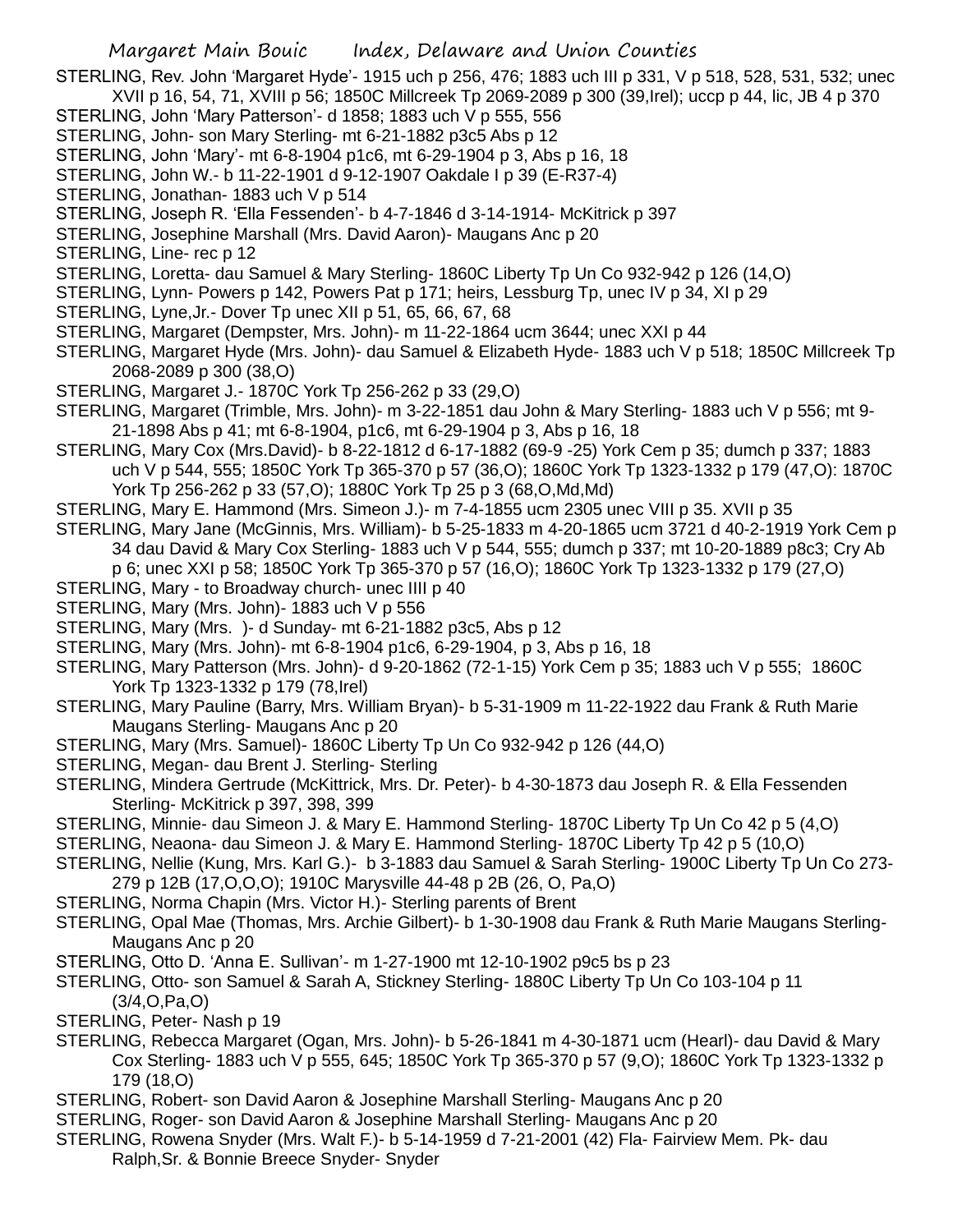STERLING, Rev. John 'Margaret Hyde'- 1915 uch p 256, 476; 1883 uch III p 331, V p 518, 528, 531, 532; unec XVII p 16, 54, 71, XVIII p 56; 1850C Millcreek Tp 2069-2089 p 300 (39,Irel); uccp p 44, lic, JB 4 p 370

STERLING, John 'Mary Patterson'- d 1858; 1883 uch V p 555, 556

STERLING, John- son Mary Sterling- mt 6-21-1882 p3c5 Abs p 12

STERLING, John 'Mary'- mt 6-8-1904 p1c6, mt 6-29-1904 p 3, Abs p 16, 18

STERLING, John W.- b 11-22-1901 d 9-12-1907 Oakdale I p 39 (E-R37-4)

STERLING, Jonathan- 1883 uch V p 514

STERLING, Joseph R. 'Ella Fessenden'- b 4-7-1846 d 3-14-1914- McKitrick p 397

STERLING, Josephine Marshall (Mrs. David Aaron)- Maugans Anc p 20

STERLING, Line- rec p 12

STERLING, Loretta- dau Samuel & Mary Sterling- 1860C Liberty Tp Un Co 932-942 p 126 (14,O)

STERLING, Lynn- Powers p 142, Powers Pat p 171; heirs, Lessburg Tp, unec IV p 34, XI p 29

STERLING, Lyne,Jr.- Dover Tp unec XII p 51, 65, 66, 67, 68

STERLING, Margaret (Dempster, Mrs. John)- m 11-22-1864 ucm 3644; unec XXI p 44

STERLING, Margaret Hyde (Mrs. John)- dau Samuel & Elizabeth Hyde- 1883 uch V p 518; 1850C Millcreek Tp 2068-2089 p 300 (38,O)

STERLING, Margaret J.- 1870C York Tp 256-262 p 33 (29,O)

STERLING, Margaret (Trimble, Mrs. John)- m 3-22-1851 dau John & Mary Sterling- 1883 uch V p 556; mt 9-21-1898 Abs p 41; mt 6-8-1904, p1c6, mt 6-29-1904 p 3, Abs p 16, 18

STERLING, Mary Cox (Mrs.David)- b 8-22-1812 d 6-17-1882 (69-9 -25) York Cem p 35; dumch p 337; 1883 uch V p 544, 555; 1850C York Tp 365-370 p 57 (36,O); 1860C York Tp 1323-1332 p 179 (47,O): 1870C York Tp 256-262 p 33 (57,O); 1880C York Tp 25 p 3 (68,O,Md,Md)

STERLING, Mary E. Hammond (Mrs. Simeon J.)- m 7-4-1855 ucm 2305 unec VIII p 35. XVII p 35

STERLING, Mary Jane (McGinnis, Mrs. William)- b 5-25-1833 m 4-20-1865 ucm 3721 d 40-2-1919 York Cem p 34 dau David & Mary Cox Sterling- 1883 uch V p 544, 555; dumch p 337; mt 10-20-1889 p8c3; Cry Ab p 6; unec XXI p 58; 1850C York Tp 365-370 p 57 (16,O); 1860C York Tp 1323-1332 p 179 (27,O)

STERLING, Mary - to Broadway church- unec IIII p 40

STERLING, Mary (Mrs. John)- 1883 uch V p 556

STERLING, Mary (Mrs. )- d Sunday- mt 6-21-1882 p3c5, Abs p 12

STERLING, Mary (Mrs. John)- mt 6-8-1904 p1c6, 6-29-1904, p 3, Abs p 16, 18

STERLING, Mary Patterson (Mrs. John)- d 9-20-1862 (72-1-15) York Cem p 35; 1883 uch V p 555; 1860C York Tp 1323-1332 p 179 (78,Irel)

STERLING, Mary Pauline (Barry, Mrs. William Bryan)- b 5-31-1909 m 11-22-1922 dau Frank & Ruth Marie Maugans Sterling- Maugans Anc p 20

STERLING, Mary (Mrs. Samuel)- 1860C Liberty Tp Un Co 932-942 p 126 (44,O)

STERLING, Megan- dau Brent J. Sterling- Sterling

STERLING, Mindera Gertrude (McKittrick, Mrs. Dr. Peter)- b 4-30-1873 dau Joseph R. & Ella Fessenden Sterling- McKitrick p 397, 398, 399

STERLING, Minnie- dau Simeon J. & Mary E. Hammond Sterling- 1870C Liberty Tp Un Co 42 p 5 (4,O)

STERLING, Neaona- dau Simeon J. & Mary E. Hammond Sterling- 1870C Liberty Tp 42 p 5 (10,O)

STERLING, Nellie (Kung, Mrs. Karl G.)- b 3-1883 dau Samuel & Sarah Sterling- 1900C Liberty Tp Un Co 273-279 p 12B (17,O,O,O); 1910C Marysville 44-48 p 2B (26, O, Pa,O)

STERLING, Norma Chapin (Mrs. Victor H.)- Sterling parents of Brent

STERLING, Opal Mae (Thomas, Mrs. Archie Gilbert)- b 1-30-1908 dau Frank & Ruth Marie Maugans Sterling- Maugans Anc p 20

STERLING, Otto D. 'Anna E. Sullivan'- m 1-27-1900 mt 12-10-1902 p9c5 bs p 23

STERLING, Otto- son Samuel & Sarah A, Stickney Sterling- 1880C Liberty Tp Un Co 103-104 p 11 (3/4,O,Pa,O)

STERLING, Peter- Nash p 19

STERLING, Rebecca Margaret (Ogan, Mrs. John)- b 5-26-1841 m 4-30-1871 ucm (Hearl)- dau David & Mary Cox Sterling- 1883 uch V p 555, 645; 1850C York Tp 365-370 p 57 (9,O); 1860C York Tp 1323-1332 p 179 (18,O)

STERLING, Robert- son David Aaron & Josephine Marshall Sterling- Maugans Anc p 20

STERLING, Roger- son David Aaron & Josephine Marshall Sterling- Maugans Anc p 20

STERLING, Rowena Snyder (Mrs. Walt F.)- b 5-14-1959 d 7-21-2001 (42) Fla- Fairview Mem. Pk- dau Ralph,Sr. & Bonnie Breece Snyder- Snyder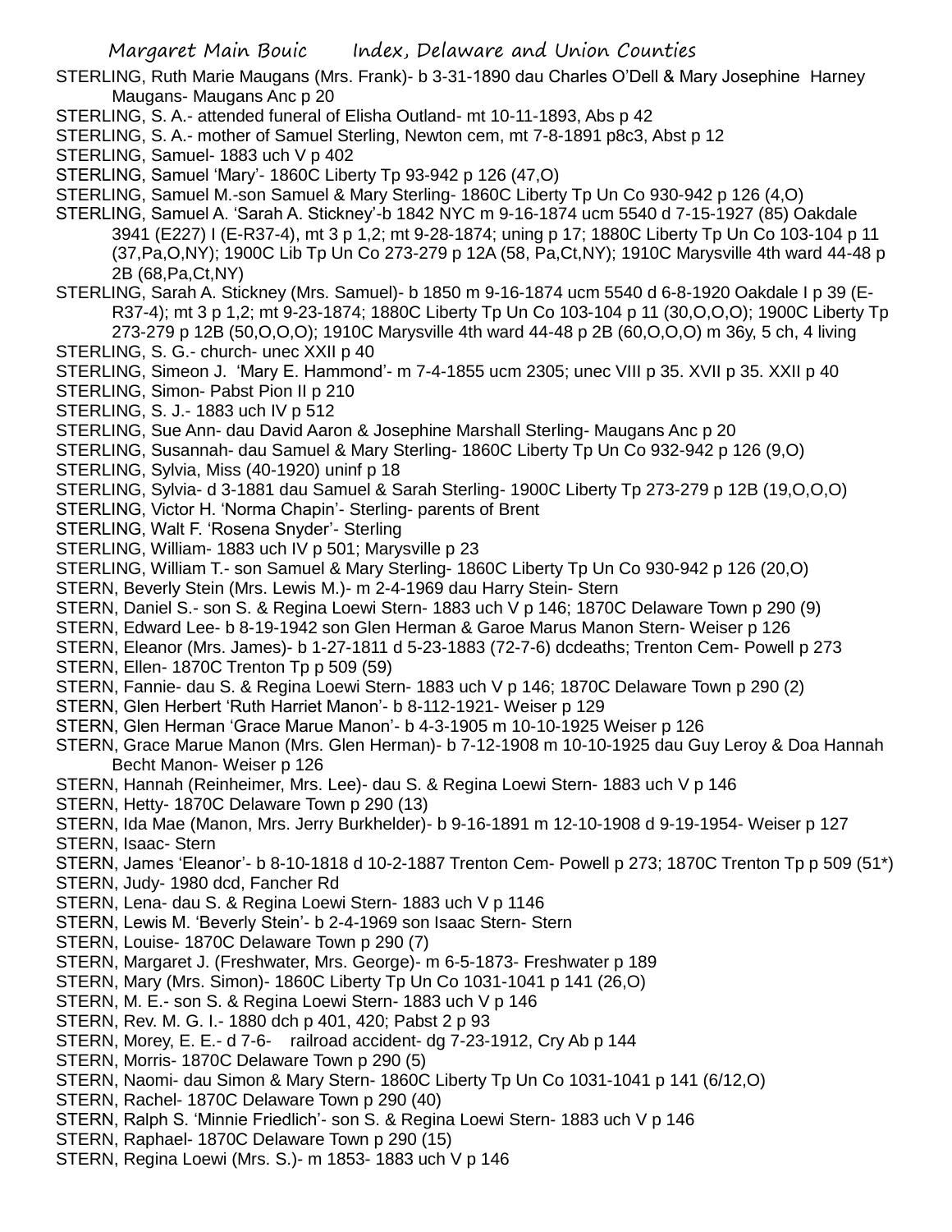STERLING, Ruth Marie Maugans (Mrs. Frank)- b 3-31-1890 dau Charles O'Dell & Mary Josephine Harney Maugans- Maugans Anc p 20

STERLING, S. A.- attended funeral of Elisha Outland- mt 10-11-1893, Abs p 42

STERLING, S. A.- mother of Samuel Sterling, Newton cem, mt 7-8-1891 p8c3, Abst p 12

STERLING, Samuel- 1883 uch V p 402

STERLING, Samuel 'Mary'- 1860C Liberty Tp 93-942 p 126 (47,O)

STERLING, Samuel M.-son Samuel & Mary Sterling- 1860C Liberty Tp Un Co 930-942 p 126 (4,O)

STERLING, Samuel A. 'Sarah A. Stickney'-b 1842 NYC m 9-16-1874 ucm 5540 d 7-15-1927 (85) Oakdale 3941 (E227) I (E-R37-4), mt 3 p 1,2; mt 9-28-1874; uning p 17; 1880C Liberty Tp Un Co 103-104 p 11 (37,Pa,O,NY); 1900C Lib Tp Un Co 273-279 p 12A (58, Pa,Ct,NY); 1910C Marysville 4th ward 44-48 p 2B (68,Pa,Ct,NY)

STERLING, Sarah A. Stickney (Mrs. Samuel)- b 1850 m 9-16-1874 ucm 5540 d 6-8-1920 Oakdale I p 39 (E-R37-4); mt 3 p 1,2; mt 9-23-1874; 1880C Liberty Tp Un Co 103-104 p 11 (30,O,O,O); 1900C Liberty Tp 273-279 p 12B (50,O,O,O); 1910C Marysville 4th ward 44-48 p 2B (60,O,O,O) m 36y, 5 ch, 4 living

STERLING, S. G.- church- unec XXII p 40

STERLING, Simeon J. 'Mary E. Hammond'- m 7-4-1855 ucm 2305; unec VIII p 35. XVII p 35. XXII p 40

STERLING, Simon- Pabst Pion II p 210

STERLING, S. J.- 1883 uch IV p 512

STERLING, Sue Ann- dau David Aaron & Josephine Marshall Sterling- Maugans Anc p 20

STERLING, Susannah- dau Samuel & Mary Sterling- 1860C Liberty Tp Un Co 932-942 p 126 (9,O)

STERLING, Sylvia, Miss (40-1920) uninf p 18

STERLING, Sylvia- d 3-1881 dau Samuel & Sarah Sterling- 1900C Liberty Tp 273-279 p 12B (19,O,O,O)

STERLING, Victor H. 'Norma Chapin'- Sterling- parents of Brent

STERLING, Walt F. 'Rosena Snyder'- Sterling

STERLING, William- 1883 uch IV p 501; Marysville p 23

STERLING, William T.- son Samuel & Mary Sterling- 1860C Liberty Tp Un Co 930-942 p 126 (20,O)

STERN, Beverly Stein (Mrs. Lewis M.)- m 2-4-1969 dau Harry Stein- Stern

STERN, Daniel S.- son S. & Regina Loewi Stern- 1883 uch V p 146; 1870C Delaware Town p 290 (9)

STERN, Edward Lee- b 8-19-1942 son Glen Herman & Garoe Marus Manon Stern- Weiser p 126

STERN, Eleanor (Mrs. James)- b 1-27-1811 d 5-23-1883 (72-7-6) dcdeaths; Trenton Cem- Powell p 273

STERN, Ellen- 1870C Trenton Tp p 509 (59)

STERN, Fannie- dau S. & Regina Loewi Stern- 1883 uch V p 146; 1870C Delaware Town p 290 (2)

STERN, Glen Herbert 'Ruth Harriet Manon'- b 8-112-1921- Weiser p 129

STERN, Glen Herman 'Grace Marue Manon'- b 4-3-1905 m 10-10-1925 Weiser p 126

STERN, Grace Marue Manon (Mrs. Glen Herman)- b 7-12-1908 m 10-10-1925 dau Guy Leroy & Doa Hannah Becht Manon- Weiser p 126

STERN, Hannah (Reinheimer, Mrs. Lee)- dau S. & Regina Loewi Stern- 1883 uch V p 146

STERN, Hetty- 1870C Delaware Town p 290 (13)

STERN, Ida Mae (Manon, Mrs. Jerry Burkhelder)- b 9-16-1891 m 12-10-1908 d 9-19-1954- Weiser p 127

STERN, Isaac- Stern

STERN, James 'Eleanor'- b 8-10-1818 d 10-2-1887 Trenton Cem- Powell p 273; 1870C Trenton Tp p 509 (51*)

STERN, Judy- 1980 dcd, Fancher Rd

STERN, Lena- dau S. & Regina Loewi Stern- 1883 uch V p 1146

STERN, Lewis M. 'Beverly Stein'- b 2-4-1969 son Isaac Stern- Stern

STERN, Louise- 1870C Delaware Town p 290 (7)

STERN, Margaret J. (Freshwater, Mrs. George)- m 6-5-1873- Freshwater p 189

STERN, Mary (Mrs. Simon)- 1860C Liberty Tp Un Co 1031-1041 p 141 (26,O)

STERN, M. E.- son S. & Regina Loewi Stern- 1883 uch V p 146

STERN, Rev. M. G. I.- 1880 dch p 401, 420; Pabst 2 p 93

STERN, Morey, E. E.- d 7-6- railroad accident- dg 7-23-1912, Cry Ab p 144

STERN, Morris- 1870C Delaware Town p 290 (5)

STERN, Naomi- dau Simon & Mary Stern- 1860C Liberty Tp Un Co 1031-1041 p 141 (6/12,O)

STERN, Rachel- 1870C Delaware Town p 290 (40)

STERN, Ralph S. 'Minnie Friedlich'- son S. & Regina Loewi Stern- 1883 uch V p 146

STERN, Raphael- 1870C Delaware Town p 290 (15)

STERN, Regina Loewi (Mrs. S.)- m 1853- 1883 uch V p 146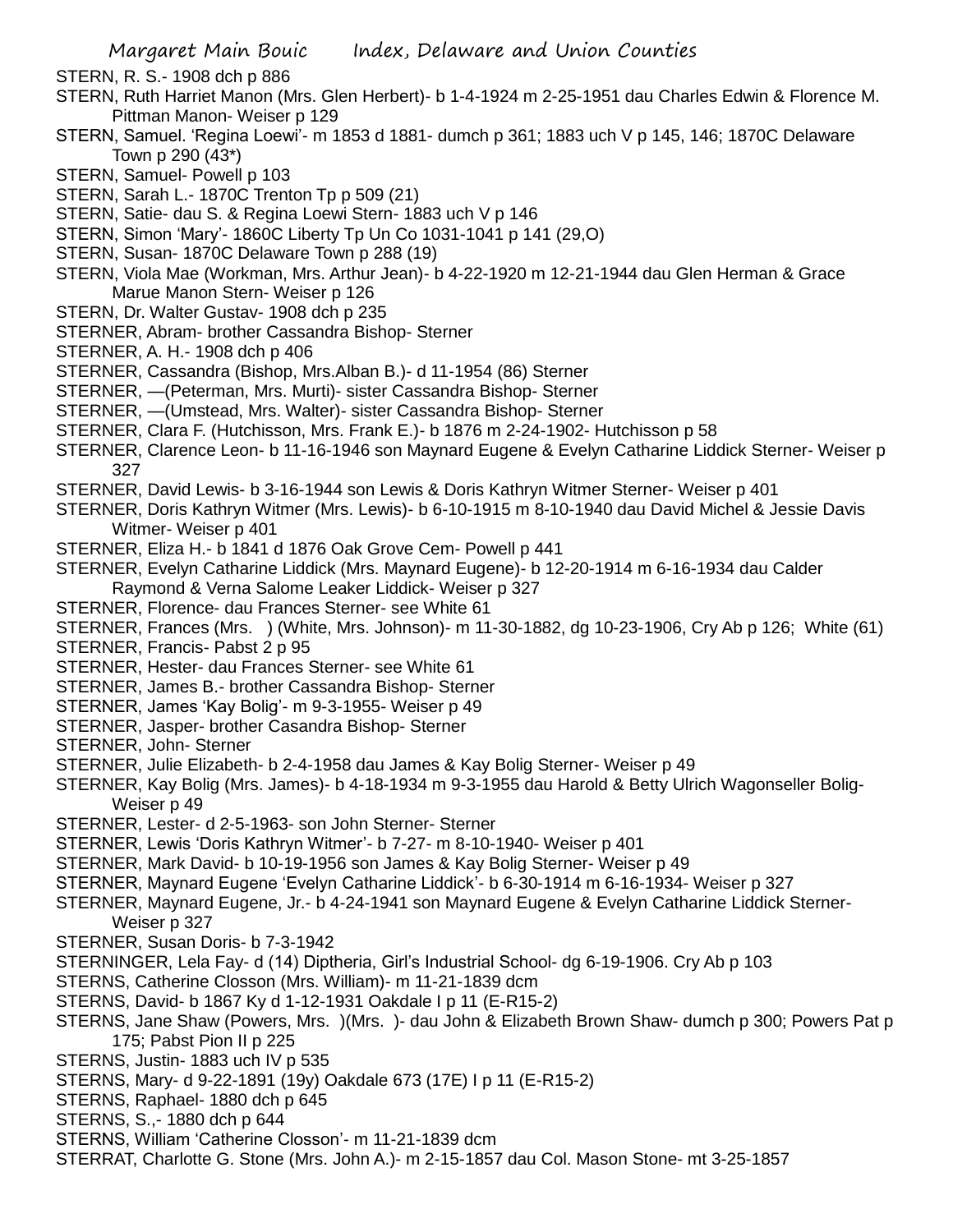STERN, R. S.- 1908 dch p 886

STERN, Ruth Harriet Manon (Mrs. Glen Herbert)- b 1-4-1924 m 2-25-1951 dau Charles Edwin & Florence M. Pittman Manon- Weiser p 129

STERN, Samuel. 'Regina Loewi'- m 1853 d 1881- dumch p 361; 1883 uch V p 145, 146; 1870C Delaware Town p 290 (43*)

STERN, Samuel- Powell p 103

STERN, Sarah L.- 1870C Trenton Tp p 509 (21)

STERN, Satie- dau S. & Regina Loewi Stern- 1883 uch V p 146

STERN, Simon 'Mary'- 1860C Liberty Tp Un Co 1031-1041 p 141 (29,O)

STERN, Susan- 1870C Delaware Town p 288 (19)

STERN, Viola Mae (Workman, Mrs. Arthur Jean)- b 4-22-1920 m 12-21-1944 dau Glen Herman & Grace Marue Manon Stern- Weiser p 126

STERN, Dr. Walter Gustav- 1908 dch p 235

STERNER, Abram- brother Cassandra Bishop- Sterner

STERNER, A. H.- 1908 dch p 406

STERNER, Cassandra (Bishop, Mrs.Alban B.)- d 11-1954 (86) Sterner

STERNER, —(Peterman, Mrs. Murti)- sister Cassandra Bishop- Sterner

STERNER, —(Umstead, Mrs. Walter)- sister Cassandra Bishop- Sterner

STERNER, Clara F. (Hutchisson, Mrs. Frank E.)- b 1876 m 2-24-1902- Hutchisson p 58

STERNER, Clarence Leon- b 11-16-1946 son Maynard Eugene & Evelyn Catharine Liddick Sterner- Weiser p 327

STERNER, David Lewis- b 3-16-1944 son Lewis & Doris Kathryn Witmer Sterner- Weiser p 401

STERNER, Doris Kathryn Witmer (Mrs. Lewis)- b 6-10-1915 m 8-10-1940 dau David Michel & Jessie Davis Witmer- Weiser p 401

STERNER, Eliza H.- b 1841 d 1876 Oak Grove Cem- Powell p 441

STERNER, Evelyn Catharine Liddick (Mrs. Maynard Eugene)- b 12-20-1914 m 6-16-1934 dau Calder Raymond & Verna Salome Leaker Liddick- Weiser p 327

STERNER, Florence- dau Frances Sterner- see White 61

STERNER, Frances (Mrs. ) (White, Mrs. Johnson)- m 11-30-1882, dg 10-23-1906, Cry Ab p 126; White (61)

STERNER, Francis- Pabst 2 p 95

STERNER, Hester- dau Frances Sterner- see White 61

STERNER, James B.- brother Cassandra Bishop- Sterner

STERNER, James 'Kay Bolig'- m 9-3-1955- Weiser p 49

STERNER, Jasper- brother Casandra Bishop- Sterner

STERNER, John- Sterner

STERNER, Julie Elizabeth- b 2-4-1958 dau James & Kay Bolig Sterner- Weiser p 49

STERNER, Kay Bolig (Mrs. James)- b 4-18-1934 m 9-3-1955 dau Harold & Betty Ulrich Wagonseller Bolig- Weiser p 49

STERNER, Lester- d 2-5-1963- son John Sterner- Sterner

STERNER, Lewis 'Doris Kathryn Witmer'- b 7-27- m 8-10-1940- Weiser p 401

STERNER, Mark David- b 10-19-1956 son James & Kay Bolig Sterner- Weiser p 49

STERNER, Maynard Eugene 'Evelyn Catharine Liddick'- b 6-30-1914 m 6-16-1934- Weiser p 327

STERNER, Maynard Eugene, Jr.- b 4-24-1941 son Maynard Eugene & Evelyn Catharine Liddick Sterner- Weiser p 327

STERNER, Susan Doris- b 7-3-1942

STERNINGER, Lela Fay- d (14) Diptheria, Girl's Industrial School- dg 6-19-1906. Cry Ab p 103

STERNS, Catherine Closson (Mrs. William)- m 11-21-1839 dcm

STERNS, David- b 1867 Ky d 1-12-1931 Oakdale I p 11 (E-R15-2)

STERNS, Jane Shaw (Powers, Mrs. )(Mrs. )- dau John & Elizabeth Brown Shaw- dumch p 300; Powers Pat p 175; Pabst Pion II p 225

STERNS, Justin- 1883 uch IV p 535

STERNS, Mary- d 9-22-1891 (19y) Oakdale 673 (17E) I p 11 (E-R15-2)

STERNS, Raphael- 1880 dch p 645

STERNS, S.,- 1880 dch p 644

STERNS, William 'Catherine Closson'- m 11-21-1839 dcm

STERRAT, Charlotte G. Stone (Mrs. John A.)- m 2-15-1857 dau Col. Mason Stone- mt 3-25-1857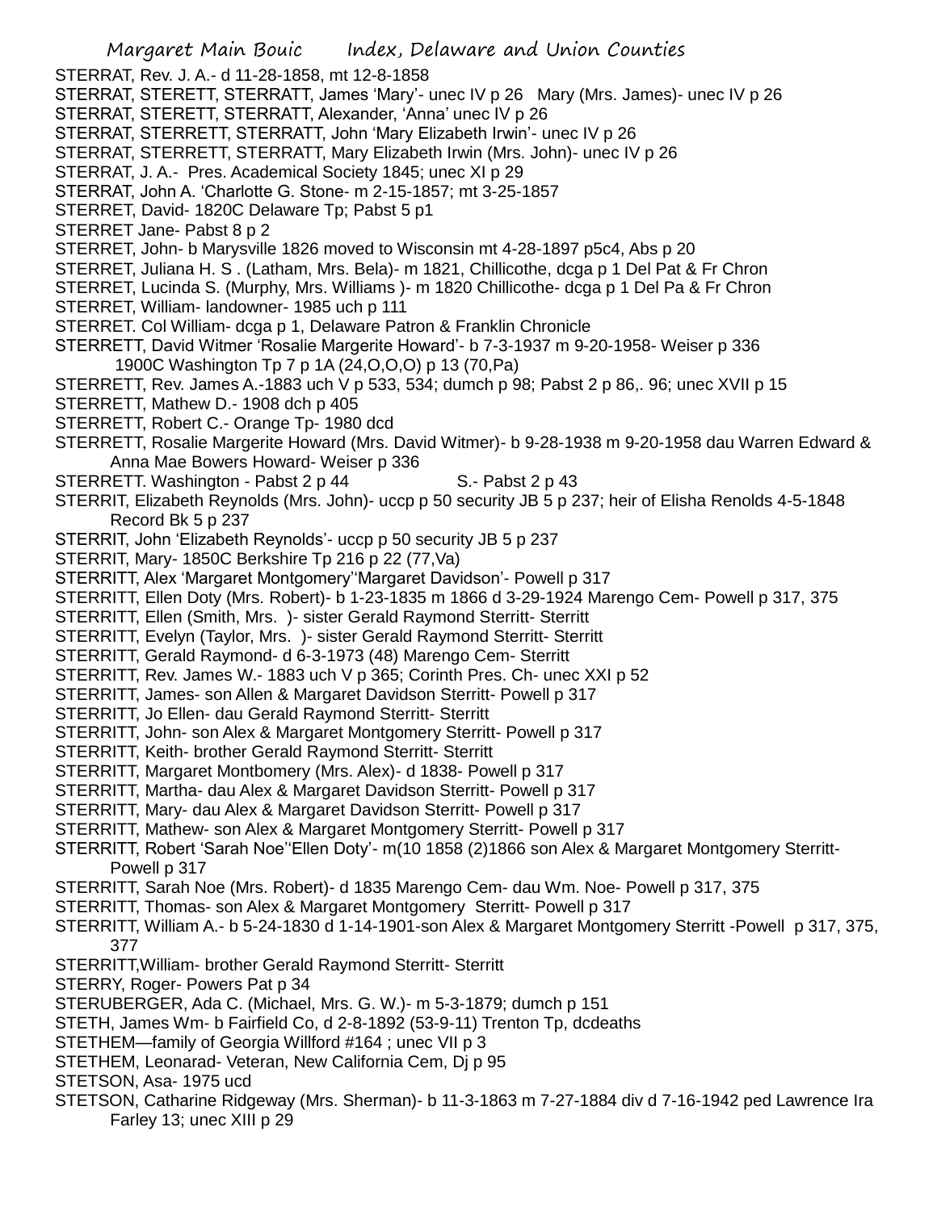STERRAT, Rev. J. A.- d 11-28-1858, mt 12-8-1858

STERRAT, STERETT, STERRATT, James 'Mary'- unec IV p 26 Mary (Mrs. James)- unec IV p 26

STERRAT, STERETT, STERRATT, Alexander, 'Anna' unec IV p 26

STERRAT, STERRETT, STERRATT, John 'Mary Elizabeth Irwin'- unec IV p 26

STERRAT, STERRETT, STERRATT, Mary Elizabeth Irwin (Mrs. John)- unec IV p 26

STERRAT, J. A.- Pres. Academical Society 1845; unec XI p 29

STERRAT, John A. 'Charlotte G. Stone- m 2-15-1857; mt 3-25-1857

STERRET, David- 1820C Delaware Tp; Pabst 5 p1

STERRET Jane- Pabst 8 p 2

STERRET, John- b Marysville 1826 moved to Wisconsin mt 4-28-1897 p5c4, Abs p 20

STERRET, Juliana H. S . (Latham, Mrs. Bela)- m 1821, Chillicothe, dcga p 1 Del Pat & Fr Chron

STERRET, Lucinda S. (Murphy, Mrs. Williams )- m 1820 Chillicothe- dcga p 1 Del Pa & Fr Chron

STERRET, William- landowner- 1985 uch p 111

STERRET. Col William- dcga p 1, Delaware Patron & Franklin Chronicle

STERRETT, David Witmer 'Rosalie Margerite Howard'- b 7-3-1937 m 9-20-1958- Weiser p 336
    1900C Washington Tp 7 p 1A (24,O,O,O) p 13 (70,Pa)

STERRETT, Rev. James A.-1883 uch V p 533, 534; dumch p 98; Pabst 2 p 86,. 96; unec XVII p 15

STERRETT, Mathew D.- 1908 dch p 405

STERRETT, Robert C.- Orange Tp- 1980 dcd

STERRETT, Rosalie Margerite Howard (Mrs. David Witmer)- b 9-28-1938 m 9-20-1958 dau Warren Edward & Anna Mae Bowers Howard- Weiser p 336

STERRETT. Washington - Pabst 2 p 44    S.- Pabst 2 p 43

STERRIT, Elizabeth Reynolds (Mrs. John)- uccp p 50 security JB 5 p 237; heir of Elisha Renolds 4-5-1848 Record Bk 5 p 237

STERRIT, John 'Elizabeth Reynolds'- uccp p 50 security JB 5 p 237

STERRIT, Mary- 1850C Berkshire Tp 216 p 22 (77,Va)

STERRITT, Alex 'Margaret Montgomery''Margaret Davidson'- Powell p 317

STERRITT, Ellen Doty (Mrs. Robert)- b 1-23-1835 m 1866 d 3-29-1924 Marengo Cem- Powell p 317, 375

STERRITT, Ellen (Smith, Mrs. )- sister Gerald Raymond Sterritt- Sterritt

STERRITT, Evelyn (Taylor, Mrs. )- sister Gerald Raymond Sterritt- Sterritt

STERRITT, Gerald Raymond- d 6-3-1973 (48) Marengo Cem- Sterritt

STERRITT, Rev. James W.- 1883 uch V p 365; Corinth Pres. Ch- unec XXI p 52

STERRITT, James- son Allen & Margaret Davidson Sterritt- Powell p 317

STERRITT, Jo Ellen- dau Gerald Raymond Sterritt- Sterritt

STERRITT, John- son Alex & Margaret Montgomery Sterritt- Powell p 317

STERRITT, Keith- brother Gerald Raymond Sterritt- Sterritt

STERRITT, Margaret Montbomery (Mrs. Alex)- d 1838- Powell p 317

STERRITT, Martha- dau Alex & Margaret Davidson Sterritt- Powell p 317

STERRITT, Mary- dau Alex & Margaret Davidson Sterritt- Powell p 317

STERRITT, Mathew- son Alex & Margaret Montgomery Sterritt- Powell p 317

STERRITT, Robert 'Sarah Noe''Ellen Doty'- m(10 1858 (2)1866 son Alex & Margaret Montgomery Sterritt- Powell p 317

STERRITT, Sarah Noe (Mrs. Robert)- d 1835 Marengo Cem- dau Wm. Noe- Powell p 317, 375

STERRITT, Thomas- son Alex & Margaret Montgomery Sterritt- Powell p 317

STERRITT, William A.- b 5-24-1830 d 1-14-1901-son Alex & Margaret Montgomery Sterritt -Powell p 317, 375, 377

STERRITT,William- brother Gerald Raymond Sterritt- Sterritt

STERRY, Roger- Powers Pat p 34

STERUBERGER, Ada C. (Michael, Mrs. G. W.)- m 5-3-1879; dumch p 151

STETH, James Wm- b Fairfield Co, d 2-8-1892 (53-9-11) Trenton Tp, dcdeaths

STETHEM—family of Georgia Willford #164 ; unec VII p 3

STETHEM, Leonarad- Veteran, New California Cem, Dj p 95

STETSON, Asa- 1975 ucd

STETSON, Catharine Ridgeway (Mrs. Sherman)- b 11-3-1863 m 7-27-1884 div d 7-16-1942 ped Lawrence Ira Farley 13; unec XIII p 29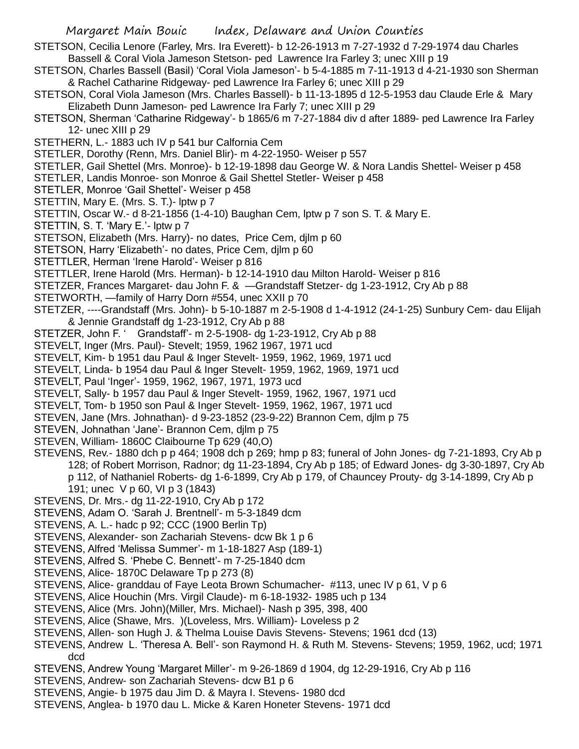STETSON, Cecilia Lenore (Farley, Mrs. Ira Everett)- b 12-26-1913 m 7-27-1932 d 7-29-1974 dau Charles Bassell & Coral Viola Jameson Stetson- ped Lawrence Ira Farley 3; unec XIII p 19

STETSON, Charles Bassell (Basil) 'Coral Viola Jameson'- b 5-4-1885 m 7-11-1913 d 4-21-1930 son Sherman & Rachel Catharine Ridgeway- ped Lawrence Ira Farley 6; unec XIII p 29

STETSON, Coral Viola Jameson (Mrs. Charles Bassell)- b 11-13-1895 d 12-5-1953 dau Claude Erle & Mary Elizabeth Dunn Jameson- ped Lawrence Ira Farly 7; unec XIII p 29

STETSON, Sherman 'Catharine Ridgeway'- b 1865/6 m 7-27-1884 div d after 1889- ped Lawrence Ira Farley 12- unec XIII p 29

STETHERN, L.- 1883 uch IV p 541 bur Calfornia Cem

STETLER, Dorothy (Renn, Mrs. Daniel Blir)- m 4-22-1950- Weiser p 557

STETLER, Gail Shettel (Mrs. Monroe)- b 12-19-1898 dau George W. & Nora Landis Shettel- Weiser p 458

STETLER, Landis Monroe- son Monroe & Gail Shettel Stetler- Weiser p 458

STETLER, Monroe 'Gail Shettel'- Weiser p 458

STETTIN, Mary E. (Mrs. S. T.)- lptw p 7

STETTIN, Oscar W.- d 8-21-1856 (1-4-10) Baughan Cem, lptw p 7 son S. T. & Mary E.

STETTIN, S. T. 'Mary E.'- lptw p 7

STETSON, Elizabeth (Mrs. Harry)- no dates, Price Cem, djlm p 60

STETSON, Harry 'Elizabeth'- no dates, Price Cem, djlm p 60

STETTLER, Herman 'Irene Harold'- Weiser p 816

STETTLER, Irene Harold (Mrs. Herman)- b 12-14-1910 dau Milton Harold- Weiser p 816

STETZER, Frances Margaret- dau John F. & —Grandstaff Stetzer- dg 1-23-1912, Cry Ab p 88

STETWORTH, —family of Harry Dorn #554, unec XXII p 70

STETZER, ----Grandstaff (Mrs. John)- b 5-10-1887 m 2-5-1908 d 1-4-1912 (24-1-25) Sunbury Cem- dau Elijah & Jennie Grandstaff dg 1-23-1912, Cry Ab p 88

STETZER, John F. ' Grandstaff'- m 2-5-1908- dg 1-23-1912, Cry Ab p 88

STEVELT, Inger (Mrs. Paul)- Stevelt; 1959, 1962 1967, 1971 ucd

STEVELT, Kim- b 1951 dau Paul & Inger Stevelt- 1959, 1962, 1969, 1971 ucd

STEVELT, Linda- b 1954 dau Paul & Inger Stevelt- 1959, 1962, 1969, 1971 ucd

STEVELT, Paul 'Inger'- 1959, 1962, 1967, 1971, 1973 ucd

STEVELT, Sally- b 1957 dau Paul & Inger Stevelt- 1959, 1962, 1967, 1971 ucd

STEVELT, Tom- b 1950 son Paul & Inger Stevelt- 1959, 1962, 1967, 1971 ucd

STEVEN, Jane (Mrs. Johnathan)- d 9-23-1852 (23-9-22) Brannon Cem, djlm p 75

STEVEN, Johnathan 'Jane'- Brannon Cem, djlm p 75

STEVEN, William- 1860C Claibourne Tp 629 (40,O)

STEVENS, Rev.- 1880 dch p p 464; 1908 dch p 269; hmp p 83; funeral of John Jones- dg 7-21-1893, Cry Ab p 128; of Robert Morrison, Radnor; dg 11-23-1894, Cry Ab p 185; of Edward Jones- dg 3-30-1897, Cry Ab p 112, of Nathaniel Roberts- dg 1-6-1899, Cry Ab p 179, of Chauncey Prouty- dg 3-14-1899, Cry Ab p 191; unec V p 60, VI p 3 (1843)

STEVENS, Dr. Mrs.- dg 11-22-1910, Cry Ab p 172

STEVENS, Adam O. 'Sarah J. Brentnell'- m 5-3-1849 dcm

STEVENS, A. L.- hadc p 92; CCC (1900 Berlin Tp)

STEVENS, Alexander- son Zachariah Stevens- dcw Bk 1 p 6

STEVENS, Alfred 'Melissa Summer'- m 1-18-1827 Asp (189-1)

STEVENS, Alfred S. 'Phebe C. Bennett'- m 7-25-1840 dcm

STEVENS, Alice- 1870C Delaware Tp p 273 (8)

STEVENS, Alice- granddau of Faye Leota Brown Schumacher- #113, unec IV p 61, V p 6

STEVENS, Alice Houchin (Mrs. Virgil Claude)- m 6-18-1932- 1985 uch p 134

STEVENS, Alice (Mrs. John)(Miller, Mrs. Michael)- Nash p 395, 398, 400

STEVENS, Alice (Shawe, Mrs. )(Loveless, Mrs. William)- Loveless p 2

STEVENS, Allen- son Hugh J. & Thelma Louise Davis Stevens- Stevens; 1961 dcd (13)

STEVENS, Andrew L. 'Theresa A. Bell'- son Raymond H. & Ruth M. Stevens- Stevens; 1959, 1962, ucd; 1971 dcd

STEVENS, Andrew Young 'Margaret Miller'- m 9-26-1869 d 1904, dg 12-29-1916, Cry Ab p 116

STEVENS, Andrew- son Zachariah Stevens- dcw B1 p 6

STEVENS, Angie- b 1975 dau Jim D. & Mayra I. Stevens- 1980 dcd

STEVENS, Anglea- b 1970 dau L. Micke & Karen Honeter Stevens- 1971 dcd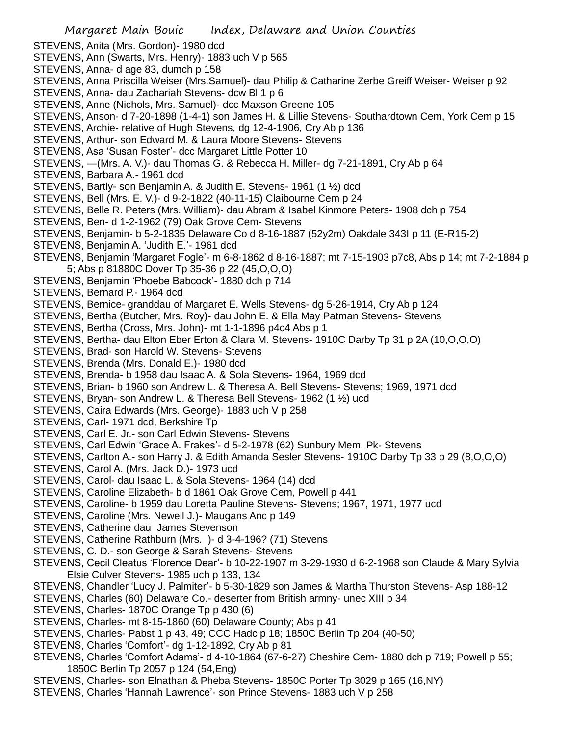STEVENS, Anita (Mrs. Gordon)- 1980 dcd

STEVENS, Ann (Swarts, Mrs. Henry)- 1883 uch V p 565

STEVENS, Anna- d age 83, dumch p 158

STEVENS, Anna Priscilla Weiser (Mrs.Samuel)- dau Philip & Catharine Zerbe Greiff Weiser- Weiser p 92

STEVENS, Anna- dau Zachariah Stevens- dcw Bl 1 p 6

STEVENS, Anne (Nichols, Mrs. Samuel)- dcc Maxson Greene 105

STEVENS, Anson- d 7-20-1898 (1-4-1) son James H. & Lillie Stevens- Southardtown Cem, York Cem p 15

STEVENS, Archie- relative of Hugh Stevens, dg 12-4-1906, Cry Ab p 136

STEVENS, Arthur- son Edward M. & Laura Moore Stevens- Stevens

STEVENS, Asa 'Susan Foster'- dcc Margaret Little Potter 10

STEVENS, —(Mrs. A. V.)- dau Thomas G. & Rebecca H. Miller- dg 7-21-1891, Cry Ab p 64

STEVENS, Barbara A.- 1961 dcd

STEVENS, Bartly- son Benjamin A. & Judith E. Stevens- 1961 (1 ½) dcd

STEVENS, Bell (Mrs. E. V.)- d 9-2-1822 (40-11-15) Claibourne Cem p 24

STEVENS, Belle R. Peters (Mrs. William)- dau Abram & Isabel Kinmore Peters- 1908 dch p 754

STEVENS, Ben- d 1-2-1962 (79) Oak Grove Cem- Stevens

STEVENS, Benjamin- b 5-2-1835 Delaware Co d 8-16-1887 (52y2m) Oakdale 343I p 11 (E-R15-2)

STEVENS, Benjamin A. 'Judith E.'- 1961 dcd

STEVENS, Benjamin 'Margaret Fogle'- m 6-8-1862 d 8-16-1887; mt 7-15-1903 p7c8, Abs p 14; mt 7-2-1884 p 5; Abs p 81880C Dover Tp 35-36 p 22 (45,O,O,O)

STEVENS, Benjamin 'Phoebe Babcock'- 1880 dch p 714

STEVENS, Bernard P.- 1964 dcd

STEVENS, Bernice- granddau of Margaret E. Wells Stevens- dg 5-26-1914, Cry Ab p 124

STEVENS, Bertha (Butcher, Mrs. Roy)- dau John E. & Ella May Patman Stevens- Stevens

STEVENS, Bertha (Cross, Mrs. John)- mt 1-1-1896 p4c4 Abs p 1

STEVENS, Bertha- dau Elton Eber Erton & Clara M. Stevens- 1910C Darby Tp 31 p 2A (10,O,O,O)

STEVENS, Brad- son Harold W. Stevens- Stevens

STEVENS, Brenda (Mrs. Donald E.)- 1980 dcd

STEVENS, Brenda- b 1958 dau Isaac A. & Sola Stevens- 1964, 1969 dcd

STEVENS, Brian- b 1960 son Andrew L. & Theresa A. Bell Stevens- Stevens; 1969, 1971 dcd

STEVENS, Bryan- son Andrew L. & Theresa Bell Stevens- 1962 (1 ½) ucd

STEVENS, Caira Edwards (Mrs. George)- 1883 uch V p 258

STEVENS, Carl- 1971 dcd, Berkshire Tp

STEVENS, Carl E. Jr.- son Carl Edwin Stevens- Stevens

STEVENS, Carl Edwin 'Grace A. Frakes'- d 5-2-1978 (62) Sunbury Mem. Pk- Stevens

STEVENS, Carlton A.- son Harry J. & Edith Amanda Sesler Stevens- 1910C Darby Tp 33 p 29 (8,O,O,O)

STEVENS, Carol A. (Mrs. Jack D.)- 1973 ucd

STEVENS, Carol- dau Isaac L. & Sola Stevens- 1964 (14) dcd

STEVENS, Caroline Elizabeth- b d 1861 Oak Grove Cem, Powell p 441

STEVENS, Caroline- b 1959 dau Loretta Pauline Stevens- Stevens; 1967, 1971, 1977 ucd

STEVENS, Caroline (Mrs. Newell J.)- Maugans Anc p 149

STEVENS, Catherine dau James Stevenson

STEVENS, Catherine Rathburn (Mrs. )- d 3-4-196? (71) Stevens

STEVENS, C. D.- son George & Sarah Stevens- Stevens

STEVENS, Cecil Cleatus 'Florence Dear'- b 10-22-1907 m 3-29-1930 d 6-2-1968 son Claude & Mary Sylvia Elsie Culver Stevens- 1985 uch p 133, 134

STEVENS, Chandler 'Lucy J. Palmiter'- b 5-30-1829 son James & Martha Thurston Stevens- Asp 188-12

STEVENS, Charles (60) Delaware Co.- deserter from British armny- unec XIII p 34

STEVENS, Charles- 1870C Orange Tp p 430 (6)

STEVENS, Charles- mt 8-15-1860 (60) Delaware County; Abs p 41

STEVENS, Charles- Pabst 1 p 43, 49; CCC Hadc p 18; 1850C Berlin Tp 204 (40-50)

STEVENS, Charles 'Comfort'- dg 1-12-1892, Cry Ab p 81

STEVENS, Charles 'Comfort Adams'- d 4-10-1864 (67-6-27) Cheshire Cem- 1880 dch p 719; Powell p 55; 1850C Berlin Tp 2057 p 124 (54,Eng)

STEVENS, Charles- son Elnathan & Pheba Stevens- 1850C Porter Tp 3029 p 165 (16,NY)

STEVENS, Charles 'Hannah Lawrence'- son Prince Stevens- 1883 uch V p 258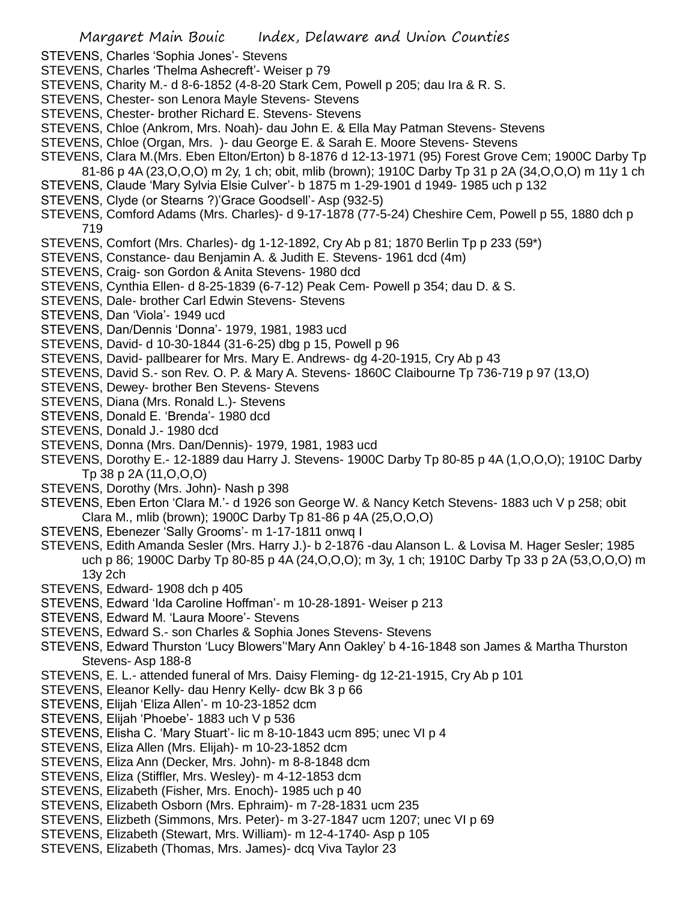STEVENS, Charles 'Sophia Jones'- Stevens

STEVENS, Charles 'Thelma Ashecreft'- Weiser p 79

STEVENS, Charity M.- d 8-6-1852 (4-8-20 Stark Cem, Powell p 205; dau Ira & R. S.

STEVENS, Chester- son Lenora Mayle Stevens- Stevens

STEVENS, Chester- brother Richard E. Stevens- Stevens

STEVENS, Chloe (Ankrom, Mrs. Noah)- dau John E. & Ella May Patman Stevens- Stevens

STEVENS, Chloe (Organ, Mrs. )- dau George E. & Sarah E. Moore Stevens- Stevens

STEVENS, Clara M.(Mrs. Eben Elton/Erton) b 8-1876 d 12-13-1971 (95) Forest Grove Cem; 1900C Darby Tp 81-86 p 4A (23,O,O,O) m 2y, 1 ch; obit, mlib (brown); 1910C Darby Tp 31 p 2A (34,O,O,O) m 11y 1 ch

STEVENS, Claude 'Mary Sylvia Elsie Culver'- b 1875 m 1-29-1901 d 1949- 1985 uch p 132

STEVENS, Clyde (or Stearns ?)'Grace Goodsell'- Asp (932-5)

STEVENS, Comford Adams (Mrs. Charles)- d 9-17-1878 (77-5-24) Cheshire Cem, Powell p 55, 1880 dch p 719

STEVENS, Comfort (Mrs. Charles)- dg 1-12-1892, Cry Ab p 81; 1870 Berlin Tp p 233 (59*)

STEVENS, Constance- dau Benjamin A. & Judith E. Stevens- 1961 dcd (4m)

STEVENS, Craig- son Gordon & Anita Stevens- 1980 dcd

STEVENS, Cynthia Ellen- d 8-25-1839 (6-7-12) Peak Cem- Powell p 354; dau D. & S.

STEVENS, Dale- brother Carl Edwin Stevens- Stevens

STEVENS, Dan 'Viola'- 1949 ucd

STEVENS, Dan/Dennis 'Donna'- 1979, 1981, 1983 ucd

STEVENS, David- d 10-30-1844 (31-6-25) dbg p 15, Powell p 96

STEVENS, David- pallbearer for Mrs. Mary E. Andrews- dg 4-20-1915, Cry Ab p 43

STEVENS, David S.- son Rev. O. P. & Mary A. Stevens- 1860C Claibourne Tp 736-719 p 97 (13,O)

STEVENS, Dewey- brother Ben Stevens- Stevens

STEVENS, Diana (Mrs. Ronald L.)- Stevens

STEVENS, Donald E. 'Brenda'- 1980 dcd

STEVENS, Donald J.- 1980 dcd

STEVENS, Donna (Mrs. Dan/Dennis)- 1979, 1981, 1983 ucd

STEVENS, Dorothy E.- 12-1889 dau Harry J. Stevens- 1900C Darby Tp 80-85 p 4A (1,O,O,O); 1910C Darby Tp 38 p 2A (11,O,O,O)

STEVENS, Dorothy (Mrs. John)- Nash p 398

STEVENS, Eben Erton 'Clara M.'- d 1926 son George W. & Nancy Ketch Stevens- 1883 uch V p 258; obit Clara M., mlib (brown); 1900C Darby Tp 81-86 p 4A (25,O,O,O)

STEVENS, Ebenezer 'Sally Grooms'- m 1-17-1811 onwq I

STEVENS, Edith Amanda Sesler (Mrs. Harry J.)- b 2-1876 -dau Alanson L. & Lovisa M. Hager Sesler; 1985 uch p 86; 1900C Darby Tp 80-85 p 4A (24,O,O,O); m 3y, 1 ch; 1910C Darby Tp 33 p 2A (53,O,O,O) m 13y 2ch

STEVENS, Edward- 1908 dch p 405

STEVENS, Edward 'Ida Caroline Hoffman'- m 10-28-1891- Weiser p 213

STEVENS, Edward M. 'Laura Moore'- Stevens

STEVENS, Edward S.- son Charles & Sophia Jones Stevens- Stevens

STEVENS, Edward Thurston 'Lucy Blowers''Mary Ann Oakley' b 4-16-1848 son James & Martha Thurston Stevens- Asp 188-8

STEVENS, E. L.- attended funeral of Mrs. Daisy Fleming- dg 12-21-1915, Cry Ab p 101

STEVENS, Eleanor Kelly- dau Henry Kelly- dcw Bk 3 p 66

STEVENS, Elijah 'Eliza Allen'- m 10-23-1852 dcm

STEVENS, Elijah 'Phoebe'- 1883 uch V p 536

STEVENS, Elisha C. 'Mary Stuart'- lic m 8-10-1843 ucm 895; unec VI p 4

STEVENS, Eliza Allen (Mrs. Elijah)- m 10-23-1852 dcm

STEVENS, Eliza Ann (Decker, Mrs. John)- m 8-8-1848 dcm

STEVENS, Eliza (Stiffler, Mrs. Wesley)- m 4-12-1853 dcm

STEVENS, Elizabeth (Fisher, Mrs. Enoch)- 1985 uch p 40

STEVENS, Elizabeth Osborn (Mrs. Ephraim)- m 7-28-1831 ucm 235

STEVENS, Elizbeth (Simmons, Mrs. Peter)- m 3-27-1847 ucm 1207; unec VI p 69

STEVENS, Elizabeth (Stewart, Mrs. William)- m 12-4-1740- Asp p 105

STEVENS, Elizabeth (Thomas, Mrs. James)- dcq Viva Taylor 23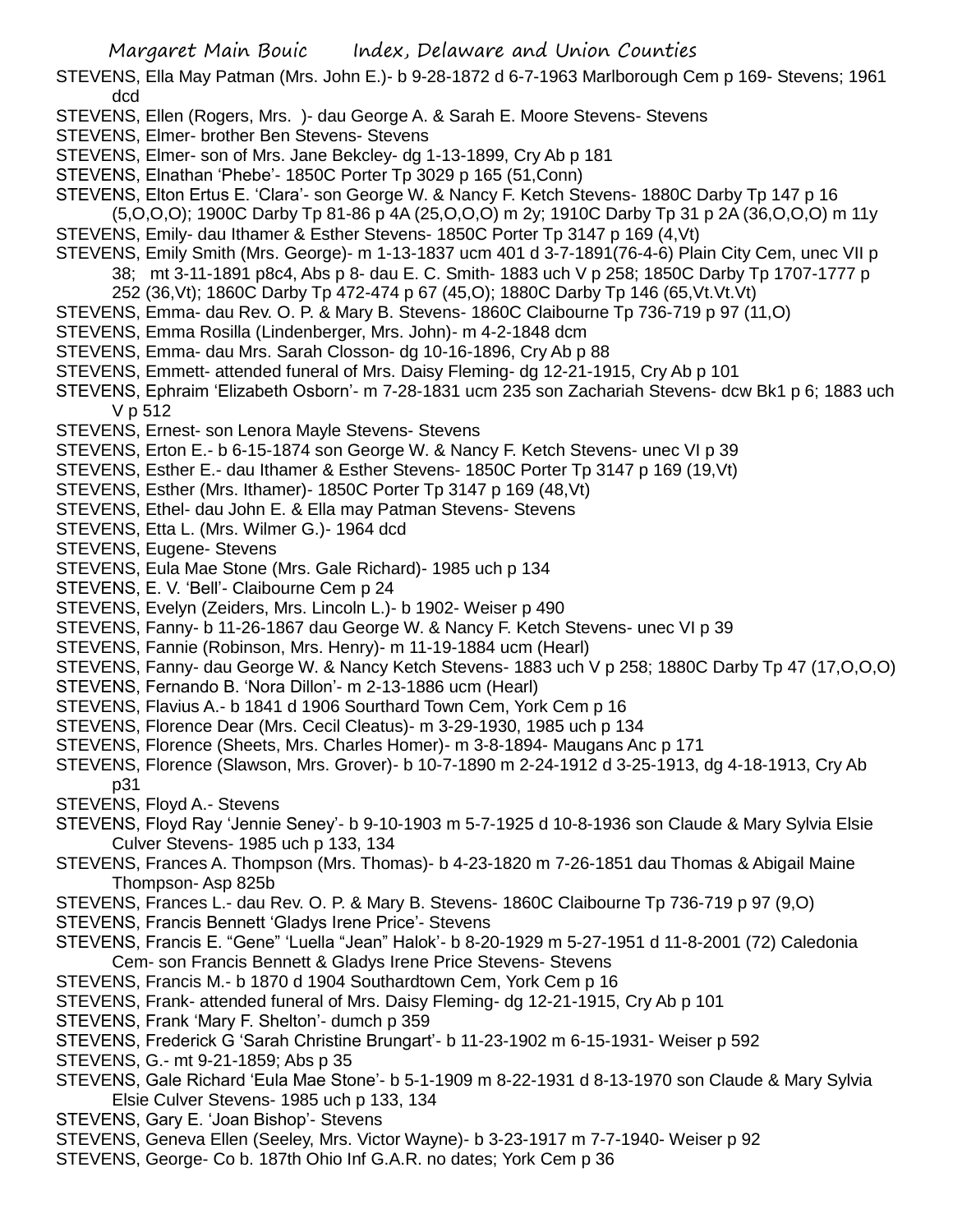STEVENS, Ella May Patman (Mrs. John E.)- b 9-28-1872 d 6-7-1963 Marlborough Cem p 169- Stevens; 1961 dcd

STEVENS, Ellen (Rogers, Mrs. )- dau George A. & Sarah E. Moore Stevens- Stevens

STEVENS, Elmer- brother Ben Stevens- Stevens

STEVENS, Elmer- son of Mrs. Jane Bekcley- dg 1-13-1899, Cry Ab p 181

STEVENS, Elnathan 'Phebe'- 1850C Porter Tp 3029 p 165 (51,Conn)

STEVENS, Elton Ertus E. 'Clara'- son George W. & Nancy F. Ketch Stevens- 1880C Darby Tp 147 p 16 (5,O,O,O); 1900C Darby Tp 81-86 p 4A (25,O,O,O) m 2y; 1910C Darby Tp 31 p 2A (36,O,O,O) m 11y

STEVENS, Emily- dau Ithamer & Esther Stevens- 1850C Porter Tp 3147 p 169 (4,Vt)

STEVENS, Emily Smith (Mrs. George)- m 1-13-1837 ucm 401 d 3-7-1891(76-4-6) Plain City Cem, unec VII p 38; mt 3-11-1891 p8c4, Abs p 8- dau E. C. Smith- 1883 uch V p 258; 1850C Darby Tp 1707-1777 p 252 (36,Vt); 1860C Darby Tp 472-474 p 67 (45,O); 1880C Darby Tp 146 (65,Vt.Vt.Vt)

STEVENS, Emma- dau Rev. O. P. & Mary B. Stevens- 1860C Claibourne Tp 736-719 p 97 (11,O)

STEVENS, Emma Rosilla (Lindenberger, Mrs. John)- m 4-2-1848 dcm

STEVENS, Emma- dau Mrs. Sarah Closson- dg 10-16-1896, Cry Ab p 88

STEVENS, Emmett- attended funeral of Mrs. Daisy Fleming- dg 12-21-1915, Cry Ab p 101

STEVENS, Ephraim 'Elizabeth Osborn'- m 7-28-1831 ucm 235 son Zachariah Stevens- dcw Bk1 p 6; 1883 uch V p 512

STEVENS, Ernest- son Lenora Mayle Stevens- Stevens

STEVENS, Erton E.- b 6-15-1874 son George W. & Nancy F. Ketch Stevens- unec VI p 39

STEVENS, Esther E.- dau Ithamer & Esther Stevens- 1850C Porter Tp 3147 p 169 (19,Vt)

STEVENS, Esther (Mrs. Ithamer)- 1850C Porter Tp 3147 p 169 (48,Vt)

STEVENS, Ethel- dau John E. & Ella may Patman Stevens- Stevens

STEVENS, Etta L. (Mrs. Wilmer G.)- 1964 dcd

STEVENS, Eugene- Stevens

STEVENS, Eula Mae Stone (Mrs. Gale Richard)- 1985 uch p 134

STEVENS, E. V. 'Bell'- Claibourne Cem p 24

STEVENS, Evelyn (Zeiders, Mrs. Lincoln L.)- b 1902- Weiser p 490

STEVENS, Fanny- b 11-26-1867 dau George W. & Nancy F. Ketch Stevens- unec VI p 39

STEVENS, Fannie (Robinson, Mrs. Henry)- m 11-19-1884 ucm (Hearl)

STEVENS, Fanny- dau George W. & Nancy Ketch Stevens- 1883 uch V p 258; 1880C Darby Tp 47 (17,O,O,O)

STEVENS, Fernando B. 'Nora Dillon'- m 2-13-1886 ucm (Hearl)

STEVENS, Flavius A.- b 1841 d 1906 Sourthard Town Cem, York Cem p 16

STEVENS, Florence Dear (Mrs. Cecil Cleatus)- m 3-29-1930, 1985 uch p 134

STEVENS, Florence (Sheets, Mrs. Charles Homer)- m 3-8-1894- Maugans Anc p 171

STEVENS, Florence (Slawson, Mrs. Grover)- b 10-7-1890 m 2-24-1912 d 3-25-1913, dg 4-18-1913, Cry Ab p31

STEVENS, Floyd A.- Stevens

STEVENS, Floyd Ray 'Jennie Seney'- b 9-10-1903 m 5-7-1925 d 10-8-1936 son Claude & Mary Sylvia Elsie Culver Stevens- 1985 uch p 133, 134

STEVENS, Frances A. Thompson (Mrs. Thomas)- b 4-23-1820 m 7-26-1851 dau Thomas & Abigail Maine Thompson- Asp 825b

STEVENS, Frances L.- dau Rev. O. P. & Mary B. Stevens- 1860C Claibourne Tp 736-719 p 97 (9,O)

STEVENS, Francis Bennett 'Gladys Irene Price'- Stevens

STEVENS, Francis E. "Gene" 'Luella "Jean" Halok'- b 8-20-1929 m 5-27-1951 d 11-8-2001 (72) Caledonia Cem- son Francis Bennett & Gladys Irene Price Stevens- Stevens

STEVENS, Francis M.- b 1870 d 1904 Southardtown Cem, York Cem p 16

STEVENS, Frank- attended funeral of Mrs. Daisy Fleming- dg 12-21-1915, Cry Ab p 101

STEVENS, Frank 'Mary F. Shelton'- dumch p 359

STEVENS, Frederick G 'Sarah Christine Brungart'- b 11-23-1902 m 6-15-1931- Weiser p 592

STEVENS, G.- mt 9-21-1859; Abs p 35

STEVENS, Gale Richard 'Eula Mae Stone'- b 5-1-1909 m 8-22-1931 d 8-13-1970 son Claude & Mary Sylvia Elsie Culver Stevens- 1985 uch p 133, 134

STEVENS, Gary E. 'Joan Bishop'- Stevens

STEVENS, Geneva Ellen (Seeley, Mrs. Victor Wayne)- b 3-23-1917 m 7-7-1940- Weiser p 92

STEVENS, George- Co b. 187th Ohio Inf G.A.R. no dates; York Cem p 36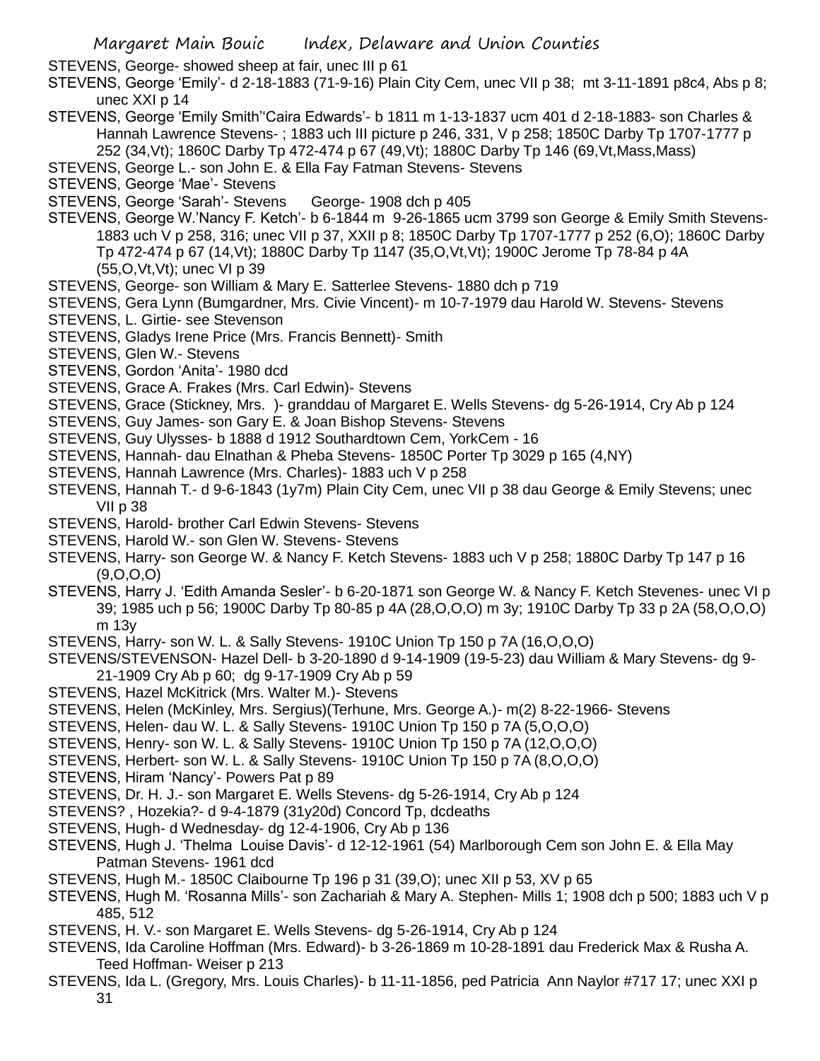STEVENS, George- showed sheep at fair, unec III p 61

STEVENS, George 'Emily'- d 2-18-1883 (71-9-16) Plain City Cem, unec VII p 38; mt 3-11-1891 p8c4, Abs p 8; unec XXI p 14

STEVENS, George 'Emily Smith''Caira Edwards'- b 1811 m 1-13-1837 ucm 401 d 2-18-1883- son Charles & Hannah Lawrence Stevens- ; 1883 uch III picture p 246, 331, V p 258; 1850C Darby Tp 1707-1777 p 252 (34,Vt); 1860C Darby Tp 472-474 p 67 (49,Vt); 1880C Darby Tp 146 (69,Vt,Mass,Mass)

STEVENS, George L.- son John E. & Ella Fay Fatman Stevens- Stevens

STEVENS, George 'Mae'- Stevens

STEVENS, George 'Sarah'- Stevens George- 1908 dch p 405

STEVENS, George W.'Nancy F. Ketch'- b 6-1844 m 9-26-1865 ucm 3799 son George & Emily Smith Stevens- 1883 uch V p 258, 316; unec VII p 37, XXII p 8; 1850C Darby Tp 1707-1777 p 252 (6,O); 1860C Darby Tp 472-474 p 67 (14,Vt); 1880C Darby Tp 1147 (35,O,Vt,Vt); 1900C Jerome Tp 78-84 p 4A (55,O,Vt,Vt); unec VI p 39

STEVENS, George- son William & Mary E. Satterlee Stevens- 1880 dch p 719

STEVENS, Gera Lynn (Bumgardner, Mrs. Civie Vincent)- m 10-7-1979 dau Harold W. Stevens- Stevens

STEVENS, L. Girtie- see Stevenson

STEVENS, Gladys Irene Price (Mrs. Francis Bennett)- Smith

STEVENS, Glen W.- Stevens

STEVENS, Gordon 'Anita'- 1980 dcd

STEVENS, Grace A. Frakes (Mrs. Carl Edwin)- Stevens

STEVENS, Grace (Stickney, Mrs. )- granddau of Margaret E. Wells Stevens- dg 5-26-1914, Cry Ab p 124

STEVENS, Guy James- son Gary E. & Joan Bishop Stevens- Stevens

STEVENS, Guy Ulysses- b 1888 d 1912 Southardtown Cem, YorkCem - 16

STEVENS, Hannah- dau Elnathan & Pheba Stevens- 1850C Porter Tp 3029 p 165 (4,NY)

STEVENS, Hannah Lawrence (Mrs. Charles)- 1883 uch V p 258

STEVENS, Hannah T.- d 9-6-1843 (1y7m) Plain City Cem, unec VII p 38 dau George & Emily Stevens; unec VII p 38

STEVENS, Harold- brother Carl Edwin Stevens- Stevens

STEVENS, Harold W.- son Glen W. Stevens- Stevens

STEVENS, Harry- son George W. & Nancy F. Ketch Stevens- 1883 uch V p 258; 1880C Darby Tp 147 p 16 (9,O,O,O)

STEVENS, Harry J. 'Edith Amanda Sesler'- b 6-20-1871 son George W. & Nancy F. Ketch Stevenes- unec VI p 39; 1985 uch p 56; 1900C Darby Tp 80-85 p 4A (28,O,O,O) m 3y; 1910C Darby Tp 33 p 2A (58,O,O,O) m 13y

STEVENS, Harry- son W. L. & Sally Stevens- 1910C Union Tp 150 p 7A (16,O,O,O)

STEVENS/STEVENSON- Hazel Dell- b 3-20-1890 d 9-14-1909 (19-5-23) dau William & Mary Stevens- dg 9-21-1909 Cry Ab p 60; dg 9-17-1909 Cry Ab p 59

STEVENS, Hazel McKitrick (Mrs. Walter M.)- Stevens

STEVENS, Helen (McKinley, Mrs. Sergius)(Terhune, Mrs. George A.)- m(2) 8-22-1966- Stevens

STEVENS, Helen- dau W. L. & Sally Stevens- 1910C Union Tp 150 p 7A (5,O,O,O)

STEVENS, Henry- son W. L. & Sally Stevens- 1910C Union Tp 150 p 7A (12,O,O,O)

STEVENS, Herbert- son W. L. & Sally Stevens- 1910C Union Tp 150 p 7A (8,O,O,O)

STEVENS, Hiram 'Nancy'- Powers Pat p 89

STEVENS, Dr. H. J.- son Margaret E. Wells Stevens- dg 5-26-1914, Cry Ab p 124

STEVENS? , Hozekia?- d 9-4-1879 (31y20d) Concord Tp, dcdeaths

STEVENS, Hugh- d Wednesday- dg 12-4-1906, Cry Ab p 136

STEVENS/STEVENSON, Hugh J. 'Thelma Louise Davis'- d 12-12-1961 (54) Marlborough Cem son John E. & Ella May Patman Stevens- 1961 dcd

STEVENS, Hugh M.- 1850C Claibourne Tp 196 p 31 (39,O); unec XII p 53, XV p 65

STEVENS, Hugh M. 'Rosanna Mills'- son Zachariah & Mary A. Stephen- Mills 1; 1908 dch p 500; 1883 uch V p 485, 512

STEVENS, H. V.- son Margaret E. Wells Stevens- dg 5-26-1914, Cry Ab p 124

STEVENS, Ida Caroline Hoffman (Mrs. Edward)- b 3-26-1869 m 10-28-1891 dau Frederick Max & Rusha A. Teed Hoffman- Weiser p 213

STEVENS, Ida L. (Gregory, Mrs. Louis Charles)- b 11-11-1856, ped Patricia Ann Naylor #717 17; unec XXI p 31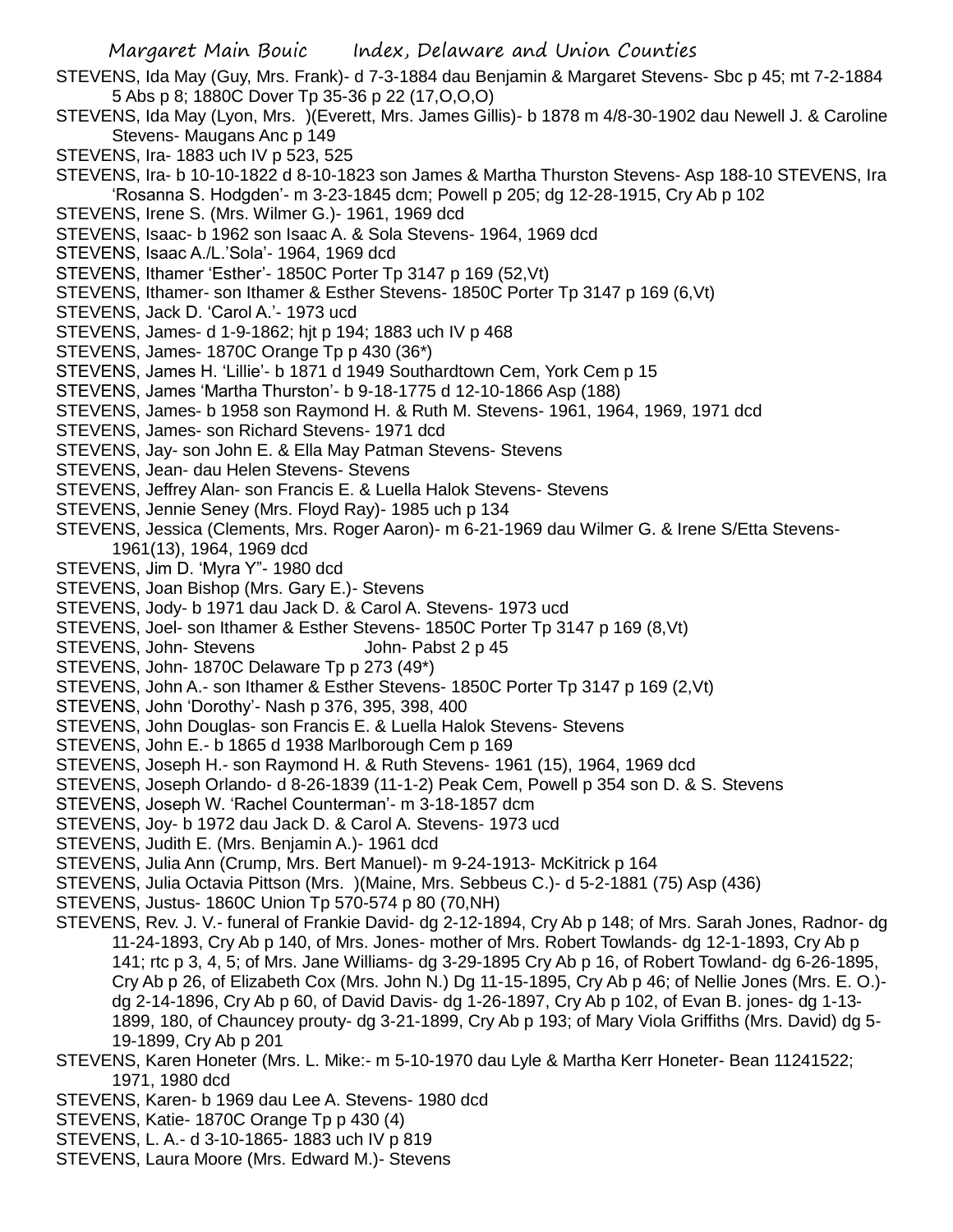STEVENS, Ida May (Guy, Mrs. Frank)- d 7-3-1884 dau Benjamin & Margaret Stevens- Sbc p 45; mt 7-2-1884 5 Abs p 8; 1880C Dover Tp 35-36 p 22 (17,O,O,O)

STEVENS, Ida May (Lyon, Mrs. )(Everett, Mrs. James Gillis)- b 1878 m 4/8-30-1902 dau Newell J. & Caroline Stevens- Maugans Anc p 149

STEVENS, Ira- 1883 uch IV p 523, 525

STEVENS, Ira- b 10-10-1822 d 8-10-1823 son James & Martha Thurston Stevens- Asp 188-10 STEVENS, Ira 'Rosanna S. Hodgden'- m 3-23-1845 dcm; Powell p 205; dg 12-28-1915, Cry Ab p 102

STEVENS, Irene S. (Mrs. Wilmer G.)- 1961, 1969 dcd

STEVENS, Isaac- b 1962 son Isaac A. & Sola Stevens- 1964, 1969 dcd

STEVENS, Isaac A./L.'Sola'- 1964, 1969 dcd

STEVENS, Ithamer 'Esther'- 1850C Porter Tp 3147 p 169 (52,Vt)

STEVENS, Ithamer- son Ithamer & Esther Stevens- 1850C Porter Tp 3147 p 169 (6,Vt)

STEVENS, Jack D. 'Carol A.'- 1973 ucd

STEVENS, James- d 1-9-1862; hjt p 194; 1883 uch IV p 468

STEVENS, James- 1870C Orange Tp p 430 (36*)

STEVENS, James H. 'Lillie'- b 1871 d 1949 Southardtown Cem, York Cem p 15

STEVENS, James 'Martha Thurston'- b 9-18-1775 d 12-10-1866 Asp (188)

STEVENS, James- b 1958 son Raymond H. & Ruth M. Stevens- 1961, 1964, 1969, 1971 dcd

STEVENS, James- son Richard Stevens- 1971 dcd

STEVENS, Jay- son John E. & Ella May Patman Stevens- Stevens

STEVENS, Jean- dau Helen Stevens- Stevens

STEVENS, Jeffrey Alan- son Francis E. & Luella Halok Stevens- Stevens

STEVENS, Jennie Seney (Mrs. Floyd Ray)- 1985 uch p 134

STEVENS, Jessica (Clements, Mrs. Roger Aaron)- m 6-21-1969 dau Wilmer G. & Irene S/Etta Stevens- 1961(13), 1964, 1969 dcd

STEVENS, Jim D. 'Myra Y"- 1980 dcd

STEVENS, Joan Bishop (Mrs. Gary E.)- Stevens

STEVENS, Jody- b 1971 dau Jack D. & Carol A. Stevens- 1973 ucd

STEVENS, Joel- son Ithamer & Esther Stevens- 1850C Porter Tp 3147 p 169 (8,Vt)

STEVENS, John- Stevens John- Pabst 2 p 45

STEVENS, John- 1870C Delaware Tp p 273 (49*)

STEVENS, John A.- son Ithamer & Esther Stevens- 1850C Porter Tp 3147 p 169 (2,Vt)

STEVENS, John 'Dorothy'- Nash p 376, 395, 398, 400

STEVENS, John Douglas- son Francis E. & Luella Halok Stevens- Stevens

STEVENS, John E.- b 1865 d 1938 Marlborough Cem p 169

STEVENS, Joseph H.- son Raymond H. & Ruth Stevens- 1961 (15), 1964, 1969 dcd

STEVENS, Joseph Orlando- d 8-26-1839 (11-1-2) Peak Cem, Powell p 354 son D. & S. Stevens

STEVENS, Joseph W. 'Rachel Counterman'- m 3-18-1857 dcm

STEVENS, Joy- b 1972 dau Jack D. & Carol A. Stevens- 1973 ucd

STEVENS, Judith E. (Mrs. Benjamin A.)- 1961 dcd

STEVENS, Julia Ann (Crump, Mrs. Bert Manuel)- m 9-24-1913- McKitrick p 164

STEVENS, Julia Octavia Pittson (Mrs. )(Maine, Mrs. Sebbeus C.)- d 5-2-1881 (75) Asp (436)

STEVENS, Justus- 1860C Union Tp 570-574 p 80 (70,NH)

STEVENS, Rev. J. V.- funeral of Frankie David- dg 2-12-1894, Cry Ab p 148; of Mrs. Sarah Jones, Radnor- dg 11-24-1893, Cry Ab p 140, of Mrs. Jones- mother of Mrs. Robert Towlands- dg 12-1-1893, Cry Ab p 141; rtc p 3, 4, 5; of Mrs. Jane Williams- dg 3-29-1895 Cry Ab p 16, of Robert Towland- dg 6-26-1895, Cry Ab p 26, of Elizabeth Cox (Mrs. John N.) Dg 11-15-1895, Cry Ab p 46; of Nellie Jones (Mrs. E. O.)- dg 2-14-1896, Cry Ab p 60, of David Davis- dg 1-26-1897, Cry Ab p 102, of Evan B. jones- dg 1-13-1899, 180, of Chauncey prouty- dg 3-21-1899, Cry Ab p 193; of Mary Viola Griffiths (Mrs. David) dg 5-19-1899, Cry Ab p 201

STEVENS, Karen Honeter (Mrs. L. Mike:- m 5-10-1970 dau Lyle & Martha Kerr Honeter- Bean 11241522; 1971, 1980 dcd

STEVENS, Karen- b 1969 dau Lee A. Stevens- 1980 dcd

STEVENS, Katie- 1870C Orange Tp p 430 (4)

STEVENS, L. A.- d 3-10-1865- 1883 uch IV p 819

STEVENS, Laura Moore (Mrs. Edward M.)- Stevens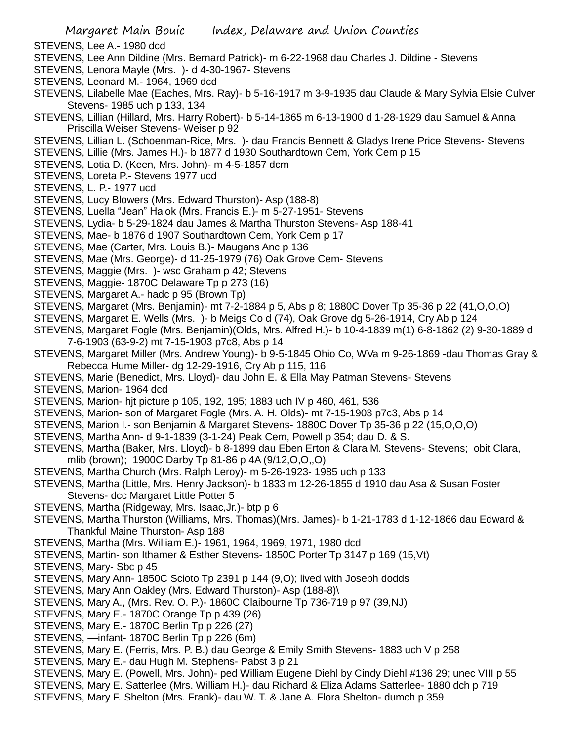STEVENS, Lee A.- 1980 dcd
STEVENS, Lee Ann Dildine (Mrs. Bernard Patrick)- m 6-22-1968 dau Charles J. Dildine - Stevens
STEVENS, Lenora Mayle (Mrs. )- d 4-30-1967- Stevens
STEVENS, Leonard M.- 1964, 1969 dcd
STEVENS, Lilabelle Mae (Eaches, Mrs. Ray)- b 5-16-1917 m 3-9-1935 dau Claude & Mary Sylvia Elsie Culver Stevens- 1985 uch p 133, 134
STEVENS, Lillian (Hillard, Mrs. Harry Robert)- b 5-14-1865 m 6-13-1900 d 1-28-1929 dau Samuel & Anna Priscilla Weiser Stevens- Weiser p 92
STEVENS, Lillian L. (Schoenman-Rice, Mrs. )- dau Francis Bennett & Gladys Irene Price Stevens- Stevens
STEVENS, Lillie (Mrs. James H.)- b 1877 d 1930 Southardtown Cem, York Cem p 15
STEVENS, Lotia D. (Keen, Mrs. John)- m 4-5-1857 dcm
STEVENS, Loreta P.- Stevens 1977 ucd
STEVENS, L. P.- 1977 ucd
STEVENS, Lucy Blowers (Mrs. Edward Thurston)- Asp (188-8)
STEVENS, Luella "Jean" Halok (Mrs. Francis E.)- m 5-27-1951- Stevens
STEVENS, Lydia- b 5-29-1824 dau James & Martha Thurston Stevens- Asp 188-41
STEVENS, Mae- b 1876 d 1907 Southardtown Cem, York Cem p 17
STEVENS, Mae (Carter, Mrs. Louis B.)- Maugans Anc p 136
STEVENS, Mae (Mrs. George)- d 11-25-1979 (76) Oak Grove Cem- Stevens
STEVENS, Maggie (Mrs. )- wsc Graham p 42; Stevens
STEVENS, Maggie- 1870C Delaware Tp p 273 (16)
STEVENS, Margaret A.- hadc p 95 (Brown Tp)
STEVENS, Margaret (Mrs. Benjamin)- mt 7-2-1884 p 5, Abs p 8; 1880C Dover Tp 35-36 p 22 (41,O,O,O)
STEVENS, Margaret E. Wells (Mrs. )- b Meigs Co d (74), Oak Grove dg 5-26-1914, Cry Ab p 124
STEVENS, Margaret Fogle (Mrs. Benjamin)(Olds, Mrs. Alfred H.)- b 10-4-1839 m(1) 6-8-1862 (2) 9-30-1889 d 7-6-1903 (63-9-2) mt 7-15-1903 p7c8, Abs p 14
STEVENS, Margaret Miller (Mrs. Andrew Young)- b 9-5-1845 Ohio Co, WVa m 9-26-1869 -dau Thomas Gray & Rebecca Hume Miller- dg 12-29-1916, Cry Ab p 115, 116
STEVENS, Marie (Benedict, Mrs. Lloyd)- dau John E. & Ella May Patman Stevens- Stevens
STEVENS, Marion- 1964 dcd
STEVENS, Marion- hjt picture p 105, 192, 195; 1883 uch IV p 460, 461, 536
STEVENS, Marion- son of Margaret Fogle (Mrs. A. H. Olds)- mt 7-15-1903 p7c3, Abs p 14
STEVENS, Marion I.- son Benjamin & Margaret Stevens- 1880C Dover Tp 35-36 p 22 (15,O,O,O)
STEVENS, Martha Ann- d 9-1-1839 (3-1-24) Peak Cem, Powell p 354; dau D. & S.
STEVENS, Martha (Baker, Mrs. Lloyd)- b 8-1899 dau Eben Erton & Clara M. Stevens- Stevens; obit Clara, mlib (brown); 1900C Darby Tp 81-86 p 4A (9/12,O,O,,O)
STEVENS, Martha Church (Mrs. Ralph Leroy)- m 5-26-1923- 1985 uch p 133
STEVENS, Martha (Little, Mrs. Henry Jackson)- b 1833 m 12-26-1855 d 1910 dau Asa & Susan Foster Stevens- dcc Margaret Little Potter 5
STEVENS, Martha (Ridgeway, Mrs. Isaac,Jr.)- btp p 6
STEVENS, Martha Thurston (Williams, Mrs. Thomas)(Mrs. James)- b 1-21-1783 d 1-12-1866 dau Edward & Thankful Maine Thurston- Asp 188
STEVENS, Martha (Mrs. William E.)- 1961, 1964, 1969, 1971, 1980 dcd
STEVENS, Martin- son Ithamer & Esther Stevens- 1850C Porter Tp 3147 p 169 (15,Vt)
STEVENS, Mary- Sbc p 45
STEVENS, Mary Ann- 1850C Scioto Tp 2391 p 144 (9,O); lived with Joseph dodds
STEVENS, Mary Ann Oakley (Mrs. Edward Thurston)- Asp (188-8)\
STEVENS, Mary A., (Mrs. Rev. O. P.)- 1860C Claibourne Tp 736-719 p 97 (39,NJ)
STEVENS, Mary E.- 1870C Orange Tp p 439 (26)
STEVENS, Mary E.- 1870C Berlin Tp p 226 (27)
STEVENS, —infant- 1870C Berlin Tp p 226 (6m)
STEVENS, Mary E. (Ferris, Mrs. P. B.) dau George & Emily Smith Stevens- 1883 uch V p 258
STEVENS, Mary E.- dau Hugh M. Stephens- Pabst 3 p 21
STEVENS, Mary E. (Powell, Mrs. John)- ped William Eugene Diehl by Cindy Diehl #136 29; unec VIII p 55
STEVENS, Mary E. Satterlee (Mrs. William H.)- dau Richard & Eliza Adams Satterlee- 1880 dch p 719
STEVENS, Mary F. Shelton (Mrs. Frank)- dau W. T. & Jane A. Flora Shelton- dumch p 359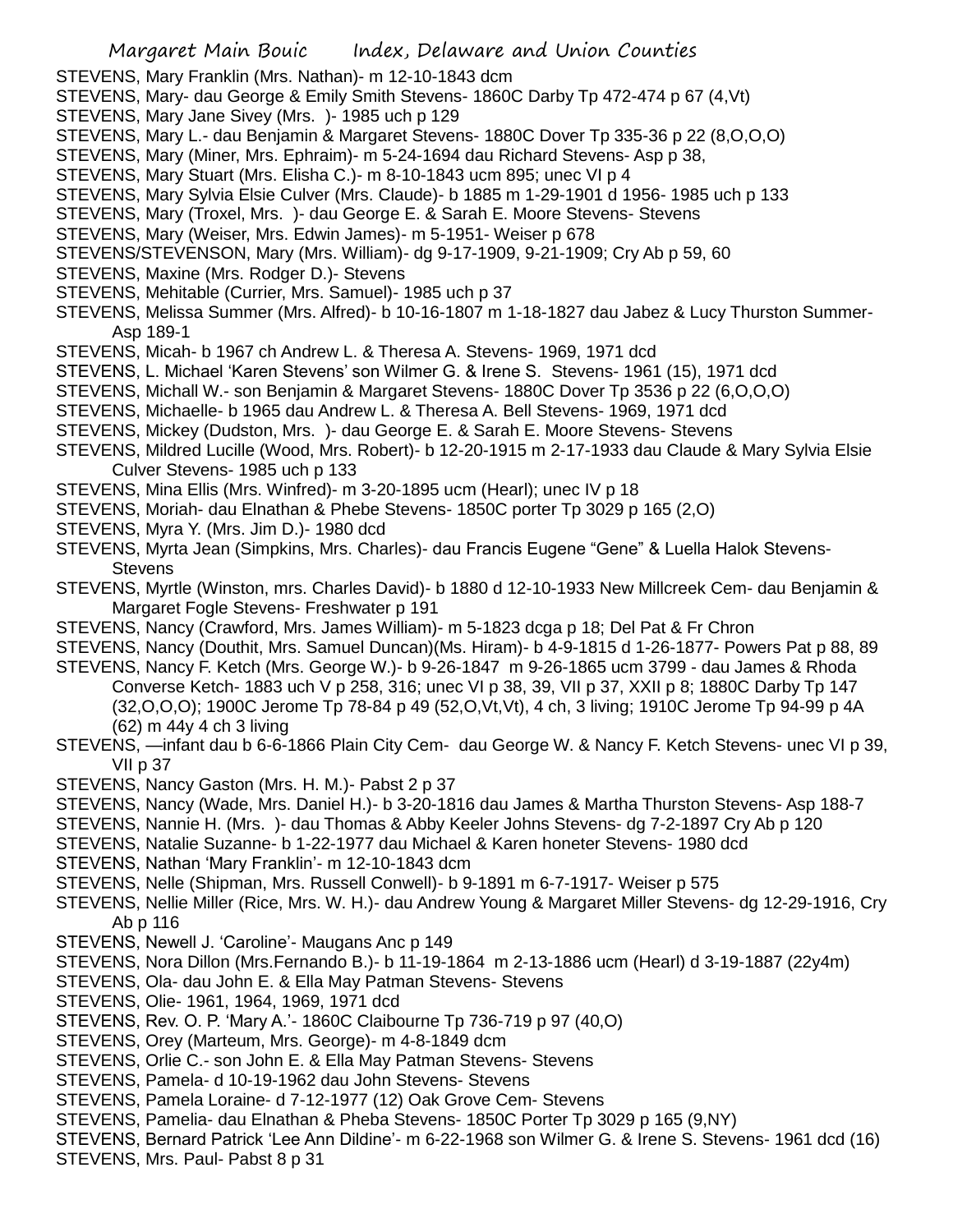STEVENS, Mary Franklin (Mrs. Nathan)- m 12-10-1843 dcm

STEVENS, Mary- dau George & Emily Smith Stevens- 1860C Darby Tp 472-474 p 67 (4,Vt)

STEVENS, Mary Jane Sivey (Mrs. )- 1985 uch p 129

STEVENS, Mary L.- dau Benjamin & Margaret Stevens- 1880C Dover Tp 335-36 p 22 (8,O,O,O)

STEVENS, Mary (Miner, Mrs. Ephraim)- m 5-24-1694 dau Richard Stevens- Asp p 38,

STEVENS, Mary Stuart (Mrs. Elisha C.)- m 8-10-1843 ucm 895; unec VI p 4

STEVENS, Mary Sylvia Elsie Culver (Mrs. Claude)- b 1885 m 1-29-1901 d 1956- 1985 uch p 133

STEVENS, Mary (Troxel, Mrs. )- dau George E. & Sarah E. Moore Stevens- Stevens

STEVENS, Mary (Weiser, Mrs. Edwin James)- m 5-1951- Weiser p 678

STEVENS/STEVENSON, Mary (Mrs. William)- dg 9-17-1909, 9-21-1909; Cry Ab p 59, 60

STEVENS, Maxine (Mrs. Rodger D.)- Stevens

STEVENS, Mehitable (Currier, Mrs. Samuel)- 1985 uch p 37

STEVENS, Melissa Summer (Mrs. Alfred)- b 10-16-1807 m 1-18-1827 dau Jabez & Lucy Thurston Summer- Asp 189-1

STEVENS, Micah- b 1967 ch Andrew L. & Theresa A. Stevens- 1969, 1971 dcd

STEVENS, L. Michael 'Karen Stevens' son Wilmer G. & Irene S. Stevens- 1961 (15), 1971 dcd

STEVENS, Michall W.- son Benjamin & Margaret Stevens- 1880C Dover Tp 3536 p 22 (6,O,O,O)

STEVENS, Michaelle- b 1965 dau Andrew L. & Theresa A. Bell Stevens- 1969, 1971 dcd

STEVENS, Mickey (Dudston, Mrs. )- dau George E. & Sarah E. Moore Stevens- Stevens

STEVENS, Mildred Lucille (Wood, Mrs. Robert)- b 12-20-1915 m 2-17-1933 dau Claude & Mary Sylvia Elsie Culver Stevens- 1985 uch p 133

STEVENS, Mina Ellis (Mrs. Winfred)- m 3-20-1895 ucm (Hearl); unec IV p 18

STEVENS, Moriah- dau Elnathan & Phebe Stevens- 1850C porter Tp 3029 p 165 (2,O)

STEVENS, Myra Y. (Mrs. Jim D.)- 1980 dcd

STEVENS, Myrta Jean (Simpkins, Mrs. Charles)- dau Francis Eugene "Gene" & Luella Halok Stevens- Stevens

STEVENS, Myrtle (Winston, mrs. Charles David)- b 1880 d 12-10-1933 New Millcreek Cem- dau Benjamin & Margaret Fogle Stevens- Freshwater p 191

STEVENS, Nancy (Crawford, Mrs. James William)- m 5-1823 dcga p 18; Del Pat & Fr Chron

STEVENS, Nancy (Douthit, Mrs. Samuel Duncan)(Ms. Hiram)- b 4-9-1815 d 1-26-1877- Powers Pat p 88, 89

STEVENS, Nancy F. Ketch (Mrs. George W.)- b 9-26-1847 m 9-26-1865 ucm 3799 - dau James & Rhoda Converse Ketch- 1883 uch V p 258, 316; unec VI p 38, 39, VII p 37, XXII p 8; 1880C Darby Tp 147 (32,O,O,O); 1900C Jerome Tp 78-84 p 49 (52,O,Vt,Vt), 4 ch, 3 living; 1910C Jerome Tp 94-99 p 4A (62) m 44y 4 ch 3 living

STEVENS, —infant dau b 6-6-1866 Plain City Cem- dau George W. & Nancy F. Ketch Stevens- unec VI p 39, VII p 37

STEVENS, Nancy Gaston (Mrs. H. M.)- Pabst 2 p 37

STEVENS, Nancy (Wade, Mrs. Daniel H.)- b 3-20-1816 dau James & Martha Thurston Stevens- Asp 188-7

STEVENS, Nannie H. (Mrs. )- dau Thomas & Abby Keeler Johns Stevens- dg 7-2-1897 Cry Ab p 120

STEVENS, Natalie Suzanne- b 1-22-1977 dau Michael & Karen honeter Stevens- 1980 dcd

STEVENS, Nathan 'Mary Franklin'- m 12-10-1843 dcm

STEVENS, Nelle (Shipman, Mrs. Russell Conwell)- b 9-1891 m 6-7-1917- Weiser p 575

STEVENS, Nellie Miller (Rice, Mrs. W. H.)- dau Andrew Young & Margaret Miller Stevens- dg 12-29-1916, Cry Ab p 116

STEVENS, Newell J. 'Caroline'- Maugans Anc p 149

STEVENS, Nora Dillon (Mrs.Fernando B.)- b 11-19-1864 m 2-13-1886 ucm (Hearl) d 3-19-1887 (22y4m)

STEVENS, Ola- dau John E. & Ella May Patman Stevens- Stevens

STEVENS, Olie- 1961, 1964, 1969, 1971 dcd

STEVENS, Rev. O. P. 'Mary A.'- 1860C Claibourne Tp 736-719 p 97 (40,O)

STEVENS, Orey (Marteum, Mrs. George)- m 4-8-1849 dcm

STEVENS, Orlie C.- son John E. & Ella May Patman Stevens- Stevens

STEVENS, Pamela- d 10-19-1962 dau John Stevens- Stevens

STEVENS, Pamela Loraine- d 7-12-1977 (12) Oak Grove Cem- Stevens

STEVENS, Pamelia- dau Elnathan & Pheba Stevens- 1850C Porter Tp 3029 p 165 (9,NY)

STEVENS, Bernard Patrick 'Lee Ann Dildine'- m 6-22-1968 son Wilmer G. & Irene S. Stevens- 1961 dcd (16)

STEVENS, Mrs. Paul- Pabst 8 p 31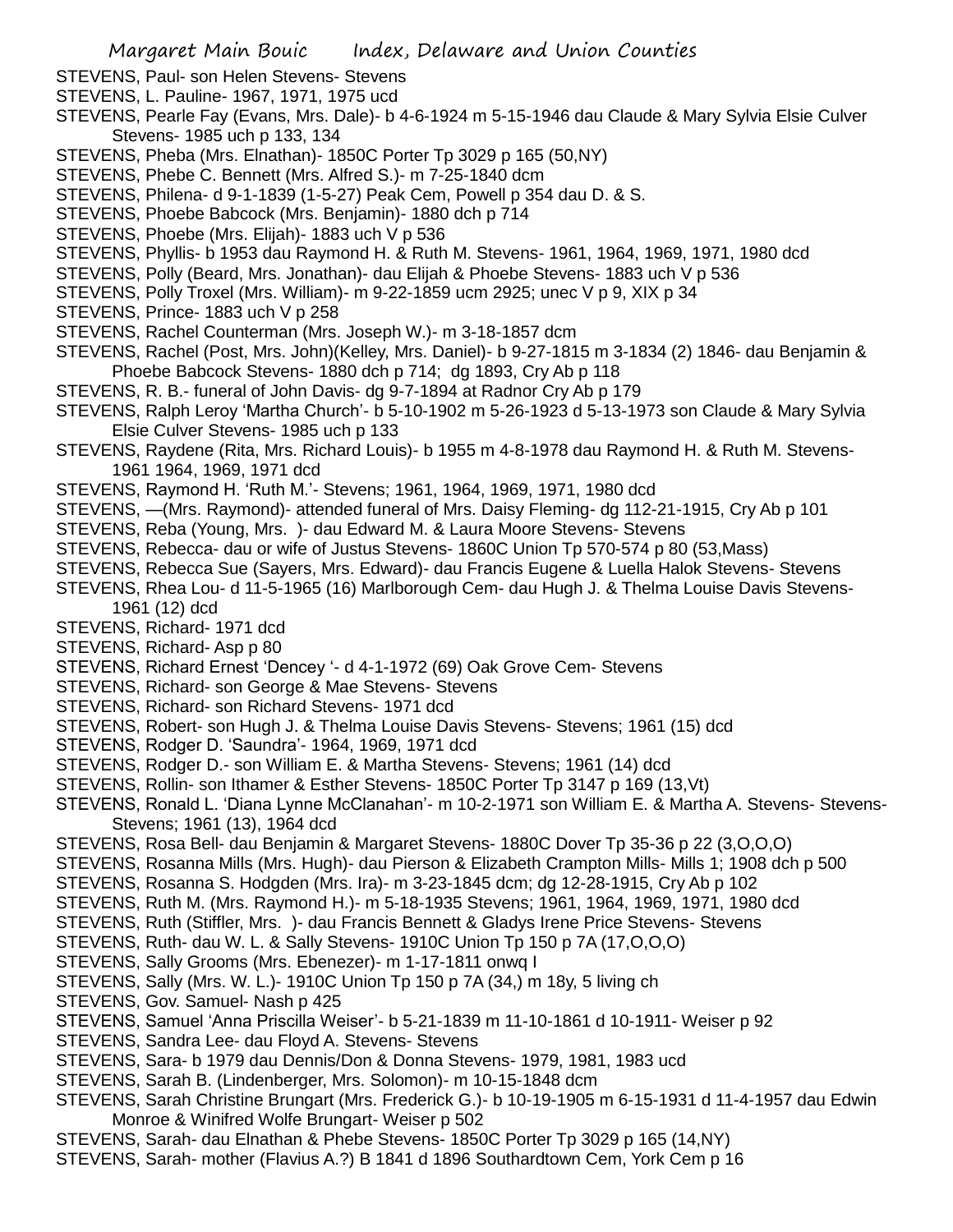STEVENS, Paul- son Helen Stevens- Stevens

STEVENS, L. Pauline- 1967, 1971, 1975 ucd

STEVENS, Pearle Fay (Evans, Mrs. Dale)- b 4-6-1924 m 5-15-1946 dau Claude & Mary Sylvia Elsie Culver Stevens- 1985 uch p 133, 134

STEVENS, Pheba (Mrs. Elnathan)- 1850C Porter Tp 3029 p 165 (50,NY)

STEVENS, Phebe C. Bennett (Mrs. Alfred S.)- m 7-25-1840 dcm

STEVENS, Philena- d 9-1-1839 (1-5-27) Peak Cem, Powell p 354 dau D. & S.

STEVENS, Phoebe Babcock (Mrs. Benjamin)- 1880 dch p 714

STEVENS, Phoebe (Mrs. Elijah)- 1883 uch V p 536

STEVENS, Phyllis- b 1953 dau Raymond H. & Ruth M. Stevens- 1961, 1964, 1969, 1971, 1980 dcd

STEVENS, Polly (Beard, Mrs. Jonathan)- dau Elijah & Phoebe Stevens- 1883 uch V p 536

STEVENS, Polly Troxel (Mrs. William)- m 9-22-1859 ucm 2925; unec V p 9, XIX p 34

STEVENS, Prince- 1883 uch V p 258

STEVENS, Rachel Counterman (Mrs. Joseph W.)- m 3-18-1857 dcm

STEVENS, Rachel (Post, Mrs. John)(Kelley, Mrs. Daniel)- b 9-27-1815 m 3-1834 (2) 1846- dau Benjamin & Phoebe Babcock Stevens- 1880 dch p 714; dg 1893, Cry Ab p 118

STEVENS, R. B.- funeral of John Davis- dg 9-7-1894 at Radnor Cry Ab p 179

STEVENS, Ralph Leroy 'Martha Church'- b 5-10-1902 m 5-26-1923 d 5-13-1973 son Claude & Mary Sylvia Elsie Culver Stevens- 1985 uch p 133

STEVENS, Raydene (Rita, Mrs. Richard Louis)- b 1955 m 4-8-1978 dau Raymond H. & Ruth M. Stevens- 1961 1964, 1969, 1971 dcd

STEVENS, Raymond H. 'Ruth M.'- Stevens; 1961, 1964, 1969, 1971, 1980 dcd

STEVENS, —(Mrs. Raymond)- attended funeral of Mrs. Daisy Fleming- dg 112-21-1915, Cry Ab p 101

STEVENS, Reba (Young, Mrs. )- dau Edward M. & Laura Moore Stevens- Stevens

STEVENS, Rebecca- dau or wife of Justus Stevens- 1860C Union Tp 570-574 p 80 (53,Mass)

STEVENS, Rebecca Sue (Sayers, Mrs. Edward)- dau Francis Eugene & Luella Halok Stevens- Stevens

STEVENS, Rhea Lou- d 11-5-1965 (16) Marlborough Cem- dau Hugh J. & Thelma Louise Davis Stevens- 1961 (12) dcd

STEVENS, Richard- 1971 dcd

STEVENS, Richard- Asp p 80

STEVENS, Richard Ernest 'Dencey '- d 4-1-1972 (69) Oak Grove Cem- Stevens

STEVENS, Richard- son George & Mae Stevens- Stevens

STEVENS, Richard- son Richard Stevens- 1971 dcd

STEVENS, Robert- son Hugh J. & Thelma Louise Davis Stevens- Stevens; 1961 (15) dcd

STEVENS, Rodger D. 'Saundra'- 1964, 1969, 1971 dcd

STEVENS, Rodger D.- son William E. & Martha Stevens- Stevens; 1961 (14) dcd

STEVENS, Rollin- son Ithamer & Esther Stevens- 1850C Porter Tp 3147 p 169 (13,Vt)

STEVENS, Ronald L. 'Diana Lynne McClanahan'- m 10-2-1971 son William E. & Martha A. Stevens- Stevens- Stevens; 1961 (13), 1964 dcd

STEVENS, Rosa Bell- dau Benjamin & Margaret Stevens- 1880C Dover Tp 35-36 p 22 (3,O,O,O)

STEVENS, Rosanna Mills (Mrs. Hugh)- dau Pierson & Elizabeth Crampton Mills- Mills 1; 1908 dch p 500

STEVENS, Rosanna S. Hodgden (Mrs. Ira)- m 3-23-1845 dcm; dg 12-28-1915, Cry Ab p 102

STEVENS, Ruth M. (Mrs. Raymond H.)- m 5-18-1935 Stevens; 1961, 1964, 1969, 1971, 1980 dcd

STEVENS, Ruth (Stiffler, Mrs. )- dau Francis Bennett & Gladys Irene Price Stevens- Stevens

STEVENS, Ruth- dau W. L. & Sally Stevens- 1910C Union Tp 150 p 7A (17,O,O,O)

STEVENS, Sally Grooms (Mrs. Ebenezer)- m 1-17-1811 onwq I

STEVENS, Sally (Mrs. W. L.)- 1910C Union Tp 150 p 7A (34,) m 18y, 5 living ch

STEVENS, Gov. Samuel- Nash p 425

STEVENS, Samuel 'Anna Priscilla Weiser'- b 5-21-1839 m 11-10-1861 d 10-1911- Weiser p 92

STEVENS, Sandra Lee- dau Floyd A. Stevens- Stevens

STEVENS, Sara- b 1979 dau Dennis/Don & Donna Stevens- 1979, 1981, 1983 ucd

STEVENS, Sarah B. (Lindenberger, Mrs. Solomon)- m 10-15-1848 dcm

STEVENS, Sarah Christine Brungart (Mrs. Frederick G.)- b 10-19-1905 m 6-15-1931 d 11-4-1957 dau Edwin Monroe & Winifred Wolfe Brungart- Weiser p 502

STEVENS, Sarah- dau Elnathan & Phebe Stevens- 1850C Porter Tp 3029 p 165 (14,NY)

STEVENS, Sarah- mother (Flavius A.?) B 1841 d 1896 Southardtown Cem, York Cem p 16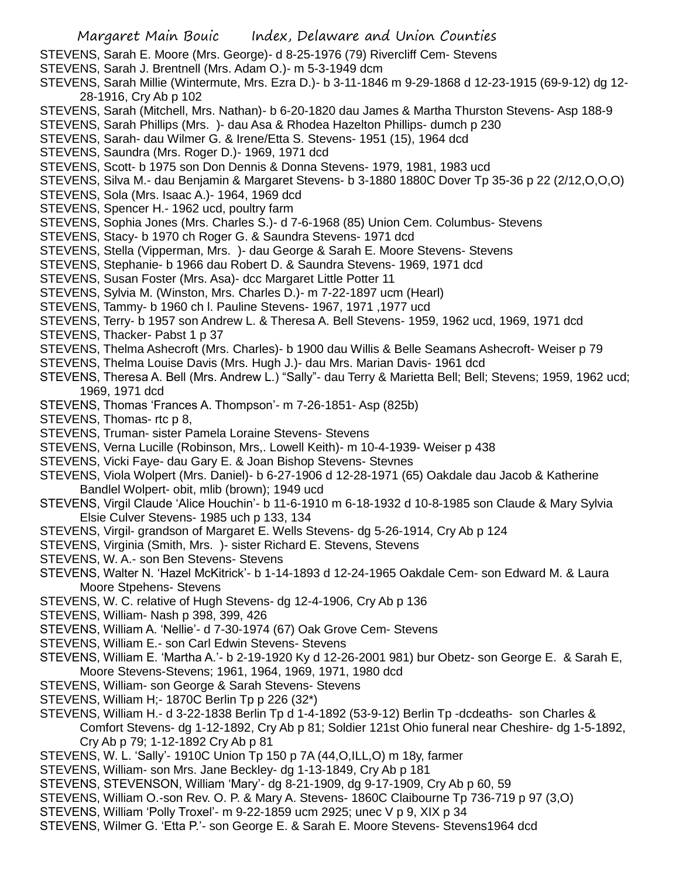STEVENS, Sarah E. Moore (Mrs. George)- d 8-25-1976 (79) Rivercliff Cem- Stevens

STEVENS, Sarah J. Brentnell (Mrs. Adam O.)- m 5-3-1949 dcm

STEVENS, Sarah Millie (Wintermute, Mrs. Ezra D.)- b 3-11-1846 m 9-29-1868 d 12-23-1915 (69-9-12) dg 12-28-1916, Cry Ab p 102

STEVENS, Sarah (Mitchell, Mrs. Nathan)- b 6-20-1820 dau James & Martha Thurston Stevens- Asp 188-9

STEVENS, Sarah Phillips (Mrs. )- dau Asa & Rhodea Hazelton Phillips- dumch p 230

STEVENS, Sarah- dau Wilmer G. & Irene/Etta S. Stevens- 1951 (15), 1964 dcd

STEVENS, Saundra (Mrs. Roger D.)- 1969, 1971 dcd

STEVENS, Scott- b 1975 son Don Dennis & Donna Stevens- 1979, 1981, 1983 ucd

STEVENS, Silva M.- dau Benjamin & Margaret Stevens- b 3-1880 1880C Dover Tp 35-36 p 22 (2/12,O,O,O)

STEVENS, Sola (Mrs. Isaac A.)- 1964, 1969 dcd

STEVENS, Spencer H.- 1962 ucd, poultry farm

STEVENS, Sophia Jones (Mrs. Charles S.)- d 7-6-1968 (85) Union Cem. Columbus- Stevens

STEVENS, Stacy- b 1970 ch Roger G. & Saundra Stevens- 1971 dcd

STEVENS, Stella (Vipperman, Mrs. )- dau George & Sarah E. Moore Stevens- Stevens

STEVENS, Stephanie- b 1966 dau Robert D. & Saundra Stevens- 1969, 1971 dcd

STEVENS, Susan Foster (Mrs. Asa)- dcc Margaret Little Potter 11

STEVENS, Sylvia M. (Winston, Mrs. Charles D.)- m 7-22-1897 ucm (Hearl)

STEVENS, Tammy- b 1960 ch I. Pauline Stevens- 1967, 1971 ,1977 ucd

STEVENS, Terry- b 1957 son Andrew L. & Theresa A. Bell Stevens- 1959, 1962 ucd, 1969, 1971 dcd

STEVENS, Thacker- Pabst 1 p 37

STEVENS, Thelma Ashecroft (Mrs. Charles)- b 1900 dau Willis & Belle Seamans Ashecroft- Weiser p 79

STEVENS, Thelma Louise Davis (Mrs. Hugh J.)- dau Mrs. Marian Davis- 1961 dcd

STEVENS, Theresa A. Bell (Mrs. Andrew L.) "Sally"- dau Terry & Marietta Bell; Bell; Stevens; 1959, 1962 ucd; 1969, 1971 dcd

STEVENS, Thomas 'Frances A. Thompson'- m 7-26-1851- Asp (825b)

STEVENS, Thomas- rtc p 8,

STEVENS, Truman- sister Pamela Loraine Stevens- Stevens

STEVENS, Verna Lucille (Robinson, Mrs,. Lowell Keith)- m 10-4-1939- Weiser p 438

STEVENS, Vicki Faye- dau Gary E. & Joan Bishop Stevens- Stevnes

STEVENS, Viola Wolpert (Mrs. Daniel)- b 6-27-1906 d 12-28-1971 (65) Oakdale dau Jacob & Katherine Bandlel Wolpert- obit, mlib (brown); 1949 ucd

STEVENS, Virgil Claude 'Alice Houchin'- b 11-6-1910 m 6-18-1932 d 10-8-1985 son Claude & Mary Sylvia Elsie Culver Stevens- 1985 uch p 133, 134

STEVENS, Virgil- grandson of Margaret E. Wells Stevens- dg 5-26-1914, Cry Ab p 124

STEVENS, Virginia (Smith, Mrs. )- sister Richard E. Stevens, Stevens

STEVENS, W. A.- son Ben Stevens- Stevens

STEVENS, Walter N. 'Hazel McKitrick'- b 1-14-1893 d 12-24-1965 Oakdale Cem- son Edward M. & Laura Moore Stpehens- Stevens

STEVENS, W. C. relative of Hugh Stevens- dg 12-4-1906, Cry Ab p 136

STEVENS, William- Nash p 398, 399, 426

STEVENS, William A. 'Nellie'- d 7-30-1974 (67) Oak Grove Cem- Stevens

STEVENS, William E.- son Carl Edwin Stevens- Stevens

STEVENS, William E. 'Martha A.'- b 2-19-1920 Ky d 12-26-2001 981) bur Obetz- son George E. & Sarah E, Moore Stevens-Stevens; 1961, 1964, 1969, 1971, 1980 dcd

STEVENS, William- son George & Sarah Stevens- Stevens

STEVENS, William H;- 1870C Berlin Tp p 226 (32*)

STEVENS, William H.- d 3-22-1838 Berlin Tp d 1-4-1892 (53-9-12) Berlin Tp -dcdeaths- son Charles & Comfort Stevens- dg 1-12-1892, Cry Ab p 81; Soldier 121st Ohio funeral near Cheshire- dg 1-5-1892, Cry Ab p 79; 1-12-1892 Cry Ab p 81

STEVENS, W. L. 'Sally'- 1910C Union Tp 150 p 7A (44,O,ILL,O) m 18y, farmer

STEVENS, William- son Mrs. Jane Beckley- dg 1-13-1849, Cry Ab p 181

STEVENS, STEVENSON, William 'Mary'- dg 8-21-1909, dg 9-17-1909, Cry Ab p 60, 59

STEVENS, William O.-son Rev. O. P. & Mary A. Stevens- 1860C Claibourne Tp 736-719 p 97 (3,O)

STEVENS, William 'Polly Troxel'- m 9-22-1859 ucm 2925; unec V p 9, XIX p 34

STEVENS, Wilmer G. 'Etta P.'- son George E. & Sarah E. Moore Stevens- Stevens1964 dcd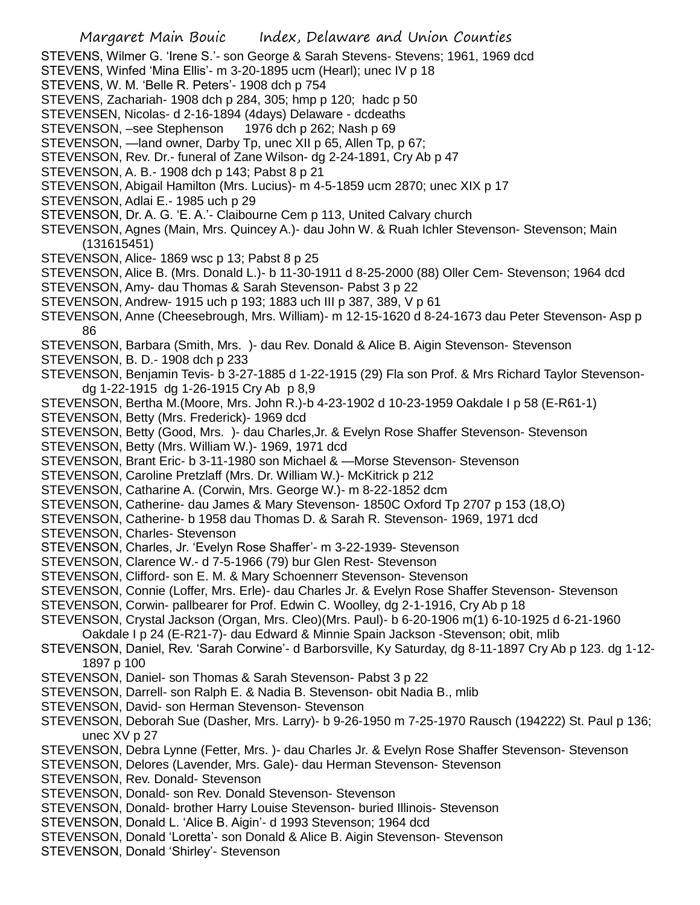STEVENS, Wilmer G. 'Irene S.'- son George & Sarah Stevens- Stevens; 1961, 1969 dcd

STEVENS, Winfed 'Mina Ellis'- m 3-20-1895 ucm (Hearl); unec IV p 18

STEVENS, W. M. 'Belle R. Peters'- 1908 dch p 754

STEVENS, Zachariah- 1908 dch p 284, 305; hmp p 120; hadc p 50

STEVENSEN, Nicolas- d 2-16-1894 (4days) Delaware - dcdeaths

STEVENSON, –see Stephenson 1976 dch p 262; Nash p 69

STEVENSON, —land owner, Darby Tp, unec XII p 65, Allen Tp, p 67;

STEVENSON, Rev. Dr.- funeral of Zane Wilson- dg 2-24-1891, Cry Ab p 47

STEVENSON, A. B.- 1908 dch p 143; Pabst 8 p 21

STEVENSON, Abigail Hamilton (Mrs. Lucius)- m 4-5-1859 ucm 2870; unec XIX p 17

STEVENSON, Adlai E.- 1985 uch p 29

STEVENSON, Dr. A. G. 'E. A.'- Claibourne Cem p 113, United Calvary church

STEVENSON, Agnes (Main, Mrs. Quincey A.)- dau John W. & Ruah Ichler Stevenson- Stevenson; Main (131615451)

STEVENSON, Alice- 1869 wsc p 13; Pabst 8 p 25

STEVENSON, Alice B. (Mrs. Donald L.)- b 11-30-1911 d 8-25-2000 (88) Oller Cem- Stevenson; 1964 dcd

STEVENSON, Amy- dau Thomas & Sarah Stevenson- Pabst 3 p 22

STEVENSON, Andrew- 1915 uch p 193; 1883 uch III p 387, 389, V p 61

STEVENSON, Anne (Cheesebrough, Mrs. William)- m 12-15-1620 d 8-24-1673 dau Peter Stevenson- Asp p 86

STEVENSON, Barbara (Smith, Mrs. )- dau Rev. Donald & Alice B. Aigin Stevenson- Stevenson

STEVENSON, B. D.- 1908 dch p 233

STEVENSON, Benjamin Tevis- b 3-27-1885 d 1-22-1915 (29) Fla son Prof. & Mrs Richard Taylor Stevenson- dg 1-22-1915 dg 1-26-1915 Cry Ab p 8,9

STEVENSON, Bertha M.(Moore, Mrs. John R.)-b 4-23-1902 d 10-23-1959 Oakdale I p 58 (E-R61-1)

STEVENSON, Betty (Mrs. Frederick)- 1969 dcd

STEVENSON, Betty (Good, Mrs. )- dau Charles,Jr. & Evelyn Rose Shaffer Stevenson- Stevenson

STEVENSON, Betty (Mrs. William W.)- 1969, 1971 dcd

STEVENSON, Brant Eric- b 3-11-1980 son Michael & —Morse Stevenson- Stevenson

STEVENSON, Caroline Pretzlaff (Mrs. Dr. William W.)- McKitrick p 212

STEVENSON, Catharine A. (Corwin, Mrs. George W.)- m 8-22-1852 dcm

STEVENSON, Catherine- dau James & Mary Stevenson- 1850C Oxford Tp 2707 p 153 (18,O)

STEVENSON, Catherine- b 1958 dau Thomas D. & Sarah R. Stevenson- 1969, 1971 dcd

STEVENSON, Charles- Stevenson

STEVENSON, Charles, Jr. 'Evelyn Rose Shaffer'- m 3-22-1939- Stevenson

STEVENSON, Clarence W.- d 7-5-1966 (79) bur Glen Rest- Stevenson

STEVENSON, Clifford- son E. M. & Mary Schoennerr Stevenson- Stevenson

STEVENSON, Connie (Loffer, Mrs. Erle)- dau Charles Jr. & Evelyn Rose Shaffer Stevenson- Stevenson

STEVENSON, Corwin- pallbearer for Prof. Edwin C. Woolley, dg 2-1-1916, Cry Ab p 18

STEVENSON, Crystal Jackson (Organ, Mrs. Cleo)(Mrs. Paul)- b 6-20-1906 m(1) 6-10-1925 d 6-21-1960 Oakdale I p 24 (E-R21-7)- dau Edward & Minnie Spain Jackson -Stevenson; obit, mlib

STEVENSON, Daniel, Rev. 'Sarah Corwine'- d Barborsville, Ky Saturday, dg 8-11-1897 Cry Ab p 123. dg 1-12-1897 p 100

STEVENSON, Daniel- son Thomas & Sarah Stevenson- Pabst 3 p 22

STEVENSON, Darrell- son Ralph E. & Nadia B. Stevenson- obit Nadia B., mlib

STEVENSON, David- son Herman Stevenson- Stevenson

STEVENSON, Deborah Sue (Dasher, Mrs. Larry)- b 9-26-1950 m 7-25-1970 Rausch (194222) St. Paul p 136; unec XV p 27

STEVENSON, Debra Lynne (Fetter, Mrs. )- dau Charles Jr. & Evelyn Rose Shaffer Stevenson- Stevenson

STEVENSON, Delores (Lavender, Mrs. Gale)- dau Herman Stevenson- Stevenson

STEVENSON, Rev. Donald- Stevenson

STEVENSON, Donald- son Rev. Donald Stevenson- Stevenson

STEVENSON, Donald- brother Harry Louise Stevenson- buried Illinois- Stevenson

STEVENSON, Donald L. 'Alice B. Aigin'- d 1993 Stevenson; 1964 dcd

STEVENSON, Donald 'Loretta'- son Donald & Alice B. Aigin Stevenson- Stevenson

STEVENSON, Donald 'Shirley'- Stevenson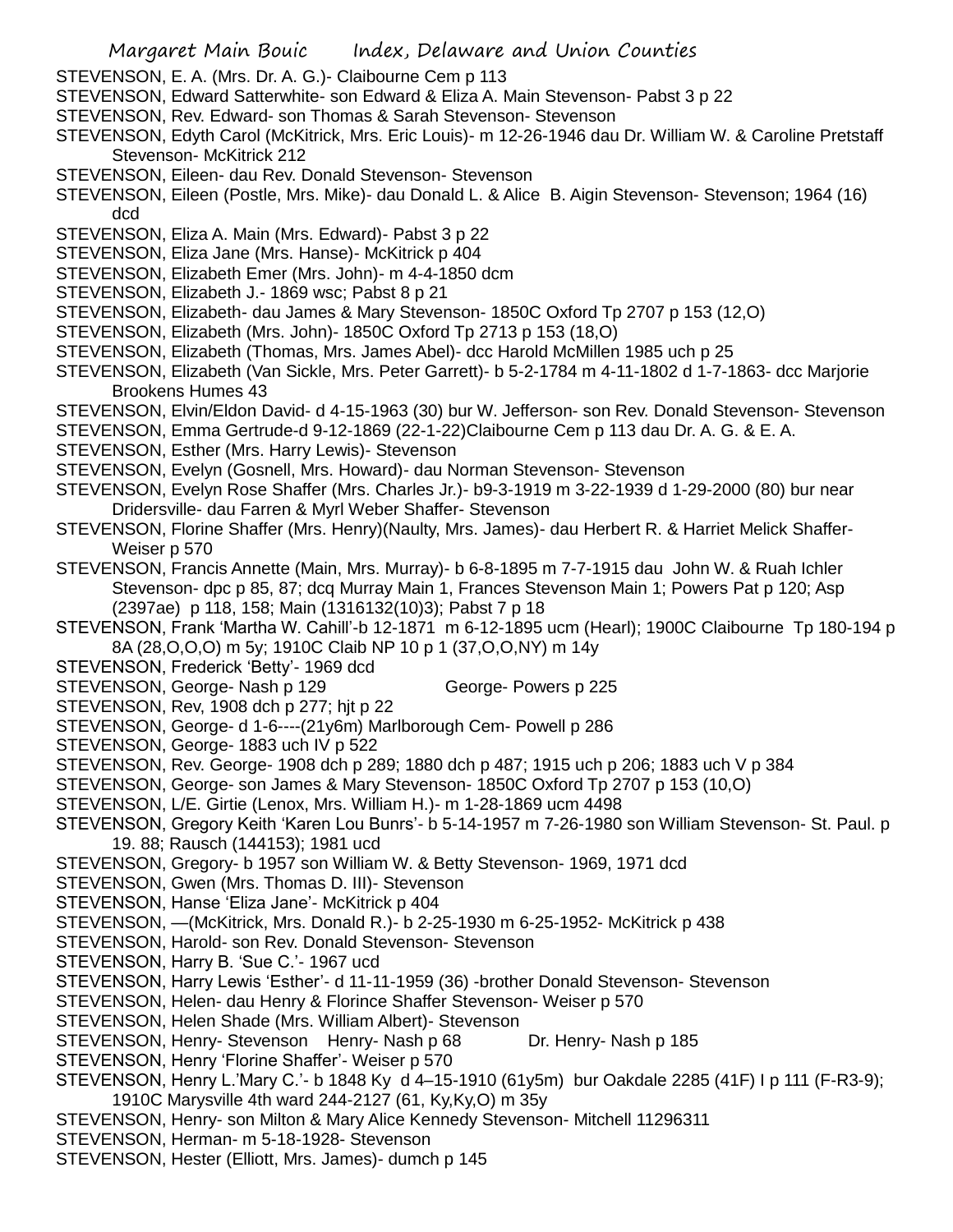STEVENSON, E. A. (Mrs. Dr. A. G.)- Claibourne Cem p 113

STEVENSON, Edward Satterwhite- son Edward & Eliza A. Main Stevenson- Pabst 3 p 22

STEVENSON, Rev. Edward- son Thomas & Sarah Stevenson- Stevenson

STEVENSON, Edyth Carol (McKitrick, Mrs. Eric Louis)- m 12-26-1946 dau Dr. William W. & Caroline Pretstaff Stevenson- McKitrick 212

STEVENSON, Eileen- dau Rev. Donald Stevenson- Stevenson

STEVENSON, Eileen (Postle, Mrs. Mike)- dau Donald L. & Alice B. Aigin Stevenson- Stevenson; 1964 (16) dcd

STEVENSON, Eliza A. Main (Mrs. Edward)- Pabst 3 p 22

STEVENSON, Eliza Jane (Mrs. Hanse)- McKitrick p 404

STEVENSON, Elizabeth Emer (Mrs. John)- m 4-4-1850 dcm

STEVENSON, Elizabeth J.- 1869 wsc; Pabst 8 p 21

STEVENSON, Elizabeth- dau James & Mary Stevenson- 1850C Oxford Tp 2707 p 153 (12,O)

STEVENSON, Elizabeth (Mrs. John)- 1850C Oxford Tp 2713 p 153 (18,O)

STEVENSON, Elizabeth (Thomas, Mrs. James Abel)- dcc Harold McMillen 1985 uch p 25

STEVENSON, Elizabeth (Van Sickle, Mrs. Peter Garrett)- b 5-2-1784 m 4-11-1802 d 1-7-1863- dcc Marjorie Brookens Humes 43

STEVENSON, Elvin/Eldon David- d 4-15-1963 (30) bur W. Jefferson- son Rev. Donald Stevenson- Stevenson

STEVENSON, Emma Gertrude-d 9-12-1869 (22-1-22)Claibourne Cem p 113 dau Dr. A. G. & E. A.

STEVENSON, Esther (Mrs. Harry Lewis)- Stevenson

STEVENSON, Evelyn (Gosnell, Mrs. Howard)- dau Norman Stevenson- Stevenson

STEVENSON, Evelyn Rose Shaffer (Mrs. Charles Jr.)- b9-3-1919 m 3-22-1939 d 1-29-2000 (80) bur near Dridersville- dau Farren & Myrl Weber Shaffer- Stevenson

STEVENSON, Florine Shaffer (Mrs. Henry)(Naulty, Mrs. James)- dau Herbert R. & Harriet Melick Shaffer- Weiser p 570

STEVENSON, Francis Annette (Main, Mrs. Murray)- b 6-8-1895 m 7-7-1915 dau John W. & Ruah Ichler Stevenson- dpc p 85, 87; dcq Murray Main 1, Frances Stevenson Main 1; Powers Pat p 120; Asp (2397ae) p 118, 158; Main (1316132(10)3); Pabst 7 p 18

STEVENSON, Frank 'Martha W. Cahill'-b 12-1871 m 6-12-1895 ucm (Hearl); 1900C Claibourne Tp 180-194 p 8A (28,O,O,O) m 5y; 1910C Claib NP 10 p 1 (37,O,O,NY) m 14y

STEVENSON, Frederick 'Betty'- 1969 dcd

STEVENSON, George- Nash p 129 George- Powers p 225

STEVENSON, Rev, 1908 dch p 277; hjt p 22

STEVENSON, George- d 1-6----(21y6m) Marlborough Cem- Powell p 286

STEVENSON, George- 1883 uch IV p 522

STEVENSON, Rev. George- 1908 dch p 289; 1880 dch p 487; 1915 uch p 206; 1883 uch V p 384

STEVENSON, George- son James & Mary Stevenson- 1850C Oxford Tp 2707 p 153 (10,O)

STEVENSON, L/E. Girtie (Lenox, Mrs. William H.)- m 1-28-1869 ucm 4498

STEVENSON, Gregory Keith 'Karen Lou Bunrs'- b 5-14-1957 m 7-26-1980 son William Stevenson- St. Paul. p 19. 88; Rausch (144153); 1981 ucd

STEVENSON, Gregory- b 1957 son William W. & Betty Stevenson- 1969, 1971 dcd

STEVENSON, Gwen (Mrs. Thomas D. III)- Stevenson

STEVENSON, Hanse 'Eliza Jane'- McKitrick p 404

STEVENSON, —(McKitrick, Mrs. Donald R.)- b 2-25-1930 m 6-25-1952- McKitrick p 438

STEVENSON, Harold- son Rev. Donald Stevenson- Stevenson

STEVENSON, Harry B. 'Sue C.'- 1967 ucd

STEVENSON, Harry Lewis 'Esther'- d 11-11-1959 (36) -brother Donald Stevenson- Stevenson

STEVENSON, Helen- dau Henry & Florince Shaffer Stevenson- Weiser p 570

STEVENSON, Helen Shade (Mrs. William Albert)- Stevenson

STEVENSON, Henry- Stevenson Henry- Nash p 68 Dr. Henry- Nash p 185

STEVENSON, Henry 'Florine Shaffer'- Weiser p 570

STEVENSON, Henry L.'Mary C.'- b 1848 Ky d 4–15-1910 (61y5m) bur Oakdale 2285 (41F) I p 111 (F-R3-9); 1910C Marysville 4th ward 244-2127 (61, Ky,Ky,O) m 35y

STEVENSON, Henry- son Milton & Mary Alice Kennedy Stevenson- Mitchell 11296311

STEVENSON, Herman- m 5-18-1928- Stevenson

STEVENSON, Hester (Elliott, Mrs. James)- dumch p 145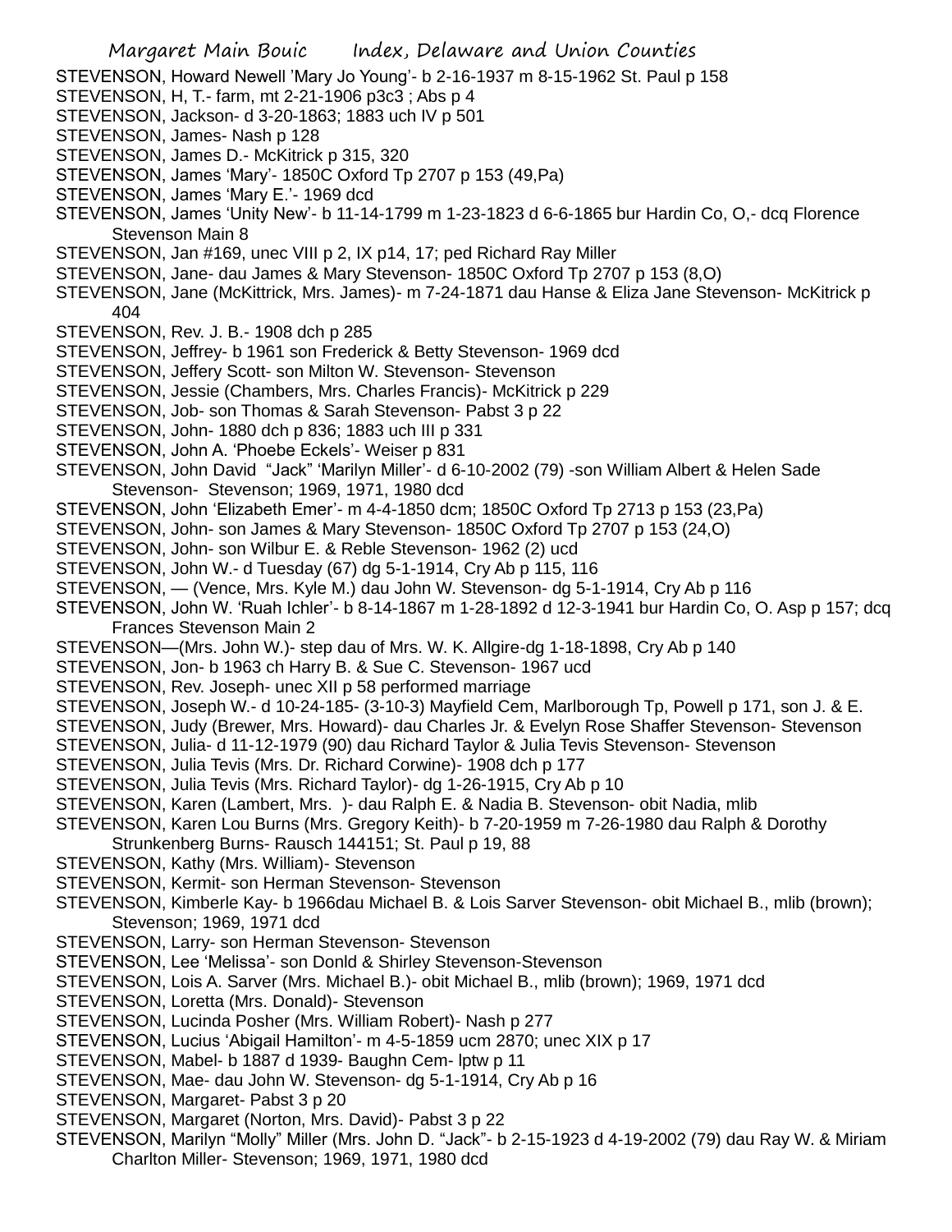STEVENSON, Howard Newell 'Mary Jo Young'- b 2-16-1937 m 8-15-1962 St. Paul p 158

STEVENSON, H, T.- farm, mt 2-21-1906 p3c3 ; Abs p 4

STEVENSON, Jackson- d 3-20-1863; 1883 uch IV p 501

STEVENSON, James- Nash p 128

STEVENSON, James D.- McKitrick p 315, 320

STEVENSON, James 'Mary'- 1850C Oxford Tp 2707 p 153 (49,Pa)

STEVENSON, James 'Mary E.'- 1969 dcd

STEVENSON, James 'Unity New'- b 11-14-1799 m 1-23-1823 d 6-6-1865 bur Hardin Co, O,- dcq Florence Stevenson Main 8

STEVENSON, Jan #169, unec VIII p 2, IX p14, 17; ped Richard Ray Miller

STEVENSON, Jane- dau James & Mary Stevenson- 1850C Oxford Tp 2707 p 153 (8,O)

STEVENSON, Jane (McKittrick, Mrs. James)- m 7-24-1871 dau Hanse & Eliza Jane Stevenson- McKitrick p 404

STEVENSON, Rev. J. B.- 1908 dch p 285

STEVENSON, Jeffrey- b 1961 son Frederick & Betty Stevenson- 1969 dcd

STEVENSON, Jeffery Scott- son Milton W. Stevenson- Stevenson

STEVENSON, Jessie (Chambers, Mrs. Charles Francis)- McKitrick p 229

STEVENSON, Job- son Thomas & Sarah Stevenson- Pabst 3 p 22

STEVENSON, John- 1880 dch p 836; 1883 uch III p 331

STEVENSON, John A. 'Phoebe Eckels'- Weiser p 831

STEVENSON, John David "Jack" 'Marilyn Miller'- d 6-10-2002 (79) -son William Albert & Helen Sade Stevenson- Stevenson; 1969, 1971, 1980 dcd

STEVENSON, John 'Elizabeth Emer'- m 4-4-1850 dcm; 1850C Oxford Tp 2713 p 153 (23,Pa)

STEVENSON, John- son James & Mary Stevenson- 1850C Oxford Tp 2707 p 153 (24,O)

STEVENSON, John- son Wilbur E. & Reble Stevenson- 1962 (2) ucd

STEVENSON, John W.- d Tuesday (67) dg 5-1-1914, Cry Ab p 115, 116

STEVENSON, — (Vence, Mrs. Kyle M.) dau John W. Stevenson- dg 5-1-1914, Cry Ab p 116

STEVENSON, John W. 'Ruah Ichler'- b 8-14-1867 m 1-28-1892 d 12-3-1941 bur Hardin Co, O. Asp p 157; dcq Frances Stevenson Main 2

STEVENSON—(Mrs. John W.)- step dau of Mrs. W. K. Allgire-dg 1-18-1898, Cry Ab p 140

STEVENSON, Jon- b 1963 ch Harry B. & Sue C. Stevenson- 1967 ucd

STEVENSON, Rev. Joseph- unec XII p 58 performed marriage

STEVENSON, Joseph W.- d 10-24-185- (3-10-3) Mayfield Cem, Marlborough Tp, Powell p 171, son J. & E.

STEVENSON, Judy (Brewer, Mrs. Howard)- dau Charles Jr. & Evelyn Rose Shaffer Stevenson- Stevenson

STEVENSON, Julia- d 11-12-1979 (90) dau Richard Taylor & Julia Tevis Stevenson- Stevenson

STEVENSON, Julia Tevis (Mrs. Dr. Richard Corwine)- 1908 dch p 177

STEVENSON, Julia Tevis (Mrs. Richard Taylor)- dg 1-26-1915, Cry Ab p 10

STEVENSON, Karen (Lambert, Mrs. )- dau Ralph E. & Nadia B. Stevenson- obit Nadia, mlib

STEVENSON, Karen Lou Burns (Mrs. Gregory Keith)- b 7-20-1959 m 7-26-1980 dau Ralph & Dorothy Strunkenberg Burns- Rausch 144151; St. Paul p 19, 88

STEVENSON, Kathy (Mrs. William)- Stevenson

STEVENSON, Kermit- son Herman Stevenson- Stevenson

STEVENSON, Kimberle Kay- b 1966dau Michael B. & Lois Sarver Stevenson- obit Michael B., mlib (brown); Stevenson; 1969, 1971 dcd

STEVENSON, Larry- son Herman Stevenson- Stevenson

STEVENSON, Lee 'Melissa'- son Donld & Shirley Stevenson-Stevenson

STEVENSON, Lois A. Sarver (Mrs. Michael B.)- obit Michael B., mlib (brown); 1969, 1971 dcd

STEVENSON, Loretta (Mrs. Donald)- Stevenson

STEVENSON, Lucinda Posher (Mrs. William Robert)- Nash p 277

STEVENSON, Lucius 'Abigail Hamilton'- m 4-5-1859 ucm 2870; unec XIX p 17

STEVENSON, Mabel- b 1887 d 1939- Baughn Cem- lptw p 11

STEVENSON, Mae- dau John W. Stevenson- dg 5-1-1914, Cry Ab p 16

STEVENSON, Margaret- Pabst 3 p 20

STEVENSON, Margaret (Norton, Mrs. David)- Pabst 3 p 22

STEVENSON, Marilyn "Molly" Miller (Mrs. John D. "Jack"- b 2-15-1923 d 4-19-2002 (79) dau Ray W. & Miriam Charlton Miller- Stevenson; 1969, 1971, 1980 dcd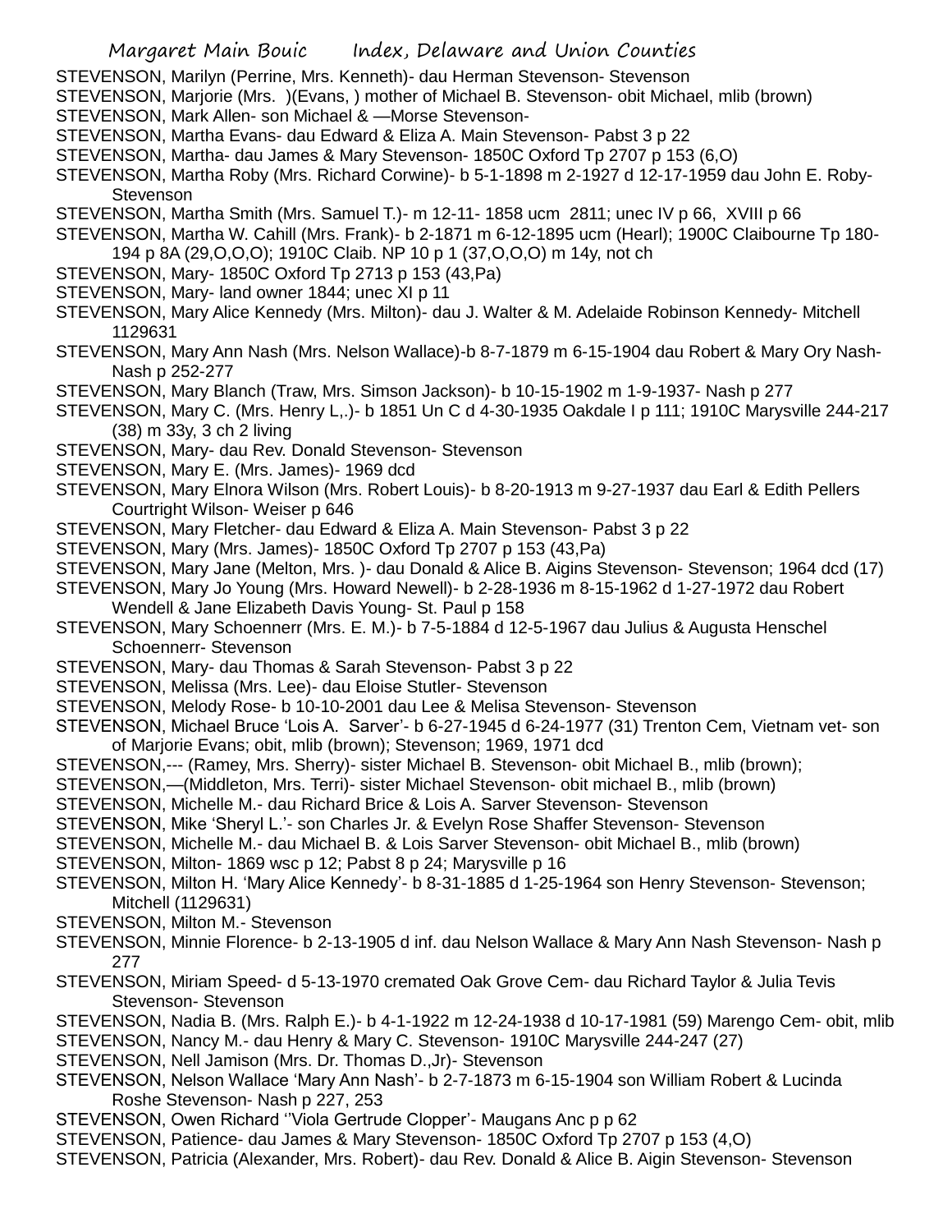STEVENSON, Marilyn (Perrine, Mrs. Kenneth)- dau Herman Stevenson- Stevenson

STEVENSON, Marjorie (Mrs. )(Evans, ) mother of Michael B. Stevenson- obit Michael, mlib (brown)

STEVENSON, Mark Allen- son Michael & —Morse Stevenson-

STEVENSON, Martha Evans- dau Edward & Eliza A. Main Stevenson- Pabst 3 p 22

STEVENSON, Martha- dau James & Mary Stevenson- 1850C Oxford Tp 2707 p 153 (6,O)

STEVENSON, Martha Roby (Mrs. Richard Corwine)- b 5-1-1898 m 2-1927 d 12-17-1959 dau John E. Roby- Stevenson

STEVENSON, Martha Smith (Mrs. Samuel T.)- m 12-11- 1858 ucm 2811; unec IV p 66, XVIII p 66

STEVENSON, Martha W. Cahill (Mrs. Frank)- b 2-1871 m 6-12-1895 ucm (Hearl); 1900C Claibourne Tp 180-194 p 8A (29,O,O,O); 1910C Claib. NP 10 p 1 (37,O,O,O) m 14y, not ch

STEVENSON, Mary- 1850C Oxford Tp 2713 p 153 (43,Pa)

STEVENSON, Mary- land owner 1844; unec XI p 11

STEVENSON, Mary Alice Kennedy (Mrs. Milton)- dau J. Walter & M. Adelaide Robinson Kennedy- Mitchell 1129631

STEVENSON, Mary Ann Nash (Mrs. Nelson Wallace)-b 8-7-1879 m 6-15-1904 dau Robert & Mary Ory Nash- Nash p 252-277

STEVENSON, Mary Blanch (Traw, Mrs. Simson Jackson)- b 10-15-1902 m 1-9-1937- Nash p 277

STEVENSON, Mary C. (Mrs. Henry L,.)- b 1851 Un C d 4-30-1935 Oakdale I p 111; 1910C Marysville 244-217 (38) m 33y, 3 ch 2 living

STEVENSON, Mary- dau Rev. Donald Stevenson- Stevenson

STEVENSON, Mary E. (Mrs. James)- 1969 dcd

STEVENSON, Mary Elnora Wilson (Mrs. Robert Louis)- b 8-20-1913 m 9-27-1937 dau Earl & Edith Pellers Courtright Wilson- Weiser p 646

STEVENSON, Mary Fletcher- dau Edward & Eliza A. Main Stevenson- Pabst 3 p 22

STEVENSON, Mary (Mrs. James)- 1850C Oxford Tp 2707 p 153 (43,Pa)

STEVENSON, Mary Jane (Melton, Mrs. )- dau Donald & Alice B. Aigins Stevenson- Stevenson; 1964 dcd (17)

STEVENSON, Mary Jo Young (Mrs. Howard Newell)- b 2-28-1936 m 8-15-1962 d 1-27-1972 dau Robert Wendell & Jane Elizabeth Davis Young- St. Paul p 158

STEVENSON, Mary Schoennerr (Mrs. E. M.)- b 7-5-1884 d 12-5-1967 dau Julius & Augusta Henschel Schoennerr- Stevenson

STEVENSON, Mary- dau Thomas & Sarah Stevenson- Pabst 3 p 22

STEVENSON, Melissa (Mrs. Lee)- dau Eloise Stutler- Stevenson

STEVENSON, Melody Rose- b 10-10-2001 dau Lee & Melisa Stevenson- Stevenson

STEVENSON, Michael Bruce 'Lois A. Sarver'- b 6-27-1945 d 6-24-1977 (31) Trenton Cem, Vietnam vet- son of Marjorie Evans; obit, mlib (brown); Stevenson; 1969, 1971 dcd

STEVENSON,--- (Ramey, Mrs. Sherry)- sister Michael B. Stevenson- obit Michael B., mlib (brown);

STEVENSON,—(Middleton, Mrs. Terri)- sister Michael Stevenson- obit michael B., mlib (brown)

STEVENSON, Michelle M.- dau Richard Brice & Lois A. Sarver Stevenson- Stevenson

STEVENSON, Mike 'Sheryl L.'- son Charles Jr. & Evelyn Rose Shaffer Stevenson- Stevenson

STEVENSON, Michelle M.- dau Michael B. & Lois Sarver Stevenson- obit Michael B., mlib (brown)

STEVENSON, Milton- 1869 wsc p 12; Pabst 8 p 24; Marysville p 16

STEVENSON, Milton H. 'Mary Alice Kennedy'- b 8-31-1885 d 1-25-1964 son Henry Stevenson- Stevenson; Mitchell (1129631)

STEVENSON, Milton M.- Stevenson

STEVENSON, Minnie Florence- b 2-13-1905 d inf. dau Nelson Wallace & Mary Ann Nash Stevenson- Nash p 277

STEVENSON, Miriam Speed- d 5-13-1970 cremated Oak Grove Cem- dau Richard Taylor & Julia Tevis Stevenson- Stevenson

STEVENSON, Nadia B. (Mrs. Ralph E.)- b 4-1-1922 m 12-24-1938 d 10-17-1981 (59) Marengo Cem- obit, mlib

STEVENSON, Nancy M.- dau Henry & Mary C. Stevenson- 1910C Marysville 244-247 (27)

STEVENSON, Nell Jamison (Mrs. Dr. Thomas D.,Jr)- Stevenson

STEVENSON, Nelson Wallace 'Mary Ann Nash'- b 2-7-1873 m 6-15-1904 son William Robert & Lucinda Roshe Stevenson- Nash p 227, 253

STEVENSON, Owen Richard ''Viola Gertrude Clopper'- Maugans Anc p p 62

STEVENSON, Patience- dau James & Mary Stevenson- 1850C Oxford Tp 2707 p 153 (4,O)

STEVENSON, Patricia (Alexander, Mrs. Robert)- dau Rev. Donald & Alice B. Aigin Stevenson- Stevenson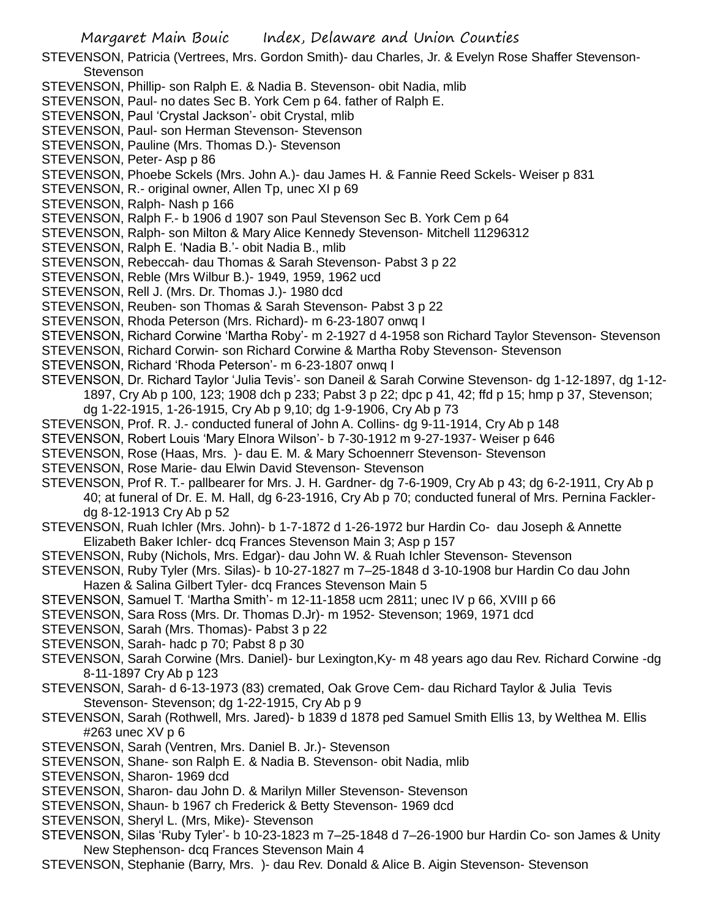STEVENSON, Patricia (Vertrees, Mrs. Gordon Smith)- dau Charles, Jr. & Evelyn Rose Shaffer Stevenson- Stevenson

STEVENSON, Phillip- son Ralph E. & Nadia B. Stevenson- obit Nadia, mlib

STEVENSON, Paul- no dates Sec B. York Cem p 64. father of Ralph E.

STEVENSON, Paul 'Crystal Jackson'- obit Crystal, mlib

STEVENSON, Paul- son Herman Stevenson- Stevenson

STEVENSON, Pauline (Mrs. Thomas D.)- Stevenson

STEVENSON, Peter- Asp p 86

STEVENSON, Phoebe Sckels (Mrs. John A.)- dau James H. & Fannie Reed Sckels- Weiser p 831

STEVENSON, R.- original owner, Allen Tp, unec XI p 69

STEVENSON, Ralph- Nash p 166

STEVENSON, Ralph F.- b 1906 d 1907 son Paul Stevenson Sec B. York Cem p 64

STEVENSON, Ralph- son Milton & Mary Alice Kennedy Stevenson- Mitchell 11296312

STEVENSON, Ralph E. 'Nadia B.'- obit Nadia B., mlib

STEVENSON, Rebeccah- dau Thomas & Sarah Stevenson- Pabst 3 p 22

STEVENSON, Reble (Mrs Wilbur B.)- 1949, 1959, 1962 ucd

STEVENSON, Rell J. (Mrs. Dr. Thomas J.)- 1980 dcd

STEVENSON, Reuben- son Thomas & Sarah Stevenson- Pabst 3 p 22

STEVENSON, Rhoda Peterson (Mrs. Richard)- m 6-23-1807 onwq I

STEVENSON, Richard Corwine 'Martha Roby'- m 2-1927 d 4-1958 son Richard Taylor Stevenson- Stevenson

STEVENSON, Richard Corwin- son Richard Corwine & Martha Roby Stevenson- Stevenson

STEVENSON, Richard 'Rhoda Peterson'- m 6-23-1807 onwq I

STEVENSON, Dr. Richard Taylor 'Julia Tevis'- son Daneil & Sarah Corwine Stevenson- dg 1-12-1897, dg 1-12-1897, Cry Ab p 100, 123; 1908 dch p 233; Pabst 3 p 22; dpc p 41, 42; ffd p 15; hmp p 37, Stevenson; dg 1-22-1915, 1-26-1915, Cry Ab p 9,10; dg 1-9-1906, Cry Ab p 73

STEVENSON, Prof. R. J.- conducted funeral of John A. Collins- dg 9-11-1914, Cry Ab p 148

STEVENSON, Robert Louis 'Mary Elnora Wilson'- b 7-30-1912 m 9-27-1937- Weiser p 646

STEVENSON, Rose (Haas, Mrs. )- dau E. M. & Mary Schoennerr Stevenson- Stevenson

STEVENSON, Rose Marie- dau Elwin David Stevenson- Stevenson

STEVENSON, Prof R. T.- pallbearer for Mrs. J. H. Gardner- dg 7-6-1909, Cry Ab p 43; dg 6-2-1911, Cry Ab p 40; at funeral of Dr. E. M. Hall, dg 6-23-1916, Cry Ab p 70; conducted funeral of Mrs. Pernina Fackler- dg 8-12-1913 Cry Ab p 52

STEVENSON, Ruah Ichler (Mrs. John)- b 1-7-1872 d 1-26-1972 bur Hardin Co- dau Joseph & Annette Elizabeth Baker Ichler- dcq Frances Stevenson Main 3; Asp p 157

STEVENSON, Ruby (Nichols, Mrs. Edgar)- dau John W. & Ruah Ichler Stevenson- Stevenson

STEVENSON, Ruby Tyler (Mrs. Silas)- b 10-27-1827 m 7–25-1848 d 3-10-1908 bur Hardin Co dau John Hazen & Salina Gilbert Tyler- dcq Frances Stevenson Main 5

STEVENSON, Samuel T. 'Martha Smith'- m 12-11-1858 ucm 2811; unec IV p 66, XVIII p 66

STEVENSON, Sara Ross (Mrs. Dr. Thomas D.Jr)- m 1952- Stevenson; 1969, 1971 dcd

STEVENSON, Sarah (Mrs. Thomas)- Pabst 3 p 22

STEVENSON, Sarah- hadc p 70; Pabst 8 p 30

STEVENSON, Sarah Corwine (Mrs. Daniel)- bur Lexington,Ky- m 48 years ago dau Rev. Richard Corwine -dg 8-11-1897 Cry Ab p 123

STEVENSON, Sarah- d 6-13-1973 (83) cremated, Oak Grove Cem- dau Richard Taylor & Julia Tevis Stevenson- Stevenson; dg 1-22-1915, Cry Ab p 9

STEVENSON, Sarah (Rothwell, Mrs. Jared)- b 1839 d 1878 ped Samuel Smith Ellis 13, by Welthea M. Ellis #263 unec XV p 6

STEVENSON, Sarah (Ventren, Mrs. Daniel B. Jr.)- Stevenson

STEVENSON, Shane- son Ralph E. & Nadia B. Stevenson- obit Nadia, mlib

STEVENSON, Sharon- 1969 dcd

STEVENSON, Sharon- dau John D. & Marilyn Miller Stevenson- Stevenson

STEVENSON, Shaun- b 1967 ch Frederick & Betty Stevenson- 1969 dcd

STEVENSON, Sheryl L. (Mrs, Mike)- Stevenson

STEVENSON, Silas 'Ruby Tyler'- b 10-23-1823 m 7–25-1848 d 7–26-1900 bur Hardin Co- son James & Unity New Stephenson- dcq Frances Stevenson Main 4

STEVENSON, Stephanie (Barry, Mrs. )- dau Rev. Donald & Alice B. Aigin Stevenson- Stevenson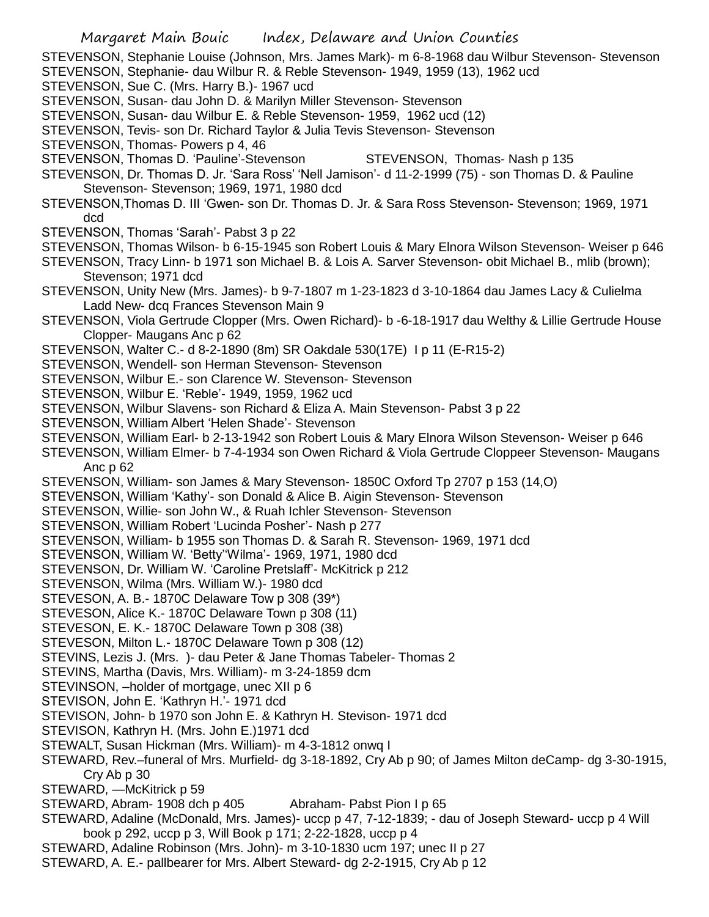STEVENSON, Stephanie Louise (Johnson, Mrs. James Mark)- m 6-8-1968 dau Wilbur Stevenson- Stevenson
STEVENSON, Stephanie- dau Wilbur R. & Reble Stevenson- 1949, 1959 (13), 1962 ucd
STEVENSON, Sue C. (Mrs. Harry B.)- 1967 ucd
STEVENSON, Susan- dau John D. & Marilyn Miller Stevenson- Stevenson
STEVENSON, Susan- dau Wilbur E. & Reble Stevenson- 1959, 1962 ucd (12)
STEVENSON, Tevis- son Dr. Richard Taylor & Julia Tevis Stevenson- Stevenson
STEVENSON, Thomas- Powers p 4, 46
STEVENSON, Thomas D. 'Pauline'-Stevenson
STEVENSON, Thomas- Nash p 135
STEVENSON, Dr. Thomas D. Jr. 'Sara Ross' 'Nell Jamison'- d 11-2-1999 (75) - son Thomas D. & Pauline Stevenson- Stevenson; 1969, 1971, 1980 dcd
STEVENSON,Thomas D. III 'Gwen- son Dr. Thomas D. Jr. & Sara Ross Stevenson- Stevenson; 1969, 1971 dcd
STEVENSON, Thomas 'Sarah'- Pabst 3 p 22
STEVENSON, Thomas Wilson- b 6-15-1945 son Robert Louis & Mary Elnora Wilson Stevenson- Weiser p 646
STEVENSON, Tracy Linn- b 1971 son Michael B. & Lois A. Sarver Stevenson- obit Michael B., mlib (brown); Stevenson; 1971 dcd
STEVENSON, Unity New (Mrs. James)- b 9-7-1807 m 1-23-1823 d 3-10-1864 dau James Lacy & Culielma Ladd New- dcq Frances Stevenson Main 9
STEVENSON, Viola Gertrude Clopper (Mrs. Owen Richard)- b -6-18-1917 dau Welthy & Lillie Gertrude House Clopper- Maugans Anc p 62
STEVENSON, Walter C.- d 8-2-1890 (8m) SR Oakdale 530(17E) I p 11 (E-R15-2)
STEVENSON, Wendell- son Herman Stevenson- Stevenson
STEVENSON, Wilbur E.- son Clarence W. Stevenson- Stevenson
STEVENSON, Wilbur E. 'Reble'- 1949, 1959, 1962 ucd
STEVENSON, Wilbur Slavens- son Richard & Eliza A. Main Stevenson- Pabst 3 p 22
STEVENSON, William Albert 'Helen Shade'- Stevenson
STEVENSON, William Earl- b 2-13-1942 son Robert Louis & Mary Elnora Wilson Stevenson- Weiser p 646
STEVENSON, William Elmer- b 7-4-1934 son Owen Richard & Viola Gertrude Cloppeer Stevenson- Maugans Anc p 62
STEVENSON, William- son James & Mary Stevenson- 1850C Oxford Tp 2707 p 153 (14,O)
STEVENSON, William 'Kathy'- son Donald & Alice B. Aigin Stevenson- Stevenson
STEVENSON, Willie- son John W., & Ruah Ichler Stevenson- Stevenson
STEVENSON, William Robert 'Lucinda Posher'- Nash p 277
STEVENSON, William- b 1955 son Thomas D. & Sarah R. Stevenson- 1969, 1971 dcd
STEVENSON, William W. 'Betty''Wilma'- 1969, 1971, 1980 dcd
STEVENSON, Dr. William W. 'Caroline Pretslaff'- McKitrick p 212
STEVENSON, Wilma (Mrs. William W.)- 1980 dcd
STEVESON, A. B.- 1870C Delaware Tow p 308 (39*)
STEVESON, Alice K.- 1870C Delaware Town p 308 (11)
STEVESON, E. K.- 1870C Delaware Town p 308 (38)
STEVESON, Milton L.- 1870C Delaware Town p 308 (12)
STEVINS, Lezis J. (Mrs. )- dau Peter & Jane Thomas Tabeler- Thomas 2
STEVINS, Martha (Davis, Mrs. William)- m 3-24-1859 dcm
STEVINSON, –holder of mortgage, unec XII p 6
STEVISON, John E. 'Kathryn H.'- 1971 dcd
STEVISON, John- b 1970 son John E. & Kathryn H. Stevison- 1971 dcd
STEVISON, Kathryn H. (Mrs. John E.)1971 dcd
STEWALT, Susan Hickman (Mrs. William)- m 4-3-1812 onwq I
STEWARD, Rev.–funeral of Mrs. Murfield- dg 3-18-1892, Cry Ab p 90; of James Milton deCamp- dg 3-30-1915, Cry Ab p 30
STEWARD, —McKitrick p 59
STEWARD, Abram- 1908 dch p 405
Abraham- Pabst Pion I p 65
STEWARD, Adaline (McDonald, Mrs. James)- uccp p 47, 7-12-1839; - dau of Joseph Steward- uccp p 4 Will book p 292, uccp p 3, Will Book p 171; 2-22-1828, uccp p 4
STEWARD, Adaline Robinson (Mrs. John)- m 3-10-1830 ucm 197; unec II p 27
STEWARD, A. E.- pallbearer for Mrs. Albert Steward- dg 2-2-1915, Cry Ab p 12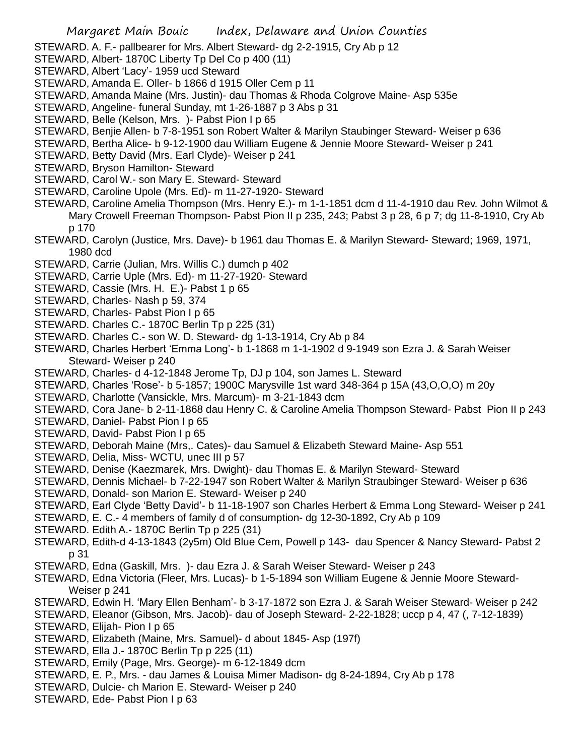STEWARD. A. F.- pallbearer for Mrs. Albert Steward- dg 2-2-1915, Cry Ab p 12

STEWARD, Albert- 1870C Liberty Tp Del Co p 400 (11)

STEWARD, Albert 'Lacy'- 1959 ucd Steward

STEWARD, Amanda E. Oller- b 1866 d 1915 Oller Cem p 11

STEWARD, Amanda Maine (Mrs. Justin)- dau Thomas & Rhoda Colgrove Maine- Asp 535e

STEWARD, Angeline- funeral Sunday, mt 1-26-1887 p 3 Abs p 31

STEWARD, Belle (Kelson, Mrs. )- Pabst Pion I p 65

STEWARD, Benjie Allen- b 7-8-1951 son Robert Walter & Marilyn Staubinger Steward- Weiser p 636

STEWARD, Bertha Alice- b 9-12-1900 dau William Eugene & Jennie Moore Steward- Weiser p 241

STEWARD, Betty David (Mrs. Earl Clyde)- Weiser p 241

STEWARD, Bryson Hamilton- Steward

STEWARD, Carol W.- son Mary E. Steward- Steward

STEWARD, Caroline Upole (Mrs. Ed)- m 11-27-1920- Steward

STEWARD, Caroline Amelia Thompson (Mrs. Henry E.)- m 1-1-1851 dcm d 11-4-1910 dau Rev. John Wilmot & Mary Crowell Freeman Thompson- Pabst Pion II p 235, 243; Pabst 3 p 28, 6 p 7; dg 11-8-1910, Cry Ab p 170

STEWARD, Carolyn (Justice, Mrs. Dave)- b 1961 dau Thomas E. & Marilyn Steward- Steward; 1969, 1971, 1980 dcd

STEWARD, Carrie (Julian, Mrs. Willis C.) dumch p 402

STEWARD, Carrie Uple (Mrs. Ed)- m 11-27-1920- Steward

STEWARD, Cassie (Mrs. H. E.)- Pabst 1 p 65

STEWARD, Charles- Nash p 59, 374

STEWARD, Charles- Pabst Pion I p 65

STEWARD. Charles C.- 1870C Berlin Tp p 225 (31)

STEWARD. Charles C.- son W. D. Steward- dg 1-13-1914, Cry Ab p 84

STEWARD, Charles Herbert 'Emma Long'- b 1-1868 m 1-1-1902 d 9-1949 son Ezra J. & Sarah Weiser Steward- Weiser p 240

STEWARD, Charles- d 4-12-1848 Jerome Tp, DJ p 104, son James L. Steward

STEWARD, Charles 'Rose'- b 5-1857; 1900C Marysville 1st ward 348-364 p 15A (43,O,O,O) m 20y

STEWARD, Charlotte (Vansickle, Mrs. Marcum)- m 3-21-1843 dcm

STEWARD, Cora Jane- b 2-11-1868 dau Henry C. & Caroline Amelia Thompson Steward- Pabst Pion II p 243

STEWARD, Daniel- Pabst Pion I p 65

STEWARD, David- Pabst Pion I p 65

STEWARD, Deborah Maine (Mrs,. Cates)- dau Samuel & Elizabeth Steward Maine- Asp 551

STEWARD, Delia, Miss- WCTU, unec III p 57

STEWARD, Denise (Kaezmarek, Mrs. Dwight)- dau Thomas E. & Marilyn Steward- Steward

STEWARD, Dennis Michael- b 7-22-1947 son Robert Walter & Marilyn Straubinger Steward- Weiser p 636

STEWARD, Donald- son Marion E. Steward- Weiser p 240

STEWARD, Earl Clyde 'Betty David'- b 11-18-1907 son Charles Herbert & Emma Long Steward- Weiser p 241

STEWARD, E. C.- 4 members of family d of consumption- dg 12-30-1892, Cry Ab p 109

STEWARD. Edith A.- 1870C Berlin Tp p 225 (31)

STEWARD, Edith-d 4-13-1843 (2y5m) Old Blue Cem, Powell p 143- dau Spencer & Nancy Steward- Pabst 2 p 31

STEWARD, Edna (Gaskill, Mrs. )- dau Ezra J. & Sarah Weiser Steward- Weiser p 243

STEWARD, Edna Victoria (Fleer, Mrs. Lucas)- b 1-5-1894 son William Eugene & Jennie Moore Steward- Weiser p 241

STEWARD, Edwin H. 'Mary Ellen Benham'- b 3-17-1872 son Ezra J. & Sarah Weiser Steward- Weiser p 242

STEWARD, Eleanor (Gibson, Mrs. Jacob)- dau of Joseph Steward- 2-22-1828; uccp p 4, 47 (, 7-12-1839)

STEWARD, Elijah- Pion I p 65

STEWARD, Elizabeth (Maine, Mrs. Samuel)- d about 1845- Asp (197f)

STEWARD, Ella J.- 1870C Berlin Tp p 225 (11)

STEWARD, Emily (Page, Mrs. George)- m 6-12-1849 dcm

STEWARD, E. P., Mrs. - dau James & Louisa Mimer Madison- dg 8-24-1894, Cry Ab p 178

STEWARD, Dulcie- ch Marion E. Steward- Weiser p 240

STEWARD, Ede- Pabst Pion I p 63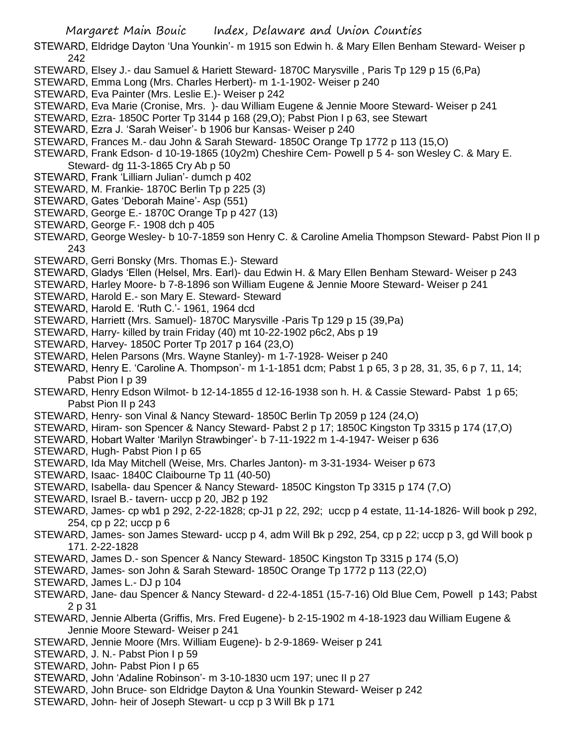STEWARD, Eldridge Dayton 'Una Younkin'- m 1915 son Edwin h. & Mary Ellen Benham Steward- Weiser p 242

STEWARD, Elsey J.- dau Samuel & Hariett Steward- 1870C Marysville , Paris Tp 129 p 15 (6,Pa)

STEWARD, Emma Long (Mrs. Charles Herbert)- m 1-1-1902- Weiser p 240

STEWARD, Eva Painter (Mrs. Leslie E.)- Weiser p 242

STEWARD, Eva Marie (Cronise, Mrs. )- dau William Eugene & Jennie Moore Steward- Weiser p 241

STEWARD, Ezra- 1850C Porter Tp 3144 p 168 (29,O); Pabst Pion I p 63, see Stewart

STEWARD, Ezra J. 'Sarah Weiser'- b 1906 bur Kansas- Weiser p 240

STEWARD, Frances M.- dau John & Sarah Steward- 1850C Orange Tp 1772 p 113 (15,O)

STEWARD, Frank Edson- d 10-19-1865 (10y2m) Cheshire Cem- Powell p 5 4- son Wesley C. & Mary E. Steward- dg 11-3-1865 Cry Ab p 50

STEWARD, Frank 'Lilliarn Julian'- dumch p 402

STEWARD, M. Frankie- 1870C Berlin Tp p 225 (3)

STEWARD, Gates 'Deborah Maine'- Asp (551)

STEWARD, George E.- 1870C Orange Tp p 427 (13)

STEWARD, George F.- 1908 dch p 405

STEWARD, George Wesley- b 10-7-1859 son Henry C. & Caroline Amelia Thompson Steward- Pabst Pion II p 243

STEWARD, Gerri Bonsky (Mrs. Thomas E.)- Steward

STEWARD, Gladys 'Ellen (Helsel, Mrs. Earl)- dau Edwin H. & Mary Ellen Benham Steward- Weiser p 243

STEWARD, Harley Moore- b 7-8-1896 son William Eugene & Jennie Moore Steward- Weiser p 241

STEWARD, Harold E.- son Mary E. Steward- Steward

STEWARD, Harold E. 'Ruth C.'- 1961, 1964 dcd

STEWARD, Harriett (Mrs. Samuel)- 1870C Marysville -Paris Tp 129 p 15 (39,Pa)

STEWARD, Harry- killed by train Friday (40) mt 10-22-1902 p6c2, Abs p 19

STEWARD, Harvey- 1850C Porter Tp 2017 p 164 (23,O)

STEWARD, Helen Parsons (Mrs. Wayne Stanley)- m 1-7-1928- Weiser p 240

STEWARD, Henry E. 'Caroline A. Thompson'- m 1-1-1851 dcm; Pabst 1 p 65, 3 p 28, 31, 35, 6 p 7, 11, 14; Pabst Pion I p 39

STEWARD, Henry Edson Wilmot- b 12-14-1855 d 12-16-1938 son h. H. & Cassie Steward- Pabst 1 p 65; Pabst Pion II p 243

STEWARD, Henry- son Vinal & Nancy Steward- 1850C Berlin Tp 2059 p 124 (24,O)

STEWARD, Hiram- son Spencer & Nancy Steward- Pabst 2 p 17; 1850C Kingston Tp 3315 p 174 (17,O)

STEWARD, Hobart Walter 'Marilyn Strawbinger'- b 7-11-1922 m 1-4-1947- Weiser p 636

STEWARD, Hugh- Pabst Pion I p 65

STEWARD, Ida May Mitchell (Weise, Mrs. Charles Janton)- m 3-31-1934- Weiser p 673

STEWARD, Isaac- 1840C Claibourne Tp 11 (40-50)

STEWARD, Isabella- dau Spencer & Nancy Steward- 1850C Kingston Tp 3315 p 174 (7,O)

STEWARD, Israel B.- tavern- uccp p 20, JB2 p 192

STEWARD, James- cp wb1 p 292, 2-22-1828; cp-J1 p 22, 292; uccp p 4 estate, 11-14-1826- Will book p 292, 254, cp p 22; uccp p 6

STEWARD, James- son James Steward- uccp p 4, adm Will Bk p 292, 254, cp p 22; uccp p 3, gd Will book p 171. 2-22-1828

STEWARD, James D.- son Spencer & Nancy Steward- 1850C Kingston Tp 3315 p 174 (5,O)

STEWARD, James- son John & Sarah Steward- 1850C Orange Tp 1772 p 113 (22,O)

STEWARD, James L.- DJ p 104

STEWARD, Jane- dau Spencer & Nancy Steward- d 22-4-1851 (15-7-16) Old Blue Cem, Powell p 143; Pabst 2 p 31

STEWARD, Jennie Alberta (Griffis, Mrs. Fred Eugene)- b 2-15-1902 m 4-18-1923 dau William Eugene & Jennie Moore Steward- Weiser p 241

STEWARD, Jennie Moore (Mrs. William Eugene)- b 2-9-1869- Weiser p 241

STEWARD, J. N.- Pabst Pion I p 59

STEWARD, John- Pabst Pion I p 65

STEWARD, John 'Adaline Robinson'- m 3-10-1830 ucm 197; unec II p 27

STEWARD, John Bruce- son Eldridge Dayton & Una Younkin Steward- Weiser p 242

STEWARD, John- heir of Joseph Stewart- u ccp p 3 Will Bk p 171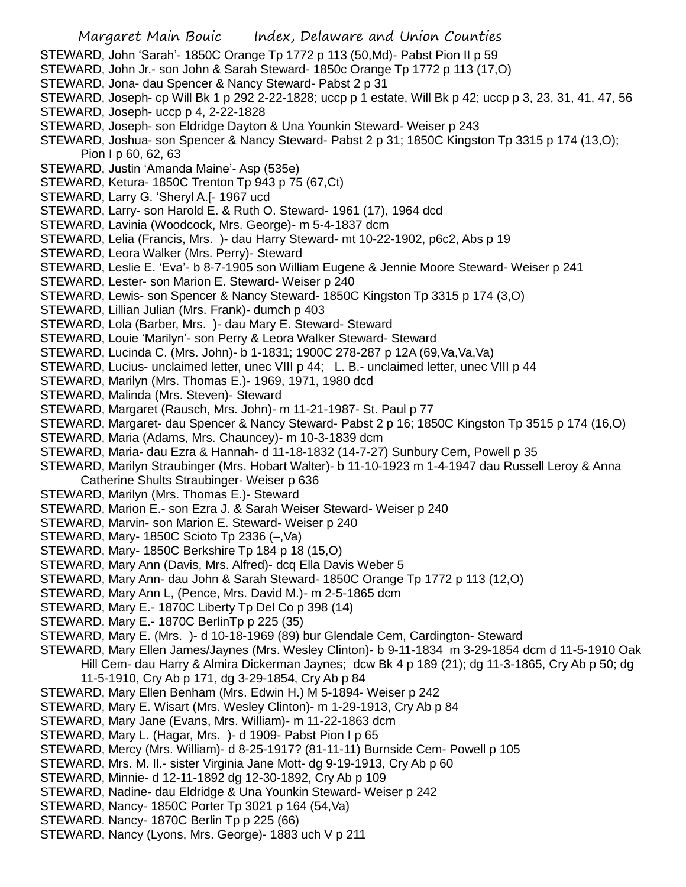STEWARD, John 'Sarah'- 1850C Orange Tp 1772 p 113 (50,Md)- Pabst Pion II p 59

STEWARD, John Jr.- son John & Sarah Steward- 1850c Orange Tp 1772 p 113 (17,O)

STEWARD, Jona- dau Spencer & Nancy Steward- Pabst 2 p 31

STEWARD, Joseph- cp Will Bk 1 p 292 2-22-1828; uccp p 1 estate, Will Bk p 42; uccp p 3, 23, 31, 41, 47, 56

STEWARD, Joseph- uccp p 4, 2-22-1828

STEWARD, Joseph- son Eldridge Dayton & Una Younkin Steward- Weiser p 243

STEWARD, Joshua- son Spencer & Nancy Steward- Pabst 2 p 31; 1850C Kingston Tp 3315 p 174 (13,O); Pion I p 60, 62, 63

STEWARD, Justin 'Amanda Maine'- Asp (535e)

STEWARD, Ketura- 1850C Trenton Tp 943 p 75 (67,Ct)

STEWARD, Larry G. 'Sheryl A.[- 1967 ucd

STEWARD, Larry- son Harold E. & Ruth O. Steward- 1961 (17), 1964 dcd

STEWARD, Lavinia (Woodcock, Mrs. George)- m 5-4-1837 dcm

STEWARD, Lelia (Francis, Mrs. )- dau Harry Steward- mt 10-22-1902, p6c2, Abs p 19

STEWARD, Leora Walker (Mrs. Perry)- Steward

STEWARD, Leslie E. 'Eva'- b 8-7-1905 son William Eugene & Jennie Moore Steward- Weiser p 241

STEWARD, Lester- son Marion E. Steward- Weiser p 240

STEWARD, Lewis- son Spencer & Nancy Steward- 1850C Kingston Tp 3315 p 174 (3,O)

STEWARD, Lillian Julian (Mrs. Frank)- dumch p 403

STEWARD, Lola (Barber, Mrs. )- dau Mary E. Steward- Steward

STEWARD, Louie 'Marilyn'- son Perry & Leora Walker Steward- Steward

STEWARD, Lucinda C. (Mrs. John)- b 1-1831; 1900C 278-287 p 12A (69,Va,Va,Va)

STEWARD, Lucius- unclaimed letter, unec VIII p 44;  L. B.- unclaimed letter, unec VIII p 44

STEWARD, Marilyn (Mrs. Thomas E.)- 1969, 1971, 1980 dcd

STEWARD, Malinda (Mrs. Steven)- Steward

STEWARD, Margaret (Rausch, Mrs. John)- m 11-21-1987- St. Paul p 77

STEWARD, Margaret- dau Spencer & Nancy Steward- Pabst 2 p 16; 1850C Kingston Tp 3515 p 174 (16,O)

STEWARD, Maria (Adams, Mrs. Chauncey)- m 10-3-1839 dcm

STEWARD, Maria- dau Ezra & Hannah- d 11-18-1832 (14-7-27) Sunbury Cem, Powell p 35

STEWARD, Marilyn Straubinger (Mrs. Hobart Walter)- b 11-10-1923 m 1-4-1947 dau Russell Leroy & Anna Catherine Shults Straubinger- Weiser p 636

STEWARD, Marilyn (Mrs. Thomas E.)- Steward

STEWARD, Marion E.- son Ezra J. & Sarah Weiser Steward- Weiser p 240

STEWARD, Marvin- son Marion E. Steward- Weiser p 240

STEWARD, Mary- 1850C Scioto Tp 2336 (–,Va)

STEWARD, Mary- 1850C Berkshire Tp 184 p 18 (15,O)

STEWARD, Mary Ann (Davis, Mrs. Alfred)- dcq Ella Davis Weber 5

STEWARD, Mary Ann- dau John & Sarah Steward- 1850C Orange Tp 1772 p 113 (12,O)

STEWARD, Mary Ann L, (Pence, Mrs. David M.)- m 2-5-1865 dcm

STEWARD, Mary E.- 1870C Liberty Tp Del Co p 398 (14)

STEWARD. Mary E.- 1870C BerlinTp p 225 (35)

STEWARD, Mary E. (Mrs. )- d 10-18-1969 (89) bur Glendale Cem, Cardington- Steward

STEWARD, Mary Ellen James/Jaynes (Mrs. Wesley Clinton)- b 9-11-1834 m 3-29-1854 dcm d 11-5-1910 Oak Hill Cem- dau Harry & Almira Dickerman Jaynes; dcw Bk 4 p 189 (21); dg 11-3-1865, Cry Ab p 50; dg 11-5-1910, Cry Ab p 171, dg 3-29-1854, Cry Ab p 84

STEWARD, Mary Ellen Benham (Mrs. Edwin H.) M 5-1894- Weiser p 242

STEWARD, Mary E. Wisart (Mrs. Wesley Clinton)- m 1-29-1913, Cry Ab p 84

STEWARD, Mary Jane (Evans, Mrs. William)- m 11-22-1863 dcm

STEWARD, Mary L. (Hagar, Mrs. )- d 1909- Pabst Pion I p 65

STEWARD, Mercy (Mrs. William)- d 8-25-1917? (81-11-11) Burnside Cem- Powell p 105

STEWARD, Mrs. M. Il.- sister Virginia Jane Mott- dg 9-19-1913, Cry Ab p 60

STEWARD, Minnie- d 12-11-1892 dg 12-30-1892, Cry Ab p 109

STEWARD, Nadine- dau Eldridge & Una Younkin Steward- Weiser p 242

STEWARD, Nancy- 1850C Porter Tp 3021 p 164 (54,Va)

STEWARD. Nancy- 1870C Berlin Tp p 225 (66)

STEWARD, Nancy (Lyons, Mrs. George)- 1883 uch V p 211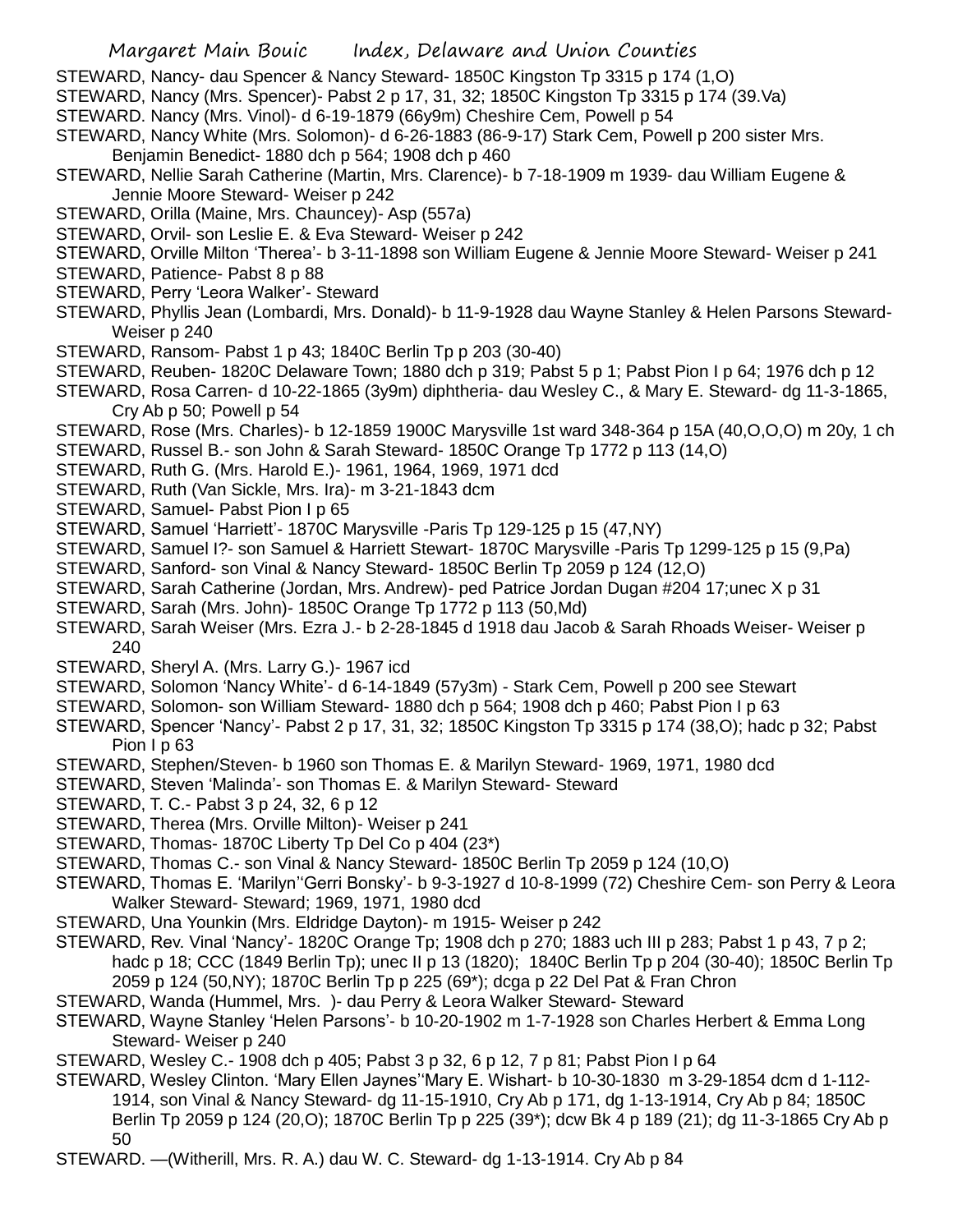STEWARD, Nancy- dau Spencer & Nancy Steward- 1850C Kingston Tp 3315 p 174 (1,O)

STEWARD, Nancy (Mrs. Spencer)- Pabst 2 p 17, 31, 32; 1850C Kingston Tp 3315 p 174 (39.Va)

STEWARD. Nancy (Mrs. Vinol)- d 6-19-1879 (66y9m) Cheshire Cem, Powell p 54

STEWARD, Nancy White (Mrs. Solomon)- d 6-26-1883 (86-9-17) Stark Cem, Powell p 200 sister Mrs. Benjamin Benedict- 1880 dch p 564; 1908 dch p 460

STEWARD, Nellie Sarah Catherine (Martin, Mrs. Clarence)- b 7-18-1909 m 1939- dau William Eugene & Jennie Moore Steward- Weiser p 242

STEWARD, Orilla (Maine, Mrs. Chauncey)- Asp (557a)

STEWARD, Orvil- son Leslie E. & Eva Steward- Weiser p 242

STEWARD, Orville Milton 'Therea'- b 3-11-1898 son William Eugene & Jennie Moore Steward- Weiser p 241

STEWARD, Patience- Pabst 8 p 88

STEWARD, Perry 'Leora Walker'- Steward

STEWARD, Phyllis Jean (Lombardi, Mrs. Donald)- b 11-9-1928 dau Wayne Stanley & Helen Parsons Steward- Weiser p 240

STEWARD, Ransom- Pabst 1 p 43; 1840C Berlin Tp p 203 (30-40)

STEWARD, Reuben- 1820C Delaware Town; 1880 dch p 319; Pabst 5 p 1; Pabst Pion I p 64; 1976 dch p 12

STEWARD, Rosa Carren- d 10-22-1865 (3y9m) diphtheria- dau Wesley C., & Mary E. Steward- dg 11-3-1865, Cry Ab p 50; Powell p 54

STEWARD, Rose (Mrs. Charles)- b 12-1859 1900C Marysville 1st ward 348-364 p 15A (40,O,O,O) m 20y, 1 ch

STEWARD, Russel B.- son John & Sarah Steward- 1850C Orange Tp 1772 p 113 (14,O)

STEWARD, Ruth G. (Mrs. Harold E.)- 1961, 1964, 1969, 1971 dcd

STEWARD, Ruth (Van Sickle, Mrs. Ira)- m 3-21-1843 dcm

STEWARD, Samuel- Pabst Pion I p 65

STEWARD, Samuel 'Harriett'- 1870C Marysville -Paris Tp 129-125 p 15 (47,NY)

STEWARD, Samuel I?- son Samuel & Harriett Stewart- 1870C Marysville -Paris Tp 1299-125 p 15 (9,Pa)

STEWARD, Sanford- son Vinal & Nancy Steward- 1850C Berlin Tp 2059 p 124 (12,O)

STEWARD, Sarah Catherine (Jordan, Mrs. Andrew)- ped Patrice Jordan Dugan #204 17;unec X p 31

STEWARD, Sarah (Mrs. John)- 1850C Orange Tp 1772 p 113 (50,Md)

STEWARD, Sarah Weiser (Mrs. Ezra J.- b 2-28-1845 d 1918 dau Jacob & Sarah Rhoads Weiser- Weiser p 240

STEWARD, Sheryl A. (Mrs. Larry G.)- 1967 icd

STEWARD, Solomon 'Nancy White'- d 6-14-1849 (57y3m) - Stark Cem, Powell p 200 see Stewart

STEWARD, Solomon- son William Steward- 1880 dch p 564; 1908 dch p 460; Pabst Pion I p 63

STEWARD, Spencer 'Nancy'- Pabst 2 p 17, 31, 32; 1850C Kingston Tp 3315 p 174 (38,O); hadc p 32; Pabst Pion I p 63

STEWARD, Stephen/Steven- b 1960 son Thomas E. & Marilyn Steward- 1969, 1971, 1980 dcd

STEWARD, Steven 'Malinda'- son Thomas E. & Marilyn Steward- Steward

STEWARD, T. C.- Pabst 3 p 24, 32, 6 p 12

STEWARD, Therea (Mrs. Orville Milton)- Weiser p 241

STEWARD, Thomas- 1870C Liberty Tp Del Co p 404 (23*)

STEWARD, Thomas C.- son Vinal & Nancy Steward- 1850C Berlin Tp 2059 p 124 (10,O)

STEWARD, Thomas E. 'Marilyn''Gerri Bonsky'- b 9-3-1927 d 10-8-1999 (72) Cheshire Cem- son Perry & Leora Walker Steward- Steward; 1969, 1971, 1980 dcd

STEWARD, Una Younkin (Mrs. Eldridge Dayton)- m 1915- Weiser p 242

STEWARD, Rev. Vinal 'Nancy'- 1820C Orange Tp; 1908 dch p 270; 1883 uch III p 283; Pabst 1 p 43, 7 p 2; hadc p 18; CCC (1849 Berlin Tp); unec II p 13 (1820); 1840C Berlin Tp p 204 (30-40); 1850C Berlin Tp 2059 p 124 (50,NY); 1870C Berlin Tp p 225 (69*); dcga p 22 Del Pat & Fran Chron

STEWARD, Wanda (Hummel, Mrs. )- dau Perry & Leora Walker Steward- Steward

STEWARD, Wayne Stanley 'Helen Parsons'- b 10-20-1902 m 1-7-1928 son Charles Herbert & Emma Long Steward- Weiser p 240

STEWARD, Wesley C.- 1908 dch p 405; Pabst 3 p 32, 6 p 12, 7 p 81; Pabst Pion I p 64

STEWARD, Wesley Clinton. 'Mary Ellen Jaynes''Mary E. Wishart- b 10-30-1830 m 3-29-1854 dcm d 1-112-1914, son Vinal & Nancy Steward- dg 11-15-1910, Cry Ab p 171, dg 1-13-1914, Cry Ab p 84; 1850C Berlin Tp 2059 p 124 (20,O); 1870C Berlin Tp p 225 (39*); dcw Bk 4 p 189 (21); dg 11-3-1865 Cry Ab p 50

STEWARD. —(Witherill, Mrs. R. A.) dau W. C. Steward- dg 1-13-1914. Cry Ab p 84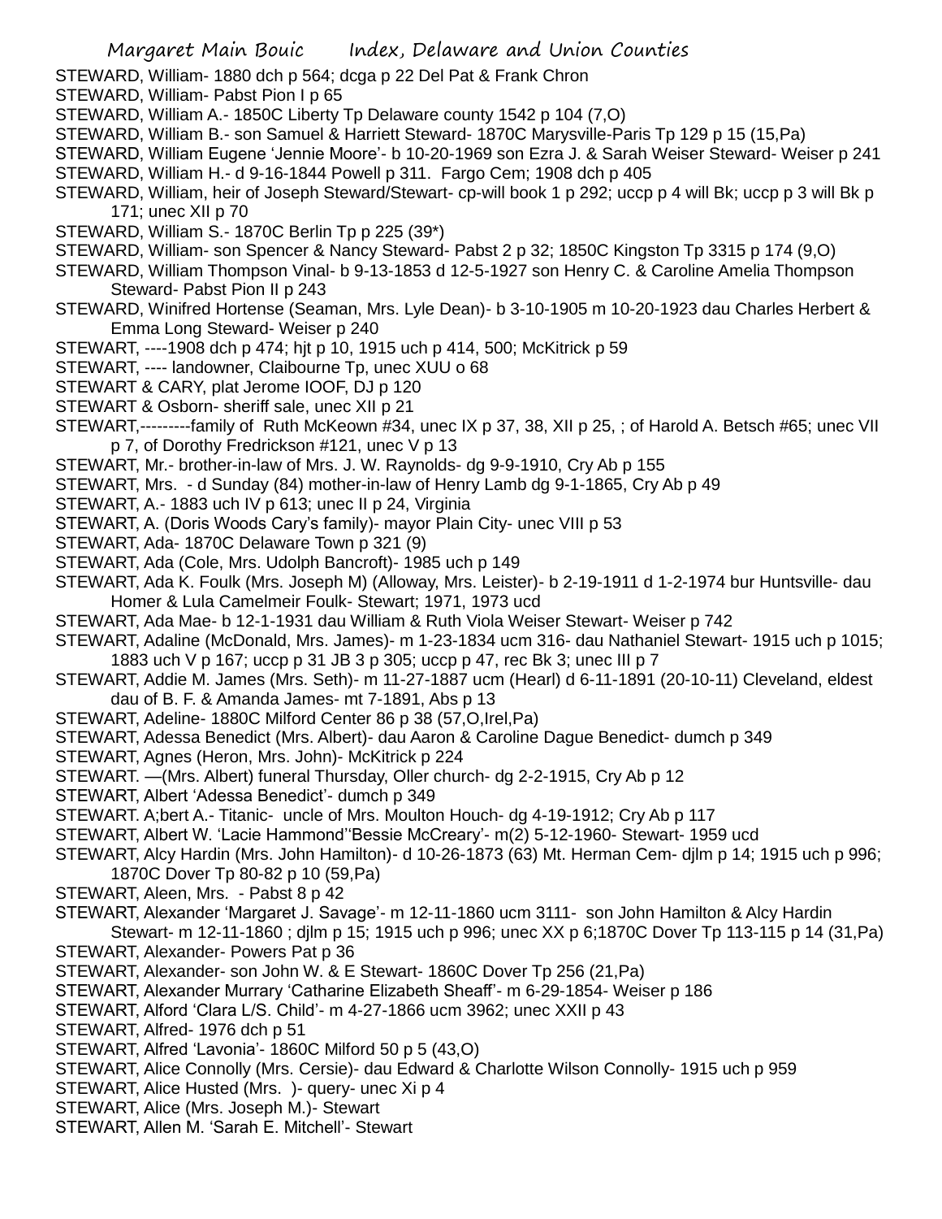STEWARD, William- 1880 dch p 564; dcga p 22 Del Pat & Frank Chron

STEWARD, William- Pabst Pion I p 65

STEWARD, William A.- 1850C Liberty Tp Delaware county 1542 p 104 (7,O)

STEWARD, William B.- son Samuel & Harriett Steward- 1870C Marysville-Paris Tp 129 p 15 (15,Pa)

STEWARD, William Eugene 'Jennie Moore'- b 10-20-1969 son Ezra J. & Sarah Weiser Steward- Weiser p 241

STEWARD, William H.- d 9-16-1844 Powell p 311. Fargo Cem; 1908 dch p 405

STEWARD, William, heir of Joseph Steward/Stewart- cp-will book 1 p 292; uccp p 4 will Bk; uccp p 3 will Bk p 171; unec XII p 70

STEWARD, William S.- 1870C Berlin Tp p 225 (39*)

STEWARD, William- son Spencer & Nancy Steward- Pabst 2 p 32; 1850C Kingston Tp 3315 p 174 (9,O)

STEWARD, William Thompson Vinal- b 9-13-1853 d 12-5-1927 son Henry C. & Caroline Amelia Thompson Steward- Pabst Pion II p 243

STEWARD, Winifred Hortense (Seaman, Mrs. Lyle Dean)- b 3-10-1905 m 10-20-1923 dau Charles Herbert & Emma Long Steward- Weiser p 240

STEWART, ----1908 dch p 474; hjt p 10, 1915 uch p 414, 500; McKitrick p 59

STEWART, ---- landowner, Claibourne Tp, unec XUU o 68

STEWART & CARY, plat Jerome IOOF, DJ p 120

STEWART & Osborn- sheriff sale, unec XII p 21

STEWART,---------family of Ruth McKeown #34, unec IX p 37, 38, XII p 25, ; of Harold A. Betsch #65; unec VII p 7, of Dorothy Fredrickson #121, unec V p 13

STEWART, Mr.- brother-in-law of Mrs. J. W. Raynolds- dg 9-9-1910, Cry Ab p 155

STEWART, Mrs. - d Sunday (84) mother-in-law of Henry Lamb dg 9-1-1865, Cry Ab p 49

STEWART, A.- 1883 uch IV p 613; unec II p 24, Virginia

STEWART, A. (Doris Woods Cary's family)- mayor Plain City- unec VIII p 53

STEWART, Ada- 1870C Delaware Town p 321 (9)

STEWART, Ada (Cole, Mrs. Udolph Bancroft)- 1985 uch p 149

STEWART, Ada K. Foulk (Mrs. Joseph M) (Alloway, Mrs. Leister)- b 2-19-1911 d 1-2-1974 bur Huntsville- dau Homer & Lula Camelmeir Foulk- Stewart; 1971, 1973 ucd

STEWART, Ada Mae- b 12-1-1931 dau William & Ruth Viola Weiser Stewart- Weiser p 742

STEWART, Adaline (McDonald, Mrs. James)- m 1-23-1834 ucm 316- dau Nathaniel Stewart- 1915 uch p 1015; 1883 uch V p 167; uccp p 31 JB 3 p 305; uccp p 47, rec Bk 3; unec III p 7

STEWART, Addie M. James (Mrs. Seth)- m 11-27-1887 ucm (Hearl) d 6-11-1891 (20-10-11) Cleveland, eldest dau of B. F. & Amanda James- mt 7-1891, Abs p 13

STEWART, Adeline- 1880C Milford Center 86 p 38 (57,O,Irel,Pa)

STEWART, Adessa Benedict (Mrs. Albert)- dau Aaron & Caroline Dague Benedict- dumch p 349

STEWART, Agnes (Heron, Mrs. John)- McKitrick p 224

STEWART. —(Mrs. Albert) funeral Thursday, Oller church- dg 2-2-1915, Cry Ab p 12

STEWART, Albert 'Adessa Benedict'- dumch p 349

STEWART. A;bert A.- Titanic- uncle of Mrs. Moulton Houch- dg 4-19-1912; Cry Ab p 117

STEWART, Albert W. 'Lacie Hammond''Bessie McCreary'- m(2) 5-12-1960- Stewart- 1959 ucd

STEWART, Alcy Hardin (Mrs. John Hamilton)- d 10-26-1873 (63) Mt. Herman Cem- djlm p 14; 1915 uch p 996; 1870C Dover Tp 80-82 p 10 (59,Pa)

STEWART, Aleen, Mrs. - Pabst 8 p 42

STEWART, Alexander 'Margaret J. Savage'- m 12-11-1860 ucm 3111- son John Hamilton & Alcy Hardin Stewart- m 12-11-1860 ; djlm p 15; 1915 uch p 996; unec XX p 6;1870C Dover Tp 113-115 p 14 (31,Pa)

STEWART, Alexander- Powers Pat p 36

STEWART, Alexander- son John W. & E Stewart- 1860C Dover Tp 256 (21,Pa)

STEWART, Alexander Murrary 'Catharine Elizabeth Sheaff'- m 6-29-1854- Weiser p 186

STEWART, Alford 'Clara L/S. Child'- m 4-27-1866 ucm 3962; unec XXII p 43

STEWART, Alfred- 1976 dch p 51

STEWART, Alfred 'Lavonia'- 1860C Milford 50 p 5 (43,O)

STEWART, Alice Connolly (Mrs. Cersie)- dau Edward & Charlotte Wilson Connolly- 1915 uch p 959

STEWART, Alice Husted (Mrs. )- query- unec Xi p 4

STEWART, Alice (Mrs. Joseph M.)- Stewart

STEWART, Allen M. 'Sarah E. Mitchell'- Stewart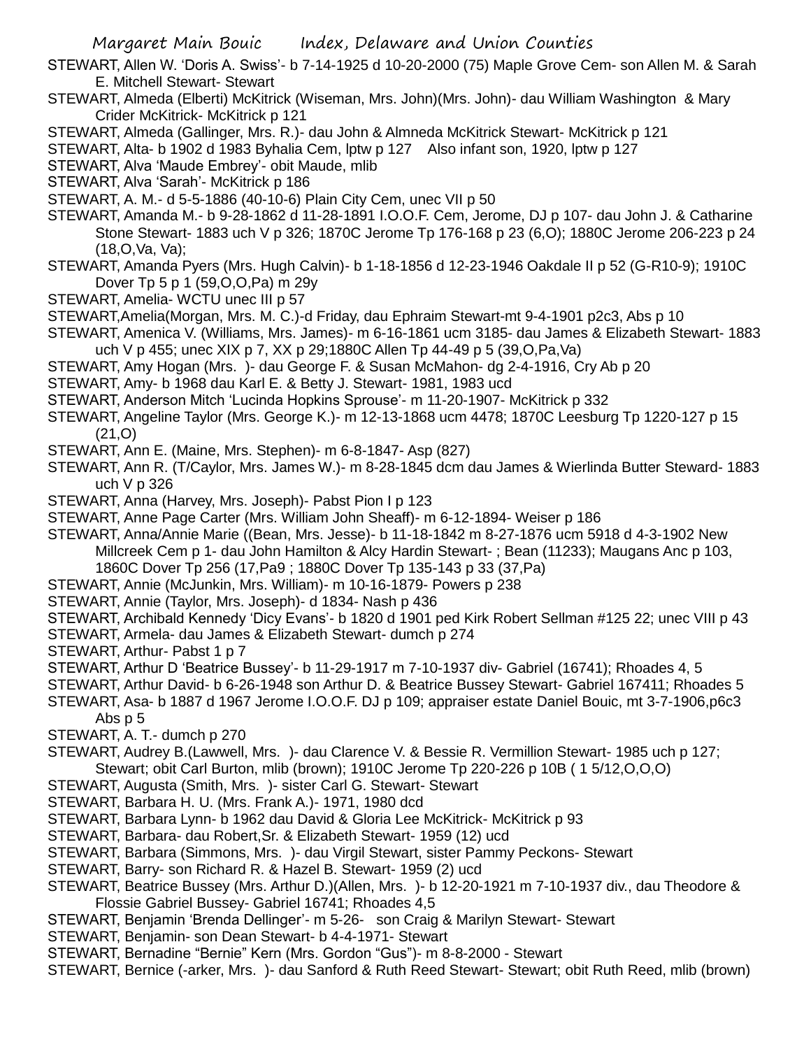STEWART, Allen W. 'Doris A. Swiss'- b 7-14-1925 d 10-20-2000 (75) Maple Grove Cem- son Allen M. & Sarah E. Mitchell Stewart- Stewart

STEWART, Almeda (Elberti) McKitrick (Wiseman, Mrs. John)(Mrs. John)- dau William Washington & Mary Crider McKitrick- McKitrick p 121

STEWART, Almeda (Gallinger, Mrs. R.)- dau John & Almneda McKitrick Stewart- McKitrick p 121

STEWART, Alta- b 1902 d 1983 Byhalia Cem, lptw p 127 Also infant son, 1920, lptw p 127

STEWART, Alva 'Maude Embrey'- obit Maude, mlib

STEWART, Alva 'Sarah'- McKitrick p 186

STEWART, A. M.- d 5-5-1886 (40-10-6) Plain City Cem, unec VII p 50

STEWART, Amanda M.- b 9-28-1862 d 11-28-1891 I.O.O.F. Cem, Jerome, DJ p 107- dau John J. & Catharine Stone Stewart- 1883 uch V p 326; 1870C Jerome Tp 176-168 p 23 (6,O); 1880C Jerome 206-223 p 24 (18,O,Va, Va);

STEWART, Amanda Pyers (Mrs. Hugh Calvin)- b 1-18-1856 d 12-23-1946 Oakdale II p 52 (G-R10-9); 1910C Dover Tp 5 p 1 (59,O,O,Pa) m 29y

STEWART, Amelia- WCTU unec III p 57

STEWART,Amelia(Morgan, Mrs. M. C.)-d Friday, dau Ephraim Stewart-mt 9-4-1901 p2c3, Abs p 10

STEWART, Amenica V. (Williams, Mrs. James)- m 6-16-1861 ucm 3185- dau James & Elizabeth Stewart- 1883 uch V p 455; unec XIX p 7, XX p 29;1880C Allen Tp 44-49 p 5 (39,O,Pa,Va)

STEWART, Amy Hogan (Mrs. )- dau George F. & Susan McMahon- dg 2-4-1916, Cry Ab p 20

STEWART, Amy- b 1968 dau Karl E. & Betty J. Stewart- 1981, 1983 ucd

STEWART, Anderson Mitch 'Lucinda Hopkins Sprouse'- m 11-20-1907- McKitrick p 332

STEWART, Angeline Taylor (Mrs. George K.)- m 12-13-1868 ucm 4478; 1870C Leesburg Tp 1220-127 p 15 (21,O)

STEWART, Ann E. (Maine, Mrs. Stephen)- m 6-8-1847- Asp (827)

STEWART, Ann R. (T/Caylor, Mrs. James W.)- m 8-28-1845 dcm dau James & Wierlinda Butter Steward- 1883 uch V p 326

STEWART, Anna (Harvey, Mrs. Joseph)- Pabst Pion I p 123

STEWART, Anne Page Carter (Mrs. William John Sheaff)- m 6-12-1894- Weiser p 186

STEWART, Anna/Annie Marie ((Bean, Mrs. Jesse)- b 11-18-1842 m 8-27-1876 ucm 5918 d 4-3-1902 New Millcreek Cem p 1- dau John Hamilton & Alcy Hardin Stewart- ; Bean (11233); Maugans Anc p 103, 1860C Dover Tp 256 (17,Pa9 ; 1880C Dover Tp 135-143 p 33 (37,Pa)

STEWART, Annie (McJunkin, Mrs. William)- m 10-16-1879- Powers p 238

STEWART, Annie (Taylor, Mrs. Joseph)- d 1834- Nash p 436

STEWART, Archibald Kennedy 'Dicy Evans'- b 1820 d 1901 ped Kirk Robert Sellman #125 22; unec VIII p 43

STEWART, Armela- dau James & Elizabeth Stewart- dumch p 274

STEWART, Arthur- Pabst 1 p 7

STEWART, Arthur D 'Beatrice Bussey'- b 11-29-1917 m 7-10-1937 div- Gabriel (16741); Rhoades 4, 5

STEWART, Arthur David- b 6-26-1948 son Arthur D. & Beatrice Bussey Stewart- Gabriel 167411; Rhoades 5

STEWART, Asa- b 1887 d 1967 Jerome I.O.O.F. DJ p 109; appraiser estate Daniel Bouic, mt 3-7-1906,p6c3 Abs p 5

STEWART, A. T.- dumch p 270

STEWART, Audrey B.(Lawwell, Mrs. )- dau Clarence V. & Bessie R. Vermillion Stewart- 1985 uch p 127; Stewart; obit Carl Burton, mlib (brown); 1910C Jerome Tp 220-226 p 10B ( 1 5/12,O,O,O)

STEWART, Augusta (Smith, Mrs. )- sister Carl G. Stewart- Stewart

STEWART, Barbara H. U. (Mrs. Frank A.)- 1971, 1980 dcd

STEWART, Barbara Lynn- b 1962 dau David & Gloria Lee McKitrick- McKitrick p 93

STEWART, Barbara- dau Robert,Sr. & Elizabeth Stewart- 1959 (12) ucd

STEWART, Barbara (Simmons, Mrs. )- dau Virgil Stewart, sister Pammy Peckons- Stewart

STEWART, Barry- son Richard R. & Hazel B. Stewart- 1959 (2) ucd

STEWART, Beatrice Bussey (Mrs. Arthur D.)(Allen, Mrs. )- b 12-20-1921 m 7-10-1937 div., dau Theodore & Flossie Gabriel Bussey- Gabriel 16741; Rhoades 4,5

STEWART, Benjamin 'Brenda Dellinger'- m 5-26- son Craig & Marilyn Stewart- Stewart

STEWART, Benjamin- son Dean Stewart- b 4-4-1971- Stewart

STEWART, Bernadine "Bernie" Kern (Mrs. Gordon "Gus")- m 8-8-2000 - Stewart

STEWART, Bernice (-arker, Mrs. )- dau Sanford & Ruth Reed Stewart- Stewart; obit Ruth Reed, mlib (brown)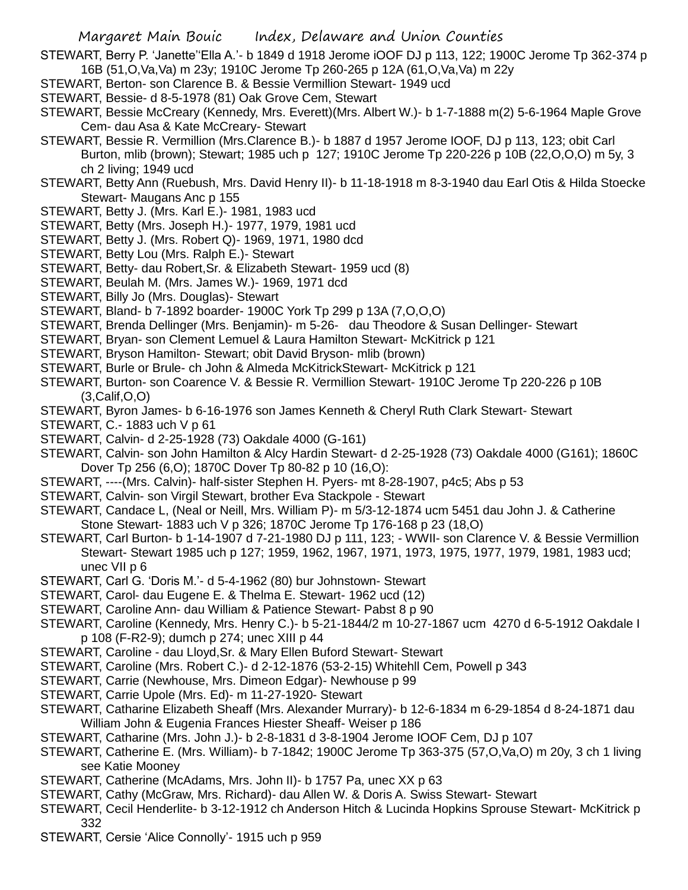STEWART, Berry P. 'Janette''Ella A.'- b 1849 d 1918 Jerome iOOF DJ p 113, 122; 1900C Jerome Tp 362-374 p 16B (51,O,Va,Va) m 23y; 1910C Jerome Tp 260-265 p 12A (61,O,Va,Va) m 22y

STEWART, Berton- son Clarence B. & Bessie Vermillion Stewart- 1949 ucd

STEWART, Bessie- d 8-5-1978 (81) Oak Grove Cem, Stewart

STEWART, Bessie McCreary (Kennedy, Mrs. Everett)(Mrs. Albert W.)- b 1-7-1888 m(2) 5-6-1964 Maple Grove Cem- dau Asa & Kate McCreary- Stewart

STEWART, Bessie R. Vermillion (Mrs.Clarence B.)- b 1887 d 1957 Jerome IOOF, DJ p 113, 123; obit Carl Burton, mlib (brown); Stewart; 1985 uch p 127; 1910C Jerome Tp 220-226 p 10B (22,O,O,O) m 5y, 3 ch 2 living; 1949 ucd

STEWART, Betty Ann (Ruebush, Mrs. David Henry II)- b 11-18-1918 m 8-3-1940 dau Earl Otis & Hilda Stoecke Stewart- Maugans Anc p 155

STEWART, Betty J. (Mrs. Karl E.)- 1981, 1983 ucd

STEWART, Betty (Mrs. Joseph H.)- 1977, 1979, 1981 ucd

STEWART, Betty J. (Mrs. Robert Q)- 1969, 1971, 1980 dcd

STEWART, Betty Lou (Mrs. Ralph E.)- Stewart

STEWART, Betty- dau Robert,Sr. & Elizabeth Stewart- 1959 ucd (8)

STEWART, Beulah M. (Mrs. James W.)- 1969, 1971 dcd

STEWART, Billy Jo (Mrs. Douglas)- Stewart

STEWART, Bland- b 7-1892 boarder- 1900C York Tp 299 p 13A (7,O,O,O)

STEWART, Brenda Dellinger (Mrs. Benjamin)- m 5-26- dau Theodore & Susan Dellinger- Stewart

STEWART, Bryan- son Clement Lemuel & Laura Hamilton Stewart- McKitrick p 121

STEWART, Bryson Hamilton- Stewart; obit David Bryson- mlib (brown)

STEWART, Burle or Brule- ch John & Almeda McKitrickStewart- McKitrick p 121

STEWART, Burton- son Coarence V. & Bessie R. Vermillion Stewart- 1910C Jerome Tp 220-226 p 10B (3,Calif,O,O)

STEWART, Byron James- b 6-16-1976 son James Kenneth & Cheryl Ruth Clark Stewart- Stewart

STEWART, C.- 1883 uch V p 61

STEWART, Calvin- d 2-25-1928 (73) Oakdale 4000 (G-161)

STEWART, Calvin- son John Hamilton & Alcy Hardin Stewart- d 2-25-1928 (73) Oakdale 4000 (G161); 1860C Dover Tp 256 (6,O); 1870C Dover Tp 80-82 p 10 (16,O):

STEWART, ----(Mrs. Calvin)- half-sister Stephen H. Pyers- mt 8-28-1907, p4c5; Abs p 53

STEWART, Calvin- son Virgil Stewart, brother Eva Stackpole - Stewart

STEWART, Candace L, (Neal or Neill, Mrs. William P)- m 5/3-12-1874 ucm 5451 dau John J. & Catherine Stone Stewart- 1883 uch V p 326; 1870C Jerome Tp 176-168 p 23 (18,O)

STEWART, Carl Burton- b 1-14-1907 d 7-21-1980 DJ p 111, 123; - WWII- son Clarence V. & Bessie Vermillion Stewart- Stewart 1985 uch p 127; 1959, 1962, 1967, 1971, 1973, 1975, 1977, 1979, 1981, 1983 ucd; unec VII p 6

STEWART, Carl G. 'Doris M.'- d 5-4-1962 (80) bur Johnstown- Stewart

STEWART, Carol- dau Eugene E. & Thelma E. Stewart- 1962 ucd (12)

STEWART, Caroline Ann- dau William & Patience Stewart- Pabst 8 p 90

STEWART, Caroline (Kennedy, Mrs. Henry C.)- b 5-21-1844/2 m 10-27-1867 ucm 4270 d 6-5-1912 Oakdale I p 108 (F-R2-9); dumch p 274; unec XIII p 44

STEWART, Caroline - dau Lloyd,Sr. & Mary Ellen Buford Stewart- Stewart

STEWART, Caroline (Mrs. Robert C.)- d 2-12-1876 (53-2-15) Whitehll Cem, Powell p 343

STEWART, Carrie (Newhouse, Mrs. Dimeon Edgar)- Newhouse p 99

STEWART, Carrie Upole (Mrs. Ed)- m 11-27-1920- Stewart

STEWART, Catharine Elizabeth Sheaff (Mrs. Alexander Murrary)- b 12-6-1834 m 6-29-1854 d 8-24-1871 dau William John & Eugenia Frances Hiester Sheaff- Weiser p 186

STEWART, Catharine (Mrs. John J.)- b 2-8-1831 d 3-8-1904 Jerome IOOF Cem, DJ p 107

STEWART, Catherine E. (Mrs. William)- b 7-1842; 1900C Jerome Tp 363-375 (57,O,Va,O) m 20y, 3 ch 1 living see Katie Mooney

STEWART, Catherine (McAdams, Mrs. John II)- b 1757 Pa, unec XX p 63

STEWART, Cathy (McGraw, Mrs. Richard)- dau Allen W. & Doris A. Swiss Stewart- Stewart

STEWART, Cecil Henderlite- b 3-12-1912 ch Anderson Hitch & Lucinda Hopkins Sprouse Stewart- McKitrick p 332

STEWART, Cersie 'Alice Connolly'- 1915 uch p 959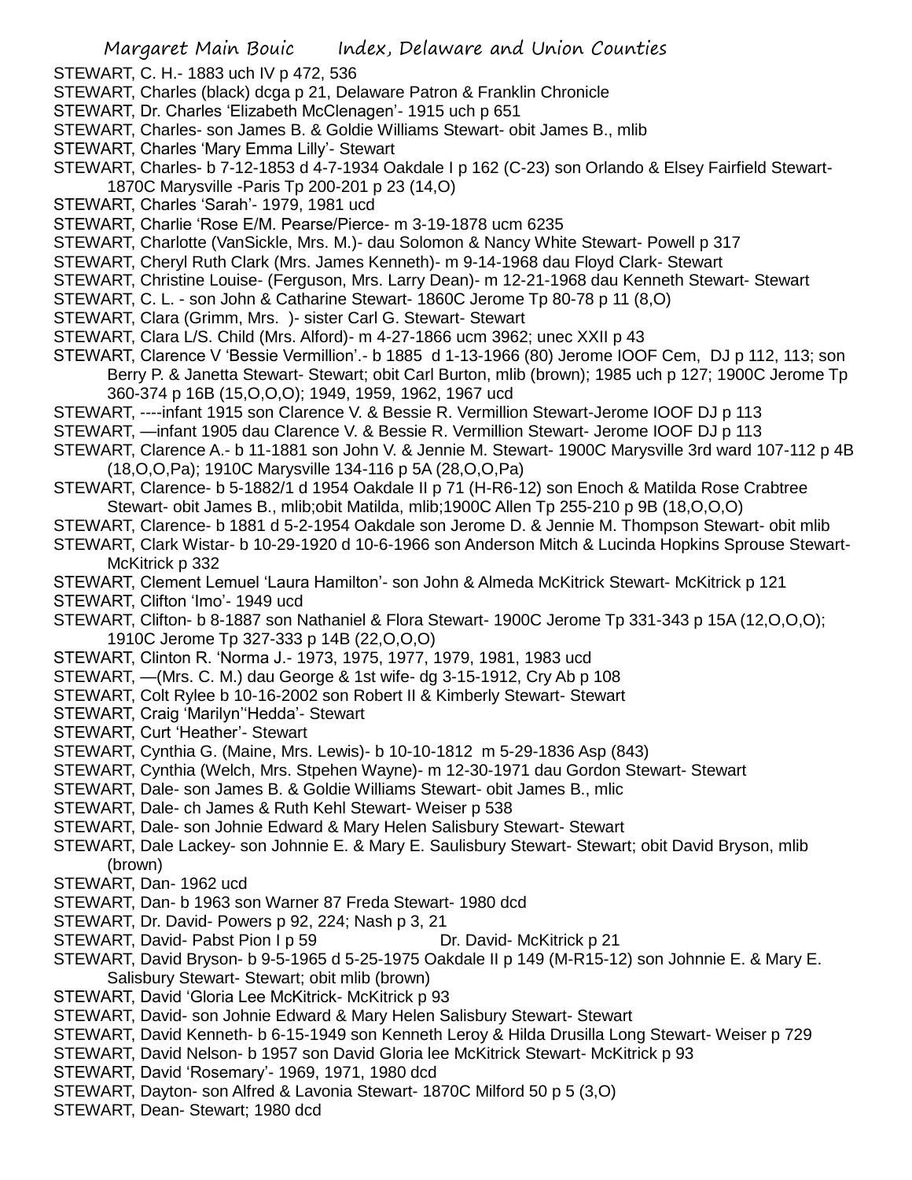STEWART, C. H.- 1883 uch IV p 472, 536

STEWART, Charles (black) dcga p 21, Delaware Patron & Franklin Chronicle

STEWART, Dr. Charles 'Elizabeth McClenagen'- 1915 uch p 651

STEWART, Charles- son James B. & Goldie Williams Stewart- obit James B., mlib

STEWART, Charles 'Mary Emma Lilly'- Stewart

STEWART, Charles- b 7-12-1853 d 4-7-1934 Oakdale I p 162 (C-23) son Orlando & Elsey Fairfield Stewart- 1870C Marysville -Paris Tp 200-201 p 23 (14,O)

STEWART, Charles 'Sarah'- 1979, 1981 ucd

STEWART, Charlie 'Rose E/M. Pearse/Pierce- m 3-19-1878 ucm 6235

STEWART, Charlotte (VanSickle, Mrs. M.)- dau Solomon & Nancy White Stewart- Powell p 317

STEWART, Cheryl Ruth Clark (Mrs. James Kenneth)- m 9-14-1968 dau Floyd Clark- Stewart

STEWART, Christine Louise- (Ferguson, Mrs. Larry Dean)- m 12-21-1968 dau Kenneth Stewart- Stewart

STEWART, C. L. - son John & Catharine Stewart- 1860C Jerome Tp 80-78 p 11 (8,O)

STEWART, Clara (Grimm, Mrs. )- sister Carl G. Stewart- Stewart

STEWART, Clara L/S. Child (Mrs. Alford)- m 4-27-1866 ucm 3962; unec XXII p 43

STEWART, Clarence V 'Bessie Vermillion'.- b 1885 d 1-13-1966 (80) Jerome IOOF Cem, DJ p 112, 113; son Berry P. & Janetta Stewart- Stewart; obit Carl Burton, mlib (brown); 1985 uch p 127; 1900C Jerome Tp 360-374 p 16B (15,O,O,O); 1949, 1959, 1962, 1967 ucd

STEWART, ----infant 1915 son Clarence V. & Bessie R. Vermillion Stewart-Jerome IOOF DJ p 113

STEWART, —infant 1905 dau Clarence V. & Bessie R. Vermillion Stewart- Jerome IOOF DJ p 113

STEWART, Clarence A.- b 11-1881 son John V. & Jennie M. Stewart- 1900C Marysville 3rd ward 107-112 p 4B (18,O,O,Pa); 1910C Marysville 134-116 p 5A (28,O,O,Pa)

STEWART, Clarence- b 5-1882/1 d 1954 Oakdale II p 71 (H-R6-12) son Enoch & Matilda Rose Crabtree Stewart- obit James B., mlib;obit Matilda, mlib;1900C Allen Tp 255-210 p 9B (18,O,O,O)

STEWART, Clarence- b 1881 d 5-2-1954 Oakdale son Jerome D. & Jennie M. Thompson Stewart- obit mlib

STEWART, Clark Wistar- b 10-29-1920 d 10-6-1966 son Anderson Mitch & Lucinda Hopkins Sprouse Stewart- McKitrick p 332

STEWART, Clement Lemuel 'Laura Hamilton'- son John & Almeda McKitrick Stewart- McKitrick p 121

STEWART, Clifton 'Imo'- 1949 ucd

STEWART, Clifton- b 8-1887 son Nathaniel & Flora Stewart- 1900C Jerome Tp 331-343 p 15A (12,O,O,O); 1910C Jerome Tp 327-333 p 14B (22,O,O,O)

STEWART, Clinton R. 'Norma J.- 1973, 1975, 1977, 1979, 1981, 1983 ucd

STEWART, —(Mrs. C. M.) dau George & 1st wife- dg 3-15-1912, Cry Ab p 108

STEWART, Colt Rylee b 10-16-2002 son Robert II & Kimberly Stewart- Stewart

STEWART, Craig 'Marilyn''Hedda'- Stewart

STEWART, Curt 'Heather'- Stewart

STEWART, Cynthia G. (Maine, Mrs. Lewis)- b 10-10-1812 m 5-29-1836 Asp (843)

STEWART, Cynthia (Welch, Mrs. Stpehen Wayne)- m 12-30-1971 dau Gordon Stewart- Stewart

STEWART, Dale- son James B. & Goldie Williams Stewart- obit James B., mlic

STEWART, Dale- ch James & Ruth Kehl Stewart- Weiser p 538

STEWART, Dale- son Johnie Edward & Mary Helen Salisbury Stewart- Stewart

STEWART, Dale Lackey- son Johnnie E. & Mary E. Saulisbury Stewart- Stewart; obit David Bryson, mlib (brown)

STEWART, Dan- 1962 ucd

STEWART, Dan- b 1963 son Warner 87 Freda Stewart- 1980 dcd

STEWART, Dr. David- Powers p 92, 224; Nash p 3, 21

STEWART, David- Pabst Pion I p 59 Dr. David- McKitrick p 21

STEWART, David Bryson- b 9-5-1965 d 5-25-1975 Oakdale II p 149 (M-R15-12) son Johnnie E. & Mary E. Salisbury Stewart- Stewart; obit mlib (brown)

STEWART, David 'Gloria Lee McKitrick- McKitrick p 93

STEWART, David- son Johnie Edward & Mary Helen Salisbury Stewart- Stewart

STEWART, David Kenneth- b 6-15-1949 son Kenneth Leroy & Hilda Drusilla Long Stewart- Weiser p 729

STEWART, David Nelson- b 1957 son David Gloria lee McKitrick Stewart- McKitrick p 93

STEWART, David 'Rosemary'- 1969, 1971, 1980 dcd

STEWART, Dayton- son Alfred & Lavonia Stewart- 1870C Milford 50 p 5 (3,O)

STEWART, Dean- Stewart; 1980 dcd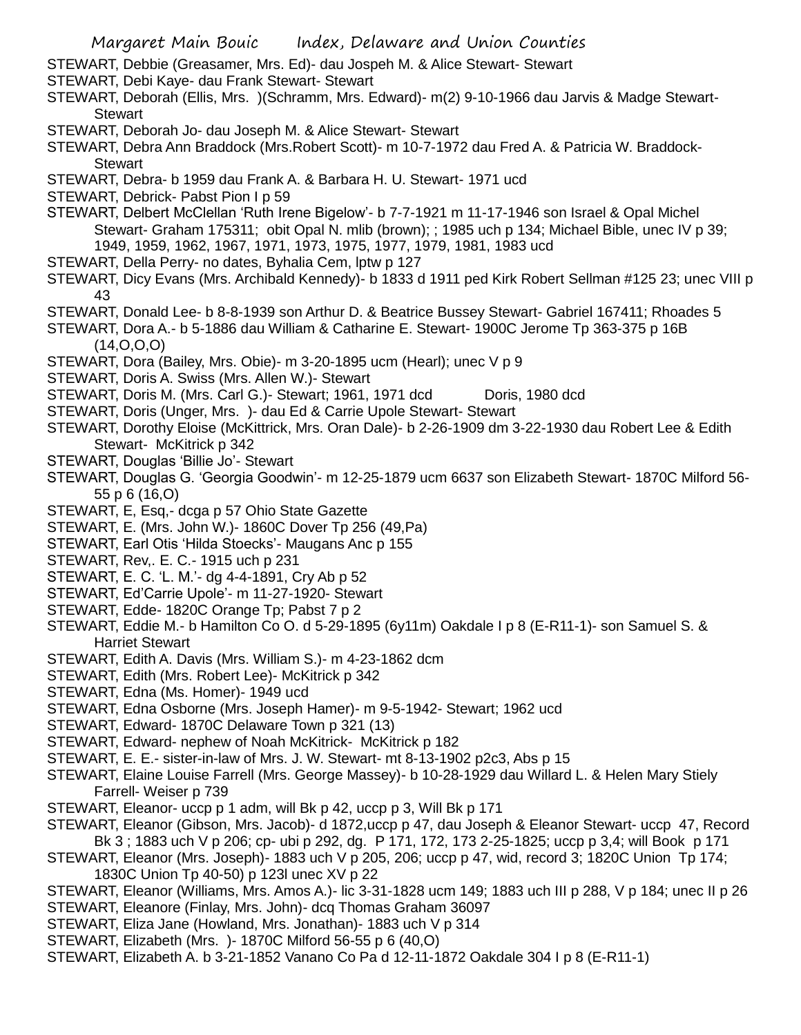STEWART, Debbie (Greasamer, Mrs. Ed)- dau Jospeh M. & Alice Stewart- Stewart

STEWART, Debi Kaye- dau Frank Stewart- Stewart

STEWART, Deborah (Ellis, Mrs. )(Schramm, Mrs. Edward)- m(2) 9-10-1966 dau Jarvis & Madge Stewart- Stewart

STEWART, Deborah Jo- dau Joseph M. & Alice Stewart- Stewart

STEWART, Debra Ann Braddock (Mrs.Robert Scott)- m 10-7-1972 dau Fred A. & Patricia W. Braddock- Stewart

STEWART, Debra- b 1959 dau Frank A. & Barbara H. U. Stewart- 1971 ucd

STEWART, Debrick- Pabst Pion I p 59

STEWART, Delbert McClellan 'Ruth Irene Bigelow'- b 7-7-1921 m 11-17-1946 son Israel & Opal Michel Stewart- Graham 175311; obit Opal N. mlib (brown); ; 1985 uch p 134; Michael Bible, unec IV p 39; 1949, 1959, 1962, 1967, 1971, 1973, 1975, 1977, 1979, 1981, 1983 ucd

STEWART, Della Perry- no dates, Byhalia Cem, lptw p 127

STEWART, Dicy Evans (Mrs. Archibald Kennedy)- b 1833 d 1911 ped Kirk Robert Sellman #125 23; unec VIII p 43

STEWART, Donald Lee- b 8-8-1939 son Arthur D. & Beatrice Bussey Stewart- Gabriel 167411; Rhoades 5

STEWART, Dora A.- b 5-1886 dau William & Catharine E. Stewart- 1900C Jerome Tp 363-375 p 16B (14,O,O,O)

STEWART, Dora (Bailey, Mrs. Obie)- m 3-20-1895 ucm (Hearl); unec V p 9

STEWART, Doris A. Swiss (Mrs. Allen W.)- Stewart

STEWART, Doris M. (Mrs. Carl G.)- Stewart; 1961, 1971 dcd  Doris, 1980 dcd

STEWART, Doris (Unger, Mrs. )- dau Ed & Carrie Upole Stewart- Stewart

STEWART, Dorothy Eloise (McKittrick, Mrs. Oran Dale)- b 2-26-1909 dm 3-22-1930 dau Robert Lee & Edith Stewart- McKitrick p 342

STEWART, Douglas 'Billie Jo'- Stewart

STEWART, Douglas G. 'Georgia Goodwin'- m 12-25-1879 ucm 6637 son Elizabeth Stewart- 1870C Milford 56-55 p 6 (16,O)

STEWART, E, Esq,- dcga p 57 Ohio State Gazette

STEWART, E. (Mrs. John W.)- 1860C Dover Tp 256 (49,Pa)

STEWART, Earl Otis 'Hilda Stoecks'- Maugans Anc p 155

STEWART, Rev,. E. C.- 1915 uch p 231

STEWART, E. C. 'L. M.'- dg 4-4-1891, Cry Ab p 52

STEWART, Ed'Carrie Upole'- m 11-27-1920- Stewart

STEWART, Edde- 1820C Orange Tp; Pabst 7 p 2

STEWART, Eddie M.- b Hamilton Co O. d 5-29-1895 (6y11m) Oakdale I p 8 (E-R11-1)- son Samuel S. & Harriet Stewart

STEWART, Edith A. Davis (Mrs. William S.)- m 4-23-1862 dcm

STEWART, Edith (Mrs. Robert Lee)- McKitrick p 342

STEWART, Edna (Ms. Homer)- 1949 ucd

STEWART, Edna Osborne (Mrs. Joseph Hamer)- m 9-5-1942- Stewart; 1962 ucd

STEWART, Edward- 1870C Delaware Town p 321 (13)

STEWART, Edward- nephew of Noah McKitrick- McKitrick p 182

STEWART, E. E.- sister-in-law of Mrs. J. W. Stewart- mt 8-13-1902 p2c3, Abs p 15

STEWART, Elaine Louise Farrell (Mrs. George Massey)- b 10-28-1929 dau Willard L. & Helen Mary Stiely Farrell- Weiser p 739

STEWART, Eleanor- uccp p 1 adm, will Bk p 42, uccp p 3, Will Bk p 171

STEWART, Eleanor (Gibson, Mrs. Jacob)- d 1872,uccp p 47, dau Joseph & Eleanor Stewart- uccp 47, Record Bk 3 ; 1883 uch V p 206; cp- ubi p 292, dg. P 171, 172, 173 2-25-1825; uccp p 3,4; will Book p 171

STEWART, Eleanor (Mrs. Joseph)- 1883 uch V p 205, 206; uccp p 47, wid, record 3; 1820C Union Tp 174; 1830C Union Tp 40-50) p 123l unec XV p 22

STEWART, Eleanor (Williams, Mrs. Amos A.)- lic 3-31-1828 ucm 149; 1883 uch III p 288, V p 184; unec II p 26

STEWART, Eleanore (Finlay, Mrs. John)- dcq Thomas Graham 36097

STEWART, Eliza Jane (Howland, Mrs. Jonathan)- 1883 uch V p 314

STEWART, Elizabeth (Mrs. )- 1870C Milford 56-55 p 6 (40,O)

STEWART, Elizabeth A. b 3-21-1852 Vanano Co Pa d 12-11-1872 Oakdale 304 I p 8 (E-R11-1)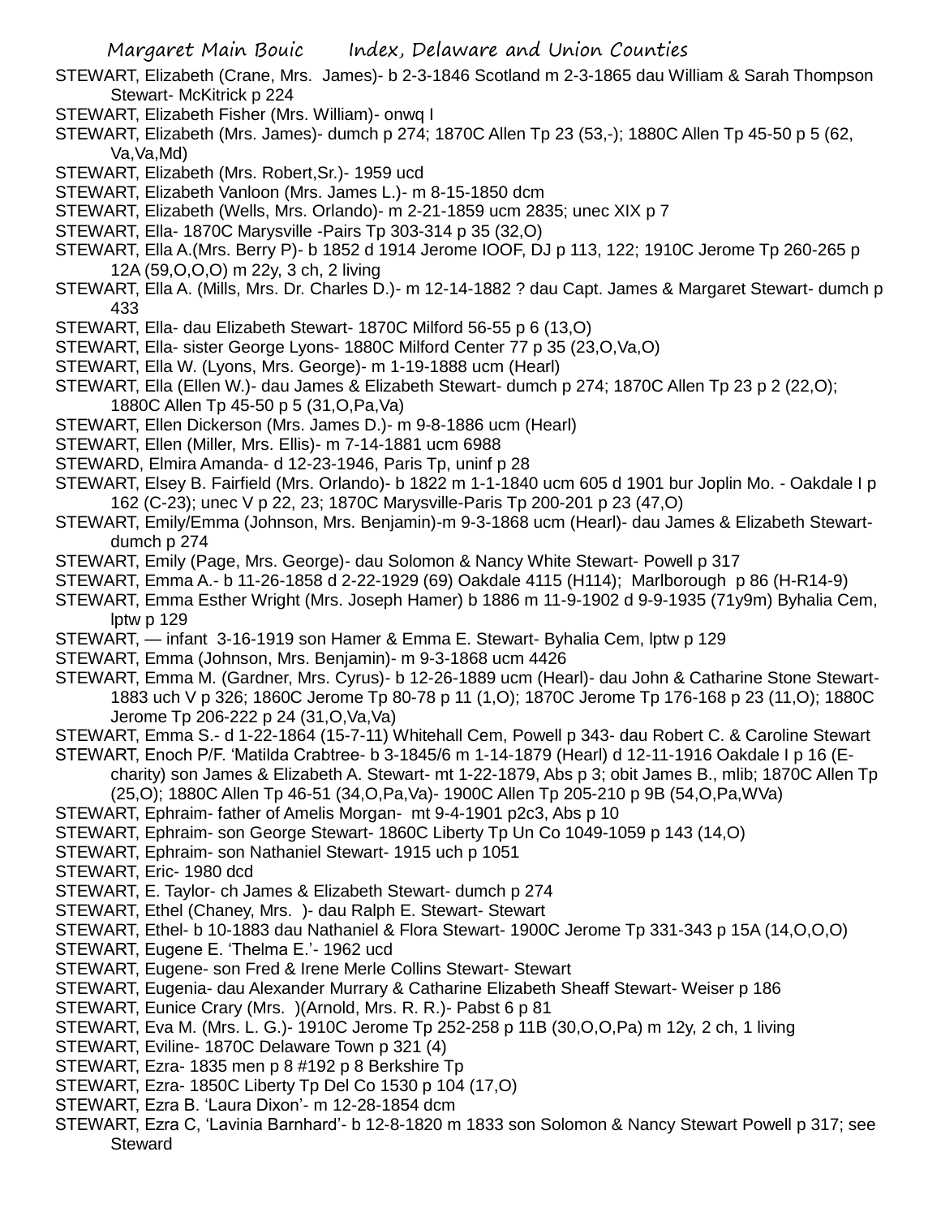STEWART, Elizabeth (Crane, Mrs. James)- b 2-3-1846 Scotland m 2-3-1865 dau William & Sarah Thompson Stewart- McKitrick p 224

STEWART, Elizabeth Fisher (Mrs. William)- onwq I

STEWART, Elizabeth (Mrs. James)- dumch p 274; 1870C Allen Tp 23 (53,-); 1880C Allen Tp 45-50 p 5 (62, Va,Va,Md)

STEWART, Elizabeth (Mrs. Robert,Sr.)- 1959 ucd

STEWART, Elizabeth Vanloon (Mrs. James L.)- m 8-15-1850 dcm

STEWART, Elizabeth (Wells, Mrs. Orlando)- m 2-21-1859 ucm 2835; unec XIX p 7

STEWART, Ella- 1870C Marysville -Pairs Tp 303-314 p 35 (32,O)

STEWART, Ella A.(Mrs. Berry P)- b 1852 d 1914 Jerome IOOF, DJ p 113, 122; 1910C Jerome Tp 260-265 p 12A (59,O,O,O) m 22y, 3 ch, 2 living

STEWART, Ella A. (Mills, Mrs. Dr. Charles D.)- m 12-14-1882 ? dau Capt. James & Margaret Stewart- dumch p 433

STEWART, Ella- dau Elizabeth Stewart- 1870C Milford 56-55 p 6 (13,O)

STEWART, Ella- sister George Lyons- 1880C Milford Center 77 p 35 (23,O,Va,O)

STEWART, Ella W. (Lyons, Mrs. George)- m 1-19-1888 ucm (Hearl)

STEWART, Ella (Ellen W.)- dau James & Elizabeth Stewart- dumch p 274; 1870C Allen Tp 23 p 2 (22,O); 1880C Allen Tp 45-50 p 5 (31,O,Pa,Va)

STEWART, Ellen Dickerson (Mrs. James D.)- m 9-8-1886 ucm (Hearl)

STEWART, Ellen (Miller, Mrs. Ellis)- m 7-14-1881 ucm 6988

STEWARD, Elmira Amanda- d 12-23-1946, Paris Tp, uninf p 28

STEWART, Elsey B. Fairfield (Mrs. Orlando)- b 1822 m 1-1-1840 ucm 605 d 1901 bur Joplin Mo. - Oakdale I p 162 (C-23); unec V p 22, 23; 1870C Marysville-Paris Tp 200-201 p 23 (47,O)

STEWART, Emily/Emma (Johnson, Mrs. Benjamin)-m 9-3-1868 ucm (Hearl)- dau James & Elizabeth Stewart- dumch p 274

STEWART, Emily (Page, Mrs. George)- dau Solomon & Nancy White Stewart- Powell p 317

STEWART, Emma A.- b 11-26-1858 d 2-22-1929 (69) Oakdale 4115 (H114); Marlborough p 86 (H-R14-9)

STEWART, Emma Esther Wright (Mrs. Joseph Hamer) b 1886 m 11-9-1902 d 9-9-1935 (71y9m) Byhalia Cem, lptw p 129

STEWART, — infant 3-16-1919 son Hamer & Emma E. Stewart- Byhalia Cem, lptw p 129

STEWART, Emma (Johnson, Mrs. Benjamin)- m 9-3-1868 ucm 4426

STEWART, Emma M. (Gardner, Mrs. Cyrus)- b 12-26-1889 ucm (Hearl)- dau John & Catharine Stone Stewart- 1883 uch V p 326; 1860C Jerome Tp 80-78 p 11 (1,O); 1870C Jerome Tp 176-168 p 23 (11,O); 1880C Jerome Tp 206-222 p 24 (31,O,Va,Va)

STEWART, Emma S.- d 1-22-1864 (15-7-11) Whitehall Cem, Powell p 343- dau Robert C. & Caroline Stewart

STEWART, Enoch P/F. 'Matilda Crabtree- b 3-1845/6 m 1-14-1879 (Hearl) d 12-11-1916 Oakdale I p 16 (E-charity) son James & Elizabeth A. Stewart- mt 1-22-1879, Abs p 3; obit James B., mlib; 1870C Allen Tp (25,O); 1880C Allen Tp 46-51 (34,O,Pa,Va)- 1900C Allen Tp 205-210 p 9B (54,O,Pa,WVa)

STEWART, Ephraim- father of Amelis Morgan- mt 9-4-1901 p2c3, Abs p 10

STEWART, Ephraim- son George Stewart- 1860C Liberty Tp Un Co 1049-1059 p 143 (14,O)

STEWART, Ephraim- son Nathaniel Stewart- 1915 uch p 1051

STEWART, Eric- 1980 dcd

STEWART, E. Taylor- ch James & Elizabeth Stewart- dumch p 274

STEWART, Ethel (Chaney, Mrs. )- dau Ralph E. Stewart- Stewart

STEWART, Ethel- b 10-1883 dau Nathaniel & Flora Stewart- 1900C Jerome Tp 331-343 p 15A (14,O,O,O)

STEWART, Eugene E. 'Thelma E.'- 1962 ucd

STEWART, Eugene- son Fred & Irene Merle Collins Stewart- Stewart

STEWART, Eugenia- dau Alexander Murrary & Catharine Elizabeth Sheaff Stewart- Weiser p 186

STEWART, Eunice Crary (Mrs. )(Arnold, Mrs. R. R.)- Pabst 6 p 81

STEWART, Eva M. (Mrs. L. G.)- 1910C Jerome Tp 252-258 p 11B (30,O,O,Pa) m 12y, 2 ch, 1 living

STEWART, Eviline- 1870C Delaware Town p 321 (4)

STEWART, Ezra- 1835 men p 8 #192 p 8 Berkshire Tp

STEWART, Ezra- 1850C Liberty Tp Del Co 1530 p 104 (17,O)

STEWART, Ezra B. 'Laura Dixon'- m 12-28-1854 dcm

STEWART, Ezra C, 'Lavinia Barnhard'- b 12-8-1820 m 1833 son Solomon & Nancy Stewart Powell p 317; see Steward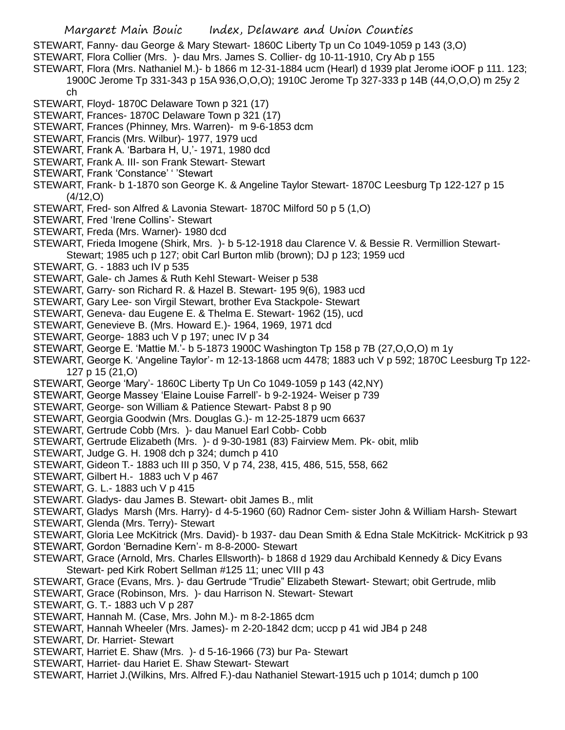STEWART, Fanny- dau George & Mary Stewart- 1860C Liberty Tp un Co 1049-1059 p 143 (3,O)
STEWART, Flora Collier (Mrs. )- dau Mrs. James S. Collier- dg 10-11-1910, Cry Ab p 155
STEWART, Flora (Mrs. Nathaniel M.)- b 1866 m 12-31-1884 ucm (Hearl) d 1939 plat Jerome iOOF p 111. 123; 1900C Jerome Tp 331-343 p 15A 936,O,O,O); 1910C Jerome Tp 327-333 p 14B (44,O,O,O) m 25y 2 ch
STEWART, Floyd- 1870C Delaware Town p 321 (17)
STEWART, Frances- 1870C Delaware Town p 321 (17)
STEWART, Frances (Phinney, Mrs. Warren)- m 9-6-1853 dcm
STEWART, Francis (Mrs. Wilbur)- 1977, 1979 ucd
STEWART, Frank A. 'Barbara H, U,'- 1971, 1980 dcd
STEWART, Frank A. III- son Frank Stewart- Stewart
STEWART, Frank 'Constance' ' 'Stewart
STEWART, Frank- b 1-1870 son George K. & Angeline Taylor Stewart- 1870C Leesburg Tp 122-127 p 15 (4/12,O)
STEWART, Fred- son Alfred & Lavonia Stewart- 1870C Milford 50 p 5 (1,O)
STEWART, Fred 'Irene Collins'- Stewart
STEWART, Freda (Mrs. Warner)- 1980 dcd
STEWART, Frieda Imogene (Shirk, Mrs. )- b 5-12-1918 dau Clarence V. & Bessie R. Vermillion Stewart- Stewart; 1985 uch p 127; obit Carl Burton mlib (brown); DJ p 123; 1959 ucd
STEWART, G. - 1883 uch IV p 535
STEWART, Gale- ch James & Ruth Kehl Stewart- Weiser p 538
STEWART, Garry- son Richard R. & Hazel B. Stewart- 195 9(6), 1983 ucd
STEWART, Gary Lee- son Virgil Stewart, brother Eva Stackpole- Stewart
STEWART, Geneva- dau Eugene E. & Thelma E. Stewart- 1962 (15), ucd
STEWART, Genevieve B. (Mrs. Howard E.)- 1964, 1969, 1971 dcd
STEWART, George- 1883 uch V p 197; unec IV p 34
STEWART, George E. 'Mattie M.'- b 5-1873 1900C Washington Tp 158 p 7B (27,O,O,O) m 1y
STEWART, George K. 'Angeline Taylor'- m 12-13-1868 ucm 4478; 1883 uch V p 592; 1870C Leesburg Tp 122-127 p 15 (21,O)
STEWART, George 'Mary'- 1860C Liberty Tp Un Co 1049-1059 p 143 (42,NY)
STEWART, George Massey 'Elaine Louise Farrell'- b 9-2-1924- Weiser p 739
STEWART, George- son William & Patience Stewart- Pabst 8 p 90
STEWART, Georgia Goodwin (Mrs. Douglas G.)- m 12-25-1879 ucm 6637
STEWART, Gertrude Cobb (Mrs. )- dau Manuel Earl Cobb- Cobb
STEWART, Gertrude Elizabeth (Mrs. )- d 9-30-1981 (83) Fairview Mem. Pk- obit, mlib
STEWART, Judge G. H. 1908 dch p 324; dumch p 410
STEWART, Gideon T.- 1883 uch III p 350, V p 74, 238, 415, 486, 515, 558, 662
STEWART, Gilbert H.- 1883 uch V p 467
STEWART, G. L.- 1883 uch V p 415
STEWART. Gladys- dau James B. Stewart- obit James B., mlit
STEWART, Gladys Marsh (Mrs. Harry)- d 4-5-1960 (60) Radnor Cem- sister John & William Harsh- Stewart
STEWART, Glenda (Mrs. Terry)- Stewart
STEWART, Gloria Lee McKitrick (Mrs. David)- b 1937- dau Dean Smith & Edna Stale McKitrick- McKitrick p 93
STEWART, Gordon 'Bernadine Kern'- m 8-8-2000- Stewart
STEWART, Grace (Arnold, Mrs. Charles Ellsworth)- b 1868 d 1929 dau Archibald Kennedy & Dicy Evans Stewart- ped Kirk Robert Sellman #125 11; unec VIII p 43
STEWART, Grace (Evans, Mrs. )- dau Gertrude "Trudie" Elizabeth Stewart- Stewart; obit Gertrude, mlib
STEWART, Grace (Robinson, Mrs. )- dau Harrison N. Stewart- Stewart
STEWART, G. T.- 1883 uch V p 287
STEWART, Hannah M. (Case, Mrs. John M.)- m 8-2-1865 dcm
STEWART, Hannah Wheeler (Mrs. James)- m 2-20-1842 dcm; uccp p 41 wid JB4 p 248
STEWART, Dr. Harriet- Stewart
STEWART, Harriet E. Shaw (Mrs. )- d 5-16-1966 (73) bur Pa- Stewart
STEWART, Harriet- dau Hariet E. Shaw Stewart- Stewart
STEWART, Harriet J.(Wilkins, Mrs. Alfred F.)-dau Nathaniel Stewart-1915 uch p 1014; dumch p 100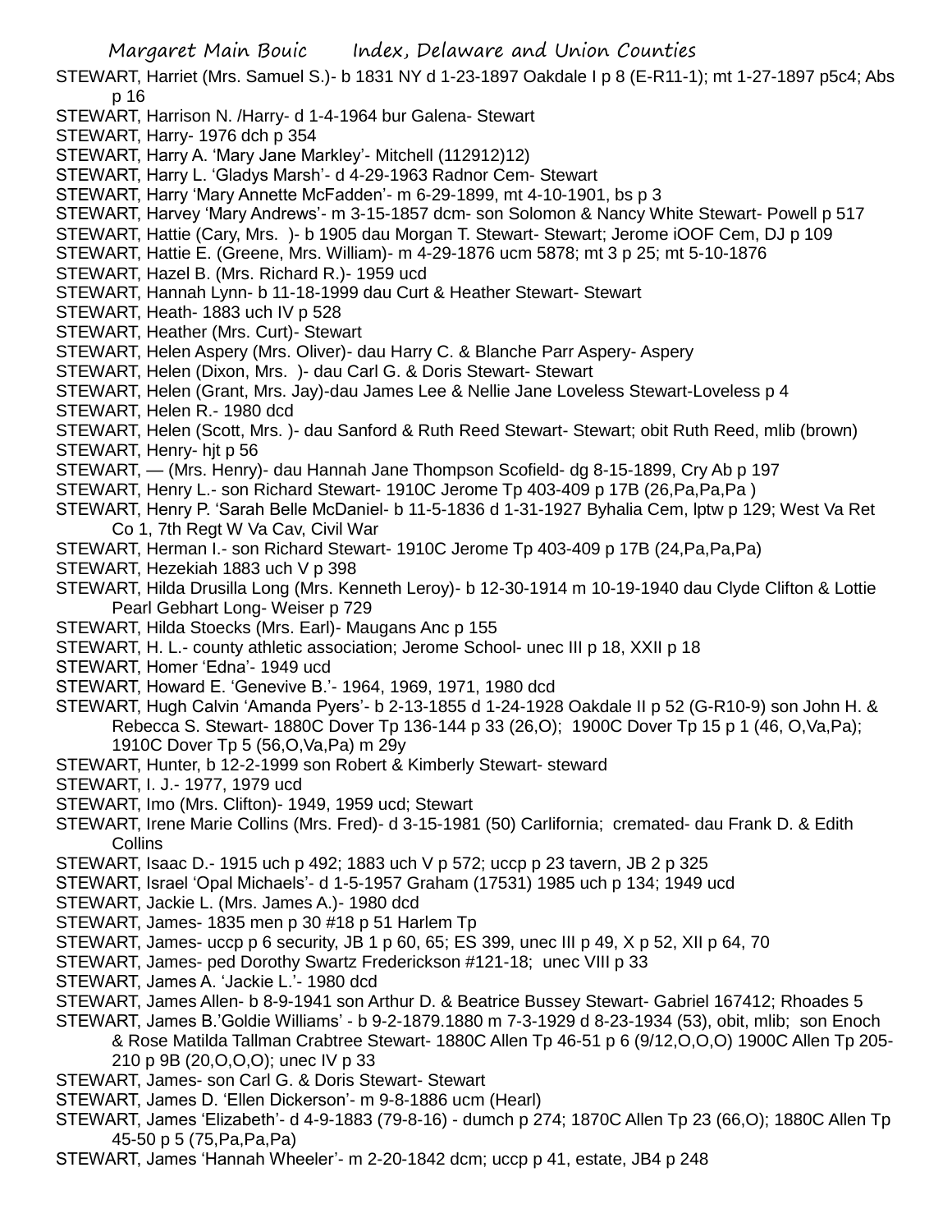STEWART, Harriet (Mrs. Samuel S.)- b 1831 NY d 1-23-1897 Oakdale I p 8 (E-R11-1); mt 1-27-1897 p5c4; Abs p 16

STEWART, Harrison N. /Harry- d 1-4-1964 bur Galena- Stewart

STEWART, Harry- 1976 dch p 354

STEWART, Harry A. 'Mary Jane Markley'- Mitchell (112912)12)

STEWART, Harry L. 'Gladys Marsh'- d 4-29-1963 Radnor Cem- Stewart

STEWART, Harry 'Mary Annette McFadden'- m 6-29-1899, mt 4-10-1901, bs p 3

STEWART, Harvey 'Mary Andrews'- m 3-15-1857 dcm- son Solomon & Nancy White Stewart- Powell p 517

STEWART, Hattie (Cary, Mrs. )- b 1905 dau Morgan T. Stewart- Stewart; Jerome iOOF Cem, DJ p 109

STEWART, Hattie E. (Greene, Mrs. William)- m 4-29-1876 ucm 5878; mt 3 p 25; mt 5-10-1876

STEWART, Hazel B. (Mrs. Richard R.)- 1959 ucd

STEWART, Hannah Lynn- b 11-18-1999 dau Curt & Heather Stewart- Stewart

STEWART, Heath- 1883 uch IV p 528

STEWART, Heather (Mrs. Curt)- Stewart

STEWART, Helen Aspery (Mrs. Oliver)- dau Harry C. & Blanche Parr Aspery- Aspery

STEWART, Helen (Dixon, Mrs. )- dau Carl G. & Doris Stewart- Stewart

STEWART, Helen (Grant, Mrs. Jay)-dau James Lee & Nellie Jane Loveless Stewart-Loveless p 4

STEWART, Helen R.- 1980 dcd

STEWART, Helen (Scott, Mrs. )- dau Sanford & Ruth Reed Stewart- Stewart; obit Ruth Reed, mlib (brown)

STEWART, Henry- hjt p 56

STEWART, — (Mrs. Henry)- dau Hannah Jane Thompson Scofield- dg 8-15-1899, Cry Ab p 197

STEWART, Henry L.- son Richard Stewart- 1910C Jerome Tp 403-409 p 17B (26,Pa,Pa,Pa )

STEWART, Henry P. 'Sarah Belle McDaniel- b 11-5-1836 d 1-31-1927 Byhalia Cem, lptw p 129; West Va Ret Co 1, 7th Regt W Va Cav, Civil War

STEWART, Herman I.- son Richard Stewart- 1910C Jerome Tp 403-409 p 17B (24,Pa,Pa,Pa)

STEWART, Hezekiah 1883 uch V p 398

STEWART, Hilda Drusilla Long (Mrs. Kenneth Leroy)- b 12-30-1914 m 10-19-1940 dau Clyde Clifton & Lottie Pearl Gebhart Long- Weiser p 729

STEWART, Hilda Stoecks (Mrs. Earl)- Maugans Anc p 155

STEWART, H. L.- county athletic association; Jerome School- unec III p 18, XXII p 18

STEWART, Homer 'Edna'- 1949 ucd

STEWART, Howard E. 'Genevive B.'- 1964, 1969, 1971, 1980 dcd

STEWART, Hugh Calvin 'Amanda Pyers'- b 2-13-1855 d 1-24-1928 Oakdale II p 52 (G-R10-9) son John H. & Rebecca S. Stewart- 1880C Dover Tp 136-144 p 33 (26,O); 1900C Dover Tp 15 p 1 (46, O,Va,Pa); 1910C Dover Tp 5 (56,O,Va,Pa) m 29y

STEWART, Hunter, b 12-2-1999 son Robert & Kimberly Stewart- steward

STEWART, I. J.- 1977, 1979 ucd

STEWART, Imo (Mrs. Clifton)- 1949, 1959 ucd; Stewart

STEWART, Irene Marie Collins (Mrs. Fred)- d 3-15-1981 (50) Carlifornia; cremated- dau Frank D. & Edith Collins

STEWART, Isaac D.- 1915 uch p 492; 1883 uch V p 572; uccp p 23 tavern, JB 2 p 325

STEWART, Israel 'Opal Michaels'- d 1-5-1957 Graham (17531) 1985 uch p 134; 1949 ucd

STEWART, Jackie L. (Mrs. James A.)- 1980 dcd

STEWART, James- 1835 men p 30 #18 p 51 Harlem Tp

STEWART, James- uccp p 6 security, JB 1 p 60, 65; ES 399, unec III p 49, X p 52, XII p 64, 70

STEWART, James- ped Dorothy Swartz Frederickson #121-18; unec VIII p 33

STEWART, James A. 'Jackie L.'- 1980 dcd

STEWART, James Allen- b 8-9-1941 son Arthur D. & Beatrice Bussey Stewart- Gabriel 167412; Rhoades 5

STEWART, James B.'Goldie Williams' - b 9-2-1879.1880 m 7-3-1929 d 8-23-1934 (53), obit, mlib; son Enoch & Rose Matilda Tallman Crabtree Stewart- 1880C Allen Tp 46-51 p 6 (9/12,O,O,O) 1900C Allen Tp 205-210 p 9B (20,O,O,O); unec IV p 33

STEWART, James- son Carl G. & Doris Stewart- Stewart

STEWART, James D. 'Ellen Dickerson'- m 9-8-1886 ucm (Hearl)

STEWART, James 'Elizabeth'- d 4-9-1883 (79-8-16) - dumch p 274; 1870C Allen Tp 23 (66,O); 1880C Allen Tp 45-50 p 5 (75,Pa,Pa,Pa)

STEWART, James 'Hannah Wheeler'- m 2-20-1842 dcm; uccp p 41, estate, JB4 p 248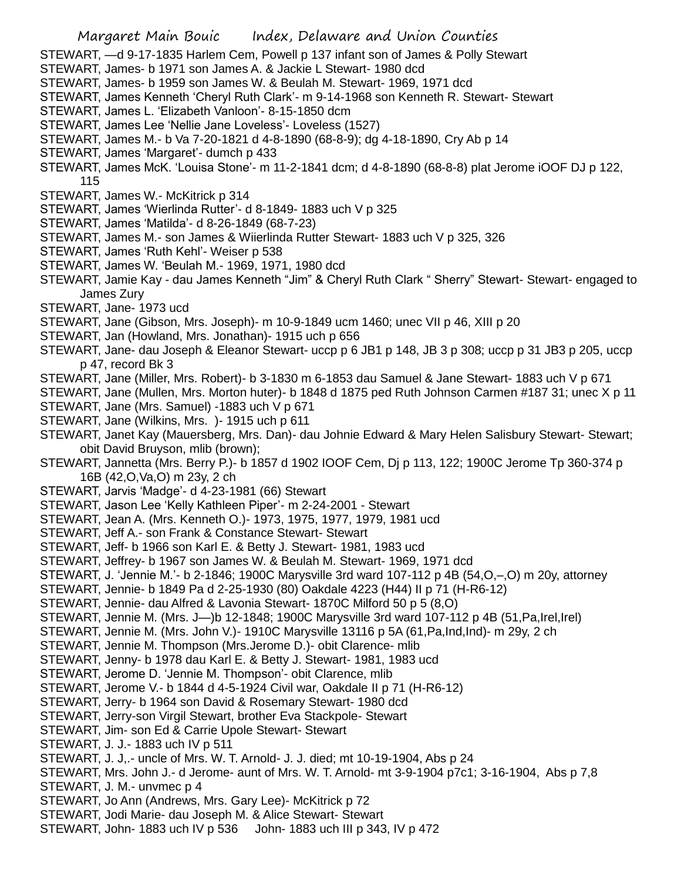STEWART, —d 9-17-1835 Harlem Cem, Powell p 137 infant son of James & Polly Stewart
STEWART, James- b 1971 son James A. & Jackie L Stewart- 1980 dcd
STEWART, James- b 1959 son James W. & Beulah M. Stewart- 1969, 1971 dcd
STEWART, James Kenneth 'Cheryl Ruth Clark'- m 9-14-1968 son Kenneth R. Stewart- Stewart
STEWART, James L. 'Elizabeth Vanloon'- 8-15-1850 dcm
STEWART, James Lee 'Nellie Jane Loveless'- Loveless (1527)
STEWART, James M.- b Va 7-20-1821 d 4-8-1890 (68-8-9); dg 4-18-1890, Cry Ab p 14
STEWART, James 'Margaret'- dumch p 433
STEWART, James McK. 'Louisa Stone'- m 11-2-1841 dcm; d 4-8-1890 (68-8-8) plat Jerome iOOF DJ p 122, 115
STEWART, James W.- McKitrick p 314
STEWART, James 'Wierlinda Rutter'- d 8-1849- 1883 uch V p 325
STEWART, James 'Matilda'- d 8-26-1849 (68-7-23)
STEWART, James M.- son James & Wiierlinda Rutter Stewart- 1883 uch V p 325, 326
STEWART, James 'Ruth Kehl'- Weiser p 538
STEWART, James W. 'Beulah M.- 1969, 1971, 1980 dcd
STEWART, Jamie Kay - dau James Kenneth "Jim" & Cheryl Ruth Clark " Sherry" Stewart- Stewart- engaged to James Zury
STEWART, Jane- 1973 ucd
STEWART, Jane (Gibson, Mrs. Joseph)- m 10-9-1849 ucm 1460; unec VII p 46, XIII p 20
STEWART, Jan (Howland, Mrs. Jonathan)- 1915 uch p 656
STEWART, Jane- dau Joseph & Eleanor Stewart- uccp p 6 JB1 p 148, JB 3 p 308; uccp p 31 JB3 p 205, uccp p 47, record Bk 3
STEWART, Jane (Miller, Mrs. Robert)- b 3-1830 m 6-1853 dau Samuel & Jane Stewart- 1883 uch V p 671
STEWART, Jane (Mullen, Mrs. Morton huter)- b 1848 d 1875 ped Ruth Johnson Carmen #187 31; unec X p 11
STEWART, Jane (Mrs. Samuel) -1883 uch V p 671
STEWART, Jane (Wilkins, Mrs. )- 1915 uch p 611
STEWART, Janet Kay (Mauersberg, Mrs. Dan)- dau Johnie Edward & Mary Helen Salisbury Stewart- Stewart; obit David Bruyson, mlib (brown);
STEWART, Jannetta (Mrs. Berry P.)- b 1857 d 1902 IOOF Cem, Dj p 113, 122; 1900C Jerome Tp 360-374 p 16B (42,O,Va,O) m 23y, 2 ch
STEWART, Jarvis 'Madge'- d 4-23-1981 (66) Stewart
STEWART, Jason Lee 'Kelly Kathleen Piper'- m 2-24-2001 - Stewart
STEWART, Jean A. (Mrs. Kenneth O.)- 1973, 1975, 1977, 1979, 1981 ucd
STEWART, Jeff A.- son Frank & Constance Stewart- Stewart
STEWART, Jeff- b 1966 son Karl E. & Betty J. Stewart- 1981, 1983 ucd
STEWART, Jeffrey- b 1967 son James W. & Beulah M. Stewart- 1969, 1971 dcd
STEWART, J. 'Jennie M.'- b 2-1846; 1900C Marysville 3rd ward 107-112 p 4B (54,O,–,O) m 20y, attorney
STEWART, Jennie- b 1849 Pa d 2-25-1930 (80) Oakdale 4223 (H44) II p 71 (H-R6-12)
STEWART, Jennie- dau Alfred & Lavonia Stewart- 1870C Milford 50 p 5 (8,O)
STEWART, Jennie M. (Mrs. J—)b 12-1848; 1900C Marysville 3rd ward 107-112 p 4B (51,Pa,Irel,Irel)
STEWART, Jennie M. (Mrs. John V.)- 1910C Marysville 13116 p 5A (61,Pa,Ind,Ind)- m 29y, 2 ch
STEWART, Jennie M. Thompson (Mrs.Jerome D.)- obit Clarence- mlib
STEWART, Jenny- b 1978 dau Karl E. & Betty J. Stewart- 1981, 1983 ucd
STEWART, Jerome D. 'Jennie M. Thompson'- obit Clarence, mlib
STEWART, Jerome V.- b 1844 d 4-5-1924 Civil war, Oakdale II p 71 (H-R6-12)
STEWART, Jerry- b 1964 son David & Rosemary Stewart- 1980 dcd
STEWART, Jerry-son Virgil Stewart, brother Eva Stackpole- Stewart
STEWART, Jim- son Ed & Carrie Upole Stewart- Stewart
STEWART, J. J.- 1883 uch IV p 511
STEWART, J. J,.- uncle of Mrs. W. T. Arnold- J. J. died; mt 10-19-1904, Abs p 24
STEWART, Mrs. John J.- d Jerome- aunt of Mrs. W. T. Arnold- mt 3-9-1904 p7c1; 3-16-1904, Abs p 7,8
STEWART, J. M.- unvmec p 4
STEWART, Jo Ann (Andrews, Mrs. Gary Lee)- McKitrick p 72
STEWART, Jodi Marie- dau Joseph M. & Alice Stewart- Stewart
STEWART, John- 1883 uch IV p 536     John- 1883 uch III p 343, IV p 472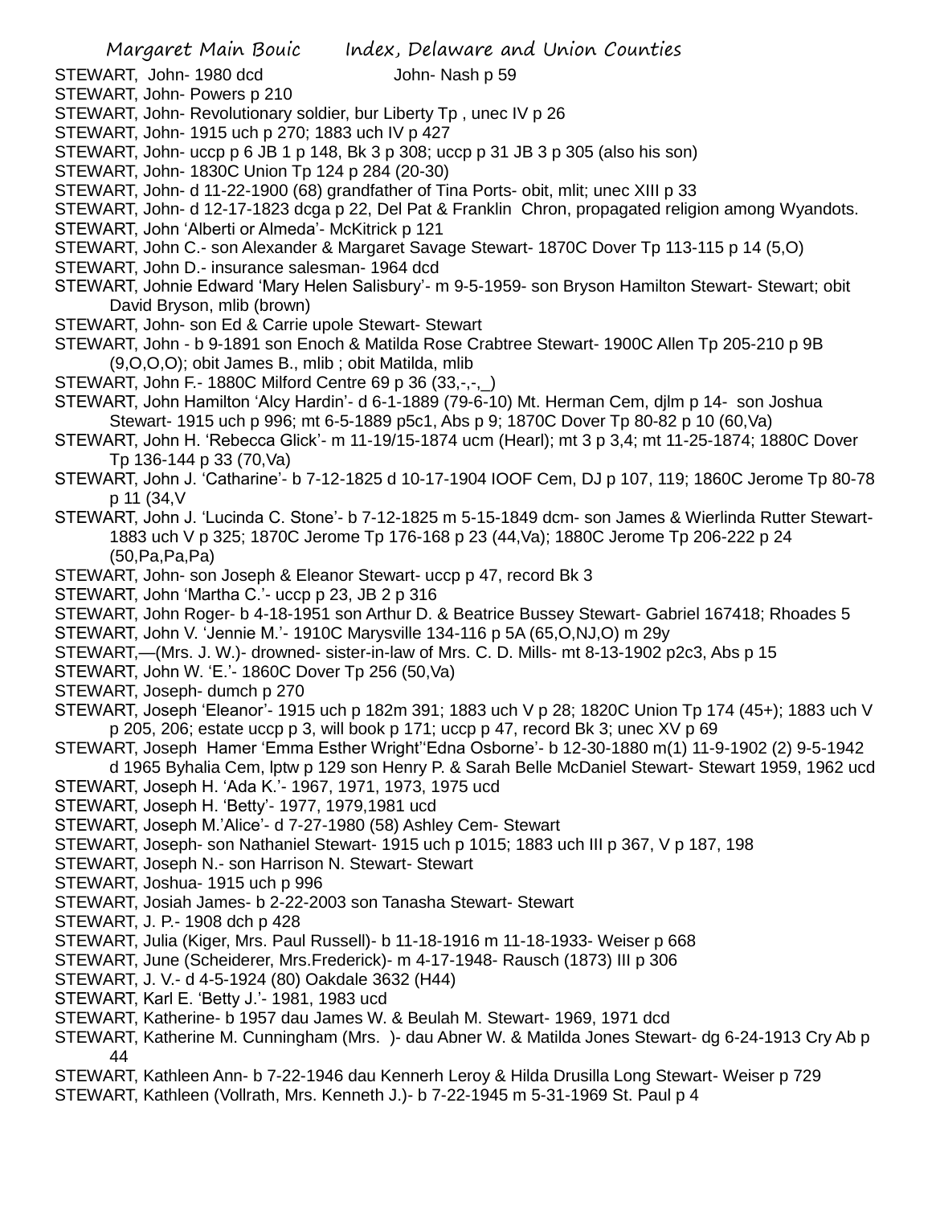STEWART, John- 1980 dcd                John- Nash p 59

STEWART, John- Powers p 210

STEWART, John- Revolutionary soldier, bur Liberty Tp , unec IV p 26

STEWART, John- 1915 uch p 270; 1883 uch IV p 427

STEWART, John- uccp p 6 JB 1 p 148, Bk 3 p 308; uccp p 31 JB 3 p 305 (also his son)

STEWART, John- 1830C Union Tp 124 p 284 (20-30)

STEWART, John- d 11-22-1900 (68) grandfather of Tina Ports- obit, mlit; unec XIII p 33

STEWART, John- d 12-17-1823 dcga p 22, Del Pat & Franklin Chron, propagated religion among Wyandots.

STEWART, John 'Alberti or Almeda'- McKitrick p 121

STEWART, John C.- son Alexander & Margaret Savage Stewart- 1870C Dover Tp 113-115 p 14 (5,O)

STEWART, John D.- insurance salesman- 1964 dcd

STEWART, Johnie Edward 'Mary Helen Salisbury'- m 9-5-1959- son Bryson Hamilton Stewart- Stewart; obit David Bryson, mlib (brown)

STEWART, John- son Ed & Carrie upole Stewart- Stewart

STEWART, John - b 9-1891 son Enoch & Matilda Rose Crabtree Stewart- 1900C Allen Tp 205-210 p 9B (9,O,O,O); obit James B., mlib ; obit Matilda, mlib

STEWART, John F.- 1880C Milford Centre 69 p 36 (33,-,-,_)

STEWART, John Hamilton 'Alcy Hardin'- d 6-1-1889 (79-6-10) Mt. Herman Cem, djlm p 14- son Joshua Stewart- 1915 uch p 996; mt 6-5-1889 p5c1, Abs p 9; 1870C Dover Tp 80-82 p 10 (60,Va)

STEWART, John H. 'Rebecca Glick'- m 11-19/15-1874 ucm (Hearl); mt 3 p 3,4; mt 11-25-1874; 1880C Dover Tp 136-144 p 33 (70,Va)

STEWART, John J. 'Catharine'- b 7-12-1825 d 10-17-1904 IOOF Cem, DJ p 107, 119; 1860C Jerome Tp 80-78 p 11 (34,V

STEWART, John J. 'Lucinda C. Stone'- b 7-12-1825 m 5-15-1849 dcm- son James & Wierlinda Rutter Stewart- 1883 uch V p 325; 1870C Jerome Tp 176-168 p 23 (44,Va); 1880C Jerome Tp 206-222 p 24 (50,Pa,Pa,Pa)

STEWART, John- son Joseph & Eleanor Stewart- uccp p 47, record Bk 3

STEWART, John 'Martha C.'- uccp p 23, JB 2 p 316

STEWART, John Roger- b 4-18-1951 son Arthur D. & Beatrice Bussey Stewart- Gabriel 167418; Rhoades 5

STEWART, John V. 'Jennie M.'- 1910C Marysville 134-116 p 5A (65,O,NJ,O) m 29y

STEWART,—(Mrs. J. W.)- drowned- sister-in-law of Mrs. C. D. Mills- mt 8-13-1902 p2c3, Abs p 15

STEWART, John W. 'E.'- 1860C Dover Tp 256 (50,Va)

STEWART, Joseph- dumch p 270

STEWART, Joseph 'Eleanor'- 1915 uch p 182m 391; 1883 uch V p 28; 1820C Union Tp 174 (45+); 1883 uch V p 205, 206; estate uccp p 3, will book p 171; uccp p 47, record Bk 3; unec XV p 69

STEWART, Joseph Hamer 'Emma Esther Wright''Edna Osborne'- b 12-30-1880 m(1) 11-9-1902 (2) 9-5-1942 d 1965 Byhalia Cem, lptw p 129 son Henry P. & Sarah Belle McDaniel Stewart- Stewart 1959, 1962 ucd

STEWART, Joseph H. 'Ada K.'- 1967, 1971, 1973, 1975 ucd

STEWART, Joseph H. 'Betty'- 1977, 1979,1981 ucd

STEWART, Joseph M.'Alice'- d 7-27-1980 (58) Ashley Cem- Stewart

STEWART, Joseph- son Nathaniel Stewart- 1915 uch p 1015; 1883 uch III p 367, V p 187, 198

STEWART, Joseph N.- son Harrison N. Stewart- Stewart

STEWART, Joshua- 1915 uch p 996

STEWART, Josiah James- b 2-22-2003 son Tanasha Stewart- Stewart

STEWART, J. P.- 1908 dch p 428

STEWART, Julia (Kiger, Mrs. Paul Russell)- b 11-18-1916 m 11-18-1933- Weiser p 668

STEWART, June (Scheiderer, Mrs.Frederick)- m 4-17-1948- Rausch (1873) III p 306

STEWART, J. V.- d 4-5-1924 (80) Oakdale 3632 (H44)

STEWART, Karl E. 'Betty J.'- 1981, 1983 ucd

STEWART, Katherine- b 1957 dau James W. & Beulah M. Stewart- 1969, 1971 dcd

STEWART, Katherine M. Cunningham (Mrs. )- dau Abner W. & Matilda Jones Stewart- dg 6-24-1913 Cry Ab p 44

STEWART, Kathleen Ann- b 7-22-1946 dau Kennerh Leroy & Hilda Drusilla Long Stewart- Weiser p 729

STEWART, Kathleen (Vollrath, Mrs. Kenneth J.)- b 7-22-1945 m 5-31-1969 St. Paul p 4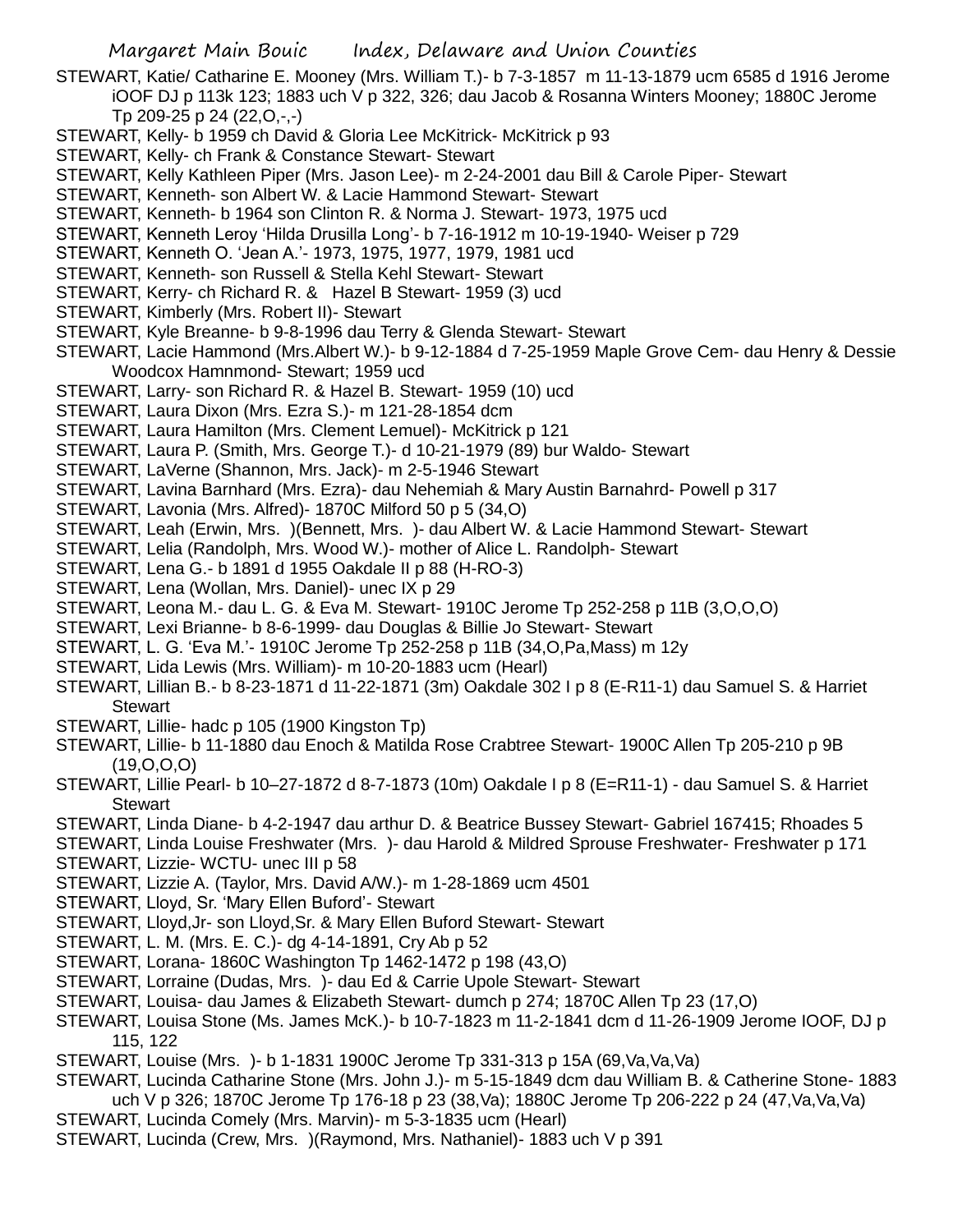STEWART, Katie/ Catharine E. Mooney (Mrs. William T.)- b 7-3-1857 m 11-13-1879 ucm 6585 d 1916 Jerome iOOF DJ p 113k 123; 1883 uch V p 322, 326; dau Jacob & Rosanna Winters Mooney; 1880C Jerome Tp 209-25 p 24 (22,O,-,-)

STEWART, Kelly- b 1959 ch David & Gloria Lee McKitrick- McKitrick p 93

STEWART, Kelly- ch Frank & Constance Stewart- Stewart

STEWART, Kelly Kathleen Piper (Mrs. Jason Lee)- m 2-24-2001 dau Bill & Carole Piper- Stewart

STEWART, Kenneth- son Albert W. & Lacie Hammond Stewart- Stewart

STEWART, Kenneth- b 1964 son Clinton R. & Norma J. Stewart- 1973, 1975 ucd

STEWART, Kenneth Leroy 'Hilda Drusilla Long'- b 7-16-1912 m 10-19-1940- Weiser p 729

STEWART, Kenneth O. 'Jean A.'- 1973, 1975, 1977, 1979, 1981 ucd

STEWART, Kenneth- son Russell & Stella Kehl Stewart- Stewart

STEWART, Kerry- ch Richard R. & Hazel B Stewart- 1959 (3) ucd

STEWART, Kimberly (Mrs. Robert II)- Stewart

STEWART, Kyle Breanne- b 9-8-1996 dau Terry & Glenda Stewart- Stewart

STEWART, Lacie Hammond (Mrs.Albert W.)- b 9-12-1884 d 7-25-1959 Maple Grove Cem- dau Henry & Dessie Woodcox Hamnmond- Stewart; 1959 ucd

STEWART, Larry- son Richard R. & Hazel B. Stewart- 1959 (10) ucd

STEWART, Laura Dixon (Mrs. Ezra S.)- m 121-28-1854 dcm

STEWART, Laura Hamilton (Mrs. Clement Lemuel)- McKitrick p 121

STEWART, Laura P. (Smith, Mrs. George T.)- d 10-21-1979 (89) bur Waldo- Stewart

STEWART, LaVerne (Shannon, Mrs. Jack)- m 2-5-1946 Stewart

STEWART, Lavina Barnhard (Mrs. Ezra)- dau Nehemiah & Mary Austin Barnahrd- Powell p 317

STEWART, Lavonia (Mrs. Alfred)- 1870C Milford 50 p 5 (34,O)

STEWART, Leah (Erwin, Mrs. )(Bennett, Mrs. )- dau Albert W. & Lacie Hammond Stewart- Stewart

STEWART, Lelia (Randolph, Mrs. Wood W.)- mother of Alice L. Randolph- Stewart

STEWART, Lena G.- b 1891 d 1955 Oakdale II p 88 (H-RO-3)

STEWART, Lena (Wollan, Mrs. Daniel)- unec IX p 29

STEWART, Leona M.- dau L. G. & Eva M. Stewart- 1910C Jerome Tp 252-258 p 11B (3,O,O,O)

STEWART, Lexi Brianne- b 8-6-1999- dau Douglas & Billie Jo Stewart- Stewart

STEWART, L. G. 'Eva M.'- 1910C Jerome Tp 252-258 p 11B (34,O,Pa,Mass) m 12y

STEWART, Lida Lewis (Mrs. William)- m 10-20-1883 ucm (Hearl)

STEWART, Lillian B.- b 8-23-1871 d 11-22-1871 (3m) Oakdale 302 I p 8 (E-R11-1) dau Samuel S. & Harriet Stewart

STEWART, Lillie- hadc p 105 (1900 Kingston Tp)

STEWART, Lillie- b 11-1880 dau Enoch & Matilda Rose Crabtree Stewart- 1900C Allen Tp 205-210 p 9B (19,O,O,O)

STEWART, Lillie Pearl- b 10–27-1872 d 8-7-1873 (10m) Oakdale I p 8 (E=R11-1) - dau Samuel S. & Harriet Stewart

STEWART, Linda Diane- b 4-2-1947 dau arthur D. & Beatrice Bussey Stewart- Gabriel 167415; Rhoades 5

STEWART, Linda Louise Freshwater (Mrs. )- dau Harold & Mildred Sprouse Freshwater- Freshwater p 171

STEWART, Lizzie- WCTU- unec III p 58

STEWART, Lizzie A. (Taylor, Mrs. David A/W.)- m 1-28-1869 ucm 4501

STEWART, Lloyd, Sr. 'Mary Ellen Buford'- Stewart

STEWART, Lloyd,Jr- son Lloyd,Sr. & Mary Ellen Buford Stewart- Stewart

STEWART, L. M. (Mrs. E. C.)- dg 4-14-1891, Cry Ab p 52

STEWART, Lorana- 1860C Washington Tp 1462-1472 p 198 (43,O)

STEWART, Lorraine (Dudas, Mrs. )- dau Ed & Carrie Upole Stewart- Stewart

STEWART, Louisa- dau James & Elizabeth Stewart- dumch p 274; 1870C Allen Tp 23 (17,O)

STEWART, Louisa Stone (Ms. James McK.)- b 10-7-1823 m 11-2-1841 dcm d 11-26-1909 Jerome IOOF, DJ p 115, 122

STEWART, Louise (Mrs. )- b 1-1831 1900C Jerome Tp 331-313 p 15A (69,Va,Va,Va)

STEWART, Lucinda Catharine Stone (Mrs. John J.)- m 5-15-1849 dcm dau William B. & Catherine Stone- 1883 uch V p 326; 1870C Jerome Tp 176-18 p 23 (38,Va); 1880C Jerome Tp 206-222 p 24 (47,Va,Va,Va)

STEWART, Lucinda Comely (Mrs. Marvin)- m 5-3-1835 ucm (Hearl)

STEWART, Lucinda (Crew, Mrs. )(Raymond, Mrs. Nathaniel)- 1883 uch V p 391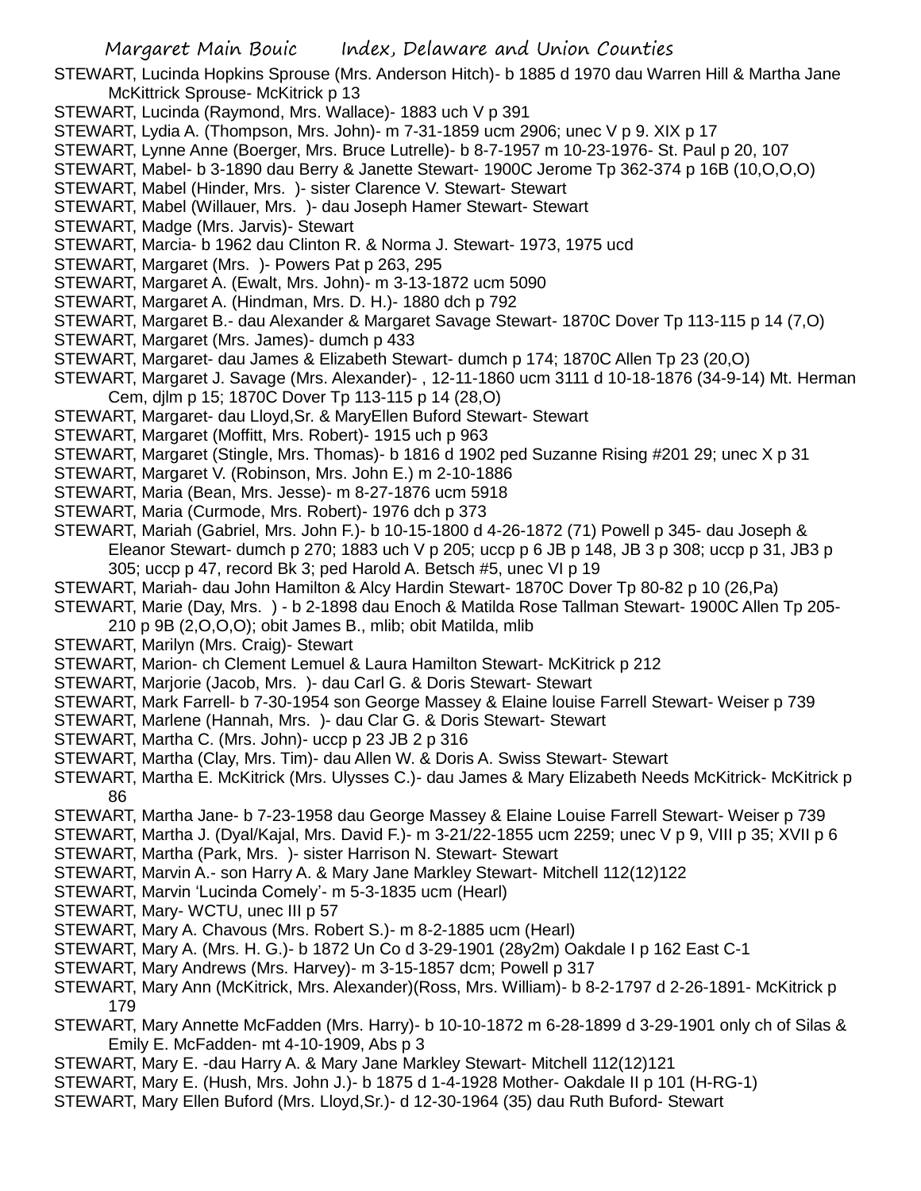STEWART, Lucinda Hopkins Sprouse (Mrs. Anderson Hitch)- b 1885 d 1970 dau Warren Hill & Martha Jane McKittrick Sprouse- McKitrick p 13

STEWART, Lucinda (Raymond, Mrs. Wallace)- 1883 uch V p 391

STEWART, Lydia A. (Thompson, Mrs. John)- m 7-31-1859 ucm 2906; unec V p 9. XIX p 17

STEWART, Lynne Anne (Boerger, Mrs. Bruce Lutrelle)- b 8-7-1957 m 10-23-1976- St. Paul p 20, 107

STEWART, Mabel- b 3-1890 dau Berry & Janette Stewart- 1900C Jerome Tp 362-374 p 16B (10,O,O,O)

STEWART, Mabel (Hinder, Mrs. )- sister Clarence V. Stewart- Stewart

STEWART, Mabel (Willauer, Mrs. )- dau Joseph Hamer Stewart- Stewart

STEWART, Madge (Mrs. Jarvis)- Stewart

STEWART, Marcia- b 1962 dau Clinton R. & Norma J. Stewart- 1973, 1975 ucd

STEWART, Margaret (Mrs. )- Powers Pat p 263, 295

STEWART, Margaret A. (Ewalt, Mrs. John)- m 3-13-1872 ucm 5090

STEWART, Margaret A. (Hindman, Mrs. D. H.)- 1880 dch p 792

STEWART, Margaret B.- dau Alexander & Margaret Savage Stewart- 1870C Dover Tp 113-115 p 14 (7,O)

STEWART, Margaret (Mrs. James)- dumch p 433

STEWART, Margaret- dau James & Elizabeth Stewart- dumch p 174; 1870C Allen Tp 23 (20,O)

STEWART, Margaret J. Savage (Mrs. Alexander)- , 12-11-1860 ucm 3111 d 10-18-1876 (34-9-14) Mt. Herman Cem, djlm p 15; 1870C Dover Tp 113-115 p 14 (28,O)

STEWART, Margaret- dau Lloyd,Sr. & MaryEllen Buford Stewart- Stewart

STEWART, Margaret (Moffitt, Mrs. Robert)- 1915 uch p 963

STEWART, Margaret (Stingle, Mrs. Thomas)- b 1816 d 1902 ped Suzanne Rising #201 29; unec X p 31

STEWART, Margaret V. (Robinson, Mrs. John E.) m 2-10-1886

STEWART, Maria (Bean, Mrs. Jesse)- m 8-27-1876 ucm 5918

STEWART, Maria (Curmode, Mrs. Robert)- 1976 dch p 373

STEWART, Mariah (Gabriel, Mrs. John F.)- b 10-15-1800 d 4-26-1872 (71) Powell p 345- dau Joseph & Eleanor Stewart- dumch p 270; 1883 uch V p 205; uccp p 6 JB p 148, JB 3 p 308; uccp p 31, JB3 p 305; uccp p 47, record Bk 3; ped Harold A. Betsch #5, unec VI p 19

STEWART, Mariah- dau John Hamilton & Alcy Hardin Stewart- 1870C Dover Tp 80-82 p 10 (26,Pa)

STEWART, Marie (Day, Mrs. ) - b 2-1898 dau Enoch & Matilda Rose Tallman Stewart- 1900C Allen Tp 205-210 p 9B (2,O,O,O); obit James B., mlib; obit Matilda, mlib

STEWART, Marilyn (Mrs. Craig)- Stewart

STEWART, Marion- ch Clement Lemuel & Laura Hamilton Stewart- McKitrick p 212

STEWART, Marjorie (Jacob, Mrs. )- dau Carl G. & Doris Stewart- Stewart

STEWART, Mark Farrell- b 7-30-1954 son George Massey & Elaine louise Farrell Stewart- Weiser p 739

STEWART, Marlene (Hannah, Mrs. )- dau Clar G. & Doris Stewart- Stewart

STEWART, Martha C. (Mrs. John)- uccp p 23 JB 2 p 316

STEWART, Martha (Clay, Mrs. Tim)- dau Allen W. & Doris A. Swiss Stewart- Stewart

STEWART, Martha E. McKitrick (Mrs. Ulysses C.)- dau James & Mary Elizabeth Needs McKitrick- McKitrick p 86

STEWART, Martha Jane- b 7-23-1958 dau George Massey & Elaine Louise Farrell Stewart- Weiser p 739

STEWART, Martha J. (Dyal/Kajal, Mrs. David F.)- m 3-21/22-1855 ucm 2259; unec V p 9, VIII p 35; XVII p 6

STEWART, Martha (Park, Mrs. )- sister Harrison N. Stewart- Stewart

STEWART, Marvin A.- son Harry A. & Mary Jane Markley Stewart- Mitchell 112(12)122

STEWART, Marvin 'Lucinda Comely'- m 5-3-1835 ucm (Hearl)

STEWART, Mary- WCTU, unec III p 57

STEWART, Mary A. Chavous (Mrs. Robert S.)- m 8-2-1885 ucm (Hearl)

STEWART, Mary A. (Mrs. H. G.)- b 1872 Un Co d 3-29-1901 (28y2m) Oakdale I p 162 East C-1

STEWART, Mary Andrews (Mrs. Harvey)- m 3-15-1857 dcm; Powell p 317

STEWART, Mary Ann (McKitrick, Mrs. Alexander)(Ross, Mrs. William)- b 8-2-1797 d 2-26-1891- McKitrick p 179

STEWART, Mary Annette McFadden (Mrs. Harry)- b 10-10-1872 m 6-28-1899 d 3-29-1901 only ch of Silas & Emily E. McFadden- mt 4-10-1909, Abs p 3

STEWART, Mary E. -dau Harry A. & Mary Jane Markley Stewart- Mitchell 112(12)121

STEWART, Mary E. (Hush, Mrs. John J.)- b 1875 d 1-4-1928 Mother- Oakdale II p 101 (H-RG-1)

STEWART, Mary Ellen Buford (Mrs. Lloyd,Sr.)- d 12-30-1964 (35) dau Ruth Buford- Stewart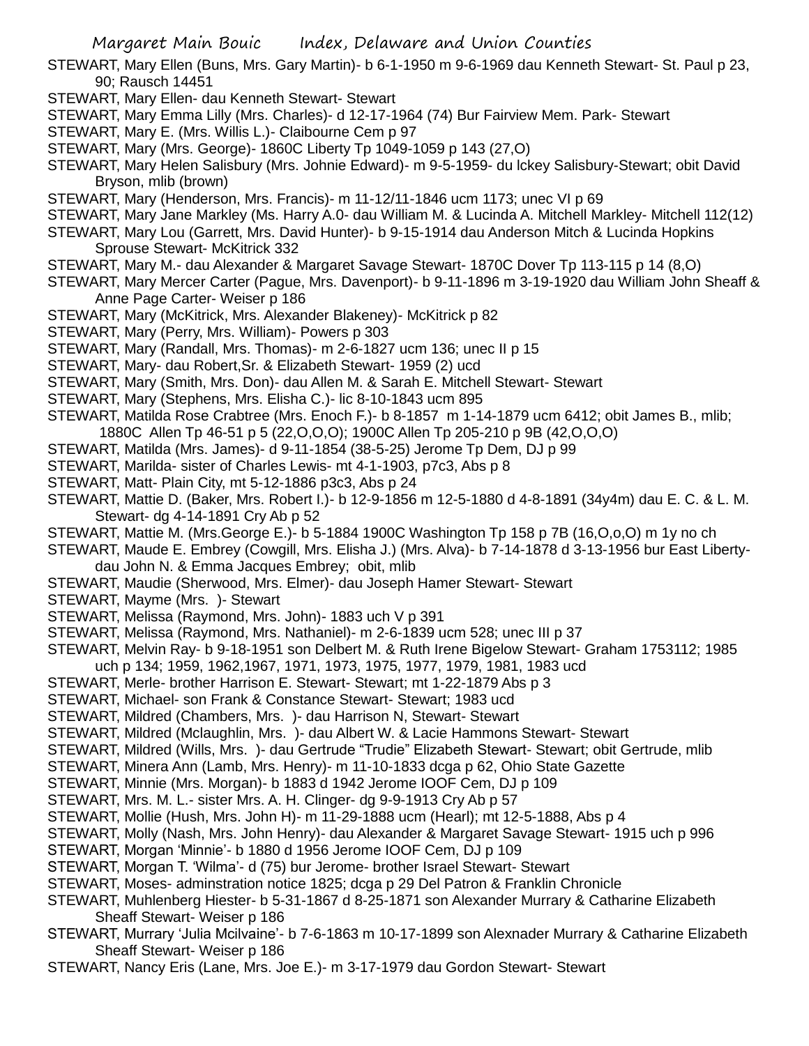STEWART, Mary Ellen (Buns, Mrs. Gary Martin)- b 6-1-1950 m 9-6-1969 dau Kenneth Stewart- St. Paul p 23, 90; Rausch 14451

STEWART, Mary Ellen- dau Kenneth Stewart- Stewart

STEWART, Mary Emma Lilly (Mrs. Charles)- d 12-17-1964 (74) Bur Fairview Mem. Park- Stewart

STEWART, Mary E. (Mrs. Willis L.)- Claibourne Cem p 97

STEWART, Mary (Mrs. George)- 1860C Liberty Tp 1049-1059 p 143 (27,O)

STEWART, Mary Helen Salisbury (Mrs. Johnie Edward)- m 9-5-1959- du lckey Salisbury-Stewart; obit David Bryson, mlib (brown)

STEWART, Mary (Henderson, Mrs. Francis)- m 11-12/11-1846 ucm 1173; unec VI p 69

STEWART, Mary Jane Markley (Ms. Harry A.0- dau William M. & Lucinda A. Mitchell Markley- Mitchell 112(12)

STEWART, Mary Lou (Garrett, Mrs. David Hunter)- b 9-15-1914 dau Anderson Mitch & Lucinda Hopkins Sprouse Stewart- McKitrick 332

STEWART, Mary M.- dau Alexander & Margaret Savage Stewart- 1870C Dover Tp 113-115 p 14 (8,O)

STEWART, Mary Mercer Carter (Pague, Mrs. Davenport)- b 9-11-1896 m 3-19-1920 dau William John Sheaff & Anne Page Carter- Weiser p 186

STEWART, Mary (McKitrick, Mrs. Alexander Blakeney)- McKitrick p 82

STEWART, Mary (Perry, Mrs. William)- Powers p 303

STEWART, Mary (Randall, Mrs. Thomas)- m 2-6-1827 ucm 136; unec II p 15

STEWART, Mary- dau Robert,Sr. & Elizabeth Stewart- 1959 (2) ucd

STEWART, Mary (Smith, Mrs. Don)- dau Allen M. & Sarah E. Mitchell Stewart- Stewart

STEWART, Mary (Stephens, Mrs. Elisha C.)- lic 8-10-1843 ucm 895

STEWART, Matilda Rose Crabtree (Mrs. Enoch F.)- b 8-1857 m 1-14-1879 ucm 6412; obit James B., mlib; 1880C Allen Tp 46-51 p 5 (22,O,O,O); 1900C Allen Tp 205-210 p 9B (42,O,O,O)

STEWART, Matilda (Mrs. James)- d 9-11-1854 (38-5-25) Jerome Tp Dem, DJ p 99

STEWART, Marilda- sister of Charles Lewis- mt 4-1-1903, p7c3, Abs p 8

STEWART, Matt- Plain City, mt 5-12-1886 p3c3, Abs p 24

STEWART, Mattie D. (Baker, Mrs. Robert I.)- b 12-9-1856 m 12-5-1880 d 4-8-1891 (34y4m) dau E. C. & L. M. Stewart- dg 4-14-1891 Cry Ab p 52

STEWART, Mattie M. (Mrs.George E.)- b 5-1884 1900C Washington Tp 158 p 7B (16,O,o,O) m 1y no ch

STEWART, Maude E. Embrey (Cowgill, Mrs. Elisha J.) (Mrs. Alva)- b 7-14-1878 d 3-13-1956 bur East Liberty- dau John N. & Emma Jacques Embrey; obit, mlib

STEWART, Maudie (Sherwood, Mrs. Elmer)- dau Joseph Hamer Stewart- Stewart

STEWART, Mayme (Mrs. )- Stewart

STEWART, Melissa (Raymond, Mrs. John)- 1883 uch V p 391

STEWART, Melissa (Raymond, Mrs. Nathaniel)- m 2-6-1839 ucm 528; unec III p 37

STEWART, Melvin Ray- b 9-18-1951 son Delbert M. & Ruth Irene Bigelow Stewart- Graham 1753112; 1985 uch p 134; 1959, 1962,1967, 1971, 1973, 1975, 1977, 1979, 1981, 1983 ucd

STEWART, Merle- brother Harrison E. Stewart- Stewart; mt 1-22-1879 Abs p 3

STEWART, Michael- son Frank & Constance Stewart- Stewart; 1983 ucd

STEWART, Mildred (Chambers, Mrs. )- dau Harrison N, Stewart- Stewart

STEWART, Mildred (Mclaughlin, Mrs. )- dau Albert W. & Lacie Hammons Stewart- Stewart

STEWART, Mildred (Wills, Mrs. )- dau Gertrude "Trudie" Elizabeth Stewart- Stewart; obit Gertrude, mlib

STEWART, Minera Ann (Lamb, Mrs. Henry)- m 11-10-1833 dcga p 62, Ohio State Gazette

STEWART, Minnie (Mrs. Morgan)- b 1883 d 1942 Jerome IOOF Cem, DJ p 109

STEWART, Mrs. M. L.- sister Mrs. A. H. Clinger- dg 9-9-1913 Cry Ab p 57

STEWART, Mollie (Hush, Mrs. John H)- m 11-29-1888 ucm (Hearl); mt 12-5-1888, Abs p 4

STEWART, Molly (Nash, Mrs. John Henry)- dau Alexander & Margaret Savage Stewart- 1915 uch p 996

STEWART, Morgan 'Minnie'- b 1880 d 1956 Jerome IOOF Cem, DJ p 109

STEWART, Morgan T. 'Wilma'- d (75) bur Jerome- brother Israel Stewart- Stewart

STEWART, Moses- adminstration notice 1825; dcga p 29 Del Patron & Franklin Chronicle

STEWART, Muhlenberg Hiester- b 5-31-1867 d 8-25-1871 son Alexander Murrary & Catharine Elizabeth Sheaff Stewart- Weiser p 186

STEWART, Murrary 'Julia Mcilvaine'- b 7-6-1863 m 10-17-1899 son Alexnader Murrary & Catharine Elizabeth Sheaff Stewart- Weiser p 186

STEWART, Nancy Eris (Lane, Mrs. Joe E.)- m 3-17-1979 dau Gordon Stewart- Stewart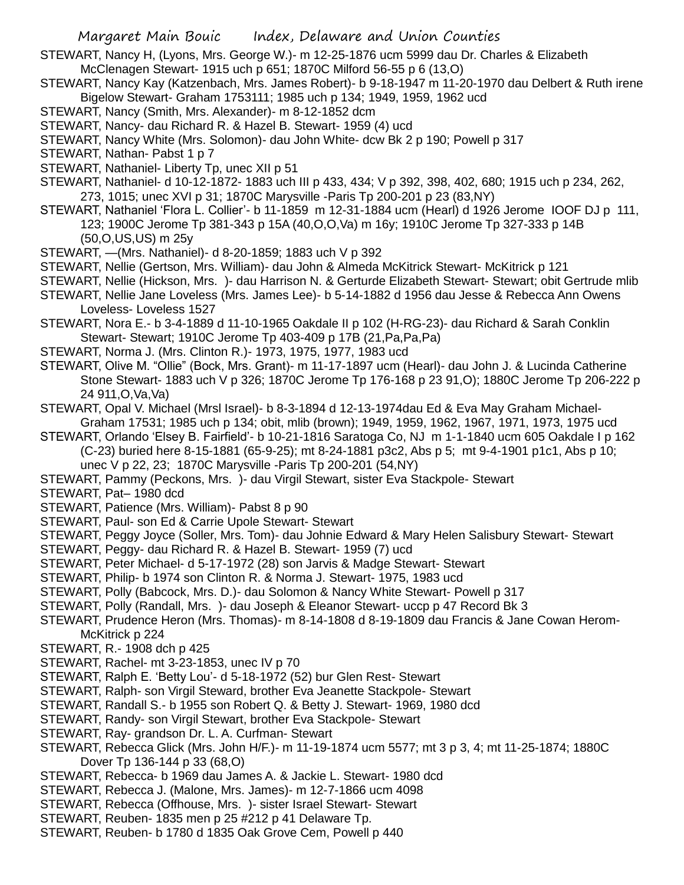STEWART, Nancy H, (Lyons, Mrs. George W.)- m 12-25-1876 ucm 5999 dau Dr. Charles & Elizabeth McClenagen Stewart- 1915 uch p 651; 1870C Milford 56-55 p 6 (13,O)

STEWART, Nancy Kay (Katzenbach, Mrs. James Robert)- b 9-18-1947 m 11-20-1970 dau Delbert & Ruth irene Bigelow Stewart- Graham 1753111; 1985 uch p 134; 1949, 1959, 1962 ucd

STEWART, Nancy (Smith, Mrs. Alexander)- m 8-12-1852 dcm

STEWART, Nancy- dau Richard R. & Hazel B. Stewart- 1959 (4) ucd

STEWART, Nancy White (Mrs. Solomon)- dau John White- dcw Bk 2 p 190; Powell p 317

STEWART, Nathan- Pabst 1 p 7

STEWART, Nathaniel- Liberty Tp, unec XII p 51

STEWART, Nathaniel- d 10-12-1872- 1883 uch III p 433, 434; V p 392, 398, 402, 680; 1915 uch p 234, 262, 273, 1015; unec XVI p 31; 1870C Marysville -Paris Tp 200-201 p 23 (83,NY)

STEWART, Nathaniel 'Flora L. Collier'- b 11-1859 m 12-31-1884 ucm (Hearl) d 1926 Jerome IOOF DJ p 111, 123; 1900C Jerome Tp 381-343 p 15A (40,O,O,Va) m 16y; 1910C Jerome Tp 327-333 p 14B (50,O,US,US) m 25y

STEWART, —(Mrs. Nathaniel)- d 8-20-1859; 1883 uch V p 392

STEWART, Nellie (Gertson, Mrs. William)- dau John & Almeda McKitrick Stewart- McKitrick p 121

STEWART, Nellie (Hickson, Mrs. )- dau Harrison N. & Gerturde Elizabeth Stewart- Stewart; obit Gertrude mlib

STEWART, Nellie Jane Loveless (Mrs. James Lee)- b 5-14-1882 d 1956 dau Jesse & Rebecca Ann Owens Loveless- Loveless 1527

STEWART, Nora E.- b 3-4-1889 d 11-10-1965 Oakdale II p 102 (H-RG-23)- dau Richard & Sarah Conklin Stewart- Stewart; 1910C Jerome Tp 403-409 p 17B (21,Pa,Pa,Pa)

STEWART, Norma J. (Mrs. Clinton R.)- 1973, 1975, 1977, 1983 ucd

STEWART, Olive M. "Ollie" (Bock, Mrs. Grant)- m 11-17-1897 ucm (Hearl)- dau John J. & Lucinda Catherine Stone Stewart- 1883 uch V p 326; 1870C Jerome Tp 176-168 p 23 91,O); 1880C Jerome Tp 206-222 p 24 911,O,Va,Va)

STEWART, Opal V. Michael (Mrsl Israel)- b 8-3-1894 d 12-13-1974dau Ed & Eva May Graham Michael- Graham 17531; 1985 uch p 134; obit, mlib (brown); 1949, 1959, 1962, 1967, 1971, 1973, 1975 ucd

STEWART, Orlando 'Elsey B. Fairfield'- b 10-21-1816 Saratoga Co, NJ m 1-1-1840 ucm 605 Oakdale I p 162 (C-23) buried here 8-15-1881 (65-9-25); mt 8-24-1881 p3c2, Abs p 5; mt 9-4-1901 p1c1, Abs p 10; unec V p 22, 23; 1870C Marysville -Paris Tp 200-201 (54,NY)

STEWART, Pammy (Peckons, Mrs. )- dau Virgil Stewart, sister Eva Stackpole- Stewart

STEWART, Pat– 1980 dcd

STEWART, Patience (Mrs. William)- Pabst 8 p 90

STEWART, Paul- son Ed & Carrie Upole Stewart- Stewart

STEWART, Peggy Joyce (Soller, Mrs. Tom)- dau Johnie Edward & Mary Helen Salisbury Stewart- Stewart

STEWART, Peggy- dau Richard R. & Hazel B. Stewart- 1959 (7) ucd

STEWART, Peter Michael- d 5-17-1972 (28) son Jarvis & Madge Stewart- Stewart

STEWART, Philip- b 1974 son Clinton R. & Norma J. Stewart- 1975, 1983 ucd

STEWART, Polly (Babcock, Mrs. D.)- dau Solomon & Nancy White Stewart- Powell p 317

STEWART, Polly (Randall, Mrs. )- dau Joseph & Eleanor Stewart- uccp p 47 Record Bk 3

STEWART, Prudence Heron (Mrs. Thomas)- m 8-14-1808 d 8-19-1809 dau Francis & Jane Cowan Herom- McKitrick p 224

STEWART, R.- 1908 dch p 425

STEWART, Rachel- mt 3-23-1853, unec IV p 70

STEWART, Ralph E. 'Betty Lou'- d 5-18-1972 (52) bur Glen Rest- Stewart

STEWART, Ralph- son Virgil Steward, brother Eva Jeanette Stackpole- Stewart

STEWART, Randall S.- b 1955 son Robert Q. & Betty J. Stewart- 1969, 1980 dcd

STEWART, Randy- son Virgil Stewart, brother Eva Stackpole- Stewart

STEWART, Ray- grandson Dr. L. A. Curfman- Stewart

STEWART, Rebecca Glick (Mrs. John H/F.)- m 11-19-1874 ucm 5577; mt 3 p 3, 4; mt 11-25-1874; 1880C Dover Tp 136-144 p 33 (68,O)

STEWART, Rebecca- b 1969 dau James A. & Jackie L. Stewart- 1980 dcd

STEWART, Rebecca J. (Malone, Mrs. James)- m 12-7-1866 ucm 4098

STEWART, Rebecca (Offhouse, Mrs. )- sister Israel Stewart- Stewart

STEWART, Reuben- 1835 men p 25 #212 p 41 Delaware Tp.

STEWART, Reuben- b 1780 d 1835 Oak Grove Cem, Powell p 440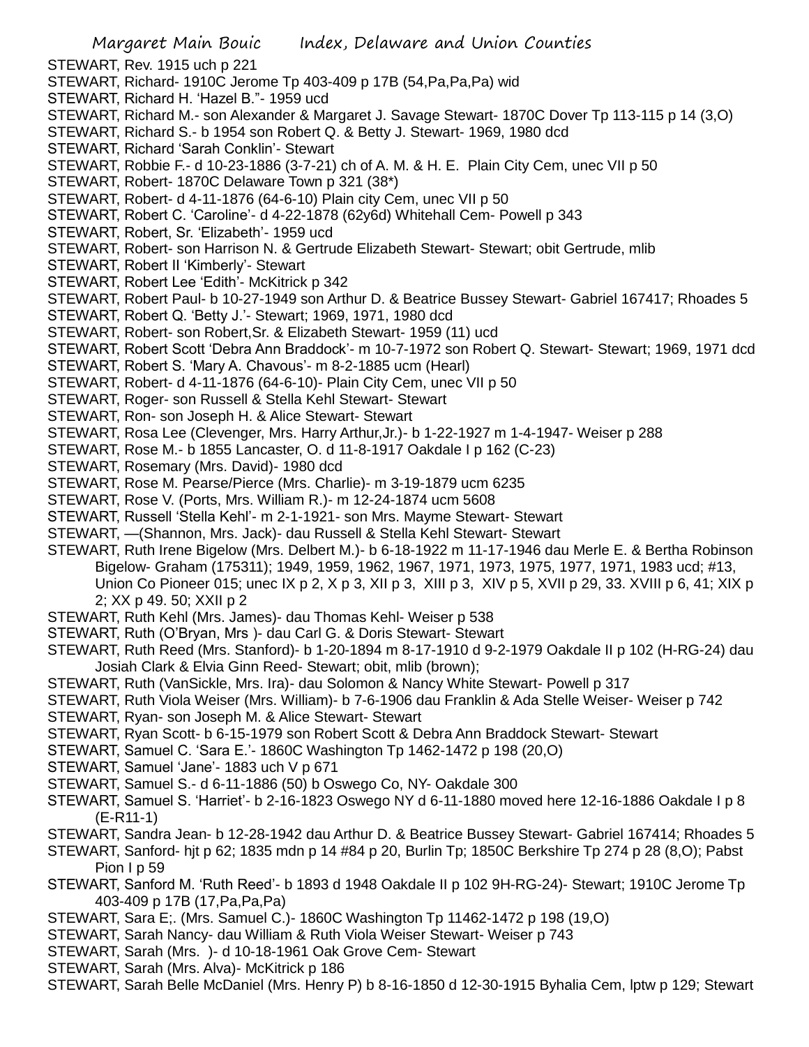STEWART, Rev. 1915 uch p 221

STEWART, Richard- 1910C Jerome Tp 403-409 p 17B (54,Pa,Pa,Pa) wid

STEWART, Richard H. 'Hazel B."- 1959 ucd

STEWART, Richard M.- son Alexander & Margaret J. Savage Stewart- 1870C Dover Tp 113-115 p 14 (3,O)

STEWART, Richard S.- b 1954 son Robert Q. & Betty J. Stewart- 1969, 1980 dcd

STEWART, Richard 'Sarah Conklin'- Stewart

STEWART, Robbie F.- d 10-23-1886 (3-7-21) ch of A. M. & H. E. Plain City Cem, unec VII p 50

STEWART, Robert- 1870C Delaware Town p 321 (38*)

STEWART, Robert- d 4-11-1876 (64-6-10) Plain city Cem, unec VII p 50

STEWART, Robert C. 'Caroline'- d 4-22-1878 (62y6d) Whitehall Cem- Powell p 343

STEWART, Robert, Sr. 'Elizabeth'- 1959 ucd

STEWART, Robert- son Harrison N. & Gertrude Elizabeth Stewart- Stewart; obit Gertrude, mlib

STEWART, Robert II 'Kimberly'- Stewart

STEWART, Robert Lee 'Edith'- McKitrick p 342

STEWART, Robert Paul- b 10-27-1949 son Arthur D. & Beatrice Bussey Stewart- Gabriel 167417; Rhoades 5

STEWART, Robert Q. 'Betty J.'- Stewart; 1969, 1971, 1980 dcd

STEWART, Robert- son Robert,Sr. & Elizabeth Stewart- 1959 (11) ucd

STEWART, Robert Scott 'Debra Ann Braddock'- m 10-7-1972 son Robert Q. Stewart- Stewart; 1969, 1971 dcd

STEWART, Robert S. 'Mary A. Chavous'- m 8-2-1885 ucm (Hearl)

STEWART, Robert- d 4-11-1876 (64-6-10)- Plain City Cem, unec VII p 50

STEWART, Roger- son Russell & Stella Kehl Stewart- Stewart

STEWART, Ron- son Joseph H. & Alice Stewart- Stewart

STEWART, Rosa Lee (Clevenger, Mrs. Harry Arthur,Jr.)- b 1-22-1927 m 1-4-1947- Weiser p 288

STEWART, Rose M.- b 1855 Lancaster, O. d 11-8-1917 Oakdale I p 162 (C-23)

STEWART, Rosemary (Mrs. David)- 1980 dcd

STEWART, Rose M. Pearse/Pierce (Mrs. Charlie)- m 3-19-1879 ucm 6235

STEWART, Rose V. (Ports, Mrs. William R.)- m 12-24-1874 ucm 5608

STEWART, Russell 'Stella Kehl'- m 2-1-1921- son Mrs. Mayme Stewart- Stewart

STEWART, —(Shannon, Mrs. Jack)- dau Russell & Stella Kehl Stewart- Stewart

STEWART, Ruth Irene Bigelow (Mrs. Delbert M.)- b 6-18-1922 m 11-17-1946 dau Merle E. & Bertha Robinson Bigelow- Graham (175311); 1949, 1959, 1962, 1967, 1971, 1973, 1975, 1977, 1971, 1983 ucd; #13, Union Co Pioneer 015; unec IX p 2, X p 3, XII p 3, XIII p 3, XIV p 5, XVII p 29, 33. XVIII p 6, 41; XIX p 2; XX p 49. 50; XXII p 2

STEWART, Ruth Kehl (Mrs. James)- dau Thomas Kehl- Weiser p 538

STEWART, Ruth (O'Bryan, Mrs )- dau Carl G. & Doris Stewart- Stewart

STEWART, Ruth Reed (Mrs. Stanford)- b 1-20-1894 m 8-17-1910 d 9-2-1979 Oakdale II p 102 (H-RG-24) dau Josiah Clark & Elvia Ginn Reed- Stewart; obit, mlib (brown);

STEWART, Ruth (VanSickle, Mrs. Ira)- dau Solomon & Nancy White Stewart- Powell p 317

STEWART, Ruth Viola Weiser (Mrs. William)- b 7-6-1906 dau Franklin & Ada Stelle Weiser- Weiser p 742

STEWART, Ryan- son Joseph M. & Alice Stewart- Stewart

STEWART, Ryan Scott- b 6-15-1979 son Robert Scott & Debra Ann Braddock Stewart- Stewart

STEWART, Samuel C. 'Sara E.'- 1860C Washington Tp 1462-1472 p 198 (20,O)

STEWART, Samuel 'Jane'- 1883 uch V p 671

STEWART, Samuel S.- d 6-11-1886 (50) b Oswego Co, NY- Oakdale 300

STEWART, Samuel S. 'Harriet'- b 2-16-1823 Oswego NY d 6-11-1880 moved here 12-16-1886 Oakdale I p 8 (E-R11-1)

STEWART, Sandra Jean- b 12-28-1942 dau Arthur D. & Beatrice Bussey Stewart- Gabriel 167414; Rhoades 5

STEWART, Sanford- hjt p 62; 1835 mdn p 14 #84 p 20, Burlin Tp; 1850C Berkshire Tp 274 p 28 (8,O); Pabst Pion I p 59

STEWART, Sanford M. 'Ruth Reed'- b 1893 d 1948 Oakdale II p 102 9H-RG-24)- Stewart; 1910C Jerome Tp 403-409 p 17B (17,Pa,Pa,Pa)

STEWART, Sara E;. (Mrs. Samuel C.)- 1860C Washington Tp 11462-1472 p 198 (19,O)

STEWART, Sarah Nancy- dau William & Ruth Viola Weiser Stewart- Weiser p 743

STEWART, Sarah (Mrs. )- d 10-18-1961 Oak Grove Cem- Stewart

STEWART, Sarah (Mrs. Alva)- McKitrick p 186

STEWART, Sarah Belle McDaniel (Mrs. Henry P) b 8-16-1850 d 12-30-1915 Byhalia Cem, lptw p 129; Stewart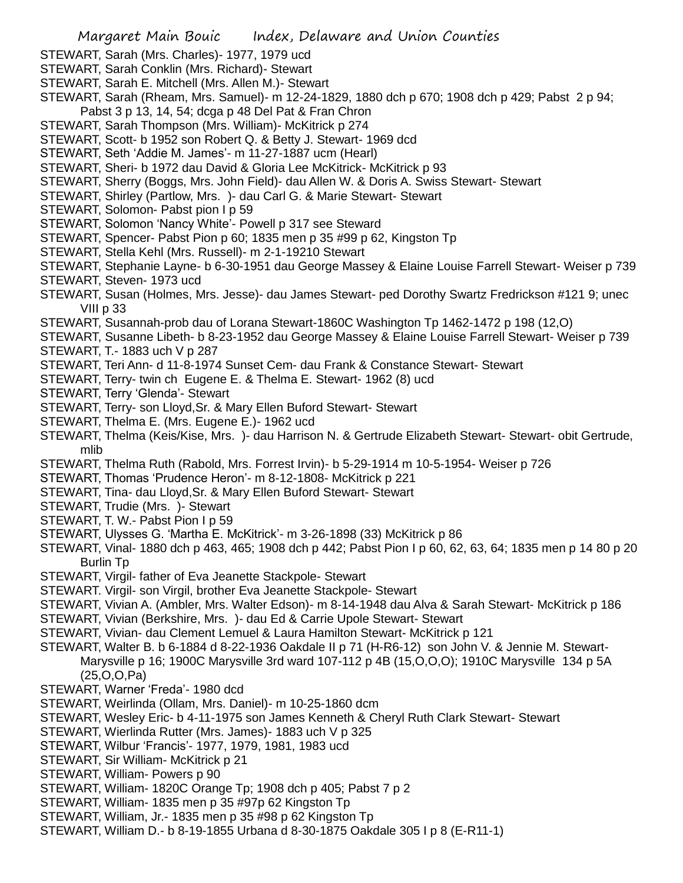STEWART, Sarah (Mrs. Charles)- 1977, 1979 ucd
STEWART, Sarah Conklin (Mrs. Richard)- Stewart
STEWART, Sarah E. Mitchell (Mrs. Allen M.)- Stewart
STEWART, Sarah (Rheam, Mrs. Samuel)- m 12-24-1829, 1880 dch p 670; 1908 dch p 429; Pabst 2 p 94; Pabst 3 p 13, 14, 54; dcga p 48 Del Pat & Fran Chron
STEWART, Sarah Thompson (Mrs. William)- McKitrick p 274
STEWART, Scott- b 1952 son Robert Q. & Betty J. Stewart- 1969 dcd
STEWART, Seth 'Addie M. James'- m 11-27-1887 ucm (Hearl)
STEWART, Sheri- b 1972 dau David & Gloria Lee McKitrick- McKitrick p 93
STEWART, Sherry (Boggs, Mrs. John Field)- dau Allen W. & Doris A. Swiss Stewart- Stewart
STEWART, Shirley (Partlow, Mrs. )- dau Carl G. & Marie Stewart- Stewart
STEWART, Solomon- Pabst pion I p 59
STEWART, Solomon 'Nancy White'- Powell p 317 see Steward
STEWART, Spencer- Pabst Pion p 60; 1835 men p 35 #99 p 62, Kingston Tp
STEWART, Stella Kehl (Mrs. Russell)- m 2-1-19210 Stewart
STEWART, Stephanie Layne- b 6-30-1951 dau George Massey & Elaine Louise Farrell Stewart- Weiser p 739
STEWART, Steven- 1973 ucd
STEWART, Susan (Holmes, Mrs. Jesse)- dau James Stewart- ped Dorothy Swartz Fredrickson #121 9; unec VIII p 33
STEWART, Susannah-prob dau of Lorana Stewart-1860C Washington Tp 1462-1472 p 198 (12,O)
STEWART, Susanne Libeth- b 8-23-1952 dau George Massey & Elaine Louise Farrell Stewart- Weiser p 739
STEWART, T.- 1883 uch V p 287
STEWART, Teri Ann- d 11-8-1974 Sunset Cem- dau Frank & Constance Stewart- Stewart
STEWART, Terry- twin ch Eugene E. & Thelma E. Stewart- 1962 (8) ucd
STEWART, Terry 'Glenda'- Stewart
STEWART, Terry- son Lloyd,Sr. & Mary Ellen Buford Stewart- Stewart
STEWART, Thelma E. (Mrs. Eugene E.)- 1962 ucd
STEWART, Thelma (Keis/Kise, Mrs. )- dau Harrison N. & Gertrude Elizabeth Stewart- Stewart- obit Gertrude, mlib
STEWART, Thelma Ruth (Rabold, Mrs. Forrest Irvin)- b 5-29-1914 m 10-5-1954- Weiser p 726
STEWART, Thomas 'Prudence Heron'- m 8-12-1808- McKitrick p 221
STEWART, Tina- dau Lloyd,Sr. & Mary Ellen Buford Stewart- Stewart
STEWART, Trudie (Mrs. )- Stewart
STEWART, T. W.- Pabst Pion I p 59
STEWART, Ulysses G. 'Martha E. McKitrick'- m 3-26-1898 (33) McKitrick p 86
STEWART, Vinal- 1880 dch p 463, 465; 1908 dch p 442; Pabst Pion I p 60, 62, 63, 64; 1835 men p 14 80 p 20 Burlin Tp
STEWART, Virgil- father of Eva Jeanette Stackpole- Stewart
STEWART. Virgil- son Virgil, brother Eva Jeanette Stackpole- Stewart
STEWART, Vivian A. (Ambler, Mrs. Walter Edson)- m 8-14-1948 dau Alva & Sarah Stewart- McKitrick p 186
STEWART, Vivian (Berkshire, Mrs. )- dau Ed & Carrie Upole Stewart- Stewart
STEWART, Vivian- dau Clement Lemuel & Laura Hamilton Stewart- McKitrick p 121
STEWART, Walter B. b 6-1884 d 8-22-1936 Oakdale II p 71 (H-R6-12) son John V. & Jennie M. Stewart- Marysville p 16; 1900C Marysville 3rd ward 107-112 p 4B (15,O,O,O); 1910C Marysville 134 p 5A (25,O,O,Pa)
STEWART, Warner 'Freda'- 1980 dcd
STEWART, Weirlinda (Ollam, Mrs. Daniel)- m 10-25-1860 dcm
STEWART, Wesley Eric- b 4-11-1975 son James Kenneth & Cheryl Ruth Clark Stewart- Stewart
STEWART, Wierlinda Rutter (Mrs. James)- 1883 uch V p 325
STEWART, Wilbur 'Francis'- 1977, 1979, 1981, 1983 ucd
STEWART, Sir William- McKitrick p 21
STEWART, William- Powers p 90
STEWART, William- 1820C Orange Tp; 1908 dch p 405; Pabst 7 p 2
STEWART, William- 1835 men p 35 #97p 62 Kingston Tp
STEWART, William, Jr.- 1835 men p 35 #98 p 62 Kingston Tp
STEWART, William D.- b 8-19-1855 Urbana d 8-30-1875 Oakdale 305 I p 8 (E-R11-1)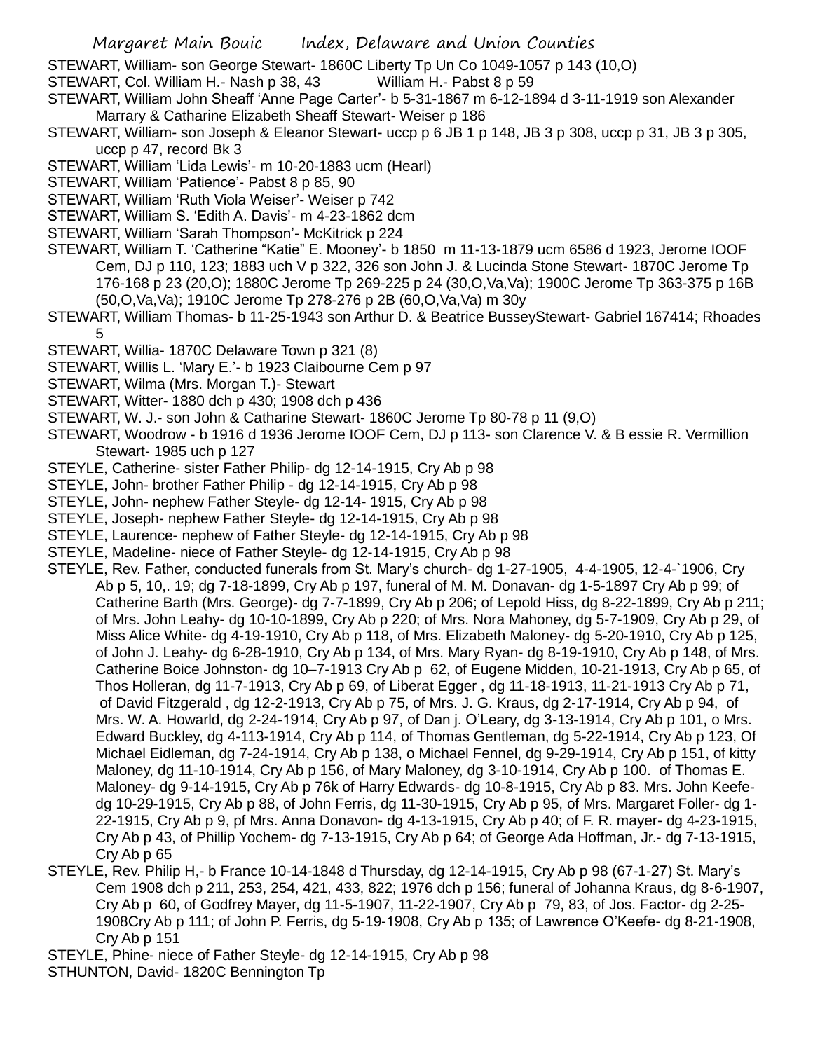STEWART, William- son George Stewart- 1860C Liberty Tp Un Co 1049-1057 p 143 (10,O)

STEWART, Col. William H.- Nash p 38, 43 William H.- Pabst 8 p 59

STEWART, William John Sheaff 'Anne Page Carter'- b 5-31-1867 m 6-12-1894 d 3-11-1919 son Alexander Marrary & Catharine Elizabeth Sheaff Stewart- Weiser p 186

STEWART, William- son Joseph & Eleanor Stewart- uccp p 6 JB 1 p 148, JB 3 p 308, uccp p 31, JB 3 p 305, uccp p 47, record Bk 3

STEWART, William 'Lida Lewis'- m 10-20-1883 ucm (Hearl)

STEWART, William 'Patience'- Pabst 8 p 85, 90

STEWART, William 'Ruth Viola Weiser'- Weiser p 742

STEWART, William S. 'Edith A. Davis'- m 4-23-1862 dcm

STEWART, William 'Sarah Thompson'- McKitrick p 224

STEWART, William T. 'Catherine "Katie" E. Mooney'- b 1850 m 11-13-1879 ucm 6586 d 1923, Jerome IOOF Cem, DJ p 110, 123; 1883 uch V p 322, 326 son John J. & Lucinda Stone Stewart- 1870C Jerome Tp 176-168 p 23 (20,O); 1880C Jerome Tp 269-225 p 24 (30,O,Va,Va); 1900C Jerome Tp 363-375 p 16B (50,O,Va,Va); 1910C Jerome Tp 278-276 p 2B (60,O,Va,Va) m 30y

STEWART, William Thomas- b 11-25-1943 son Arthur D. & Beatrice BusseyStewart- Gabriel 167414; Rhoades 5

STEWART, Willia- 1870C Delaware Town p 321 (8)

STEWART, Willis L. 'Mary E.'- b 1923 Claibourne Cem p 97

STEWART, Wilma (Mrs. Morgan T.)- Stewart

STEWART, Witter- 1880 dch p 430; 1908 dch p 436

STEWART, W. J.- son John & Catharine Stewart- 1860C Jerome Tp 80-78 p 11 (9,O)

STEWART, Woodrow - b 1916 d 1936 Jerome IOOF Cem, DJ p 113- son Clarence V. & B essie R. Vermillion Stewart- 1985 uch p 127

STEYLE, Catherine- sister Father Philip- dg 12-14-1915, Cry Ab p 98

STEYLE, John- brother Father Philip - dg 12-14-1915, Cry Ab p 98

STEYLE, John- nephew Father Steyle- dg 12-14- 1915, Cry Ab p 98

STEYLE, Joseph- nephew Father Steyle- dg 12-14-1915, Cry Ab p 98

STEYLE, Laurence- nephew of Father Steyle- dg 12-14-1915, Cry Ab p 98

STEYLE, Madeline- niece of Father Steyle- dg 12-14-1915, Cry Ab p 98

STEYLE, Rev. Father, conducted funerals from St. Mary's church- dg 1-27-1905, 4-4-1905, 12-4-`1906, Cry Ab p 5, 10,. 19; dg 7-18-1899, Cry Ab p 197, funeral of M. M. Donavan- dg 1-5-1897 Cry Ab p 99; of Catherine Barth (Mrs. George)- dg 7-7-1899, Cry Ab p 206; of Lepold Hiss, dg 8-22-1899, Cry Ab p 211; of Mrs. John Leahy- dg 10-10-1899, Cry Ab p 220; of Mrs. Nora Mahoney, dg 5-7-1909, Cry Ab p 29, of Miss Alice White- dg 4-19-1910, Cry Ab p 118, of Mrs. Elizabeth Maloney- dg 5-20-1910, Cry Ab p 125, of John J. Leahy- dg 6-28-1910, Cry Ab p 134, of Mrs. Mary Ryan- dg 8-19-1910, Cry Ab p 148, of Mrs. Catherine Boice Johnston- dg 10–7-1913 Cry Ab p 62, of Eugene Midden, 10-21-1913, Cry Ab p 65, of Thos Holleran, dg 11-7-1913, Cry Ab p 69, of Liberat Egger , dg 11-18-1913, 11-21-1913 Cry Ab p 71, of David Fitzgerald , dg 12-2-1913, Cry Ab p 75, of Mrs. J. G. Kraus, dg 2-17-1914, Cry Ab p 94, of Mrs. W. A. Howarld, dg 2-24-1914, Cry Ab p 97, of Dan j. O'Leary, dg 3-13-1914, Cry Ab p 101, o Mrs. Edward Buckley, dg 4-113-1914, Cry Ab p 114, of Thomas Gentleman, dg 5-22-1914, Cry Ab p 123, Of Michael Eidleman, dg 7-24-1914, Cry Ab p 138, o Michael Fennel, dg 9-29-1914, Cry Ab p 151, of kitty Maloney, dg 11-10-1914, Cry Ab p 156, of Mary Maloney, dg 3-10-1914, Cry Ab p 100. of Thomas E. Maloney- dg 9-14-1915, Cry Ab p 76k of Harry Edwards- dg 10-8-1915, Cry Ab p 83. Mrs. John Keefe- dg 10-29-1915, Cry Ab p 88, of John Ferris, dg 11-30-1915, Cry Ab p 95, of Mrs. Margaret Foller- dg 1-22-1915, Cry Ab p 9, pf Mrs. Anna Donavon- dg 4-13-1915, Cry Ab p 40; of F. R. mayer- dg 4-23-1915, Cry Ab p 43, of Phillip Yochem- dg 7-13-1915, Cry Ab p 64; of George Ada Hoffman, Jr.- dg 7-13-1915, Cry Ab p 65

STEYLE, Rev. Philip H,- b France 10-14-1848 d Thursday, dg 12-14-1915, Cry Ab p 98 (67-1-27) St. Mary's Cem 1908 dch p 211, 253, 254, 421, 433, 822; 1976 dch p 156; funeral of Johanna Kraus, dg 8-6-1907, Cry Ab p 60, of Godfrey Mayer, dg 11-5-1907, 11-22-1907, Cry Ab p 79, 83, of Jos. Factor- dg 2-25-1908Cry Ab p 111; of John P. Ferris, dg 5-19-1908, Cry Ab p 135; of Lawrence O'Keefe- dg 8-21-1908, Cry Ab p 151

STEYLE, Phine- niece of Father Steyle- dg 12-14-1915, Cry Ab p 98

STHUNTON, David- 1820C Bennington Tp